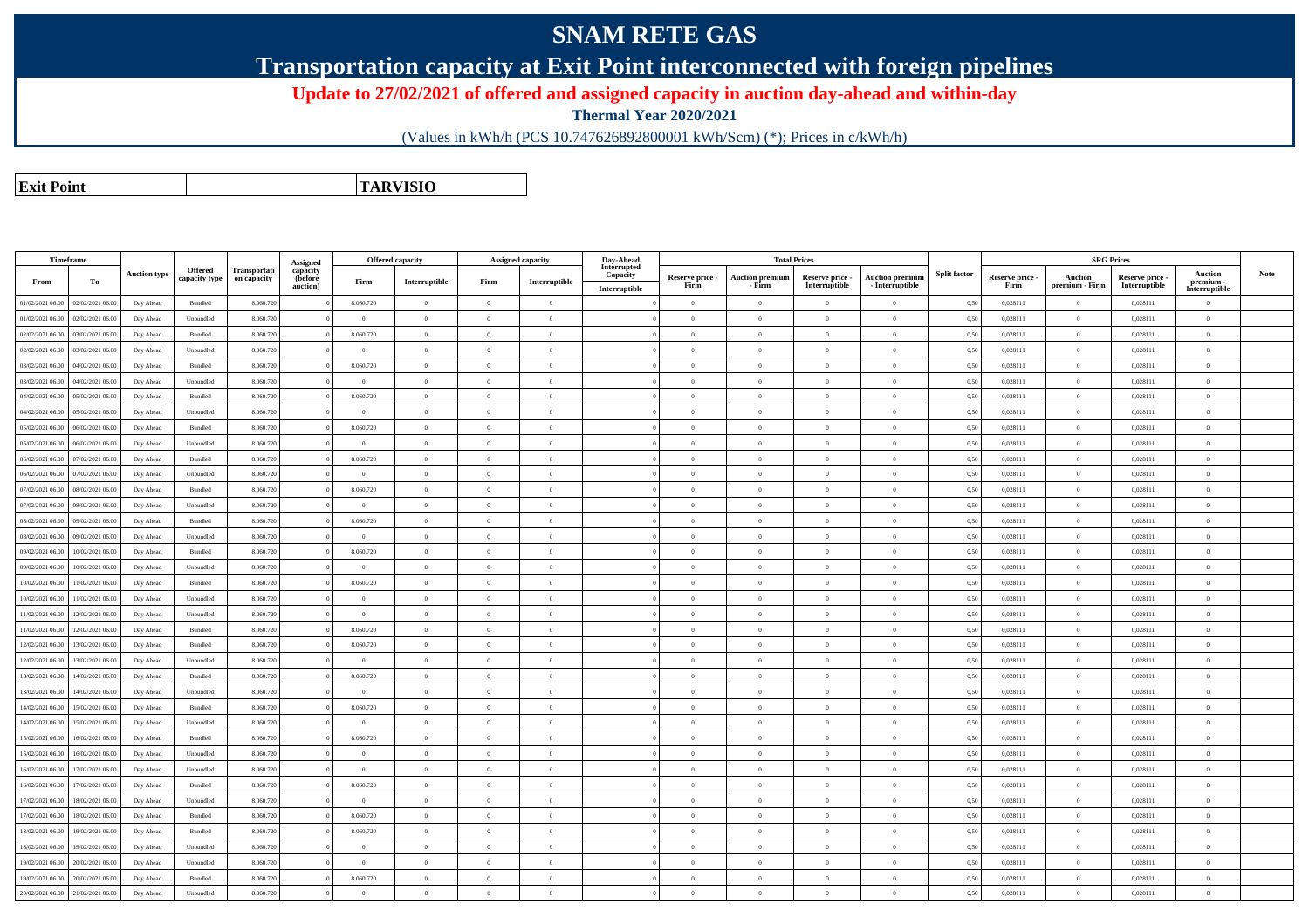# SNAM RETE GAS

## Transportation capacity at Exit Point interconnected with foreign pipelines

### Update to 27/02/2021 of offered and assigned capacity in auction day-ahead and within-day

**Thermal Year 2020/2021**

(Values in kWh/h (PCS 10.747626892800001 kWh/Scm) (*); Prices in c/kWh/h)

| Exit Point | TARVISIO |
|---|---|

| Timeframe | | Auction type | Offered capacity type | Transportation capacity | Assigned capacity (before auction) | Offered capacity | | Assigned capacity | | Day-Ahead Interrupted Capacity | Total Prices | | | | Split factor | SRG Prices | | | | Note |
|---|---|---|---|---|---|---|---|---|---|---|---|---|---|---|---|---|---|---|---|---|
| From | To | | | | | Firm | Interruptible | Firm | Interruptible | Interruptible | Reserve price - Firm | Auction premium - Firm | Reserve price - Interruptible | Auction premium - Interruptible | | Reserve price - Firm | Auction premium - Firm | Reserve price - Interruptible | Auction premium - Interruptible | |
| 01/02/2021 06.00 | 02/02/2021 06.00 | Day Ahead | Bundled | 8.060.720 | 0 | 8.060.720 | 0 | 0 | 0 | 0 | 0 | 0 | 0 | 0 | 0,50 | 0,028111 | 0 | 0,028111 | 0 | |
| 01/02/2021 06.00 | 02/02/2021 06.00 | Day Ahead | Unbundled | 8.060.720 | 0 | 0 | 0 | 0 | 0 | 0 | 0 | 0 | 0 | 0 | 0,50 | 0,028111 | 0 | 0,028111 | 0 | |
| 02/02/2021 06.00 | 03/02/2021 06.00 | Day Ahead | Bundled | 8.060.720 | 0 | 8.060.720 | 0 | 0 | 0 | 0 | 0 | 0 | 0 | 0 | 0,50 | 0,028111 | 0 | 0,028111 | 0 | |
| 02/02/2021 06.00 | 03/02/2021 06.00 | Day Ahead | Unbundled | 8.060.720 | 0 | 0 | 0 | 0 | 0 | 0 | 0 | 0 | 0 | 0 | 0,50 | 0,028111 | 0 | 0,028111 | 0 | |
| 03/02/2021 06.00 | 04/02/2021 06.00 | Day Ahead | Bundled | 8.060.720 | 0 | 8.060.720 | 0 | 0 | 0 | 0 | 0 | 0 | 0 | 0 | 0,50 | 0,028111 | 0 | 0,028111 | 0 | |
| 03/02/2021 06.00 | 04/02/2021 06.00 | Day Ahead | Unbundled | 8.060.720 | 0 | 0 | 0 | 0 | 0 | 0 | 0 | 0 | 0 | 0 | 0,50 | 0,028111 | 0 | 0,028111 | 0 | |
| 04/02/2021 06.00 | 05/02/2021 06.00 | Day Ahead | Bundled | 8.060.720 | 0 | 8.060.720 | 0 | 0 | 0 | 0 | 0 | 0 | 0 | 0 | 0,50 | 0,028111 | 0 | 0,028111 | 0 | |
| 04/02/2021 06.00 | 05/02/2021 06.00 | Day Ahead | Unbundled | 8.060.720 | 0 | 0 | 0 | 0 | 0 | 0 | 0 | 0 | 0 | 0 | 0,50 | 0,028111 | 0 | 0,028111 | 0 | |
| 05/02/2021 06.00 | 06/02/2021 06.00 | Day Ahead | Bundled | 8.060.720 | 0 | 8.060.720 | 0 | 0 | 0 | 0 | 0 | 0 | 0 | 0 | 0,50 | 0,028111 | 0 | 0,028111 | 0 | |
| 05/02/2021 06.00 | 06/02/2021 06.00 | Day Ahead | Unbundled | 8.060.720 | 0 | 0 | 0 | 0 | 0 | 0 | 0 | 0 | 0 | 0 | 0,50 | 0,028111 | 0 | 0,028111 | 0 | |
| 06/02/2021 06.00 | 07/02/2021 06.00 | Day Ahead | Bundled | 8.060.720 | 0 | 8.060.720 | 0 | 0 | 0 | 0 | 0 | 0 | 0 | 0 | 0,50 | 0,028111 | 0 | 0,028111 | 0 | |
| 06/02/2021 06.00 | 07/02/2021 06.00 | Day Ahead | Unbundled | 8.060.720 | 0 | 0 | 0 | 0 | 0 | 0 | 0 | 0 | 0 | 0 | 0,50 | 0,028111 | 0 | 0,028111 | 0 | |
| 07/02/2021 06.00 | 08/02/2021 06.00 | Day Ahead | Bundled | 8.060.720 | 0 | 8.060.720 | 0 | 0 | 0 | 0 | 0 | 0 | 0 | 0 | 0,50 | 0,028111 | 0 | 0,028111 | 0 | |
| 07/02/2021 06.00 | 08/02/2021 06.00 | Day Ahead | Unbundled | 8.060.720 | 0 | 0 | 0 | 0 | 0 | 0 | 0 | 0 | 0 | 0 | 0,50 | 0,028111 | 0 | 0,028111 | 0 | |
| 08/02/2021 06.00 | 09/02/2021 06.00 | Day Ahead | Bundled | 8.060.720 | 0 | 8.060.720 | 0 | 0 | 0 | 0 | 0 | 0 | 0 | 0 | 0,50 | 0,028111 | 0 | 0,028111 | 0 | |
| 08/02/2021 06.00 | 09/02/2021 06.00 | Day Ahead | Unbundled | 8.060.720 | 0 | 0 | 0 | 0 | 0 | 0 | 0 | 0 | 0 | 0 | 0,50 | 0,028111 | 0 | 0,028111 | 0 | |
| 09/02/2021 06.00 | 10/02/2021 06.00 | Day Ahead | Bundled | 8.060.720 | 0 | 8.060.720 | 0 | 0 | 0 | 0 | 0 | 0 | 0 | 0 | 0,50 | 0,028111 | 0 | 0,028111 | 0 | |
| 09/02/2021 06.00 | 10/02/2021 06.00 | Day Ahead | Unbundled | 8.060.720 | 0 | 0 | 0 | 0 | 0 | 0 | 0 | 0 | 0 | 0 | 0,50 | 0,028111 | 0 | 0,028111 | 0 | |
| 10/02/2021 06.00 | 11/02/2021 06.00 | Day Ahead | Bundled | 8.060.720 | 0 | 8.060.720 | 0 | 0 | 0 | 0 | 0 | 0 | 0 | 0 | 0,50 | 0,028111 | 0 | 0,028111 | 0 | |
| 10/02/2021 06.00 | 11/02/2021 06.00 | Day Ahead | Unbundled | 8.060.720 | 0 | 0 | 0 | 0 | 0 | 0 | 0 | 0 | 0 | 0 | 0,50 | 0,028111 | 0 | 0,028111 | 0 | |
| 11/02/2021 06.00 | 12/02/2021 06.00 | Day Ahead | Unbundled | 8.060.720 | 0 | 0 | 0 | 0 | 0 | 0 | 0 | 0 | 0 | 0 | 0,50 | 0,028111 | 0 | 0,028111 | 0 | |
| 11/02/2021 06.00 | 12/02/2021 06.00 | Day Ahead | Bundled | 8.060.720 | 0 | 8.060.720 | 0 | 0 | 0 | 0 | 0 | 0 | 0 | 0 | 0,50 | 0,028111 | 0 | 0,028111 | 0 | |
| 12/02/2021 06.00 | 13/02/2021 06.00 | Day Ahead | Bundled | 8.060.720 | 0 | 8.060.720 | 0 | 0 | 0 | 0 | 0 | 0 | 0 | 0 | 0,50 | 0,028111 | 0 | 0,028111 | 0 | |
| 12/02/2021 06.00 | 13/02/2021 06.00 | Day Ahead | Unbundled | 8.060.720 | 0 | 0 | 0 | 0 | 0 | 0 | 0 | 0 | 0 | 0 | 0,50 | 0,028111 | 0 | 0,028111 | 0 | |
| 13/02/2021 06.00 | 14/02/2021 06.00 | Day Ahead | Bundled | 8.060.720 | 0 | 8.060.720 | 0 | 0 | 0 | 0 | 0 | 0 | 0 | 0 | 0,50 | 0,028111 | 0 | 0,028111 | 0 | |
| 13/02/2021 06.00 | 14/02/2021 06.00 | Day Ahead | Unbundled | 8.060.720 | 0 | 0 | 0 | 0 | 0 | 0 | 0 | 0 | 0 | 0 | 0,50 | 0,028111 | 0 | 0,028111 | 0 | |
| 14/02/2021 06.00 | 15/02/2021 06.00 | Day Ahead | Bundled | 8.060.720 | 0 | 8.060.720 | 0 | 0 | 0 | 0 | 0 | 0 | 0 | 0 | 0,50 | 0,028111 | 0 | 0,028111 | 0 | |
| 14/02/2021 06.00 | 15/02/2021 06.00 | Day Ahead | Unbundled | 8.060.720 | 0 | 0 | 0 | 0 | 0 | 0 | 0 | 0 | 0 | 0 | 0,50 | 0,028111 | 0 | 0,028111 | 0 | |
| 15/02/2021 06.00 | 16/02/2021 06.00 | Day Ahead | Bundled | 8.060.720 | 0 | 8.060.720 | 0 | 0 | 0 | 0 | 0 | 0 | 0 | 0 | 0,50 | 0,028111 | 0 | 0,028111 | 0 | |
| 15/02/2021 06.00 | 16/02/2021 06.00 | Day Ahead | Unbundled | 8.060.720 | 0 | 0 | 0 | 0 | 0 | 0 | 0 | 0 | 0 | 0 | 0,50 | 0,028111 | 0 | 0,028111 | 0 | |
| 16/02/2021 06.00 | 17/02/2021 06.00 | Day Ahead | Unbundled | 8.060.720 | 0 | 0 | 0 | 0 | 0 | 0 | 0 | 0 | 0 | 0 | 0,50 | 0,028111 | 0 | 0,028111 | 0 | |
| 16/02/2021 06.00 | 17/02/2021 06.00 | Day Ahead | Bundled | 8.060.720 | 0 | 8.060.720 | 0 | 0 | 0 | 0 | 0 | 0 | 0 | 0 | 0,50 | 0,028111 | 0 | 0,028111 | 0 | |
| 17/02/2021 06.00 | 18/02/2021 06.00 | Day Ahead | Unbundled | 8.060.720 | 0 | 0 | 0 | 0 | 0 | 0 | 0 | 0 | 0 | 0 | 0,50 | 0,028111 | 0 | 0,028111 | 0 | |
| 17/02/2021 06.00 | 18/02/2021 06.00 | Day Ahead | Bundled | 8.060.720 | 0 | 8.060.720 | 0 | 0 | 0 | 0 | 0 | 0 | 0 | 0 | 0,50 | 0,028111 | 0 | 0,028111 | 0 | |
| 18/02/2021 06.00 | 19/02/2021 06.00 | Day Ahead | Bundled | 8.060.720 | 0 | 8.060.720 | 0 | 0 | 0 | 0 | 0 | 0 | 0 | 0 | 0,50 | 0,028111 | 0 | 0,028111 | 0 | |
| 18/02/2021 06.00 | 19/02/2021 06.00 | Day Ahead | Unbundled | 8.060.720 | 0 | 0 | 0 | 0 | 0 | 0 | 0 | 0 | 0 | 0 | 0,50 | 0,028111 | 0 | 0,028111 | 0 | |
| 19/02/2021 06.00 | 20/02/2021 06.00 | Day Ahead | Unbundled | 8.060.720 | 0 | 0 | 0 | 0 | 0 | 0 | 0 | 0 | 0 | 0 | 0,50 | 0,028111 | 0 | 0,028111 | 0 | |
| 19/02/2021 06.00 | 20/02/2021 06.00 | Day Ahead | Bundled | 8.060.720 | 0 | 8.060.720 | 0 | 0 | 0 | 0 | 0 | 0 | 0 | 0 | 0,50 | 0,028111 | 0 | 0,028111 | 0 | |
| 20/02/2021 06.00 | 21/02/2021 06.00 | Day Ahead | Unbundled | 8.060.720 | 0 | 0 | 0 | 0 | 0 | 0 | 0 | 0 | 0 | 0 | 0,50 | 0,028111 | 0 | 0,028111 | 0 | |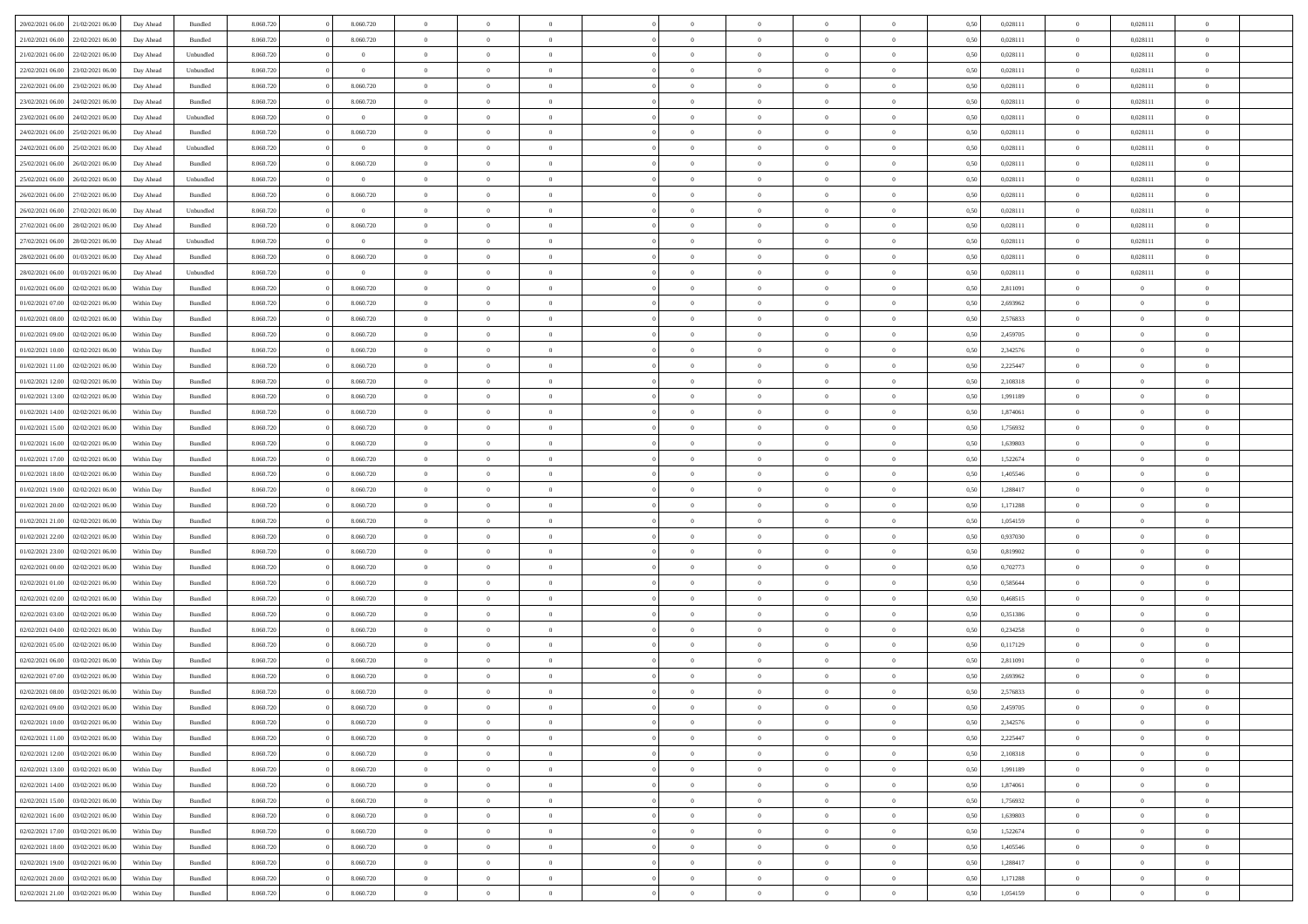| | | | | | | | | | | | | | | | | | | | | |
|---|---|---|---|---|---|---|---|---|---|---|---|---|---|---|---|---|---|---|---|---|
| 20/02/2021 06:00 | 21/02/2021 06:00 | Day Ahead | Bundled | 8.060.720 | 0 | 8.060.720 | 0 | 0 | 0 | | 0 | 0 | 0 | 0 | 0,50 | 0,028111 | 0 | 0,028111 | 0 | |
| 21/02/2021 06:00 | 22/02/2021 06:00 | Day Ahead | Bundled | 8.060.720 | 0 | 8.060.720 | 0 | 0 | 0 | | 0 | 0 | 0 | 0 | 0,50 | 0,028111 | 0 | 0,028111 | 0 | |
| 21/02/2021 06:00 | 22/02/2021 06:00 | Day Ahead | Unbundled | 8.060.720 | 0 | 0 | 0 | 0 | 0 | | 0 | 0 | 0 | 0 | 0,50 | 0,028111 | 0 | 0,028111 | 0 | |
| 22/02/2021 06:00 | 23/02/2021 06:00 | Day Ahead | Unbundled | 8.060.720 | 0 | 0 | 0 | 0 | 0 | | 0 | 0 | 0 | 0 | 0,50 | 0,028111 | 0 | 0,028111 | 0 | |
| 22/02/2021 06:00 | 23/02/2021 06:00 | Day Ahead | Bundled | 8.060.720 | 0 | 8.060.720 | 0 | 0 | 0 | | 0 | 0 | 0 | 0 | 0,50 | 0,028111 | 0 | 0,028111 | 0 | |
| 23/02/2021 06:00 | 24/02/2021 06:00 | Day Ahead | Bundled | 8.060.720 | 0 | 8.060.720 | 0 | 0 | 0 | | 0 | 0 | 0 | 0 | 0,50 | 0,028111 | 0 | 0,028111 | 0 | |
| 23/02/2021 06:00 | 24/02/2021 06:00 | Day Ahead | Unbundled | 8.060.720 | 0 | 0 | 0 | 0 | 0 | | 0 | 0 | 0 | 0 | 0,50 | 0,028111 | 0 | 0,028111 | 0 | |
| 24/02/2021 06:00 | 25/02/2021 06:00 | Day Ahead | Bundled | 8.060.720 | 0 | 8.060.720 | 0 | 0 | 0 | | 0 | 0 | 0 | 0 | 0,50 | 0,028111 | 0 | 0,028111 | 0 | |
| 24/02/2021 06:00 | 25/02/2021 06:00 | Day Ahead | Unbundled | 8.060.720 | 0 | 0 | 0 | 0 | 0 | | 0 | 0 | 0 | 0 | 0,50 | 0,028111 | 0 | 0,028111 | 0 | |
| 25/02/2021 06:00 | 26/02/2021 06:00 | Day Ahead | Bundled | 8.060.720 | 0 | 8.060.720 | 0 | 0 | 0 | | 0 | 0 | 0 | 0 | 0,50 | 0,028111 | 0 | 0,028111 | 0 | |
| 25/02/2021 06:00 | 26/02/2021 06:00 | Day Ahead | Unbundled | 8.060.720 | 0 | 0 | 0 | 0 | 0 | | 0 | 0 | 0 | 0 | 0,50 | 0,028111 | 0 | 0,028111 | 0 | |
| 26/02/2021 06:00 | 27/02/2021 06:00 | Day Ahead | Bundled | 8.060.720 | 0 | 8.060.720 | 0 | 0 | 0 | | 0 | 0 | 0 | 0 | 0,50 | 0,028111 | 0 | 0,028111 | 0 | |
| 26/02/2021 06:00 | 27/02/2021 06:00 | Day Ahead | Unbundled | 8.060.720 | 0 | 0 | 0 | 0 | 0 | | 0 | 0 | 0 | 0 | 0,50 | 0,028111 | 0 | 0,028111 | 0 | |
| 27/02/2021 06:00 | 28/02/2021 06:00 | Day Ahead | Bundled | 8.060.720 | 0 | 8.060.720 | 0 | 0 | 0 | | 0 | 0 | 0 | 0 | 0,50 | 0,028111 | 0 | 0,028111 | 0 | |
| 27/02/2021 06:00 | 28/02/2021 06:00 | Day Ahead | Unbundled | 8.060.720 | 0 | 0 | 0 | 0 | 0 | | 0 | 0 | 0 | 0 | 0,50 | 0,028111 | 0 | 0,028111 | 0 | |
| 28/02/2021 06:00 | 01/03/2021 06:00 | Day Ahead | Bundled | 8.060.720 | 0 | 8.060.720 | 0 | 0 | 0 | | 0 | 0 | 0 | 0 | 0,50 | 0,028111 | 0 | 0,028111 | 0 | |
| 28/02/2021 06:00 | 01/03/2021 06:00 | Day Ahead | Unbundled | 8.060.720 | 0 | 0 | 0 | 0 | 0 | | 0 | 0 | 0 | 0 | 0,50 | 0,028111 | 0 | 0,028111 | 0 | |
| 01/02/2021 06:00 | 02/02/2021 06:00 | Within Day | Bundled | 8.060.720 | 0 | 8.060.720 | 0 | 0 | 0 | | 0 | 0 | 0 | 0 | 0,50 | 2,811091 | 0 | 0 | 0 | |
| 01/02/2021 07:00 | 02/02/2021 06:00 | Within Day | Bundled | 8.060.720 | 0 | 8.060.720 | 0 | 0 | 0 | | 0 | 0 | 0 | 0 | 0,50 | 2,693962 | 0 | 0 | 0 | |
| 01/02/2021 08:00 | 02/02/2021 06:00 | Within Day | Bundled | 8.060.720 | 0 | 8.060.720 | 0 | 0 | 0 | | 0 | 0 | 0 | 0 | 0,50 | 2,576833 | 0 | 0 | 0 | |
| 01/02/2021 09:00 | 02/02/2021 06:00 | Within Day | Bundled | 8.060.720 | 0 | 8.060.720 | 0 | 0 | 0 | | 0 | 0 | 0 | 0 | 0,50 | 2,459705 | 0 | 0 | 0 | |
| 01/02/2021 10:00 | 02/02/2021 06:00 | Within Day | Bundled | 8.060.720 | 0 | 8.060.720 | 0 | 0 | 0 | | 0 | 0 | 0 | 0 | 0,50 | 2,342576 | 0 | 0 | 0 | |
| 01/02/2021 11:00 | 02/02/2021 06:00 | Within Day | Bundled | 8.060.720 | 0 | 8.060.720 | 0 | 0 | 0 | | 0 | 0 | 0 | 0 | 0,50 | 2,225447 | 0 | 0 | 0 | |
| 01/02/2021 12:00 | 02/02/2021 06:00 | Within Day | Bundled | 8.060.720 | 0 | 8.060.720 | 0 | 0 | 0 | | 0 | 0 | 0 | 0 | 0,50 | 2,108318 | 0 | 0 | 0 | |
| 01/02/2021 13:00 | 02/02/2021 06:00 | Within Day | Bundled | 8.060.720 | 0 | 8.060.720 | 0 | 0 | 0 | | 0 | 0 | 0 | 0 | 0,50 | 1,991189 | 0 | 0 | 0 | |
| 01/02/2021 14:00 | 02/02/2021 06:00 | Within Day | Bundled | 8.060.720 | 0 | 8.060.720 | 0 | 0 | 0 | | 0 | 0 | 0 | 0 | 0,50 | 1,874061 | 0 | 0 | 0 | |
| 01/02/2021 15:00 | 02/02/2021 06:00 | Within Day | Bundled | 8.060.720 | 0 | 8.060.720 | 0 | 0 | 0 | | 0 | 0 | 0 | 0 | 0,50 | 1,756932 | 0 | 0 | 0 | |
| 01/02/2021 16:00 | 02/02/2021 06:00 | Within Day | Bundled | 8.060.720 | 0 | 8.060.720 | 0 | 0 | 0 | | 0 | 0 | 0 | 0 | 0,50 | 1,639803 | 0 | 0 | 0 | |
| 01/02/2021 17:00 | 02/02/2021 06:00 | Within Day | Bundled | 8.060.720 | 0 | 8.060.720 | 0 | 0 | 0 | | 0 | 0 | 0 | 0 | 0,50 | 1,522674 | 0 | 0 | 0 | |
| 01/02/2021 18:00 | 02/02/2021 06:00 | Within Day | Bundled | 8.060.720 | 0 | 8.060.720 | 0 | 0 | 0 | | 0 | 0 | 0 | 0 | 0,50 | 1,405546 | 0 | 0 | 0 | |
| 01/02/2021 19:00 | 02/02/2021 06:00 | Within Day | Bundled | 8.060.720 | 0 | 8.060.720 | 0 | 0 | 0 | | 0 | 0 | 0 | 0 | 0,50 | 1,288417 | 0 | 0 | 0 | |
| 01/02/2021 20:00 | 02/02/2021 06:00 | Within Day | Bundled | 8.060.720 | 0 | 8.060.720 | 0 | 0 | 0 | | 0 | 0 | 0 | 0 | 0,50 | 1,171288 | 0 | 0 | 0 | |
| 01/02/2021 21:00 | 02/02/2021 06:00 | Within Day | Bundled | 8.060.720 | 0 | 8.060.720 | 0 | 0 | 0 | | 0 | 0 | 0 | 0 | 0,50 | 1,054159 | 0 | 0 | 0 | |
| 01/02/2021 22:00 | 02/02/2021 06:00 | Within Day | Bundled | 8.060.720 | 0 | 8.060.720 | 0 | 0 | 0 | | 0 | 0 | 0 | 0 | 0,50 | 0,937030 | 0 | 0 | 0 | |
| 01/02/2021 23:00 | 02/02/2021 06:00 | Within Day | Bundled | 8.060.720 | 0 | 8.060.720 | 0 | 0 | 0 | | 0 | 0 | 0 | 0 | 0,50 | 0,819902 | 0 | 0 | 0 | |
| 02/02/2021 00:00 | 02/02/2021 06:00 | Within Day | Bundled | 8.060.720 | 0 | 8.060.720 | 0 | 0 | 0 | | 0 | 0 | 0 | 0 | 0,50 | 0,702773 | 0 | 0 | 0 | |
| 02/02/2021 01:00 | 02/02/2021 06:00 | Within Day | Bundled | 8.060.720 | 0 | 8.060.720 | 0 | 0 | 0 | | 0 | 0 | 0 | 0 | 0,50 | 0,585644 | 0 | 0 | 0 | |
| 02/02/2021 02:00 | 02/02/2021 06:00 | Within Day | Bundled | 8.060.720 | 0 | 8.060.720 | 0 | 0 | 0 | | 0 | 0 | 0 | 0 | 0,50 | 0,468515 | 0 | 0 | 0 | |
| 02/02/2021 03:00 | 02/02/2021 06:00 | Within Day | Bundled | 8.060.720 | 0 | 8.060.720 | 0 | 0 | 0 | | 0 | 0 | 0 | 0 | 0,50 | 0,351386 | 0 | 0 | 0 | |
| 02/02/2021 04:00 | 02/02/2021 06:00 | Within Day | Bundled | 8.060.720 | 0 | 8.060.720 | 0 | 0 | 0 | | 0 | 0 | 0 | 0 | 0,50 | 0,234258 | 0 | 0 | 0 | |
| 02/02/2021 05:00 | 02/02/2021 06:00 | Within Day | Bundled | 8.060.720 | 0 | 8.060.720 | 0 | 0 | 0 | | 0 | 0 | 0 | 0 | 0,50 | 0,117129 | 0 | 0 | 0 | |
| 02/02/2021 06:00 | 03/02/2021 06:00 | Within Day | Bundled | 8.060.720 | 0 | 8.060.720 | 0 | 0 | 0 | | 0 | 0 | 0 | 0 | 0,50 | 2,811091 | 0 | 0 | 0 | |
| 02/02/2021 07:00 | 03/02/2021 06:00 | Within Day | Bundled | 8.060.720 | 0 | 8.060.720 | 0 | 0 | 0 | | 0 | 0 | 0 | 0 | 0,50 | 2,693962 | 0 | 0 | 0 | |
| 02/02/2021 08:00 | 03/02/2021 06:00 | Within Day | Bundled | 8.060.720 | 0 | 8.060.720 | 0 | 0 | 0 | | 0 | 0 | 0 | 0 | 0,50 | 2,576833 | 0 | 0 | 0 | |
| 02/02/2021 09:00 | 03/02/2021 06:00 | Within Day | Bundled | 8.060.720 | 0 | 8.060.720 | 0 | 0 | 0 | | 0 | 0 | 0 | 0 | 0,50 | 2,459705 | 0 | 0 | 0 | |
| 02/02/2021 10:00 | 03/02/2021 06:00 | Within Day | Bundled | 8.060.720 | 0 | 8.060.720 | 0 | 0 | 0 | | 0 | 0 | 0 | 0 | 0,50 | 2,342576 | 0 | 0 | 0 | |
| 02/02/2021 11:00 | 03/02/2021 06:00 | Within Day | Bundled | 8.060.720 | 0 | 8.060.720 | 0 | 0 | 0 | | 0 | 0 | 0 | 0 | 0,50 | 2,225447 | 0 | 0 | 0 | |
| 02/02/2021 12:00 | 03/02/2021 06:00 | Within Day | Bundled | 8.060.720 | 0 | 8.060.720 | 0 | 0 | 0 | | 0 | 0 | 0 | 0 | 0,50 | 2,108318 | 0 | 0 | 0 | |
| 02/02/2021 13:00 | 03/02/2021 06:00 | Within Day | Bundled | 8.060.720 | 0 | 8.060.720 | 0 | 0 | 0 | | 0 | 0 | 0 | 0 | 0,50 | 1,991189 | 0 | 0 | 0 | |
| 02/02/2021 14:00 | 03/02/2021 06:00 | Within Day | Bundled | 8.060.720 | 0 | 8.060.720 | 0 | 0 | 0 | | 0 | 0 | 0 | 0 | 0,50 | 1,874061 | 0 | 0 | 0 | |
| 02/02/2021 15:00 | 03/02/2021 06:00 | Within Day | Bundled | 8.060.720 | 0 | 8.060.720 | 0 | 0 | 0 | | 0 | 0 | 0 | 0 | 0,50 | 1,756932 | 0 | 0 | 0 | |
| 02/02/2021 16:00 | 03/02/2021 06:00 | Within Day | Bundled | 8.060.720 | 0 | 8.060.720 | 0 | 0 | 0 | | 0 | 0 | 0 | 0 | 0,50 | 1,639803 | 0 | 0 | 0 | |
| 02/02/2021 17:00 | 03/02/2021 06:00 | Within Day | Bundled | 8.060.720 | 0 | 8.060.720 | 0 | 0 | 0 | | 0 | 0 | 0 | 0 | 0,50 | 1,522674 | 0 | 0 | 0 | |
| 02/02/2021 18:00 | 03/02/2021 06:00 | Within Day | Bundled | 8.060.720 | 0 | 8.060.720 | 0 | 0 | 0 | | 0 | 0 | 0 | 0 | 0,50 | 1,405546 | 0 | 0 | 0 | |
| 02/02/2021 19:00 | 03/02/2021 06:00 | Within Day | Bundled | 8.060.720 | 0 | 8.060.720 | 0 | 0 | 0 | | 0 | 0 | 0 | 0 | 0,50 | 1,288417 | 0 | 0 | 0 | |
| 02/02/2021 20:00 | 03/02/2021 06:00 | Within Day | Bundled | 8.060.720 | 0 | 8.060.720 | 0 | 0 | 0 | | 0 | 0 | 0 | 0 | 0,50 | 1,171288 | 0 | 0 | 0 | |
| 02/02/2021 21:00 | 03/02/2021 06:00 | Within Day | Bundled | 8.060.720 | 0 | 8.060.720 | 0 | 0 | 0 | | 0 | 0 | 0 | 0 | 0,50 | 1,054159 | 0 | 0 | 0 | |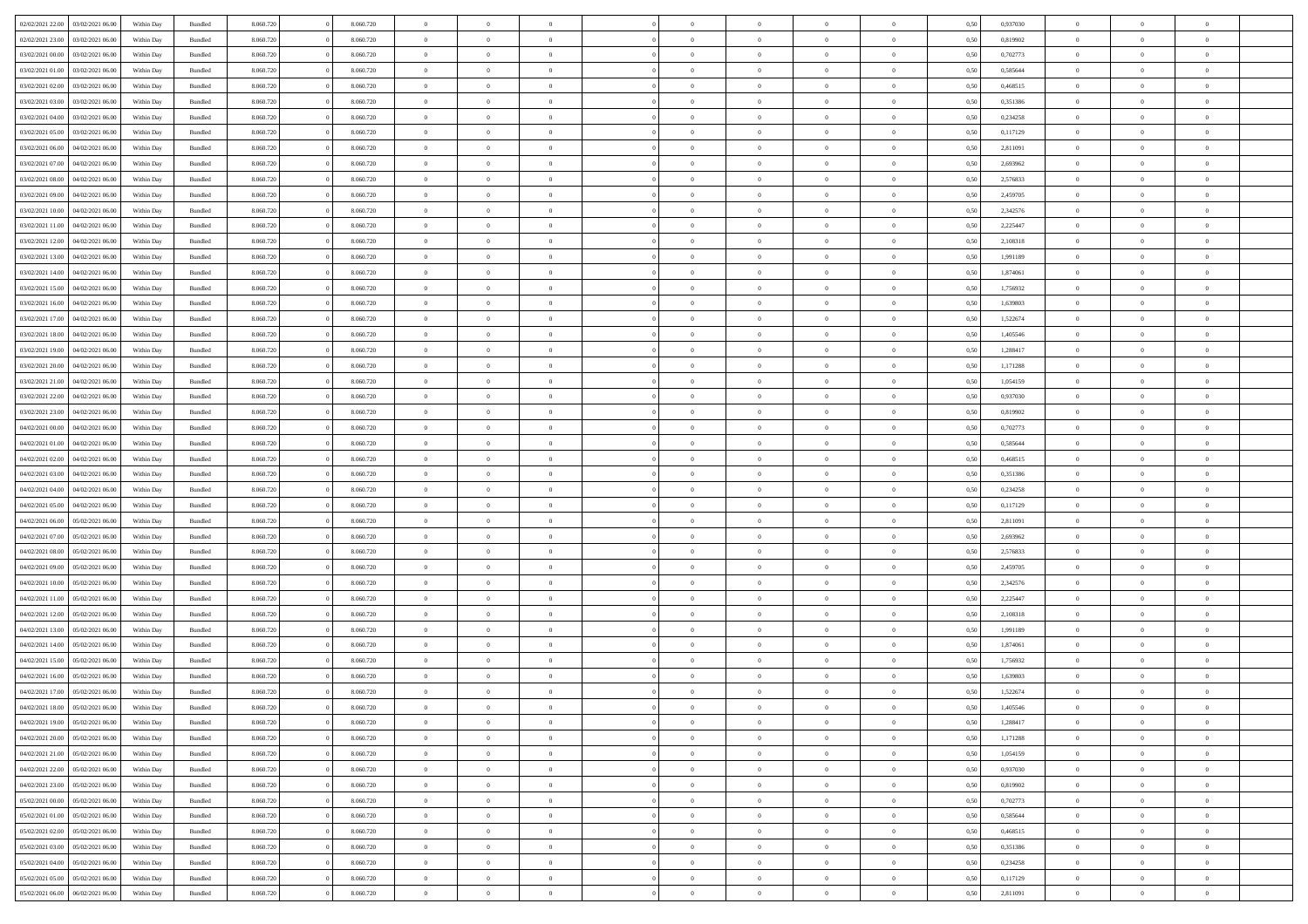| | | | | | | | | | | | | | | | | | | | | |
|---|---|---|---|---|---|---|---|---|---|---|---|---|---|---|---|---|---|---|---|---|
| 02/02/2021 22:00 | 03/02/2021 06:00 | Within Day | Bundled | 8.060.720 | 0 | 8.060.720 | 0 | 0 | 0 | | 0 | 0 | 0 | 0 | 0,50 | 0,937030 | 0 | 0 | 0 | |
| 02/02/2021 23:00 | 03/02/2021 06:00 | Within Day | Bundled | 8.060.720 | 0 | 8.060.720 | 0 | 0 | 0 | | 0 | 0 | 0 | 0 | 0,50 | 0,819902 | 0 | 0 | 0 | |
| 03/02/2021 00:00 | 03/02/2021 06:00 | Within Day | Bundled | 8.060.720 | 0 | 8.060.720 | 0 | 0 | 0 | | 0 | 0 | 0 | 0 | 0,50 | 0,702773 | 0 | 0 | 0 | |
| 03/02/2021 01:00 | 03/02/2021 06:00 | Within Day | Bundled | 8.060.720 | 0 | 8.060.720 | 0 | 0 | 0 | | 0 | 0 | 0 | 0 | 0,50 | 0,585644 | 0 | 0 | 0 | |
| 03/02/2021 02:00 | 03/02/2021 06:00 | Within Day | Bundled | 8.060.720 | 0 | 8.060.720 | 0 | 0 | 0 | | 0 | 0 | 0 | 0 | 0,50 | 0,468515 | 0 | 0 | 0 | |
| 03/02/2021 03:00 | 03/02/2021 06:00 | Within Day | Bundled | 8.060.720 | 0 | 8.060.720 | 0 | 0 | 0 | | 0 | 0 | 0 | 0 | 0,50 | 0,351386 | 0 | 0 | 0 | |
| 03/02/2021 04:00 | 03/02/2021 06:00 | Within Day | Bundled | 8.060.720 | 0 | 8.060.720 | 0 | 0 | 0 | | 0 | 0 | 0 | 0 | 0,50 | 0,234258 | 0 | 0 | 0 | |
| 03/02/2021 05:00 | 03/02/2021 06:00 | Within Day | Bundled | 8.060.720 | 0 | 8.060.720 | 0 | 0 | 0 | | 0 | 0 | 0 | 0 | 0,50 | 0,117129 | 0 | 0 | 0 | |
| 03/02/2021 06:00 | 04/02/2021 06:00 | Within Day | Bundled | 8.060.720 | 0 | 8.060.720 | 0 | 0 | 0 | | 0 | 0 | 0 | 0 | 0,50 | 2,811091 | 0 | 0 | 0 | |
| 03/02/2021 07:00 | 04/02/2021 06:00 | Within Day | Bundled | 8.060.720 | 0 | 8.060.720 | 0 | 0 | 0 | | 0 | 0 | 0 | 0 | 0,50 | 2,693962 | 0 | 0 | 0 | |
| 03/02/2021 08:00 | 04/02/2021 06:00 | Within Day | Bundled | 8.060.720 | 0 | 8.060.720 | 0 | 0 | 0 | | 0 | 0 | 0 | 0 | 0,50 | 2,576833 | 0 | 0 | 0 | |
| 03/02/2021 09:00 | 04/02/2021 06:00 | Within Day | Bundled | 8.060.720 | 0 | 8.060.720 | 0 | 0 | 0 | | 0 | 0 | 0 | 0 | 0,50 | 2,459705 | 0 | 0 | 0 | |
| 03/02/2021 10:00 | 04/02/2021 06:00 | Within Day | Bundled | 8.060.720 | 0 | 8.060.720 | 0 | 0 | 0 | | 0 | 0 | 0 | 0 | 0,50 | 2,342576 | 0 | 0 | 0 | |
| 03/02/2021 11:00 | 04/02/2021 06:00 | Within Day | Bundled | 8.060.720 | 0 | 8.060.720 | 0 | 0 | 0 | | 0 | 0 | 0 | 0 | 0,50 | 2,225447 | 0 | 0 | 0 | |
| 03/02/2021 12:00 | 04/02/2021 06:00 | Within Day | Bundled | 8.060.720 | 0 | 8.060.720 | 0 | 0 | 0 | | 0 | 0 | 0 | 0 | 0,50 | 2,108318 | 0 | 0 | 0 | |
| 03/02/2021 13:00 | 04/02/2021 06:00 | Within Day | Bundled | 8.060.720 | 0 | 8.060.720 | 0 | 0 | 0 | | 0 | 0 | 0 | 0 | 0,50 | 1,991189 | 0 | 0 | 0 | |
| 03/02/2021 14:00 | 04/02/2021 06:00 | Within Day | Bundled | 8.060.720 | 0 | 8.060.720 | 0 | 0 | 0 | | 0 | 0 | 0 | 0 | 0,50 | 1,874061 | 0 | 0 | 0 | |
| 03/02/2021 15:00 | 04/02/2021 06:00 | Within Day | Bundled | 8.060.720 | 0 | 8.060.720 | 0 | 0 | 0 | | 0 | 0 | 0 | 0 | 0,50 | 1,756932 | 0 | 0 | 0 | |
| 03/02/2021 16:00 | 04/02/2021 06:00 | Within Day | Bundled | 8.060.720 | 0 | 8.060.720 | 0 | 0 | 0 | | 0 | 0 | 0 | 0 | 0,50 | 1,639803 | 0 | 0 | 0 | |
| 03/02/2021 17:00 | 04/02/2021 06:00 | Within Day | Bundled | 8.060.720 | 0 | 8.060.720 | 0 | 0 | 0 | | 0 | 0 | 0 | 0 | 0,50 | 1,522674 | 0 | 0 | 0 | |
| 03/02/2021 18:00 | 04/02/2021 06:00 | Within Day | Bundled | 8.060.720 | 0 | 8.060.720 | 0 | 0 | 0 | | 0 | 0 | 0 | 0 | 0,50 | 1,405546 | 0 | 0 | 0 | |
| 03/02/2021 19:00 | 04/02/2021 06:00 | Within Day | Bundled | 8.060.720 | 0 | 8.060.720 | 0 | 0 | 0 | | 0 | 0 | 0 | 0 | 0,50 | 1,288417 | 0 | 0 | 0 | |
| 03/02/2021 20:00 | 04/02/2021 06:00 | Within Day | Bundled | 8.060.720 | 0 | 8.060.720 | 0 | 0 | 0 | | 0 | 0 | 0 | 0 | 0,50 | 1,171288 | 0 | 0 | 0 | |
| 03/02/2021 21:00 | 04/02/2021 06:00 | Within Day | Bundled | 8.060.720 | 0 | 8.060.720 | 0 | 0 | 0 | | 0 | 0 | 0 | 0 | 0,50 | 1,054159 | 0 | 0 | 0 | |
| 03/02/2021 22:00 | 04/02/2021 06:00 | Within Day | Bundled | 8.060.720 | 0 | 8.060.720 | 0 | 0 | 0 | | 0 | 0 | 0 | 0 | 0,50 | 0,937030 | 0 | 0 | 0 | |
| 03/02/2021 23:00 | 04/02/2021 06:00 | Within Day | Bundled | 8.060.720 | 0 | 8.060.720 | 0 | 0 | 0 | | 0 | 0 | 0 | 0 | 0,50 | 0,819902 | 0 | 0 | 0 | |
| 04/02/2021 00:00 | 04/02/2021 06:00 | Within Day | Bundled | 8.060.720 | 0 | 8.060.720 | 0 | 0 | 0 | | 0 | 0 | 0 | 0 | 0,50 | 0,702773 | 0 | 0 | 0 | |
| 04/02/2021 01:00 | 04/02/2021 06:00 | Within Day | Bundled | 8.060.720 | 0 | 8.060.720 | 0 | 0 | 0 | | 0 | 0 | 0 | 0 | 0,50 | 0,585644 | 0 | 0 | 0 | |
| 04/02/2021 02:00 | 04/02/2021 06:00 | Within Day | Bundled | 8.060.720 | 0 | 8.060.720 | 0 | 0 | 0 | | 0 | 0 | 0 | 0 | 0,50 | 0,468515 | 0 | 0 | 0 | |
| 04/02/2021 03:00 | 04/02/2021 06:00 | Within Day | Bundled | 8.060.720 | 0 | 8.060.720 | 0 | 0 | 0 | | 0 | 0 | 0 | 0 | 0,50 | 0,351386 | 0 | 0 | 0 | |
| 04/02/2021 04:00 | 04/02/2021 06:00 | Within Day | Bundled | 8.060.720 | 0 | 8.060.720 | 0 | 0 | 0 | | 0 | 0 | 0 | 0 | 0,50 | 0,234258 | 0 | 0 | 0 | |
| 04/02/2021 05:00 | 04/02/2021 06:00 | Within Day | Bundled | 8.060.720 | 0 | 8.060.720 | 0 | 0 | 0 | | 0 | 0 | 0 | 0 | 0,50 | 0,117129 | 0 | 0 | 0 | |
| 04/02/2021 06:00 | 05/02/2021 06:00 | Within Day | Bundled | 8.060.720 | 0 | 8.060.720 | 0 | 0 | 0 | | 0 | 0 | 0 | 0 | 0,50 | 2,811091 | 0 | 0 | 0 | |
| 04/02/2021 07:00 | 05/02/2021 06:00 | Within Day | Bundled | 8.060.720 | 0 | 8.060.720 | 0 | 0 | 0 | | 0 | 0 | 0 | 0 | 0,50 | 2,693962 | 0 | 0 | 0 | |
| 04/02/2021 08:00 | 05/02/2021 06:00 | Within Day | Bundled | 8.060.720 | 0 | 8.060.720 | 0 | 0 | 0 | | 0 | 0 | 0 | 0 | 0,50 | 2,576833 | 0 | 0 | 0 | |
| 04/02/2021 09:00 | 05/02/2021 06:00 | Within Day | Bundled | 8.060.720 | 0 | 8.060.720 | 0 | 0 | 0 | | 0 | 0 | 0 | 0 | 0,50 | 2,459705 | 0 | 0 | 0 | |
| 04/02/2021 10:00 | 05/02/2021 06:00 | Within Day | Bundled | 8.060.720 | 0 | 8.060.720 | 0 | 0 | 0 | | 0 | 0 | 0 | 0 | 0,50 | 2,342576 | 0 | 0 | 0 | |
| 04/02/2021 11:00 | 05/02/2021 06:00 | Within Day | Bundled | 8.060.720 | 0 | 8.060.720 | 0 | 0 | 0 | | 0 | 0 | 0 | 0 | 0,50 | 2,225447 | 0 | 0 | 0 | |
| 04/02/2021 12:00 | 05/02/2021 06:00 | Within Day | Bundled | 8.060.720 | 0 | 8.060.720 | 0 | 0 | 0 | | 0 | 0 | 0 | 0 | 0,50 | 2,108318 | 0 | 0 | 0 | |
| 04/02/2021 13:00 | 05/02/2021 06:00 | Within Day | Bundled | 8.060.720 | 0 | 8.060.720 | 0 | 0 | 0 | | 0 | 0 | 0 | 0 | 0,50 | 1,991189 | 0 | 0 | 0 | |
| 04/02/2021 14:00 | 05/02/2021 06:00 | Within Day | Bundled | 8.060.720 | 0 | 8.060.720 | 0 | 0 | 0 | | 0 | 0 | 0 | 0 | 0,50 | 1,874061 | 0 | 0 | 0 | |
| 04/02/2021 15:00 | 05/02/2021 06:00 | Within Day | Bundled | 8.060.720 | 0 | 8.060.720 | 0 | 0 | 0 | | 0 | 0 | 0 | 0 | 0,50 | 1,756932 | 0 | 0 | 0 | |
| 04/02/2021 16:00 | 05/02/2021 06:00 | Within Day | Bundled | 8.060.720 | 0 | 8.060.720 | 0 | 0 | 0 | | 0 | 0 | 0 | 0 | 0,50 | 1,639803 | 0 | 0 | 0 | |
| 04/02/2021 17:00 | 05/02/2021 06:00 | Within Day | Bundled | 8.060.720 | 0 | 8.060.720 | 0 | 0 | 0 | | 0 | 0 | 0 | 0 | 0,50 | 1,522674 | 0 | 0 | 0 | |
| 04/02/2021 18:00 | 05/02/2021 06:00 | Within Day | Bundled | 8.060.720 | 0 | 8.060.720 | 0 | 0 | 0 | | 0 | 0 | 0 | 0 | 0,50 | 1,405546 | 0 | 0 | 0 | |
| 04/02/2021 19:00 | 05/02/2021 06:00 | Within Day | Bundled | 8.060.720 | 0 | 8.060.720 | 0 | 0 | 0 | | 0 | 0 | 0 | 0 | 0,50 | 1,288417 | 0 | 0 | 0 | |
| 04/02/2021 20:00 | 05/02/2021 06:00 | Within Day | Bundled | 8.060.720 | 0 | 8.060.720 | 0 | 0 | 0 | | 0 | 0 | 0 | 0 | 0,50 | 1,171288 | 0 | 0 | 0 | |
| 04/02/2021 21:00 | 05/02/2021 06:00 | Within Day | Bundled | 8.060.720 | 0 | 8.060.720 | 0 | 0 | 0 | | 0 | 0 | 0 | 0 | 0,50 | 1,054159 | 0 | 0 | 0 | |
| 04/02/2021 22:00 | 05/02/2021 06:00 | Within Day | Bundled | 8.060.720 | 0 | 8.060.720 | 0 | 0 | 0 | | 0 | 0 | 0 | 0 | 0,50 | 0,937030 | 0 | 0 | 0 | |
| 04/02/2021 23:00 | 05/02/2021 06:00 | Within Day | Bundled | 8.060.720 | 0 | 8.060.720 | 0 | 0 | 0 | | 0 | 0 | 0 | 0 | 0,50 | 0,819902 | 0 | 0 | 0 | |
| 05/02/2021 00:00 | 05/02/2021 06:00 | Within Day | Bundled | 8.060.720 | 0 | 8.060.720 | 0 | 0 | 0 | | 0 | 0 | 0 | 0 | 0,50 | 0,702773 | 0 | 0 | 0 | |
| 05/02/2021 01:00 | 05/02/2021 06:00 | Within Day | Bundled | 8.060.720 | 0 | 8.060.720 | 0 | 0 | 0 | | 0 | 0 | 0 | 0 | 0,50 | 0,585644 | 0 | 0 | 0 | |
| 05/02/2021 02:00 | 05/02/2021 06:00 | Within Day | Bundled | 8.060.720 | 0 | 8.060.720 | 0 | 0 | 0 | | 0 | 0 | 0 | 0 | 0,50 | 0,468515 | 0 | 0 | 0 | |
| 05/02/2021 03:00 | 05/02/2021 06:00 | Within Day | Bundled | 8.060.720 | 0 | 8.060.720 | 0 | 0 | 0 | | 0 | 0 | 0 | 0 | 0,50 | 0,351386 | 0 | 0 | 0 | |
| 05/02/2021 04:00 | 05/02/2021 06:00 | Within Day | Bundled | 8.060.720 | 0 | 8.060.720 | 0 | 0 | 0 | | 0 | 0 | 0 | 0 | 0,50 | 0,234258 | 0 | 0 | 0 | |
| 05/02/2021 05:00 | 05/02/2021 06:00 | Within Day | Bundled | 8.060.720 | 0 | 8.060.720 | 0 | 0 | 0 | | 0 | 0 | 0 | 0 | 0,50 | 0,117129 | 0 | 0 | 0 | |
| 05/02/2021 06:00 | 06/02/2021 06:00 | Within Day | Bundled | 8.060.720 | 0 | 8.060.720 | 0 | 0 | 0 | | 0 | 0 | 0 | 0 | 0,50 | 2,811091 | 0 | 0 | 0 | |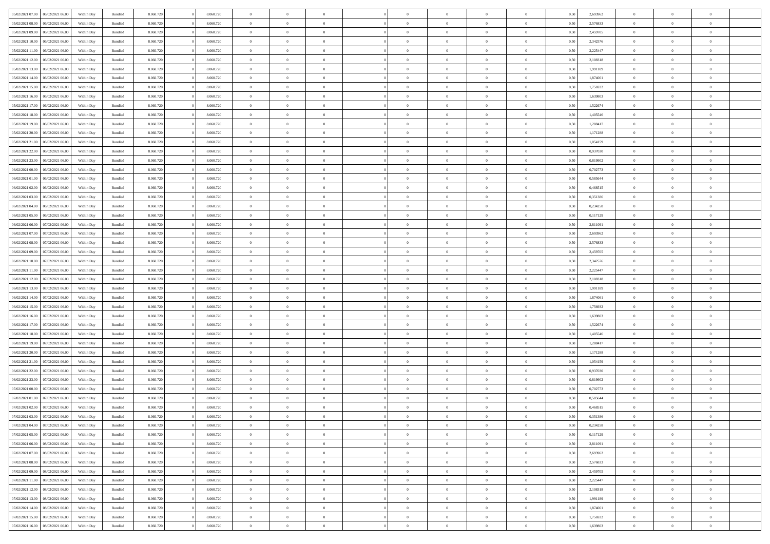| | | | | | | | | | | | | | | | | | | | | | |
|---|---|---|---|---|---|---|---|---|---|---|---|---|---|---|---|---|---|---|---|---|---|
| 05/02/2021 07:00 | 06/02/2021 06:00 | Within Day | Bundled | 8.060.720 | 0 | 8.060.720 | 0 | 0 | 0 | | 0 | 0 | 0 | 0 | 0,50 | 2,693962 | 0 | 0 | 0 | |
| 05/02/2021 08:00 | 06/02/2021 06:00 | Within Day | Bundled | 8.060.720 | 0 | 8.060.720 | 0 | 0 | 0 | | 0 | 0 | 0 | 0 | 0,50 | 2,576833 | 0 | 0 | 0 | |
| 05/02/2021 09:00 | 06/02/2021 06:00 | Within Day | Bundled | 8.060.720 | 0 | 8.060.720 | 0 | 0 | 0 | | 0 | 0 | 0 | 0 | 0,50 | 2,459705 | 0 | 0 | 0 | |
| 05/02/2021 10:00 | 06/02/2021 06:00 | Within Day | Bundled | 8.060.720 | 0 | 8.060.720 | 0 | 0 | 0 | | 0 | 0 | 0 | 0 | 0,50 | 2,342576 | 0 | 0 | 0 | |
| 05/02/2021 11:00 | 06/02/2021 06:00 | Within Day | Bundled | 8.060.720 | 0 | 8.060.720 | 0 | 0 | 0 | | 0 | 0 | 0 | 0 | 0,50 | 2,225447 | 0 | 0 | 0 | |
| 05/02/2021 12:00 | 06/02/2021 06:00 | Within Day | Bundled | 8.060.720 | 0 | 8.060.720 | 0 | 0 | 0 | | 0 | 0 | 0 | 0 | 0,50 | 2,108318 | 0 | 0 | 0 | |
| 05/02/2021 13:00 | 06/02/2021 06:00 | Within Day | Bundled | 8.060.720 | 0 | 8.060.720 | 0 | 0 | 0 | | 0 | 0 | 0 | 0 | 0,50 | 1,991189 | 0 | 0 | 0 | |
| 05/02/2021 14:00 | 06/02/2021 06:00 | Within Day | Bundled | 8.060.720 | 0 | 8.060.720 | 0 | 0 | 0 | | 0 | 0 | 0 | 0 | 0,50 | 1,874061 | 0 | 0 | 0 | |
| 05/02/2021 15:00 | 06/02/2021 06:00 | Within Day | Bundled | 8.060.720 | 0 | 8.060.720 | 0 | 0 | 0 | | 0 | 0 | 0 | 0 | 0,50 | 1,756932 | 0 | 0 | 0 | |
| 05/02/2021 16:00 | 06/02/2021 06:00 | Within Day | Bundled | 8.060.720 | 0 | 8.060.720 | 0 | 0 | 0 | | 0 | 0 | 0 | 0 | 0,50 | 1,639803 | 0 | 0 | 0 | |
| 05/02/2021 17:00 | 06/02/2021 06:00 | Within Day | Bundled | 8.060.720 | 0 | 8.060.720 | 0 | 0 | 0 | | 0 | 0 | 0 | 0 | 0,50 | 1,522674 | 0 | 0 | 0 | |
| 05/02/2021 18:00 | 06/02/2021 06:00 | Within Day | Bundled | 8.060.720 | 0 | 8.060.720 | 0 | 0 | 0 | | 0 | 0 | 0 | 0 | 0,50 | 1,405546 | 0 | 0 | 0 | |
| 05/02/2021 19:00 | 06/02/2021 06:00 | Within Day | Bundled | 8.060.720 | 0 | 8.060.720 | 0 | 0 | 0 | | 0 | 0 | 0 | 0 | 0,50 | 1,288417 | 0 | 0 | 0 | |
| 05/02/2021 20:00 | 06/02/2021 06:00 | Within Day | Bundled | 8.060.720 | 0 | 8.060.720 | 0 | 0 | 0 | | 0 | 0 | 0 | 0 | 0,50 | 1,171288 | 0 | 0 | 0 | |
| 05/02/2021 21:00 | 06/02/2021 06:00 | Within Day | Bundled | 8.060.720 | 0 | 8.060.720 | 0 | 0 | 0 | | 0 | 0 | 0 | 0 | 0,50 | 1,054159 | 0 | 0 | 0 | |
| 05/02/2021 22:00 | 06/02/2021 06:00 | Within Day | Bundled | 8.060.720 | 0 | 8.060.720 | 0 | 0 | 0 | | 0 | 0 | 0 | 0 | 0,50 | 0,937030 | 0 | 0 | 0 | |
| 05/02/2021 23:00 | 06/02/2021 06:00 | Within Day | Bundled | 8.060.720 | 0 | 8.060.720 | 0 | 0 | 0 | | 0 | 0 | 0 | 0 | 0,50 | 0,819902 | 0 | 0 | 0 | |
| 06/02/2021 00:00 | 06/02/2021 06:00 | Within Day | Bundled | 8.060.720 | 0 | 8.060.720 | 0 | 0 | 0 | | 0 | 0 | 0 | 0 | 0,50 | 0,702773 | 0 | 0 | 0 | |
| 06/02/2021 01:00 | 06/02/2021 06:00 | Within Day | Bundled | 8.060.720 | 0 | 8.060.720 | 0 | 0 | 0 | | 0 | 0 | 0 | 0 | 0,50 | 0,585644 | 0 | 0 | 0 | |
| 06/02/2021 02:00 | 06/02/2021 06:00 | Within Day | Bundled | 8.060.720 | 0 | 8.060.720 | 0 | 0 | 0 | | 0 | 0 | 0 | 0 | 0,50 | 0,468515 | 0 | 0 | 0 | |
| 06/02/2021 03:00 | 06/02/2021 06:00 | Within Day | Bundled | 8.060.720 | 0 | 8.060.720 | 0 | 0 | 0 | | 0 | 0 | 0 | 0 | 0,50 | 0,351386 | 0 | 0 | 0 | |
| 06/02/2021 04:00 | 06/02/2021 06:00 | Within Day | Bundled | 8.060.720 | 0 | 8.060.720 | 0 | 0 | 0 | | 0 | 0 | 0 | 0 | 0,50 | 0,234258 | 0 | 0 | 0 | |
| 06/02/2021 05:00 | 06/02/2021 06:00 | Within Day | Bundled | 8.060.720 | 0 | 8.060.720 | 0 | 0 | 0 | | 0 | 0 | 0 | 0 | 0,50 | 0,117129 | 0 | 0 | 0 | |
| 06/02/2021 06:00 | 07/02/2021 06:00 | Within Day | Bundled | 8.060.720 | 0 | 8.060.720 | 0 | 0 | 0 | | 0 | 0 | 0 | 0 | 0,50 | 2,811091 | 0 | 0 | 0 | |
| 06/02/2021 07:00 | 07/02/2021 06:00 | Within Day | Bundled | 8.060.720 | 0 | 8.060.720 | 0 | 0 | 0 | | 0 | 0 | 0 | 0 | 0,50 | 2,693962 | 0 | 0 | 0 | |
| 06/02/2021 08:00 | 07/02/2021 06:00 | Within Day | Bundled | 8.060.720 | 0 | 8.060.720 | 0 | 0 | 0 | | 0 | 0 | 0 | 0 | 0,50 | 2,576833 | 0 | 0 | 0 | |
| 06/02/2021 09:00 | 07/02/2021 06:00 | Within Day | Bundled | 8.060.720 | 0 | 8.060.720 | 0 | 0 | 0 | | 0 | 0 | 0 | 0 | 0,50 | 2,459705 | 0 | 0 | 0 | |
| 06/02/2021 10:00 | 07/02/2021 06:00 | Within Day | Bundled | 8.060.720 | 0 | 8.060.720 | 0 | 0 | 0 | | 0 | 0 | 0 | 0 | 0,50 | 2,342576 | 0 | 0 | 0 | |
| 06/02/2021 11:00 | 07/02/2021 06:00 | Within Day | Bundled | 8.060.720 | 0 | 8.060.720 | 0 | 0 | 0 | | 0 | 0 | 0 | 0 | 0,50 | 2,225447 | 0 | 0 | 0 | |
| 06/02/2021 12:00 | 07/02/2021 06:00 | Within Day | Bundled | 8.060.720 | 0 | 8.060.720 | 0 | 0 | 0 | | 0 | 0 | 0 | 0 | 0,50 | 2,108318 | 0 | 0 | 0 | |
| 06/02/2021 13:00 | 07/02/2021 06:00 | Within Day | Bundled | 8.060.720 | 0 | 8.060.720 | 0 | 0 | 0 | | 0 | 0 | 0 | 0 | 0,50 | 1,991189 | 0 | 0 | 0 | |
| 06/02/2021 14:00 | 07/02/2021 06:00 | Within Day | Bundled | 8.060.720 | 0 | 8.060.720 | 0 | 0 | 0 | | 0 | 0 | 0 | 0 | 0,50 | 1,874061 | 0 | 0 | 0 | |
| 06/02/2021 15:00 | 07/02/2021 06:00 | Within Day | Bundled | 8.060.720 | 0 | 8.060.720 | 0 | 0 | 0 | | 0 | 0 | 0 | 0 | 0,50 | 1,756932 | 0 | 0 | 0 | |
| 06/02/2021 16:00 | 07/02/2021 06:00 | Within Day | Bundled | 8.060.720 | 0 | 8.060.720 | 0 | 0 | 0 | | 0 | 0 | 0 | 0 | 0,50 | 1,639803 | 0 | 0 | 0 | |
| 06/02/2021 17:00 | 07/02/2021 06:00 | Within Day | Bundled | 8.060.720 | 0 | 8.060.720 | 0 | 0 | 0 | | 0 | 0 | 0 | 0 | 0,50 | 1,522674 | 0 | 0 | 0 | |
| 06/02/2021 18:00 | 07/02/2021 06:00 | Within Day | Bundled | 8.060.720 | 0 | 8.060.720 | 0 | 0 | 0 | | 0 | 0 | 0 | 0 | 0,50 | 1,405546 | 0 | 0 | 0 | |
| 06/02/2021 19:00 | 07/02/2021 06:00 | Within Day | Bundled | 8.060.720 | 0 | 8.060.720 | 0 | 0 | 0 | | 0 | 0 | 0 | 0 | 0,50 | 1,288417 | 0 | 0 | 0 | |
| 06/02/2021 20:00 | 07/02/2021 06:00 | Within Day | Bundled | 8.060.720 | 0 | 8.060.720 | 0 | 0 | 0 | | 0 | 0 | 0 | 0 | 0,50 | 1,171288 | 0 | 0 | 0 | |
| 06/02/2021 21:00 | 07/02/2021 06:00 | Within Day | Bundled | 8.060.720 | 0 | 8.060.720 | 0 | 0 | 0 | | 0 | 0 | 0 | 0 | 0,50 | 1,054159 | 0 | 0 | 0 | |
| 06/02/2021 22:00 | 07/02/2021 06:00 | Within Day | Bundled | 8.060.720 | 0 | 8.060.720 | 0 | 0 | 0 | | 0 | 0 | 0 | 0 | 0,50 | 0,937030 | 0 | 0 | 0 | |
| 06/02/2021 23:00 | 07/02/2021 06:00 | Within Day | Bundled | 8.060.720 | 0 | 8.060.720 | 0 | 0 | 0 | | 0 | 0 | 0 | 0 | 0,50 | 0,819902 | 0 | 0 | 0 | |
| 07/02/2021 00:00 | 07/02/2021 06:00 | Within Day | Bundled | 8.060.720 | 0 | 8.060.720 | 0 | 0 | 0 | | 0 | 0 | 0 | 0 | 0,50 | 0,702773 | 0 | 0 | 0 | |
| 07/02/2021 01:00 | 07/02/2021 06:00 | Within Day | Bundled | 8.060.720 | 0 | 8.060.720 | 0 | 0 | 0 | | 0 | 0 | 0 | 0 | 0,50 | 0,585644 | 0 | 0 | 0 | |
| 07/02/2021 02:00 | 07/02/2021 06:00 | Within Day | Bundled | 8.060.720 | 0 | 8.060.720 | 0 | 0 | 0 | | 0 | 0 | 0 | 0 | 0,50 | 0,468515 | 0 | 0 | 0 | |
| 07/02/2021 03:00 | 07/02/2021 06:00 | Within Day | Bundled | 8.060.720 | 0 | 8.060.720 | 0 | 0 | 0 | | 0 | 0 | 0 | 0 | 0,50 | 0,351386 | 0 | 0 | 0 | |
| 07/02/2021 04:00 | 07/02/2021 06:00 | Within Day | Bundled | 8.060.720 | 0 | 8.060.720 | 0 | 0 | 0 | | 0 | 0 | 0 | 0 | 0,50 | 0,234258 | 0 | 0 | 0 | |
| 07/02/2021 05:00 | 07/02/2021 06:00 | Within Day | Bundled | 8.060.720 | 0 | 8.060.720 | 0 | 0 | 0 | | 0 | 0 | 0 | 0 | 0,50 | 0,117129 | 0 | 0 | 0 | |
| 07/02/2021 06:00 | 08/02/2021 06:00 | Within Day | Bundled | 8.060.720 | 0 | 8.060.720 | 0 | 0 | 0 | | 0 | 0 | 0 | 0 | 0,50 | 2,811091 | 0 | 0 | 0 | |
| 07/02/2021 07:00 | 08/02/2021 06:00 | Within Day | Bundled | 8.060.720 | 0 | 8.060.720 | 0 | 0 | 0 | | 0 | 0 | 0 | 0 | 0,50 | 2,693962 | 0 | 0 | 0 | |
| 07/02/2021 08:00 | 08/02/2021 06:00 | Within Day | Bundled | 8.060.720 | 0 | 8.060.720 | 0 | 0 | 0 | | 0 | 0 | 0 | 0 | 0,50 | 2,576833 | 0 | 0 | 0 | |
| 07/02/2021 09:00 | 08/02/2021 06:00 | Within Day | Bundled | 8.060.720 | 0 | 8.060.720 | 0 | 0 | 0 | | 0 | 0 | 0 | 0 | 0,50 | 2,459705 | 0 | 0 | 0 | |
| 07/02/2021 11:00 | 08/02/2021 06:00 | Within Day | Bundled | 8.060.720 | 0 | 8.060.720 | 0 | 0 | 0 | | 0 | 0 | 0 | 0 | 0,50 | 2,225447 | 0 | 0 | 0 | |
| 07/02/2021 12:00 | 08/02/2021 06:00 | Within Day | Bundled | 8.060.720 | 0 | 8.060.720 | 0 | 0 | 0 | | 0 | 0 | 0 | 0 | 0,50 | 2,108318 | 0 | 0 | 0 | |
| 07/02/2021 13:00 | 08/02/2021 06:00 | Within Day | Bundled | 8.060.720 | 0 | 8.060.720 | 0 | 0 | 0 | | 0 | 0 | 0 | 0 | 0,50 | 1,991189 | 0 | 0 | 0 | |
| 07/02/2021 14:00 | 08/02/2021 06:00 | Within Day | Bundled | 8.060.720 | 0 | 8.060.720 | 0 | 0 | 0 | | 0 | 0 | 0 | 0 | 0,50 | 1,874061 | 0 | 0 | 0 | |
| 07/02/2021 15:00 | 08/02/2021 06:00 | Within Day | Bundled | 8.060.720 | 0 | 8.060.720 | 0 | 0 | 0 | | 0 | 0 | 0 | 0 | 0,50 | 1,756932 | 0 | 0 | 0 | |
| 07/02/2021 16:00 | 08/02/2021 06:00 | Within Day | Bundled | 8.060.720 | 0 | 8.060.720 | 0 | 0 | 0 | | 0 | 0 | 0 | 0 | 0,50 | 1,639803 | 0 | 0 | 0 | |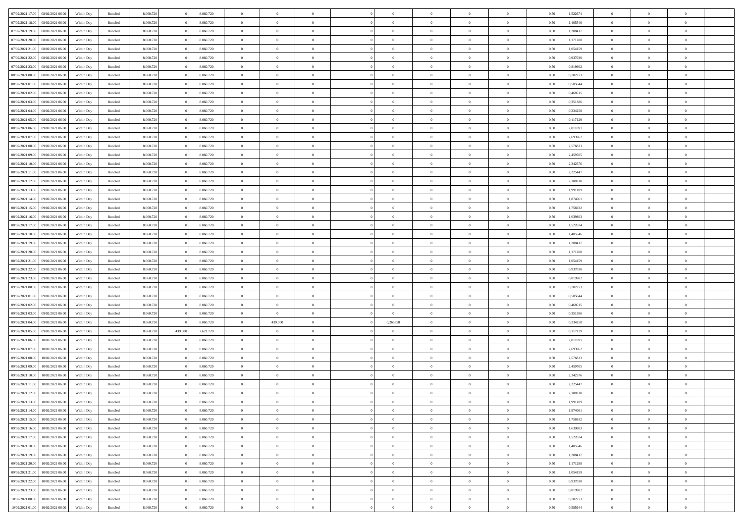| 07/02/2021 17:00 | 08/02/2021 06:00 | Within Day | Bundled | 8.060.720 | 0 | 8.060.720 | 0 | 0 | 0 | | 0 | 0 | 0 | 0 | 0,50 | 1,522674 | 0 | 0 | 0 | |
|---|---|---|---|---|---|---|---|---|---|---|---|---|---|---|---|---|---|---|---|---|
| 07/02/2021 18:00 | 08/02/2021 06:00 | Within Day | Bundled | 8.060.720 | 0 | 8.060.720 | 0 | 0 | 0 | | 0 | 0 | 0 | 0 | 0,50 | 1,405546 | 0 | 0 | 0 | |
| 07/02/2021 19:00 | 08/02/2021 06:00 | Within Day | Bundled | 8.060.720 | 0 | 8.060.720 | 0 | 0 | 0 | | 0 | 0 | 0 | 0 | 0,50 | 1,288417 | 0 | 0 | 0 | |
| 07/02/2021 20:00 | 08/02/2021 06:00 | Within Day | Bundled | 8.060.720 | 0 | 8.060.720 | 0 | 0 | 0 | | 0 | 0 | 0 | 0 | 0,50 | 1,171288 | 0 | 0 | 0 | |
| 07/02/2021 21:00 | 08/02/2021 06:00 | Within Day | Bundled | 8.060.720 | 0 | 8.060.720 | 0 | 0 | 0 | | 0 | 0 | 0 | 0 | 0,50 | 1,054159 | 0 | 0 | 0 | |
| 07/02/2021 22:00 | 08/02/2021 06:00 | Within Day | Bundled | 8.060.720 | 0 | 8.060.720 | 0 | 0 | 0 | | 0 | 0 | 0 | 0 | 0,50 | 0,937030 | 0 | 0 | 0 | |
| 07/02/2021 23:00 | 08/02/2021 06:00 | Within Day | Bundled | 8.060.720 | 0 | 8.060.720 | 0 | 0 | 0 | | 0 | 0 | 0 | 0 | 0,50 | 0,819902 | 0 | 0 | 0 | |
| 08/02/2021 00:00 | 08/02/2021 06:00 | Within Day | Bundled | 8.060.720 | 0 | 8.060.720 | 0 | 0 | 0 | | 0 | 0 | 0 | 0 | 0,50 | 0,702773 | 0 | 0 | 0 | |
| 08/02/2021 01:00 | 08/02/2021 06:00 | Within Day | Bundled | 8.060.720 | 0 | 8.060.720 | 0 | 0 | 0 | | 0 | 0 | 0 | 0 | 0,50 | 0,585644 | 0 | 0 | 0 | |
| 08/02/2021 02:00 | 08/02/2021 06:00 | Within Day | Bundled | 8.060.720 | 0 | 8.060.720 | 0 | 0 | 0 | | 0 | 0 | 0 | 0 | 0,50 | 0,468515 | 0 | 0 | 0 | |
| 08/02/2021 03:00 | 08/02/2021 06:00 | Within Day | Bundled | 8.060.720 | 0 | 8.060.720 | 0 | 0 | 0 | | 0 | 0 | 0 | 0 | 0,50 | 0,351386 | 0 | 0 | 0 | |
| 08/02/2021 04:00 | 08/02/2021 06:00 | Within Day | Bundled | 8.060.720 | 0 | 8.060.720 | 0 | 0 | 0 | | 0 | 0 | 0 | 0 | 0,50 | 0,234258 | 0 | 0 | 0 | |
| 08/02/2021 05:00 | 08/02/2021 06:00 | Within Day | Bundled | 8.060.720 | 0 | 8.060.720 | 0 | 0 | 0 | | 0 | 0 | 0 | 0 | 0,50 | 0,117129 | 0 | 0 | 0 | |
| 08/02/2021 06:00 | 09/02/2021 06:00 | Within Day | Bundled | 8.060.720 | 0 | 8.060.720 | 0 | 0 | 0 | | 0 | 0 | 0 | 0 | 0,50 | 2,811091 | 0 | 0 | 0 | |
| 08/02/2021 07:00 | 09/02/2021 06:00 | Within Day | Bundled | 8.060.720 | 0 | 8.060.720 | 0 | 0 | 0 | | 0 | 0 | 0 | 0 | 0,50 | 2,693962 | 0 | 0 | 0 | |
| 08/02/2021 08:00 | 09/02/2021 06:00 | Within Day | Bundled | 8.060.720 | 0 | 8.060.720 | 0 | 0 | 0 | | 0 | 0 | 0 | 0 | 0,50 | 2,576833 | 0 | 0 | 0 | |
| 08/02/2021 09:00 | 09/02/2021 06:00 | Within Day | Bundled | 8.060.720 | 0 | 8.060.720 | 0 | 0 | 0 | | 0 | 0 | 0 | 0 | 0,50 | 2,459705 | 0 | 0 | 0 | |
| 08/02/2021 10:00 | 09/02/2021 06:00 | Within Day | Bundled | 8.060.720 | 0 | 8.060.720 | 0 | 0 | 0 | | 0 | 0 | 0 | 0 | 0,50 | 2,342576 | 0 | 0 | 0 | |
| 08/02/2021 11:00 | 09/02/2021 06:00 | Within Day | Bundled | 8.060.720 | 0 | 8.060.720 | 0 | 0 | 0 | | 0 | 0 | 0 | 0 | 0,50 | 2,225447 | 0 | 0 | 0 | |
| 08/02/2021 12:00 | 09/02/2021 06:00 | Within Day | Bundled | 8.060.720 | 0 | 8.060.720 | 0 | 0 | 0 | | 0 | 0 | 0 | 0 | 0,50 | 2,108318 | 0 | 0 | 0 | |
| 08/02/2021 13:00 | 09/02/2021 06:00 | Within Day | Bundled | 8.060.720 | 0 | 8.060.720 | 0 | 0 | 0 | | 0 | 0 | 0 | 0 | 0,50 | 1,991189 | 0 | 0 | 0 | |
| 08/02/2021 14:00 | 09/02/2021 06:00 | Within Day | Bundled | 8.060.720 | 0 | 8.060.720 | 0 | 0 | 0 | | 0 | 0 | 0 | 0 | 0,50 | 1,874061 | 0 | 0 | 0 | |
| 08/02/2021 15:00 | 09/02/2021 06:00 | Within Day | Bundled | 8.060.720 | 0 | 8.060.720 | 0 | 0 | 0 | | 0 | 0 | 0 | 0 | 0,50 | 1,756932 | 0 | 0 | 0 | |
| 08/02/2021 16:00 | 09/02/2021 06:00 | Within Day | Bundled | 8.060.720 | 0 | 8.060.720 | 0 | 0 | 0 | | 0 | 0 | 0 | 0 | 0,50 | 1,639803 | 0 | 0 | 0 | |
| 08/02/2021 17:00 | 09/02/2021 06:00 | Within Day | Bundled | 8.060.720 | 0 | 8.060.720 | 0 | 0 | 0 | | 0 | 0 | 0 | 0 | 0,50 | 1,522674 | 0 | 0 | 0 | |
| 08/02/2021 18:00 | 09/02/2021 06:00 | Within Day | Bundled | 8.060.720 | 0 | 8.060.720 | 0 | 0 | 0 | | 0 | 0 | 0 | 0 | 0,50 | 1,405546 | 0 | 0 | 0 | |
| 08/02/2021 19:00 | 09/02/2021 06:00 | Within Day | Bundled | 8.060.720 | 0 | 8.060.720 | 0 | 0 | 0 | | 0 | 0 | 0 | 0 | 0,50 | 1,288417 | 0 | 0 | 0 | |
| 08/02/2021 20:00 | 09/02/2021 06:00 | Within Day | Bundled | 8.060.720 | 0 | 8.060.720 | 0 | 0 | 0 | | 0 | 0 | 0 | 0 | 0,50 | 1,171288 | 0 | 0 | 0 | |
| 08/02/2021 21:00 | 09/02/2021 06:00 | Within Day | Bundled | 8.060.720 | 0 | 8.060.720 | 0 | 0 | 0 | | 0 | 0 | 0 | 0 | 0,50 | 1,054159 | 0 | 0 | 0 | |
| 08/02/2021 22:00 | 09/02/2021 06:00 | Within Day | Bundled | 8.060.720 | 0 | 8.060.720 | 0 | 0 | 0 | | 0 | 0 | 0 | 0 | 0,50 | 0,937030 | 0 | 0 | 0 | |
| 08/02/2021 23:00 | 09/02/2021 06:00 | Within Day | Bundled | 8.060.720 | 0 | 8.060.720 | 0 | 0 | 0 | | 0 | 0 | 0 | 0 | 0,50 | 0,819902 | 0 | 0 | 0 | |
| 09/02/2021 00:00 | 09/02/2021 06:00 | Within Day | Bundled | 8.060.720 | 0 | 8.060.720 | 0 | 0 | 0 | | 0 | 0 | 0 | 0 | 0,50 | 0,702773 | 0 | 0 | 0 | |
| 09/02/2021 01:00 | 09/02/2021 06:00 | Within Day | Bundled | 8.060.720 | 0 | 8.060.720 | 0 | 0 | 0 | | 0 | 0 | 0 | 0 | 0,50 | 0,585644 | 0 | 0 | 0 | |
| 09/02/2021 02:00 | 09/02/2021 06:00 | Within Day | Bundled | 8.060.720 | 0 | 8.060.720 | 0 | 0 | 0 | | 0 | 0 | 0 | 0 | 0,50 | 0,468515 | 0 | 0 | 0 | |
| 09/02/2021 03:00 | 09/02/2021 06:00 | Within Day | Bundled | 8.060.720 | 0 | 8.060.720 | 0 | 0 | 0 | | 0 | 0 | 0 | 0 | 0,50 | 0,351386 | 0 | 0 | 0 | |
| 09/02/2021 04:00 | 09/02/2021 06:00 | Within Day | Bundled | 8.060.720 | 0 | 8.060.720 | 0 | 439.000 | 0 | | 0,265358 | 0 | 0 | 0 | 0,50 | 0,234258 | 0 | 0 | 0 | |
| 09/02/2021 05:00 | 09/02/2021 06:00 | Within Day | Bundled | 8.060.720 | 439.000 | 7.621.720 | 0 | 0 | 0 | | 0 | 0 | 0 | 0 | 0,50 | 0,117129 | 0 | 0 | 0 | |
| 09/02/2021 06:00 | 10/02/2021 06:00 | Within Day | Bundled | 8.060.720 | 0 | 8.060.720 | 0 | 0 | 0 | | 0 | 0 | 0 | 0 | 0,50 | 2,811091 | 0 | 0 | 0 | |
| 09/02/2021 07:00 | 10/02/2021 06:00 | Within Day | Bundled | 8.060.720 | 0 | 8.060.720 | 0 | 0 | 0 | | 0 | 0 | 0 | 0 | 0,50 | 2,693962 | 0 | 0 | 0 | |
| 09/02/2021 08:00 | 10/02/2021 06:00 | Within Day | Bundled | 8.060.720 | 0 | 8.060.720 | 0 | 0 | 0 | | 0 | 0 | 0 | 0 | 0,50 | 2,576833 | 0 | 0 | 0 | |
| 09/02/2021 09:00 | 10/02/2021 06:00 | Within Day | Bundled | 8.060.720 | 0 | 8.060.720 | 0 | 0 | 0 | | 0 | 0 | 0 | 0 | 0,50 | 2,459705 | 0 | 0 | 0 | |
| 09/02/2021 10:00 | 10/02/2021 06:00 | Within Day | Bundled | 8.060.720 | 0 | 8.060.720 | 0 | 0 | 0 | | 0 | 0 | 0 | 0 | 0,50 | 2,342576 | 0 | 0 | 0 | |
| 09/02/2021 11:00 | 10/02/2021 06:00 | Within Day | Bundled | 8.060.720 | 0 | 8.060.720 | 0 | 0 | 0 | | 0 | 0 | 0 | 0 | 0,50 | 2,225447 | 0 | 0 | 0 | |
| 09/02/2021 12:00 | 10/02/2021 06:00 | Within Day | Bundled | 8.060.720 | 0 | 8.060.720 | 0 | 0 | 0 | | 0 | 0 | 0 | 0 | 0,50 | 2,108318 | 0 | 0 | 0 | |
| 09/02/2021 13:00 | 10/02/2021 06:00 | Within Day | Bundled | 8.060.720 | 0 | 8.060.720 | 0 | 0 | 0 | | 0 | 0 | 0 | 0 | 0,50 | 1,991189 | 0 | 0 | 0 | |
| 09/02/2021 14:00 | 10/02/2021 06:00 | Within Day | Bundled | 8.060.720 | 0 | 8.060.720 | 0 | 0 | 0 | | 0 | 0 | 0 | 0 | 0,50 | 1,874061 | 0 | 0 | 0 | |
| 09/02/2021 15:00 | 10/02/2021 06:00 | Within Day | Bundled | 8.060.720 | 0 | 8.060.720 | 0 | 0 | 0 | | 0 | 0 | 0 | 0 | 0,50 | 1,756932 | 0 | 0 | 0 | |
| 09/02/2021 16:00 | 10/02/2021 06:00 | Within Day | Bundled | 8.060.720 | 0 | 8.060.720 | 0 | 0 | 0 | | 0 | 0 | 0 | 0 | 0,50 | 1,639803 | 0 | 0 | 0 | |
| 09/02/2021 17:00 | 10/02/2021 06:00 | Within Day | Bundled | 8.060.720 | 0 | 8.060.720 | 0 | 0 | 0 | | 0 | 0 | 0 | 0 | 0,50 | 1,522674 | 0 | 0 | 0 | |
| 09/02/2021 18:00 | 10/02/2021 06:00 | Within Day | Bundled | 8.060.720 | 0 | 8.060.720 | 0 | 0 | 0 | | 0 | 0 | 0 | 0 | 0,50 | 1,405546 | 0 | 0 | 0 | |
| 09/02/2021 19:00 | 10/02/2021 06:00 | Within Day | Bundled | 8.060.720 | 0 | 8.060.720 | 0 | 0 | 0 | | 0 | 0 | 0 | 0 | 0,50 | 1,288417 | 0 | 0 | 0 | |
| 09/02/2021 20:00 | 10/02/2021 06:00 | Within Day | Bundled | 8.060.720 | 0 | 8.060.720 | 0 | 0 | 0 | | 0 | 0 | 0 | 0 | 0,50 | 1,171288 | 0 | 0 | 0 | |
| 09/02/2021 21:00 | 10/02/2021 06:00 | Within Day | Bundled | 8.060.720 | 0 | 8.060.720 | 0 | 0 | 0 | | 0 | 0 | 0 | 0 | 0,50 | 1,054159 | 0 | 0 | 0 | |
| 09/02/2021 22:00 | 10/02/2021 06:00 | Within Day | Bundled | 8.060.720 | 0 | 8.060.720 | 0 | 0 | 0 | | 0 | 0 | 0 | 0 | 0,50 | 0,937030 | 0 | 0 | 0 | |
| 09/02/2021 23:00 | 10/02/2021 06:00 | Within Day | Bundled | 8.060.720 | 0 | 8.060.720 | 0 | 0 | 0 | | 0 | 0 | 0 | 0 | 0,50 | 0,819902 | 0 | 0 | 0 | |
| 10/02/2021 00:00 | 10/02/2021 06:00 | Within Day | Bundled | 8.060.720 | 0 | 8.060.720 | 0 | 0 | 0 | | 0 | 0 | 0 | 0 | 0,50 | 0,702773 | 0 | 0 | 0 | |
| 10/02/2021 01:00 | 10/02/2021 06:00 | Within Day | Bundled | 8.060.720 | 0 | 8.060.720 | 0 | 0 | 0 | | 0 | 0 | 0 | 0 | 0,50 | 0,585644 | 0 | 0 | 0 | |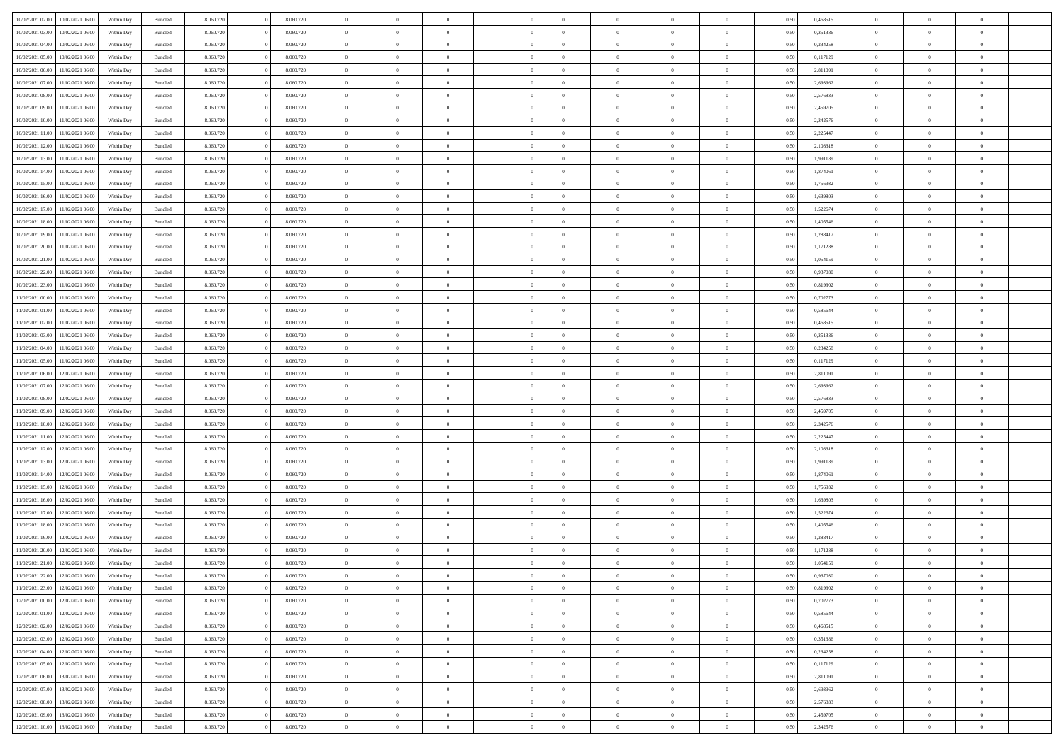| | | | | | | | | | | | | | | | | | | | | |
|---|---|---|---|---|---|---|---|---|---|---|---|---|---|---|---|---|---|---|---|---|
| 10/02/2021 02:00 | 10/02/2021 06:00 | Within Day | Bundled | 8.060.720 | 0 | 8.060.720 | 0 | 0 | 0 | | 0 | 0 | 0 | 0 | 0,50 | 0,468515 | 0 | 0 | 0 | |
| 10/02/2021 03:00 | 10/02/2021 06:00 | Within Day | Bundled | 8.060.720 | 0 | 8.060.720 | 0 | 0 | 0 | | 0 | 0 | 0 | 0 | 0,50 | 0,351386 | 0 | 0 | 0 | |
| 10/02/2021 04:00 | 10/02/2021 06:00 | Within Day | Bundled | 8.060.720 | 0 | 8.060.720 | 0 | 0 | 0 | | 0 | 0 | 0 | 0 | 0,50 | 0,234258 | 0 | 0 | 0 | |
| 10/02/2021 05:00 | 10/02/2021 06:00 | Within Day | Bundled | 8.060.720 | 0 | 8.060.720 | 0 | 0 | 0 | | 0 | 0 | 0 | 0 | 0,50 | 0,117129 | 0 | 0 | 0 | |
| 10/02/2021 06:00 | 11/02/2021 06:00 | Within Day | Bundled | 8.060.720 | 0 | 8.060.720 | 0 | 0 | 0 | | 0 | 0 | 0 | 0 | 0,50 | 2,811091 | 0 | 0 | 0 | |
| 10/02/2021 07:00 | 11/02/2021 06:00 | Within Day | Bundled | 8.060.720 | 0 | 8.060.720 | 0 | 0 | 0 | | 0 | 0 | 0 | 0 | 0,50 | 2,693962 | 0 | 0 | 0 | |
| 10/02/2021 08:00 | 11/02/2021 06:00 | Within Day | Bundled | 8.060.720 | 0 | 8.060.720 | 0 | 0 | 0 | | 0 | 0 | 0 | 0 | 0,50 | 2,576833 | 0 | 0 | 0 | |
| 10/02/2021 09:00 | 11/02/2021 06:00 | Within Day | Bundled | 8.060.720 | 0 | 8.060.720 | 0 | 0 | 0 | | 0 | 0 | 0 | 0 | 0,50 | 2,459705 | 0 | 0 | 0 | |
| 10/02/2021 10:00 | 11/02/2021 06:00 | Within Day | Bundled | 8.060.720 | 0 | 8.060.720 | 0 | 0 | 0 | | 0 | 0 | 0 | 0 | 0,50 | 2,342576 | 0 | 0 | 0 | |
| 10/02/2021 11:00 | 11/02/2021 06:00 | Within Day | Bundled | 8.060.720 | 0 | 8.060.720 | 0 | 0 | 0 | | 0 | 0 | 0 | 0 | 0,50 | 2,225447 | 0 | 0 | 0 | |
| 10/02/2021 12:00 | 11/02/2021 06:00 | Within Day | Bundled | 8.060.720 | 0 | 8.060.720 | 0 | 0 | 0 | | 0 | 0 | 0 | 0 | 0,50 | 2,108318 | 0 | 0 | 0 | |
| 10/02/2021 13:00 | 11/02/2021 06:00 | Within Day | Bundled | 8.060.720 | 0 | 8.060.720 | 0 | 0 | 0 | | 0 | 0 | 0 | 0 | 0,50 | 1,991189 | 0 | 0 | 0 | |
| 10/02/2021 14:00 | 11/02/2021 06:00 | Within Day | Bundled | 8.060.720 | 0 | 8.060.720 | 0 | 0 | 0 | | 0 | 0 | 0 | 0 | 0,50 | 1,874061 | 0 | 0 | 0 | |
| 10/02/2021 15:00 | 11/02/2021 06:00 | Within Day | Bundled | 8.060.720 | 0 | 8.060.720 | 0 | 0 | 0 | | 0 | 0 | 0 | 0 | 0,50 | 1,756932 | 0 | 0 | 0 | |
| 10/02/2021 16:00 | 11/02/2021 06:00 | Within Day | Bundled | 8.060.720 | 0 | 8.060.720 | 0 | 0 | 0 | | 0 | 0 | 0 | 0 | 0,50 | 1,639803 | 0 | 0 | 0 | |
| 10/02/2021 17:00 | 11/02/2021 06:00 | Within Day | Bundled | 8.060.720 | 0 | 8.060.720 | 0 | 0 | 0 | | 0 | 0 | 0 | 0 | 0,50 | 1,522674 | 0 | 0 | 0 | |
| 10/02/2021 18:00 | 11/02/2021 06:00 | Within Day | Bundled | 8.060.720 | 0 | 8.060.720 | 0 | 0 | 0 | | 0 | 0 | 0 | 0 | 0,50 | 1,405546 | 0 | 0 | 0 | |
| 10/02/2021 19:00 | 11/02/2021 06:00 | Within Day | Bundled | 8.060.720 | 0 | 8.060.720 | 0 | 0 | 0 | | 0 | 0 | 0 | 0 | 0,50 | 1,288417 | 0 | 0 | 0 | |
| 10/02/2021 20:00 | 11/02/2021 06:00 | Within Day | Bundled | 8.060.720 | 0 | 8.060.720 | 0 | 0 | 0 | | 0 | 0 | 0 | 0 | 0,50 | 1,171288 | 0 | 0 | 0 | |
| 10/02/2021 21:00 | 11/02/2021 06:00 | Within Day | Bundled | 8.060.720 | 0 | 8.060.720 | 0 | 0 | 0 | | 0 | 0 | 0 | 0 | 0,50 | 1,054159 | 0 | 0 | 0 | |
| 10/02/2021 22:00 | 11/02/2021 06:00 | Within Day | Bundled | 8.060.720 | 0 | 8.060.720 | 0 | 0 | 0 | | 0 | 0 | 0 | 0 | 0,50 | 0,937030 | 0 | 0 | 0 | |
| 10/02/2021 23:00 | 11/02/2021 06:00 | Within Day | Bundled | 8.060.720 | 0 | 8.060.720 | 0 | 0 | 0 | | 0 | 0 | 0 | 0 | 0,50 | 0,819902 | 0 | 0 | 0 | |
| 11/02/2021 00:00 | 11/02/2021 06:00 | Within Day | Bundled | 8.060.720 | 0 | 8.060.720 | 0 | 0 | 0 | | 0 | 0 | 0 | 0 | 0,50 | 0,702773 | 0 | 0 | 0 | |
| 11/02/2021 01:00 | 11/02/2021 06:00 | Within Day | Bundled | 8.060.720 | 0 | 8.060.720 | 0 | 0 | 0 | | 0 | 0 | 0 | 0 | 0,50 | 0,585644 | 0 | 0 | 0 | |
| 11/02/2021 02:00 | 11/02/2021 06:00 | Within Day | Bundled | 8.060.720 | 0 | 8.060.720 | 0 | 0 | 0 | | 0 | 0 | 0 | 0 | 0,50 | 0,468515 | 0 | 0 | 0 | |
| 11/02/2021 03:00 | 11/02/2021 06:00 | Within Day | Bundled | 8.060.720 | 0 | 8.060.720 | 0 | 0 | 0 | | 0 | 0 | 0 | 0 | 0,50 | 0,351386 | 0 | 0 | 0 | |
| 11/02/2021 04:00 | 11/02/2021 06:00 | Within Day | Bundled | 8.060.720 | 0 | 8.060.720 | 0 | 0 | 0 | | 0 | 0 | 0 | 0 | 0,50 | 0,234258 | 0 | 0 | 0 | |
| 11/02/2021 05:00 | 11/02/2021 06:00 | Within Day | Bundled | 8.060.720 | 0 | 8.060.720 | 0 | 0 | 0 | | 0 | 0 | 0 | 0 | 0,50 | 0,117129 | 0 | 0 | 0 | |
| 11/02/2021 06:00 | 12/02/2021 06:00 | Within Day | Bundled | 8.060.720 | 0 | 8.060.720 | 0 | 0 | 0 | | 0 | 0 | 0 | 0 | 0,50 | 2,811091 | 0 | 0 | 0 | |
| 11/02/2021 07:00 | 12/02/2021 06:00 | Within Day | Bundled | 8.060.720 | 0 | 8.060.720 | 0 | 0 | 0 | | 0 | 0 | 0 | 0 | 0,50 | 2,693962 | 0 | 0 | 0 | |
| 11/02/2021 08:00 | 12/02/2021 06:00 | Within Day | Bundled | 8.060.720 | 0 | 8.060.720 | 0 | 0 | 0 | | 0 | 0 | 0 | 0 | 0,50 | 2,576833 | 0 | 0 | 0 | |
| 11/02/2021 09:00 | 12/02/2021 06:00 | Within Day | Bundled | 8.060.720 | 0 | 8.060.720 | 0 | 0 | 0 | | 0 | 0 | 0 | 0 | 0,50 | 2,459705 | 0 | 0 | 0 | |
| 11/02/2021 10:00 | 12/02/2021 06:00 | Within Day | Bundled | 8.060.720 | 0 | 8.060.720 | 0 | 0 | 0 | | 0 | 0 | 0 | 0 | 0,50 | 2,342576 | 0 | 0 | 0 | |
| 11/02/2021 11:00 | 12/02/2021 06:00 | Within Day | Bundled | 8.060.720 | 0 | 8.060.720 | 0 | 0 | 0 | | 0 | 0 | 0 | 0 | 0,50 | 2,225447 | 0 | 0 | 0 | |
| 11/02/2021 12:00 | 12/02/2021 06:00 | Within Day | Bundled | 8.060.720 | 0 | 8.060.720 | 0 | 0 | 0 | | 0 | 0 | 0 | 0 | 0,50 | 2,108318 | 0 | 0 | 0 | |
| 11/02/2021 13:00 | 12/02/2021 06:00 | Within Day | Bundled | 8.060.720 | 0 | 8.060.720 | 0 | 0 | 0 | | 0 | 0 | 0 | 0 | 0,50 | 1,991189 | 0 | 0 | 0 | |
| 11/02/2021 14:00 | 12/02/2021 06:00 | Within Day | Bundled | 8.060.720 | 0 | 8.060.720 | 0 | 0 | 0 | | 0 | 0 | 0 | 0 | 0,50 | 1,874061 | 0 | 0 | 0 | |
| 11/02/2021 15:00 | 12/02/2021 06:00 | Within Day | Bundled | 8.060.720 | 0 | 8.060.720 | 0 | 0 | 0 | | 0 | 0 | 0 | 0 | 0,50 | 1,756932 | 0 | 0 | 0 | |
| 11/02/2021 16:00 | 12/02/2021 06:00 | Within Day | Bundled | 8.060.720 | 0 | 8.060.720 | 0 | 0 | 0 | | 0 | 0 | 0 | 0 | 0,50 | 1,639803 | 0 | 0 | 0 | |
| 11/02/2021 17:00 | 12/02/2021 06:00 | Within Day | Bundled | 8.060.720 | 0 | 8.060.720 | 0 | 0 | 0 | | 0 | 0 | 0 | 0 | 0,50 | 1,522674 | 0 | 0 | 0 | |
| 11/02/2021 18:00 | 12/02/2021 06:00 | Within Day | Bundled | 8.060.720 | 0 | 8.060.720 | 0 | 0 | 0 | | 0 | 0 | 0 | 0 | 0,50 | 1,405546 | 0 | 0 | 0 | |
| 11/02/2021 19:00 | 12/02/2021 06:00 | Within Day | Bundled | 8.060.720 | 0 | 8.060.720 | 0 | 0 | 0 | | 0 | 0 | 0 | 0 | 0,50 | 1,288417 | 0 | 0 | 0 | |
| 11/02/2021 20:00 | 12/02/2021 06:00 | Within Day | Bundled | 8.060.720 | 0 | 8.060.720 | 0 | 0 | 0 | | 0 | 0 | 0 | 0 | 0,50 | 1,171288 | 0 | 0 | 0 | |
| 11/02/2021 21:00 | 12/02/2021 06:00 | Within Day | Bundled | 8.060.720 | 0 | 8.060.720 | 0 | 0 | 0 | | 0 | 0 | 0 | 0 | 0,50 | 1,054159 | 0 | 0 | 0 | |
| 11/02/2021 22:00 | 12/02/2021 06:00 | Within Day | Bundled | 8.060.720 | 0 | 8.060.720 | 0 | 0 | 0 | | 0 | 0 | 0 | 0 | 0,50 | 0,937030 | 0 | 0 | 0 | |
| 11/02/2021 23:00 | 12/02/2021 06:00 | Within Day | Bundled | 8.060.720 | 0 | 8.060.720 | 0 | 0 | 0 | | 0 | 0 | 0 | 0 | 0,50 | 0,819902 | 0 | 0 | 0 | |
| 12/02/2021 00:00 | 12/02/2021 06:00 | Within Day | Bundled | 8.060.720 | 0 | 8.060.720 | 0 | 0 | 0 | | 0 | 0 | 0 | 0 | 0,50 | 0,702773 | 0 | 0 | 0 | |
| 12/02/2021 01:00 | 12/02/2021 06:00 | Within Day | Bundled | 8.060.720 | 0 | 8.060.720 | 0 | 0 | 0 | | 0 | 0 | 0 | 0 | 0,50 | 0,585644 | 0 | 0 | 0 | |
| 12/02/2021 02:00 | 12/02/2021 06:00 | Within Day | Bundled | 8.060.720 | 0 | 8.060.720 | 0 | 0 | 0 | | 0 | 0 | 0 | 0 | 0,50 | 0,468515 | 0 | 0 | 0 | |
| 12/02/2021 03:00 | 12/02/2021 06:00 | Within Day | Bundled | 8.060.720 | 0 | 8.060.720 | 0 | 0 | 0 | | 0 | 0 | 0 | 0 | 0,50 | 0,351386 | 0 | 0 | 0 | |
| 12/02/2021 04:00 | 12/02/2021 06:00 | Within Day | Bundled | 8.060.720 | 0 | 8.060.720 | 0 | 0 | 0 | | 0 | 0 | 0 | 0 | 0,50 | 0,234258 | 0 | 0 | 0 | |
| 12/02/2021 05:00 | 12/02/2021 06:00 | Within Day | Bundled | 8.060.720 | 0 | 8.060.720 | 0 | 0 | 0 | | 0 | 0 | 0 | 0 | 0,50 | 0,117129 | 0 | 0 | 0 | |
| 12/02/2021 06:00 | 13/02/2021 06:00 | Within Day | Bundled | 8.060.720 | 0 | 8.060.720 | 0 | 0 | 0 | | 0 | 0 | 0 | 0 | 0,50 | 2,811091 | 0 | 0 | 0 | |
| 12/02/2021 07:00 | 13/02/2021 06:00 | Within Day | Bundled | 8.060.720 | 0 | 8.060.720 | 0 | 0 | 0 | | 0 | 0 | 0 | 0 | 0,50 | 2,693962 | 0 | 0 | 0 | |
| 12/02/2021 08:00 | 13/02/2021 06:00 | Within Day | Bundled | 8.060.720 | 0 | 8.060.720 | 0 | 0 | 0 | | 0 | 0 | 0 | 0 | 0,50 | 2,576833 | 0 | 0 | 0 | |
| 12/02/2021 09:00 | 13/02/2021 06:00 | Within Day | Bundled | 8.060.720 | 0 | 8.060.720 | 0 | 0 | 0 | | 0 | 0 | 0 | 0 | 0,50 | 2,459705 | 0 | 0 | 0 | |
| 12/02/2021 10:00 | 13/02/2021 06:00 | Within Day | Bundled | 8.060.720 | 0 | 8.060.720 | 0 | 0 | 0 | | 0 | 0 | 0 | 0 | 0,50 | 2,342576 | 0 | 0 | 0 | |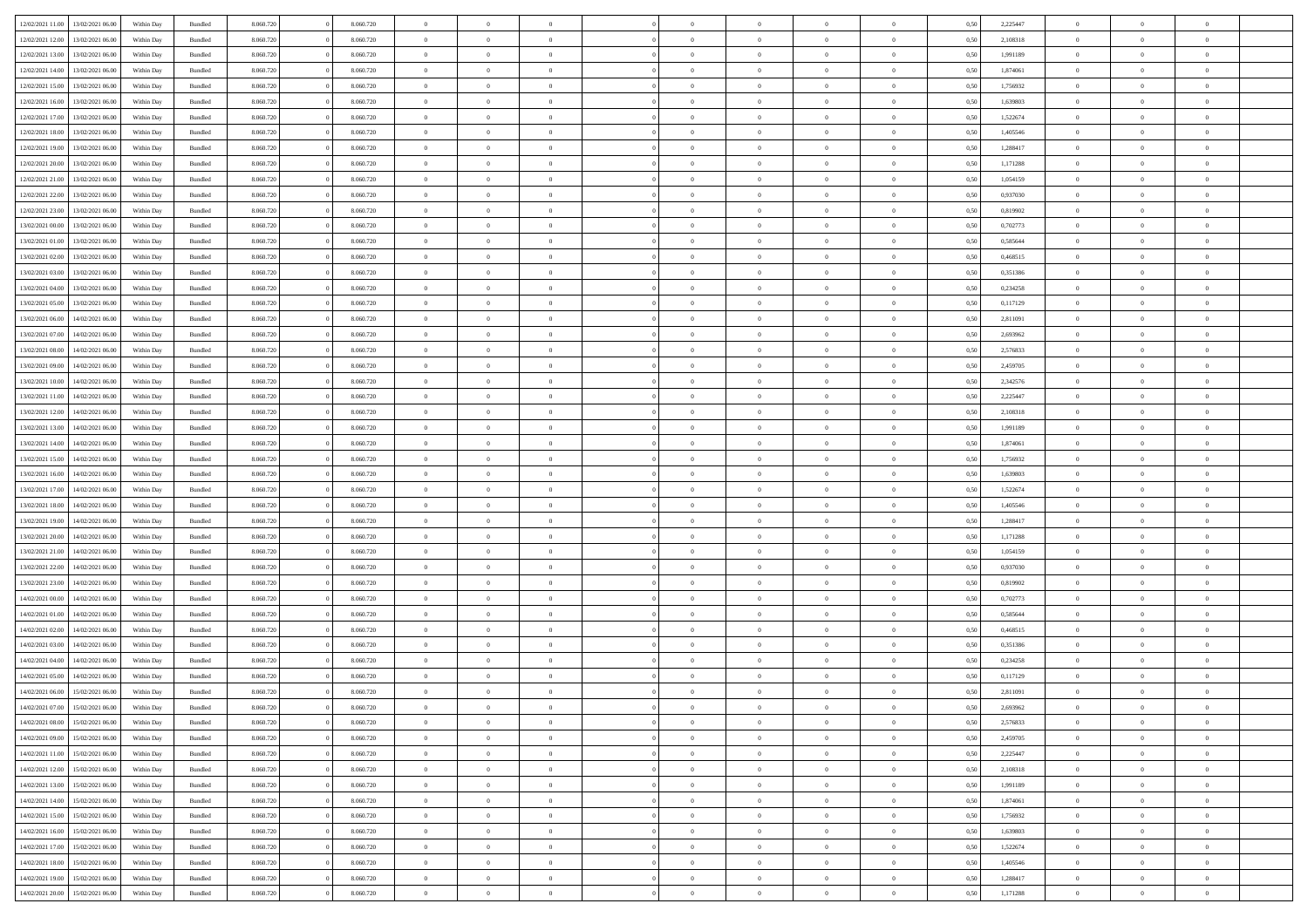| | | | | | | | | | | | | | | | | | | | | |
|---|---|---|---|---|---|---|---|---|---|---|---|---|---|---|---|---|---|---|---|---|
| 12/02/2021 11:00 | 13/02/2021 06:00 | Within Day | Bundled | 8.060.720 | 0 | 8.060.720 | 0 | 0 | 0 | | 0 | 0 | 0 | 0 | 0,50 | 2,225447 | 0 | 0 | 0 | |
| 12/02/2021 12:00 | 13/02/2021 06:00 | Within Day | Bundled | 8.060.720 | 0 | 8.060.720 | 0 | 0 | 0 | | 0 | 0 | 0 | 0 | 0,50 | 2,108318 | 0 | 0 | 0 | |
| 12/02/2021 13:00 | 13/02/2021 06:00 | Within Day | Bundled | 8.060.720 | 0 | 8.060.720 | 0 | 0 | 0 | | 0 | 0 | 0 | 0 | 0,50 | 1,991189 | 0 | 0 | 0 | |
| 12/02/2021 14:00 | 13/02/2021 06:00 | Within Day | Bundled | 8.060.720 | 0 | 8.060.720 | 0 | 0 | 0 | | 0 | 0 | 0 | 0 | 0,50 | 1,874061 | 0 | 0 | 0 | |
| 12/02/2021 15:00 | 13/02/2021 06:00 | Within Day | Bundled | 8.060.720 | 0 | 8.060.720 | 0 | 0 | 0 | | 0 | 0 | 0 | 0 | 0,50 | 1,756932 | 0 | 0 | 0 | |
| 12/02/2021 16:00 | 13/02/2021 06:00 | Within Day | Bundled | 8.060.720 | 0 | 8.060.720 | 0 | 0 | 0 | | 0 | 0 | 0 | 0 | 0,50 | 1,639803 | 0 | 0 | 0 | |
| 12/02/2021 17:00 | 13/02/2021 06:00 | Within Day | Bundled | 8.060.720 | 0 | 8.060.720 | 0 | 0 | 0 | | 0 | 0 | 0 | 0 | 0,50 | 1,522674 | 0 | 0 | 0 | |
| 12/02/2021 18:00 | 13/02/2021 06:00 | Within Day | Bundled | 8.060.720 | 0 | 8.060.720 | 0 | 0 | 0 | | 0 | 0 | 0 | 0 | 0,50 | 1,405546 | 0 | 0 | 0 | |
| 12/02/2021 19:00 | 13/02/2021 06:00 | Within Day | Bundled | 8.060.720 | 0 | 8.060.720 | 0 | 0 | 0 | | 0 | 0 | 0 | 0 | 0,50 | 1,288417 | 0 | 0 | 0 | |
| 12/02/2021 20:00 | 13/02/2021 06:00 | Within Day | Bundled | 8.060.720 | 0 | 8.060.720 | 0 | 0 | 0 | | 0 | 0 | 0 | 0 | 0,50 | 1,171288 | 0 | 0 | 0 | |
| 12/02/2021 21:00 | 13/02/2021 06:00 | Within Day | Bundled | 8.060.720 | 0 | 8.060.720 | 0 | 0 | 0 | | 0 | 0 | 0 | 0 | 0,50 | 1,054159 | 0 | 0 | 0 | |
| 12/02/2021 22:00 | 13/02/2021 06:00 | Within Day | Bundled | 8.060.720 | 0 | 8.060.720 | 0 | 0 | 0 | | 0 | 0 | 0 | 0 | 0,50 | 0,937030 | 0 | 0 | 0 | |
| 12/02/2021 23:00 | 13/02/2021 06:00 | Within Day | Bundled | 8.060.720 | 0 | 8.060.720 | 0 | 0 | 0 | | 0 | 0 | 0 | 0 | 0,50 | 0,819902 | 0 | 0 | 0 | |
| 13/02/2021 00:00 | 13/02/2021 06:00 | Within Day | Bundled | 8.060.720 | 0 | 8.060.720 | 0 | 0 | 0 | | 0 | 0 | 0 | 0 | 0,50 | 0,702773 | 0 | 0 | 0 | |
| 13/02/2021 01:00 | 13/02/2021 06:00 | Within Day | Bundled | 8.060.720 | 0 | 8.060.720 | 0 | 0 | 0 | | 0 | 0 | 0 | 0 | 0,50 | 0,585644 | 0 | 0 | 0 | |
| 13/02/2021 02:00 | 13/02/2021 06:00 | Within Day | Bundled | 8.060.720 | 0 | 8.060.720 | 0 | 0 | 0 | | 0 | 0 | 0 | 0 | 0,50 | 0,468515 | 0 | 0 | 0 | |
| 13/02/2021 03:00 | 13/02/2021 06:00 | Within Day | Bundled | 8.060.720 | 0 | 8.060.720 | 0 | 0 | 0 | | 0 | 0 | 0 | 0 | 0,50 | 0,351386 | 0 | 0 | 0 | |
| 13/02/2021 04:00 | 13/02/2021 06:00 | Within Day | Bundled | 8.060.720 | 0 | 8.060.720 | 0 | 0 | 0 | | 0 | 0 | 0 | 0 | 0,50 | 0,234258 | 0 | 0 | 0 | |
| 13/02/2021 05:00 | 13/02/2021 06:00 | Within Day | Bundled | 8.060.720 | 0 | 8.060.720 | 0 | 0 | 0 | | 0 | 0 | 0 | 0 | 0,50 | 0,117129 | 0 | 0 | 0 | |
| 13/02/2021 06:00 | 14/02/2021 06:00 | Within Day | Bundled | 8.060.720 | 0 | 8.060.720 | 0 | 0 | 0 | | 0 | 0 | 0 | 0 | 0,50 | 2,811091 | 0 | 0 | 0 | |
| 13/02/2021 07:00 | 14/02/2021 06:00 | Within Day | Bundled | 8.060.720 | 0 | 8.060.720 | 0 | 0 | 0 | | 0 | 0 | 0 | 0 | 0,50 | 2,693962 | 0 | 0 | 0 | |
| 13/02/2021 08:00 | 14/02/2021 06:00 | Within Day | Bundled | 8.060.720 | 0 | 8.060.720 | 0 | 0 | 0 | | 0 | 0 | 0 | 0 | 0,50 | 2,576833 | 0 | 0 | 0 | |
| 13/02/2021 09:00 | 14/02/2021 06:00 | Within Day | Bundled | 8.060.720 | 0 | 8.060.720 | 0 | 0 | 0 | | 0 | 0 | 0 | 0 | 0,50 | 2,459705 | 0 | 0 | 0 | |
| 13/02/2021 10:00 | 14/02/2021 06:00 | Within Day | Bundled | 8.060.720 | 0 | 8.060.720 | 0 | 0 | 0 | | 0 | 0 | 0 | 0 | 0,50 | 2,342576 | 0 | 0 | 0 | |
| 13/02/2021 11:00 | 14/02/2021 06:00 | Within Day | Bundled | 8.060.720 | 0 | 8.060.720 | 0 | 0 | 0 | | 0 | 0 | 0 | 0 | 0,50 | 2,225447 | 0 | 0 | 0 | |
| 13/02/2021 12:00 | 14/02/2021 06:00 | Within Day | Bundled | 8.060.720 | 0 | 8.060.720 | 0 | 0 | 0 | | 0 | 0 | 0 | 0 | 0,50 | 2,108318 | 0 | 0 | 0 | |
| 13/02/2021 13:00 | 14/02/2021 06:00 | Within Day | Bundled | 8.060.720 | 0 | 8.060.720 | 0 | 0 | 0 | | 0 | 0 | 0 | 0 | 0,50 | 1,991189 | 0 | 0 | 0 | |
| 13/02/2021 14:00 | 14/02/2021 06:00 | Within Day | Bundled | 8.060.720 | 0 | 8.060.720 | 0 | 0 | 0 | | 0 | 0 | 0 | 0 | 0,50 | 1,874061 | 0 | 0 | 0 | |
| 13/02/2021 15:00 | 14/02/2021 06:00 | Within Day | Bundled | 8.060.720 | 0 | 8.060.720 | 0 | 0 | 0 | | 0 | 0 | 0 | 0 | 0,50 | 1,756932 | 0 | 0 | 0 | |
| 13/02/2021 16:00 | 14/02/2021 06:00 | Within Day | Bundled | 8.060.720 | 0 | 8.060.720 | 0 | 0 | 0 | | 0 | 0 | 0 | 0 | 0,50 | 1,639803 | 0 | 0 | 0 | |
| 13/02/2021 17:00 | 14/02/2021 06:00 | Within Day | Bundled | 8.060.720 | 0 | 8.060.720 | 0 | 0 | 0 | | 0 | 0 | 0 | 0 | 0,50 | 1,522674 | 0 | 0 | 0 | |
| 13/02/2021 18:00 | 14/02/2021 06:00 | Within Day | Bundled | 8.060.720 | 0 | 8.060.720 | 0 | 0 | 0 | | 0 | 0 | 0 | 0 | 0,50 | 1,405546 | 0 | 0 | 0 | |
| 13/02/2021 19:00 | 14/02/2021 06:00 | Within Day | Bundled | 8.060.720 | 0 | 8.060.720 | 0 | 0 | 0 | | 0 | 0 | 0 | 0 | 0,50 | 1,288417 | 0 | 0 | 0 | |
| 13/02/2021 20:00 | 14/02/2021 06:00 | Within Day | Bundled | 8.060.720 | 0 | 8.060.720 | 0 | 0 | 0 | | 0 | 0 | 0 | 0 | 0,50 | 1,171288 | 0 | 0 | 0 | |
| 13/02/2021 21:00 | 14/02/2021 06:00 | Within Day | Bundled | 8.060.720 | 0 | 8.060.720 | 0 | 0 | 0 | | 0 | 0 | 0 | 0 | 0,50 | 1,054159 | 0 | 0 | 0 | |
| 13/02/2021 22:00 | 14/02/2021 06:00 | Within Day | Bundled | 8.060.720 | 0 | 8.060.720 | 0 | 0 | 0 | | 0 | 0 | 0 | 0 | 0,50 | 0,937030 | 0 | 0 | 0 | |
| 13/02/2021 23:00 | 14/02/2021 06:00 | Within Day | Bundled | 8.060.720 | 0 | 8.060.720 | 0 | 0 | 0 | | 0 | 0 | 0 | 0 | 0,50 | 0,819902 | 0 | 0 | 0 | |
| 14/02/2021 00:00 | 14/02/2021 06:00 | Within Day | Bundled | 8.060.720 | 0 | 8.060.720 | 0 | 0 | 0 | | 0 | 0 | 0 | 0 | 0,50 | 0,702773 | 0 | 0 | 0 | |
| 14/02/2021 01:00 | 14/02/2021 06:00 | Within Day | Bundled | 8.060.720 | 0 | 8.060.720 | 0 | 0 | 0 | | 0 | 0 | 0 | 0 | 0,50 | 0,585644 | 0 | 0 | 0 | |
| 14/02/2021 02:00 | 14/02/2021 06:00 | Within Day | Bundled | 8.060.720 | 0 | 8.060.720 | 0 | 0 | 0 | | 0 | 0 | 0 | 0 | 0,50 | 0,468515 | 0 | 0 | 0 | |
| 14/02/2021 03:00 | 14/02/2021 06:00 | Within Day | Bundled | 8.060.720 | 0 | 8.060.720 | 0 | 0 | 0 | | 0 | 0 | 0 | 0 | 0,50 | 0,351386 | 0 | 0 | 0 | |
| 14/02/2021 04:00 | 14/02/2021 06:00 | Within Day | Bundled | 8.060.720 | 0 | 8.060.720 | 0 | 0 | 0 | | 0 | 0 | 0 | 0 | 0,50 | 0,234258 | 0 | 0 | 0 | |
| 14/02/2021 05:00 | 14/02/2021 06:00 | Within Day | Bundled | 8.060.720 | 0 | 8.060.720 | 0 | 0 | 0 | | 0 | 0 | 0 | 0 | 0,50 | 0,117129 | 0 | 0 | 0 | |
| 14/02/2021 06:00 | 15/02/2021 06:00 | Within Day | Bundled | 8.060.720 | 0 | 8.060.720 | 0 | 0 | 0 | | 0 | 0 | 0 | 0 | 0,50 | 2,811091 | 0 | 0 | 0 | |
| 14/02/2021 07:00 | 15/02/2021 06:00 | Within Day | Bundled | 8.060.720 | 0 | 8.060.720 | 0 | 0 | 0 | | 0 | 0 | 0 | 0 | 0,50 | 2,693962 | 0 | 0 | 0 | |
| 14/02/2021 08:00 | 15/02/2021 06:00 | Within Day | Bundled | 8.060.720 | 0 | 8.060.720 | 0 | 0 | 0 | | 0 | 0 | 0 | 0 | 0,50 | 2,576833 | 0 | 0 | 0 | |
| 14/02/2021 09:00 | 15/02/2021 06:00 | Within Day | Bundled | 8.060.720 | 0 | 8.060.720 | 0 | 0 | 0 | | 0 | 0 | 0 | 0 | 0,50 | 2,459705 | 0 | 0 | 0 | |
| 14/02/2021 11:00 | 15/02/2021 06:00 | Within Day | Bundled | 8.060.720 | 0 | 8.060.720 | 0 | 0 | 0 | | 0 | 0 | 0 | 0 | 0,50 | 2,225447 | 0 | 0 | 0 | |
| 14/02/2021 12:00 | 15/02/2021 06:00 | Within Day | Bundled | 8.060.720 | 0 | 8.060.720 | 0 | 0 | 0 | | 0 | 0 | 0 | 0 | 0,50 | 2,108318 | 0 | 0 | 0 | |
| 14/02/2021 13:00 | 15/02/2021 06:00 | Within Day | Bundled | 8.060.720 | 0 | 8.060.720 | 0 | 0 | 0 | | 0 | 0 | 0 | 0 | 0,50 | 1,991189 | 0 | 0 | 0 | |
| 14/02/2021 14:00 | 15/02/2021 06:00 | Within Day | Bundled | 8.060.720 | 0 | 8.060.720 | 0 | 0 | 0 | | 0 | 0 | 0 | 0 | 0,50 | 1,874061 | 0 | 0 | 0 | |
| 14/02/2021 15:00 | 15/02/2021 06:00 | Within Day | Bundled | 8.060.720 | 0 | 8.060.720 | 0 | 0 | 0 | | 0 | 0 | 0 | 0 | 0,50 | 1,756932 | 0 | 0 | 0 | |
| 14/02/2021 16:00 | 15/02/2021 06:00 | Within Day | Bundled | 8.060.720 | 0 | 8.060.720 | 0 | 0 | 0 | | 0 | 0 | 0 | 0 | 0,50 | 1,639803 | 0 | 0 | 0 | |
| 14/02/2021 17:00 | 15/02/2021 06:00 | Within Day | Bundled | 8.060.720 | 0 | 8.060.720 | 0 | 0 | 0 | | 0 | 0 | 0 | 0 | 0,50 | 1,522674 | 0 | 0 | 0 | |
| 14/02/2021 18:00 | 15/02/2021 06:00 | Within Day | Bundled | 8.060.720 | 0 | 8.060.720 | 0 | 0 | 0 | | 0 | 0 | 0 | 0 | 0,50 | 1,405546 | 0 | 0 | 0 | |
| 14/02/2021 19:00 | 15/02/2021 06:00 | Within Day | Bundled | 8.060.720 | 0 | 8.060.720 | 0 | 0 | 0 | | 0 | 0 | 0 | 0 | 0,50 | 1,288417 | 0 | 0 | 0 | |
| 14/02/2021 20:00 | 15/02/2021 06:00 | Within Day | Bundled | 8.060.720 | 0 | 8.060.720 | 0 | 0 | 0 | | 0 | 0 | 0 | 0 | 0,50 | 1,171288 | 0 | 0 | 0 | |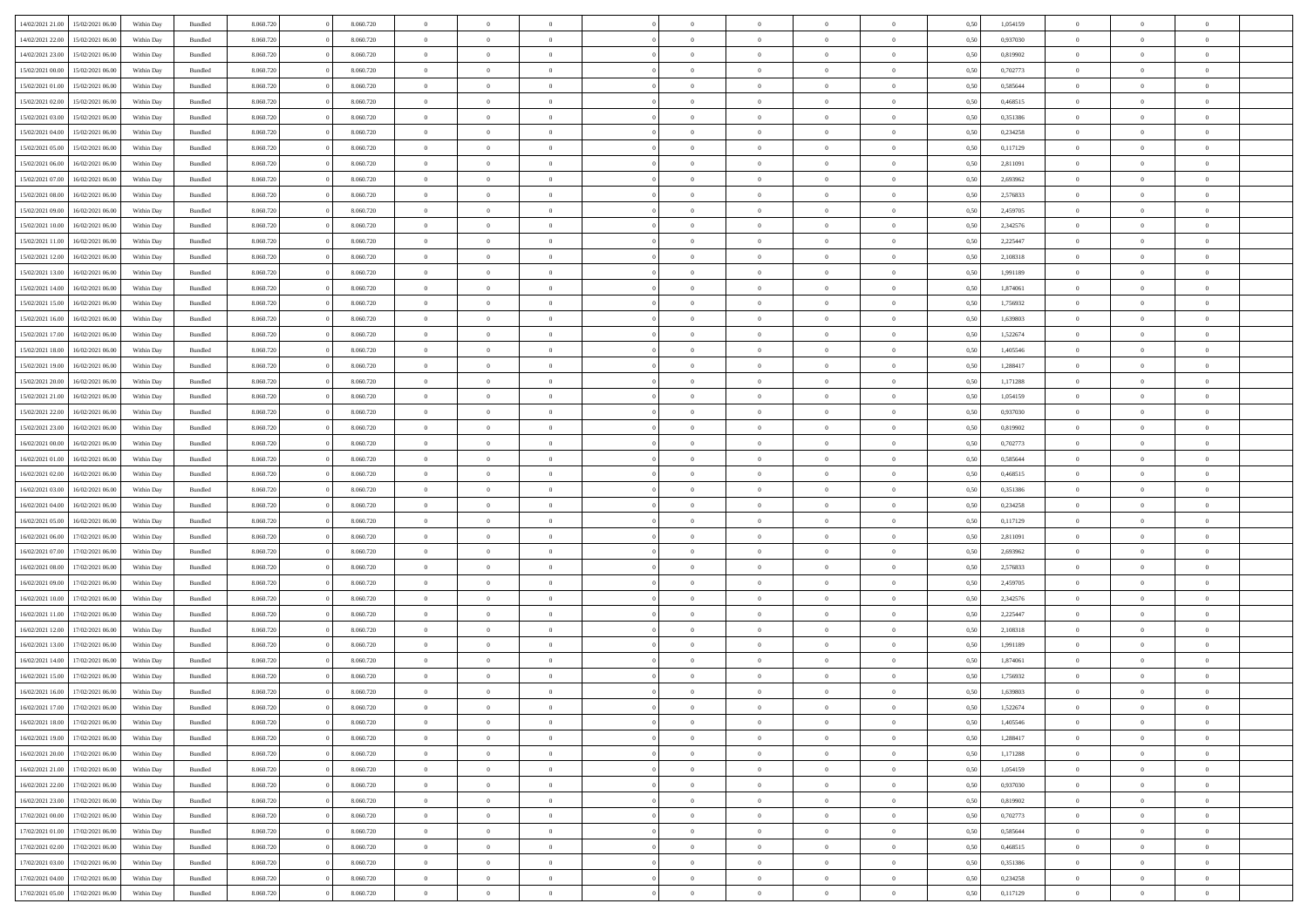| | | | | | | | | | | | | | | | | | | | | |
|---|---|---|---|---|---|---|---|---|---|---|---|---|---|---|---|---|---|---|---|---|
| 14/02/2021 21:00 | 15/02/2021 06:00 | Within Day | Bundled | 8.060.720 | 0 | 8.060.720 | 0 | 0 | 0 | | 0 | 0 | 0 | 0 | 0,50 | 1,054159 | 0 | 0 | 0 | |
| 14/02/2021 22:00 | 15/02/2021 06:00 | Within Day | Bundled | 8.060.720 | 0 | 8.060.720 | 0 | 0 | 0 | | 0 | 0 | 0 | 0 | 0,50 | 0,937030 | 0 | 0 | 0 | |
| 14/02/2021 23:00 | 15/02/2021 06:00 | Within Day | Bundled | 8.060.720 | 0 | 8.060.720 | 0 | 0 | 0 | | 0 | 0 | 0 | 0 | 0,50 | 0,819902 | 0 | 0 | 0 | |
| 15/02/2021 00:00 | 15/02/2021 06:00 | Within Day | Bundled | 8.060.720 | 0 | 8.060.720 | 0 | 0 | 0 | | 0 | 0 | 0 | 0 | 0,50 | 0,702773 | 0 | 0 | 0 | |
| 15/02/2021 01:00 | 15/02/2021 06:00 | Within Day | Bundled | 8.060.720 | 0 | 8.060.720 | 0 | 0 | 0 | | 0 | 0 | 0 | 0 | 0,50 | 0,585644 | 0 | 0 | 0 | |
| 15/02/2021 02:00 | 15/02/2021 06:00 | Within Day | Bundled | 8.060.720 | 0 | 8.060.720 | 0 | 0 | 0 | | 0 | 0 | 0 | 0 | 0,50 | 0,468515 | 0 | 0 | 0 | |
| 15/02/2021 03:00 | 15/02/2021 06:00 | Within Day | Bundled | 8.060.720 | 0 | 8.060.720 | 0 | 0 | 0 | | 0 | 0 | 0 | 0 | 0,50 | 0,351386 | 0 | 0 | 0 | |
| 15/02/2021 04:00 | 15/02/2021 06:00 | Within Day | Bundled | 8.060.720 | 0 | 8.060.720 | 0 | 0 | 0 | | 0 | 0 | 0 | 0 | 0,50 | 0,234258 | 0 | 0 | 0 | |
| 15/02/2021 05:00 | 15/02/2021 06:00 | Within Day | Bundled | 8.060.720 | 0 | 8.060.720 | 0 | 0 | 0 | | 0 | 0 | 0 | 0 | 0,50 | 0,117129 | 0 | 0 | 0 | |
| 15/02/2021 06:00 | 16/02/2021 06:00 | Within Day | Bundled | 8.060.720 | 0 | 8.060.720 | 0 | 0 | 0 | | 0 | 0 | 0 | 0 | 0,50 | 2,811091 | 0 | 0 | 0 | |
| 15/02/2021 07:00 | 16/02/2021 06:00 | Within Day | Bundled | 8.060.720 | 0 | 8.060.720 | 0 | 0 | 0 | | 0 | 0 | 0 | 0 | 0,50 | 2,693962 | 0 | 0 | 0 | |
| 15/02/2021 08:00 | 16/02/2021 06:00 | Within Day | Bundled | 8.060.720 | 0 | 8.060.720 | 0 | 0 | 0 | | 0 | 0 | 0 | 0 | 0,50 | 2,576833 | 0 | 0 | 0 | |
| 15/02/2021 09:00 | 16/02/2021 06:00 | Within Day | Bundled | 8.060.720 | 0 | 8.060.720 | 0 | 0 | 0 | | 0 | 0 | 0 | 0 | 0,50 | 2,459705 | 0 | 0 | 0 | |
| 15/02/2021 10:00 | 16/02/2021 06:00 | Within Day | Bundled | 8.060.720 | 0 | 8.060.720 | 0 | 0 | 0 | | 0 | 0 | 0 | 0 | 0,50 | 2,342576 | 0 | 0 | 0 | |
| 15/02/2021 11:00 | 16/02/2021 06:00 | Within Day | Bundled | 8.060.720 | 0 | 8.060.720 | 0 | 0 | 0 | | 0 | 0 | 0 | 0 | 0,50 | 2,225447 | 0 | 0 | 0 | |
| 15/02/2021 12:00 | 16/02/2021 06:00 | Within Day | Bundled | 8.060.720 | 0 | 8.060.720 | 0 | 0 | 0 | | 0 | 0 | 0 | 0 | 0,50 | 2,108318 | 0 | 0 | 0 | |
| 15/02/2021 13:00 | 16/02/2021 06:00 | Within Day | Bundled | 8.060.720 | 0 | 8.060.720 | 0 | 0 | 0 | | 0 | 0 | 0 | 0 | 0,50 | 1,991189 | 0 | 0 | 0 | |
| 15/02/2021 14:00 | 16/02/2021 06:00 | Within Day | Bundled | 8.060.720 | 0 | 8.060.720 | 0 | 0 | 0 | | 0 | 0 | 0 | 0 | 0,50 | 1,874061 | 0 | 0 | 0 | |
| 15/02/2021 15:00 | 16/02/2021 06:00 | Within Day | Bundled | 8.060.720 | 0 | 8.060.720 | 0 | 0 | 0 | | 0 | 0 | 0 | 0 | 0,50 | 1,756932 | 0 | 0 | 0 | |
| 15/02/2021 16:00 | 16/02/2021 06:00 | Within Day | Bundled | 8.060.720 | 0 | 8.060.720 | 0 | 0 | 0 | | 0 | 0 | 0 | 0 | 0,50 | 1,639803 | 0 | 0 | 0 | |
| 15/02/2021 17:00 | 16/02/2021 06:00 | Within Day | Bundled | 8.060.720 | 0 | 8.060.720 | 0 | 0 | 0 | | 0 | 0 | 0 | 0 | 0,50 | 1,522674 | 0 | 0 | 0 | |
| 15/02/2021 18:00 | 16/02/2021 06:00 | Within Day | Bundled | 8.060.720 | 0 | 8.060.720 | 0 | 0 | 0 | | 0 | 0 | 0 | 0 | 0,50 | 1,405546 | 0 | 0 | 0 | |
| 15/02/2021 19:00 | 16/02/2021 06:00 | Within Day | Bundled | 8.060.720 | 0 | 8.060.720 | 0 | 0 | 0 | | 0 | 0 | 0 | 0 | 0,50 | 1,288417 | 0 | 0 | 0 | |
| 15/02/2021 20:00 | 16/02/2021 06:00 | Within Day | Bundled | 8.060.720 | 0 | 8.060.720 | 0 | 0 | 0 | | 0 | 0 | 0 | 0 | 0,50 | 1,171288 | 0 | 0 | 0 | |
| 15/02/2021 21:00 | 16/02/2021 06:00 | Within Day | Bundled | 8.060.720 | 0 | 8.060.720 | 0 | 0 | 0 | | 0 | 0 | 0 | 0 | 0,50 | 1,054159 | 0 | 0 | 0 | |
| 15/02/2021 22:00 | 16/02/2021 06:00 | Within Day | Bundled | 8.060.720 | 0 | 8.060.720 | 0 | 0 | 0 | | 0 | 0 | 0 | 0 | 0,50 | 0,937030 | 0 | 0 | 0 | |
| 15/02/2021 23:00 | 16/02/2021 06:00 | Within Day | Bundled | 8.060.720 | 0 | 8.060.720 | 0 | 0 | 0 | | 0 | 0 | 0 | 0 | 0,50 | 0,819902 | 0 | 0 | 0 | |
| 16/02/2021 00:00 | 16/02/2021 06:00 | Within Day | Bundled | 8.060.720 | 0 | 8.060.720 | 0 | 0 | 0 | | 0 | 0 | 0 | 0 | 0,50 | 0,702773 | 0 | 0 | 0 | |
| 16/02/2021 01:00 | 16/02/2021 06:00 | Within Day | Bundled | 8.060.720 | 0 | 8.060.720 | 0 | 0 | 0 | | 0 | 0 | 0 | 0 | 0,50 | 0,585644 | 0 | 0 | 0 | |
| 16/02/2021 02:00 | 16/02/2021 06:00 | Within Day | Bundled | 8.060.720 | 0 | 8.060.720 | 0 | 0 | 0 | | 0 | 0 | 0 | 0 | 0,50 | 0,468515 | 0 | 0 | 0 | |
| 16/02/2021 03:00 | 16/02/2021 06:00 | Within Day | Bundled | 8.060.720 | 0 | 8.060.720 | 0 | 0 | 0 | | 0 | 0 | 0 | 0 | 0,50 | 0,351386 | 0 | 0 | 0 | |
| 16/02/2021 04:00 | 16/02/2021 06:00 | Within Day | Bundled | 8.060.720 | 0 | 8.060.720 | 0 | 0 | 0 | | 0 | 0 | 0 | 0 | 0,50 | 0,234258 | 0 | 0 | 0 | |
| 16/02/2021 05:00 | 16/02/2021 06:00 | Within Day | Bundled | 8.060.720 | 0 | 8.060.720 | 0 | 0 | 0 | | 0 | 0 | 0 | 0 | 0,50 | 0,117129 | 0 | 0 | 0 | |
| 16/02/2021 06:00 | 17/02/2021 06:00 | Within Day | Bundled | 8.060.720 | 0 | 8.060.720 | 0 | 0 | 0 | | 0 | 0 | 0 | 0 | 0,50 | 2,811091 | 0 | 0 | 0 | |
| 16/02/2021 07:00 | 17/02/2021 06:00 | Within Day | Bundled | 8.060.720 | 0 | 8.060.720 | 0 | 0 | 0 | | 0 | 0 | 0 | 0 | 0,50 | 2,693962 | 0 | 0 | 0 | |
| 16/02/2021 08:00 | 17/02/2021 06:00 | Within Day | Bundled | 8.060.720 | 0 | 8.060.720 | 0 | 0 | 0 | | 0 | 0 | 0 | 0 | 0,50 | 2,576833 | 0 | 0 | 0 | |
| 16/02/2021 09:00 | 17/02/2021 06:00 | Within Day | Bundled | 8.060.720 | 0 | 8.060.720 | 0 | 0 | 0 | | 0 | 0 | 0 | 0 | 0,50 | 2,459705 | 0 | 0 | 0 | |
| 16/02/2021 10:00 | 17/02/2021 06:00 | Within Day | Bundled | 8.060.720 | 0 | 8.060.720 | 0 | 0 | 0 | | 0 | 0 | 0 | 0 | 0,50 | 2,342576 | 0 | 0 | 0 | |
| 16/02/2021 11:00 | 17/02/2021 06:00 | Within Day | Bundled | 8.060.720 | 0 | 8.060.720 | 0 | 0 | 0 | | 0 | 0 | 0 | 0 | 0,50 | 2,225447 | 0 | 0 | 0 | |
| 16/02/2021 12:00 | 17/02/2021 06:00 | Within Day | Bundled | 8.060.720 | 0 | 8.060.720 | 0 | 0 | 0 | | 0 | 0 | 0 | 0 | 0,50 | 2,108318 | 0 | 0 | 0 | |
| 16/02/2021 13:00 | 17/02/2021 06:00 | Within Day | Bundled | 8.060.720 | 0 | 8.060.720 | 0 | 0 | 0 | | 0 | 0 | 0 | 0 | 0,50 | 1,991189 | 0 | 0 | 0 | |
| 16/02/2021 14:00 | 17/02/2021 06:00 | Within Day | Bundled | 8.060.720 | 0 | 8.060.720 | 0 | 0 | 0 | | 0 | 0 | 0 | 0 | 0,50 | 1,874061 | 0 | 0 | 0 | |
| 16/02/2021 15:00 | 17/02/2021 06:00 | Within Day | Bundled | 8.060.720 | 0 | 8.060.720 | 0 | 0 | 0 | | 0 | 0 | 0 | 0 | 0,50 | 1,756932 | 0 | 0 | 0 | |
| 16/02/2021 16:00 | 17/02/2021 06:00 | Within Day | Bundled | 8.060.720 | 0 | 8.060.720 | 0 | 0 | 0 | | 0 | 0 | 0 | 0 | 0,50 | 1,639803 | 0 | 0 | 0 | |
| 16/02/2021 17:00 | 17/02/2021 06:00 | Within Day | Bundled | 8.060.720 | 0 | 8.060.720 | 0 | 0 | 0 | | 0 | 0 | 0 | 0 | 0,50 | 1,522674 | 0 | 0 | 0 | |
| 16/02/2021 18:00 | 17/02/2021 06:00 | Within Day | Bundled | 8.060.720 | 0 | 8.060.720 | 0 | 0 | 0 | | 0 | 0 | 0 | 0 | 0,50 | 1,405546 | 0 | 0 | 0 | |
| 16/02/2021 19:00 | 17/02/2021 06:00 | Within Day | Bundled | 8.060.720 | 0 | 8.060.720 | 0 | 0 | 0 | | 0 | 0 | 0 | 0 | 0,50 | 1,288417 | 0 | 0 | 0 | |
| 16/02/2021 20:00 | 17/02/2021 06:00 | Within Day | Bundled | 8.060.720 | 0 | 8.060.720 | 0 | 0 | 0 | | 0 | 0 | 0 | 0 | 0,50 | 1,171288 | 0 | 0 | 0 | |
| 16/02/2021 21:00 | 17/02/2021 06:00 | Within Day | Bundled | 8.060.720 | 0 | 8.060.720 | 0 | 0 | 0 | | 0 | 0 | 0 | 0 | 0,50 | 1,054159 | 0 | 0 | 0 | |
| 16/02/2021 22:00 | 17/02/2021 06:00 | Within Day | Bundled | 8.060.720 | 0 | 8.060.720 | 0 | 0 | 0 | | 0 | 0 | 0 | 0 | 0,50 | 0,937030 | 0 | 0 | 0 | |
| 16/02/2021 23:00 | 17/02/2021 06:00 | Within Day | Bundled | 8.060.720 | 0 | 8.060.720 | 0 | 0 | 0 | | 0 | 0 | 0 | 0 | 0,50 | 0,819902 | 0 | 0 | 0 | |
| 17/02/2021 00:00 | 17/02/2021 06:00 | Within Day | Bundled | 8.060.720 | 0 | 8.060.720 | 0 | 0 | 0 | | 0 | 0 | 0 | 0 | 0,50 | 0,702773 | 0 | 0 | 0 | |
| 17/02/2021 01:00 | 17/02/2021 06:00 | Within Day | Bundled | 8.060.720 | 0 | 8.060.720 | 0 | 0 | 0 | | 0 | 0 | 0 | 0 | 0,50 | 0,585644 | 0 | 0 | 0 | |
| 17/02/2021 02:00 | 17/02/2021 06:00 | Within Day | Bundled | 8.060.720 | 0 | 8.060.720 | 0 | 0 | 0 | | 0 | 0 | 0 | 0 | 0,50 | 0,468515 | 0 | 0 | 0 | |
| 17/02/2021 03:00 | 17/02/2021 06:00 | Within Day | Bundled | 8.060.720 | 0 | 8.060.720 | 0 | 0 | 0 | | 0 | 0 | 0 | 0 | 0,50 | 0,351386 | 0 | 0 | 0 | |
| 17/02/2021 04:00 | 17/02/2021 06:00 | Within Day | Bundled | 8.060.720 | 0 | 8.060.720 | 0 | 0 | 0 | | 0 | 0 | 0 | 0 | 0,50 | 0,234258 | 0 | 0 | 0 | |
| 17/02/2021 05:00 | 17/02/2021 06:00 | Within Day | Bundled | 8.060.720 | 0 | 8.060.720 | 0 | 0 | 0 | | 0 | 0 | 0 | 0 | 0,50 | 0,117129 | 0 | 0 | 0 | |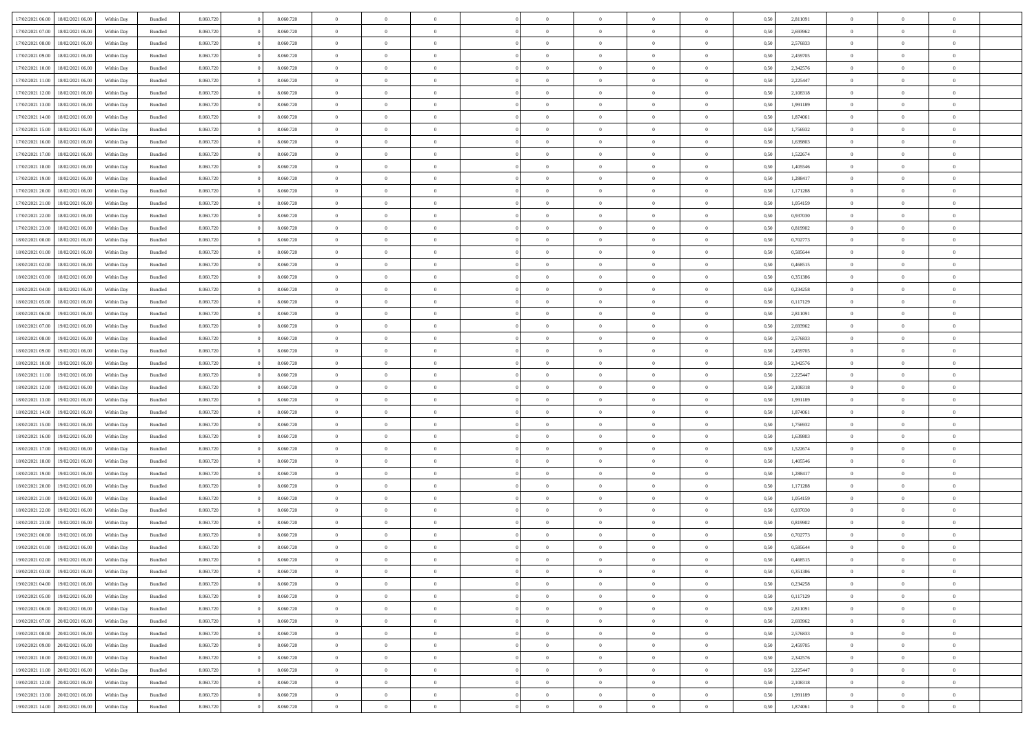| 17/02/2021 06:00 | 18/02/2021 06:00 | Within Day | Bundled | 8.060.720 | 0 | 8.060.720 | 0 | 0 | 0 | | 0 | 0 | 0 | 0 | 0,50 | 2,811091 | 0 | 0 | 0 | |
|---|---|---|---|---|---|---|---|---|---|---|---|---|---|---|---|---|---|---|---|---|
| 17/02/2021 07:00 | 18/02/2021 06:00 | Within Day | Bundled | 8.060.720 | 0 | 8.060.720 | 0 | 0 | 0 | | 0 | 0 | 0 | 0 | 0,50 | 2,693962 | 0 | 0 | 0 | |
| 17/02/2021 08:00 | 18/02/2021 06:00 | Within Day | Bundled | 8.060.720 | 0 | 8.060.720 | 0 | 0 | 0 | | 0 | 0 | 0 | 0 | 0,50 | 2,576833 | 0 | 0 | 0 | |
| 17/02/2021 09:00 | 18/02/2021 06:00 | Within Day | Bundled | 8.060.720 | 0 | 8.060.720 | 0 | 0 | 0 | | 0 | 0 | 0 | 0 | 0,50 | 2,459705 | 0 | 0 | 0 | |
| 17/02/2021 10:00 | 18/02/2021 06:00 | Within Day | Bundled | 8.060.720 | 0 | 8.060.720 | 0 | 0 | 0 | | 0 | 0 | 0 | 0 | 0,50 | 2,342576 | 0 | 0 | 0 | |
| 17/02/2021 11:00 | 18/02/2021 06:00 | Within Day | Bundled | 8.060.720 | 0 | 8.060.720 | 0 | 0 | 0 | | 0 | 0 | 0 | 0 | 0,50 | 2,225447 | 0 | 0 | 0 | |
| 17/02/2021 12:00 | 18/02/2021 06:00 | Within Day | Bundled | 8.060.720 | 0 | 8.060.720 | 0 | 0 | 0 | | 0 | 0 | 0 | 0 | 0,50 | 2,108318 | 0 | 0 | 0 | |
| 17/02/2021 13:00 | 18/02/2021 06:00 | Within Day | Bundled | 8.060.720 | 0 | 8.060.720 | 0 | 0 | 0 | | 0 | 0 | 0 | 0 | 0,50 | 1,991189 | 0 | 0 | 0 | |
| 17/02/2021 14:00 | 18/02/2021 06:00 | Within Day | Bundled | 8.060.720 | 0 | 8.060.720 | 0 | 0 | 0 | | 0 | 0 | 0 | 0 | 0,50 | 1,874061 | 0 | 0 | 0 | |
| 17/02/2021 15:00 | 18/02/2021 06:00 | Within Day | Bundled | 8.060.720 | 0 | 8.060.720 | 0 | 0 | 0 | | 0 | 0 | 0 | 0 | 0,50 | 1,756932 | 0 | 0 | 0 | |
| 17/02/2021 16:00 | 18/02/2021 06:00 | Within Day | Bundled | 8.060.720 | 0 | 8.060.720 | 0 | 0 | 0 | | 0 | 0 | 0 | 0 | 0,50 | 1,639803 | 0 | 0 | 0 | |
| 17/02/2021 17:00 | 18/02/2021 06:00 | Within Day | Bundled | 8.060.720 | 0 | 8.060.720 | 0 | 0 | 0 | | 0 | 0 | 0 | 0 | 0,50 | 1,522674 | 0 | 0 | 0 | |
| 17/02/2021 18:00 | 18/02/2021 06:00 | Within Day | Bundled | 8.060.720 | 0 | 8.060.720 | 0 | 0 | 0 | | 0 | 0 | 0 | 0 | 0,50 | 1,405546 | 0 | 0 | 0 | |
| 17/02/2021 19:00 | 18/02/2021 06:00 | Within Day | Bundled | 8.060.720 | 0 | 8.060.720 | 0 | 0 | 0 | | 0 | 0 | 0 | 0 | 0,50 | 1,288417 | 0 | 0 | 0 | |
| 17/02/2021 20:00 | 18/02/2021 06:00 | Within Day | Bundled | 8.060.720 | 0 | 8.060.720 | 0 | 0 | 0 | | 0 | 0 | 0 | 0 | 0,50 | 1,171288 | 0 | 0 | 0 | |
| 17/02/2021 21:00 | 18/02/2021 06:00 | Within Day | Bundled | 8.060.720 | 0 | 8.060.720 | 0 | 0 | 0 | | 0 | 0 | 0 | 0 | 0,50 | 1,054159 | 0 | 0 | 0 | |
| 17/02/2021 22:00 | 18/02/2021 06:00 | Within Day | Bundled | 8.060.720 | 0 | 8.060.720 | 0 | 0 | 0 | | 0 | 0 | 0 | 0 | 0,50 | 0,937030 | 0 | 0 | 0 | |
| 17/02/2021 23:00 | 18/02/2021 06:00 | Within Day | Bundled | 8.060.720 | 0 | 8.060.720 | 0 | 0 | 0 | | 0 | 0 | 0 | 0 | 0,50 | 0,819902 | 0 | 0 | 0 | |
| 18/02/2021 00:00 | 18/02/2021 06:00 | Within Day | Bundled | 8.060.720 | 0 | 8.060.720 | 0 | 0 | 0 | | 0 | 0 | 0 | 0 | 0,50 | 0,702773 | 0 | 0 | 0 | |
| 18/02/2021 01:00 | 18/02/2021 06:00 | Within Day | Bundled | 8.060.720 | 0 | 8.060.720 | 0 | 0 | 0 | | 0 | 0 | 0 | 0 | 0,50 | 0,585644 | 0 | 0 | 0 | |
| 18/02/2021 02:00 | 18/02/2021 06:00 | Within Day | Bundled | 8.060.720 | 0 | 8.060.720 | 0 | 0 | 0 | | 0 | 0 | 0 | 0 | 0,50 | 0,468515 | 0 | 0 | 0 | |
| 18/02/2021 03:00 | 18/02/2021 06:00 | Within Day | Bundled | 8.060.720 | 0 | 8.060.720 | 0 | 0 | 0 | | 0 | 0 | 0 | 0 | 0,50 | 0,351386 | 0 | 0 | 0 | |
| 18/02/2021 04:00 | 18/02/2021 06:00 | Within Day | Bundled | 8.060.720 | 0 | 8.060.720 | 0 | 0 | 0 | | 0 | 0 | 0 | 0 | 0,50 | 0,234258 | 0 | 0 | 0 | |
| 18/02/2021 05:00 | 18/02/2021 06:00 | Within Day | Bundled | 8.060.720 | 0 | 8.060.720 | 0 | 0 | 0 | | 0 | 0 | 0 | 0 | 0,50 | 0,117129 | 0 | 0 | 0 | |
| 18/02/2021 06:00 | 19/02/2021 06:00 | Within Day | Bundled | 8.060.720 | 0 | 8.060.720 | 0 | 0 | 0 | | 0 | 0 | 0 | 0 | 0,50 | 2,811091 | 0 | 0 | 0 | |
| 18/02/2021 07:00 | 19/02/2021 06:00 | Within Day | Bundled | 8.060.720 | 0 | 8.060.720 | 0 | 0 | 0 | | 0 | 0 | 0 | 0 | 0,50 | 2,693962 | 0 | 0 | 0 | |
| 18/02/2021 08:00 | 19/02/2021 06:00 | Within Day | Bundled | 8.060.720 | 0 | 8.060.720 | 0 | 0 | 0 | | 0 | 0 | 0 | 0 | 0,50 | 2,576833 | 0 | 0 | 0 | |
| 18/02/2021 09:00 | 19/02/2021 06:00 | Within Day | Bundled | 8.060.720 | 0 | 8.060.720 | 0 | 0 | 0 | | 0 | 0 | 0 | 0 | 0,50 | 2,459705 | 0 | 0 | 0 | |
| 18/02/2021 10:00 | 19/02/2021 06:00 | Within Day | Bundled | 8.060.720 | 0 | 8.060.720 | 0 | 0 | 0 | | 0 | 0 | 0 | 0 | 0,50 | 2,342576 | 0 | 0 | 0 | |
| 18/02/2021 11:00 | 19/02/2021 06:00 | Within Day | Bundled | 8.060.720 | 0 | 8.060.720 | 0 | 0 | 0 | | 0 | 0 | 0 | 0 | 0,50 | 2,225447 | 0 | 0 | 0 | |
| 18/02/2021 12:00 | 19/02/2021 06:00 | Within Day | Bundled | 8.060.720 | 0 | 8.060.720 | 0 | 0 | 0 | | 0 | 0 | 0 | 0 | 0,50 | 2,108318 | 0 | 0 | 0 | |
| 18/02/2021 13:00 | 19/02/2021 06:00 | Within Day | Bundled | 8.060.720 | 0 | 8.060.720 | 0 | 0 | 0 | | 0 | 0 | 0 | 0 | 0,50 | 1,991189 | 0 | 0 | 0 | |
| 18/02/2021 14:00 | 19/02/2021 06:00 | Within Day | Bundled | 8.060.720 | 0 | 8.060.720 | 0 | 0 | 0 | | 0 | 0 | 0 | 0 | 0,50 | 1,874061 | 0 | 0 | 0 | |
| 18/02/2021 15:00 | 19/02/2021 06:00 | Within Day | Bundled | 8.060.720 | 0 | 8.060.720 | 0 | 0 | 0 | | 0 | 0 | 0 | 0 | 0,50 | 1,756932 | 0 | 0 | 0 | |
| 18/02/2021 16:00 | 19/02/2021 06:00 | Within Day | Bundled | 8.060.720 | 0 | 8.060.720 | 0 | 0 | 0 | | 0 | 0 | 0 | 0 | 0,50 | 1,639803 | 0 | 0 | 0 | |
| 18/02/2021 17:00 | 19/02/2021 06:00 | Within Day | Bundled | 8.060.720 | 0 | 8.060.720 | 0 | 0 | 0 | | 0 | 0 | 0 | 0 | 0,50 | 1,522674 | 0 | 0 | 0 | |
| 18/02/2021 18:00 | 19/02/2021 06:00 | Within Day | Bundled | 8.060.720 | 0 | 8.060.720 | 0 | 0 | 0 | | 0 | 0 | 0 | 0 | 0,50 | 1,405546 | 0 | 0 | 0 | |
| 18/02/2021 19:00 | 19/02/2021 06:00 | Within Day | Bundled | 8.060.720 | 0 | 8.060.720 | 0 | 0 | 0 | | 0 | 0 | 0 | 0 | 0,50 | 1,288417 | 0 | 0 | 0 | |
| 18/02/2021 20:00 | 19/02/2021 06:00 | Within Day | Bundled | 8.060.720 | 0 | 8.060.720 | 0 | 0 | 0 | | 0 | 0 | 0 | 0 | 0,50 | 1,171288 | 0 | 0 | 0 | |
| 18/02/2021 21:00 | 19/02/2021 06:00 | Within Day | Bundled | 8.060.720 | 0 | 8.060.720 | 0 | 0 | 0 | | 0 | 0 | 0 | 0 | 0,50 | 1,054159 | 0 | 0 | 0 | |
| 18/02/2021 22:00 | 19/02/2021 06:00 | Within Day | Bundled | 8.060.720 | 0 | 8.060.720 | 0 | 0 | 0 | | 0 | 0 | 0 | 0 | 0,50 | 0,937030 | 0 | 0 | 0 | |
| 18/02/2021 23:00 | 19/02/2021 06:00 | Within Day | Bundled | 8.060.720 | 0 | 8.060.720 | 0 | 0 | 0 | | 0 | 0 | 0 | 0 | 0,50 | 0,819902 | 0 | 0 | 0 | |
| 19/02/2021 00:00 | 19/02/2021 06:00 | Within Day | Bundled | 8.060.720 | 0 | 8.060.720 | 0 | 0 | 0 | | 0 | 0 | 0 | 0 | 0,50 | 0,702773 | 0 | 0 | 0 | |
| 19/02/2021 01:00 | 19/02/2021 06:00 | Within Day | Bundled | 8.060.720 | 0 | 8.060.720 | 0 | 0 | 0 | | 0 | 0 | 0 | 0 | 0,50 | 0,585644 | 0 | 0 | 0 | |
| 19/02/2021 02:00 | 19/02/2021 06:00 | Within Day | Bundled | 8.060.720 | 0 | 8.060.720 | 0 | 0 | 0 | | 0 | 0 | 0 | 0 | 0,50 | 0,468515 | 0 | 0 | 0 | |
| 19/02/2021 03:00 | 19/02/2021 06:00 | Within Day | Bundled | 8.060.720 | 0 | 8.060.720 | 0 | 0 | 0 | | 0 | 0 | 0 | 0 | 0,50 | 0,351386 | 0 | 0 | 0 | |
| 19/02/2021 04:00 | 19/02/2021 06:00 | Within Day | Bundled | 8.060.720 | 0 | 8.060.720 | 0 | 0 | 0 | | 0 | 0 | 0 | 0 | 0,50 | 0,234258 | 0 | 0 | 0 | |
| 19/02/2021 05:00 | 19/02/2021 06:00 | Within Day | Bundled | 8.060.720 | 0 | 8.060.720 | 0 | 0 | 0 | | 0 | 0 | 0 | 0 | 0,50 | 0,117129 | 0 | 0 | 0 | |
| 19/02/2021 06:00 | 20/02/2021 06:00 | Within Day | Bundled | 8.060.720 | 0 | 8.060.720 | 0 | 0 | 0 | | 0 | 0 | 0 | 0 | 0,50 | 2,811091 | 0 | 0 | 0 | |
| 19/02/2021 07:00 | 20/02/2021 06:00 | Within Day | Bundled | 8.060.720 | 0 | 8.060.720 | 0 | 0 | 0 | | 0 | 0 | 0 | 0 | 0,50 | 2,693962 | 0 | 0 | 0 | |
| 19/02/2021 08:00 | 20/02/2021 06:00 | Within Day | Bundled | 8.060.720 | 0 | 8.060.720 | 0 | 0 | 0 | | 0 | 0 | 0 | 0 | 0,50 | 2,576833 | 0 | 0 | 0 | |
| 19/02/2021 09:00 | 20/02/2021 06:00 | Within Day | Bundled | 8.060.720 | 0 | 8.060.720 | 0 | 0 | 0 | | 0 | 0 | 0 | 0 | 0,50 | 2,459705 | 0 | 0 | 0 | |
| 19/02/2021 10:00 | 20/02/2021 06:00 | Within Day | Bundled | 8.060.720 | 0 | 8.060.720 | 0 | 0 | 0 | | 0 | 0 | 0 | 0 | 0,50 | 2,342576 | 0 | 0 | 0 | |
| 19/02/2021 11:00 | 20/02/2021 06:00 | Within Day | Bundled | 8.060.720 | 0 | 8.060.720 | 0 | 0 | 0 | | 0 | 0 | 0 | 0 | 0,50 | 2,225447 | 0 | 0 | 0 | |
| 19/02/2021 12:00 | 20/02/2021 06:00 | Within Day | Bundled | 8.060.720 | 0 | 8.060.720 | 0 | 0 | 0 | | 0 | 0 | 0 | 0 | 0,50 | 2,108318 | 0 | 0 | 0 | |
| 19/02/2021 13:00 | 20/02/2021 06:00 | Within Day | Bundled | 8.060.720 | 0 | 8.060.720 | 0 | 0 | 0 | | 0 | 0 | 0 | 0 | 0,50 | 1,991189 | 0 | 0 | 0 | |
| 19/02/2021 14:00 | 20/02/2021 06:00 | Within Day | Bundled | 8.060.720 | 0 | 8.060.720 | 0 | 0 | 0 | | 0 | 0 | 0 | 0 | 0,50 | 1,874061 | 0 | 0 | 0 | |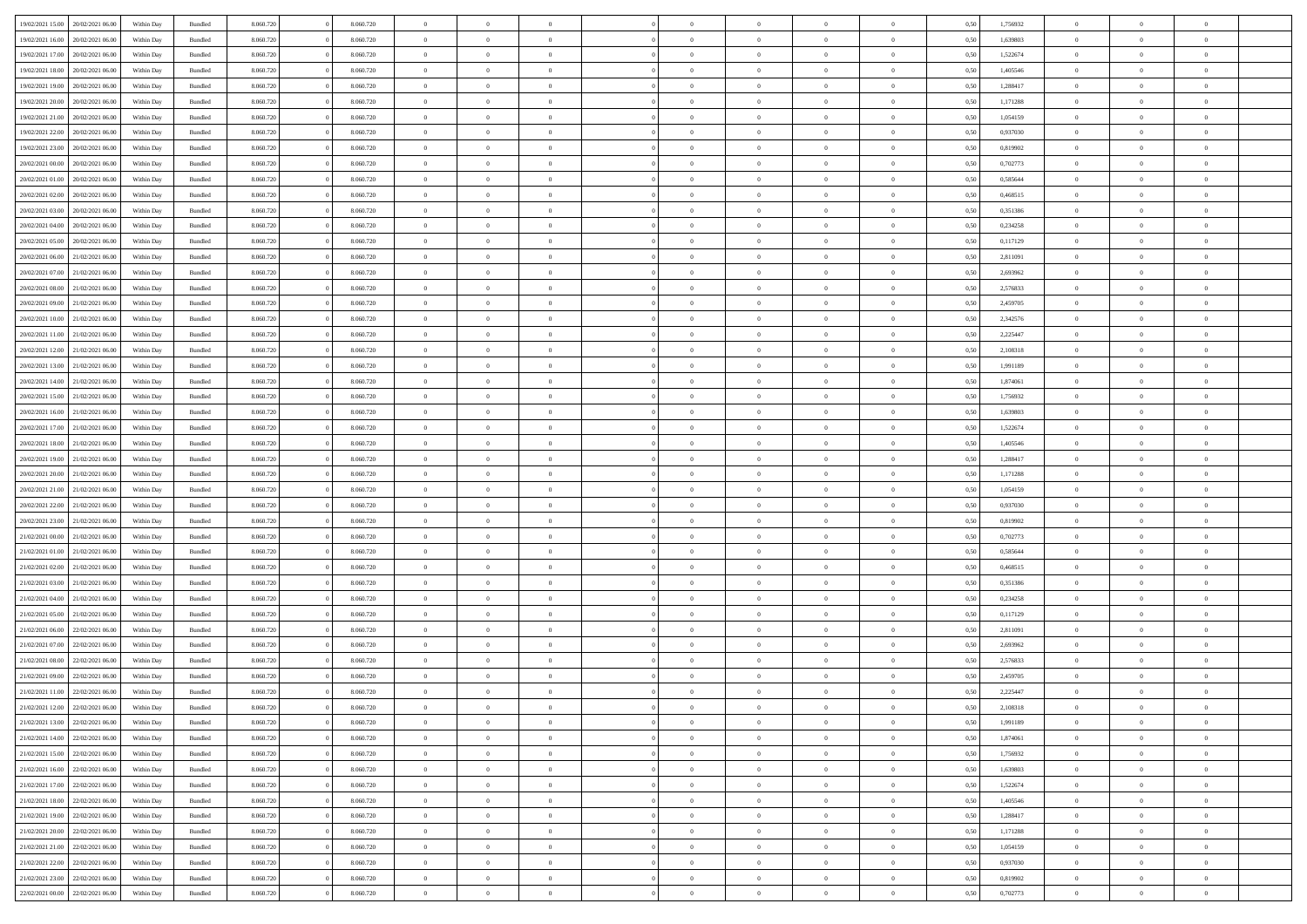| 19/02/2021 15.00 | 20/02/2021 06.00 | Within Day | Bundled | 8.060.720 | 0 | 8.060.720 | 0 | 0 | 0 | | 0 | 0 | 0 | 0 | 0,50 | 1,756932 | 0 | 0 | 0 | |
|---|---|---|---|---|---|---|---|---|---|---|---|---|---|---|---|---|---|---|---|---|
| 19/02/2021 16.00 | 20/02/2021 06.00 | Within Day | Bundled | 8.060.720 | 0 | 8.060.720 | 0 | 0 | 0 | | 0 | 0 | 0 | 0 | 0,50 | 1,639803 | 0 | 0 | 0 | |
| 19/02/2021 17.00 | 20/02/2021 06.00 | Within Day | Bundled | 8.060.720 | 0 | 8.060.720 | 0 | 0 | 0 | | 0 | 0 | 0 | 0 | 0,50 | 1,522674 | 0 | 0 | 0 | |
| 19/02/2021 18.00 | 20/02/2021 06.00 | Within Day | Bundled | 8.060.720 | 0 | 8.060.720 | 0 | 0 | 0 | | 0 | 0 | 0 | 0 | 0,50 | 1,405546 | 0 | 0 | 0 | |
| 19/02/2021 19.00 | 20/02/2021 06.00 | Within Day | Bundled | 8.060.720 | 0 | 8.060.720 | 0 | 0 | 0 | | 0 | 0 | 0 | 0 | 0,50 | 1,288417 | 0 | 0 | 0 | |
| 19/02/2021 20.00 | 20/02/2021 06.00 | Within Day | Bundled | 8.060.720 | 0 | 8.060.720 | 0 | 0 | 0 | | 0 | 0 | 0 | 0 | 0,50 | 1,171288 | 0 | 0 | 0 | |
| 19/02/2021 21.00 | 20/02/2021 06.00 | Within Day | Bundled | 8.060.720 | 0 | 8.060.720 | 0 | 0 | 0 | | 0 | 0 | 0 | 0 | 0,50 | 1,054159 | 0 | 0 | 0 | |
| 19/02/2021 22.00 | 20/02/2021 06.00 | Within Day | Bundled | 8.060.720 | 0 | 8.060.720 | 0 | 0 | 0 | | 0 | 0 | 0 | 0 | 0,50 | 0,937030 | 0 | 0 | 0 | |
| 19/02/2021 23.00 | 20/02/2021 06.00 | Within Day | Bundled | 8.060.720 | 0 | 8.060.720 | 0 | 0 | 0 | | 0 | 0 | 0 | 0 | 0,50 | 0,819902 | 0 | 0 | 0 | |
| 20/02/2021 00.00 | 20/02/2021 06.00 | Within Day | Bundled | 8.060.720 | 0 | 8.060.720 | 0 | 0 | 0 | | 0 | 0 | 0 | 0 | 0,50 | 0,702773 | 0 | 0 | 0 | |
| 20/02/2021 01.00 | 20/02/2021 06.00 | Within Day | Bundled | 8.060.720 | 0 | 8.060.720 | 0 | 0 | 0 | | 0 | 0 | 0 | 0 | 0,50 | 0,585644 | 0 | 0 | 0 | |
| 20/02/2021 02.00 | 20/02/2021 06.00 | Within Day | Bundled | 8.060.720 | 0 | 8.060.720 | 0 | 0 | 0 | | 0 | 0 | 0 | 0 | 0,50 | 0,468515 | 0 | 0 | 0 | |
| 20/02/2021 03.00 | 20/02/2021 06.00 | Within Day | Bundled | 8.060.720 | 0 | 8.060.720 | 0 | 0 | 0 | | 0 | 0 | 0 | 0 | 0,50 | 0,351386 | 0 | 0 | 0 | |
| 20/02/2021 04.00 | 20/02/2021 06.00 | Within Day | Bundled | 8.060.720 | 0 | 8.060.720 | 0 | 0 | 0 | | 0 | 0 | 0 | 0 | 0,50 | 0,234258 | 0 | 0 | 0 | |
| 20/02/2021 05.00 | 20/02/2021 06.00 | Within Day | Bundled | 8.060.720 | 0 | 8.060.720 | 0 | 0 | 0 | | 0 | 0 | 0 | 0 | 0,50 | 0,117129 | 0 | 0 | 0 | |
| 20/02/2021 06.00 | 21/02/2021 06.00 | Within Day | Bundled | 8.060.720 | 0 | 8.060.720 | 0 | 0 | 0 | | 0 | 0 | 0 | 0 | 0,50 | 2,811091 | 0 | 0 | 0 | |
| 20/02/2021 07.00 | 21/02/2021 06.00 | Within Day | Bundled | 8.060.720 | 0 | 8.060.720 | 0 | 0 | 0 | | 0 | 0 | 0 | 0 | 0,50 | 2,693962 | 0 | 0 | 0 | |
| 20/02/2021 08.00 | 21/02/2021 06.00 | Within Day | Bundled | 8.060.720 | 0 | 8.060.720 | 0 | 0 | 0 | | 0 | 0 | 0 | 0 | 0,50 | 2,576833 | 0 | 0 | 0 | |
| 20/02/2021 09.00 | 21/02/2021 06.00 | Within Day | Bundled | 8.060.720 | 0 | 8.060.720 | 0 | 0 | 0 | | 0 | 0 | 0 | 0 | 0,50 | 2,459705 | 0 | 0 | 0 | |
| 20/02/2021 10.00 | 21/02/2021 06.00 | Within Day | Bundled | 8.060.720 | 0 | 8.060.720 | 0 | 0 | 0 | | 0 | 0 | 0 | 0 | 0,50 | 2,342576 | 0 | 0 | 0 | |
| 20/02/2021 11.00 | 21/02/2021 06.00 | Within Day | Bundled | 8.060.720 | 0 | 8.060.720 | 0 | 0 | 0 | | 0 | 0 | 0 | 0 | 0,50 | 2,225447 | 0 | 0 | 0 | |
| 20/02/2021 12.00 | 21/02/2021 06.00 | Within Day | Bundled | 8.060.720 | 0 | 8.060.720 | 0 | 0 | 0 | | 0 | 0 | 0 | 0 | 0,50 | 2,108318 | 0 | 0 | 0 | |
| 20/02/2021 13.00 | 21/02/2021 06.00 | Within Day | Bundled | 8.060.720 | 0 | 8.060.720 | 0 | 0 | 0 | | 0 | 0 | 0 | 0 | 0,50 | 1,991189 | 0 | 0 | 0 | |
| 20/02/2021 14.00 | 21/02/2021 06.00 | Within Day | Bundled | 8.060.720 | 0 | 8.060.720 | 0 | 0 | 0 | | 0 | 0 | 0 | 0 | 0,50 | 1,874061 | 0 | 0 | 0 | |
| 20/02/2021 15.00 | 21/02/2021 06.00 | Within Day | Bundled | 8.060.720 | 0 | 8.060.720 | 0 | 0 | 0 | | 0 | 0 | 0 | 0 | 0,50 | 1,756932 | 0 | 0 | 0 | |
| 20/02/2021 16.00 | 21/02/2021 06.00 | Within Day | Bundled | 8.060.720 | 0 | 8.060.720 | 0 | 0 | 0 | | 0 | 0 | 0 | 0 | 0,50 | 1,639803 | 0 | 0 | 0 | |
| 20/02/2021 17.00 | 21/02/2021 06.00 | Within Day | Bundled | 8.060.720 | 0 | 8.060.720 | 0 | 0 | 0 | | 0 | 0 | 0 | 0 | 0,50 | 1,522674 | 0 | 0 | 0 | |
| 20/02/2021 18.00 | 21/02/2021 06.00 | Within Day | Bundled | 8.060.720 | 0 | 8.060.720 | 0 | 0 | 0 | | 0 | 0 | 0 | 0 | 0,50 | 1,405546 | 0 | 0 | 0 | |
| 20/02/2021 19.00 | 21/02/2021 06.00 | Within Day | Bundled | 8.060.720 | 0 | 8.060.720 | 0 | 0 | 0 | | 0 | 0 | 0 | 0 | 0,50 | 1,288417 | 0 | 0 | 0 | |
| 20/02/2021 20.00 | 21/02/2021 06.00 | Within Day | Bundled | 8.060.720 | 0 | 8.060.720 | 0 | 0 | 0 | | 0 | 0 | 0 | 0 | 0,50 | 1,171288 | 0 | 0 | 0 | |
| 20/02/2021 21.00 | 21/02/2021 06.00 | Within Day | Bundled | 8.060.720 | 0 | 8.060.720 | 0 | 0 | 0 | | 0 | 0 | 0 | 0 | 0,50 | 1,054159 | 0 | 0 | 0 | |
| 20/02/2021 22.00 | 21/02/2021 06.00 | Within Day | Bundled | 8.060.720 | 0 | 8.060.720 | 0 | 0 | 0 | | 0 | 0 | 0 | 0 | 0,50 | 0,937030 | 0 | 0 | 0 | |
| 20/02/2021 23.00 | 21/02/2021 06.00 | Within Day | Bundled | 8.060.720 | 0 | 8.060.720 | 0 | 0 | 0 | | 0 | 0 | 0 | 0 | 0,50 | 0,819902 | 0 | 0 | 0 | |
| 21/02/2021 00.00 | 21/02/2021 06.00 | Within Day | Bundled | 8.060.720 | 0 | 8.060.720 | 0 | 0 | 0 | | 0 | 0 | 0 | 0 | 0,50 | 0,702773 | 0 | 0 | 0 | |
| 21/02/2021 01.00 | 21/02/2021 06.00 | Within Day | Bundled | 8.060.720 | 0 | 8.060.720 | 0 | 0 | 0 | | 0 | 0 | 0 | 0 | 0,50 | 0,585644 | 0 | 0 | 0 | |
| 21/02/2021 02.00 | 21/02/2021 06.00 | Within Day | Bundled | 8.060.720 | 0 | 8.060.720 | 0 | 0 | 0 | | 0 | 0 | 0 | 0 | 0,50 | 0,468515 | 0 | 0 | 0 | |
| 21/02/2021 03.00 | 21/02/2021 06.00 | Within Day | Bundled | 8.060.720 | 0 | 8.060.720 | 0 | 0 | 0 | | 0 | 0 | 0 | 0 | 0,50 | 0,351386 | 0 | 0 | 0 | |
| 21/02/2021 04.00 | 21/02/2021 06.00 | Within Day | Bundled | 8.060.720 | 0 | 8.060.720 | 0 | 0 | 0 | | 0 | 0 | 0 | 0 | 0,50 | 0,234258 | 0 | 0 | 0 | |
| 21/02/2021 05.00 | 21/02/2021 06.00 | Within Day | Bundled | 8.060.720 | 0 | 8.060.720 | 0 | 0 | 0 | | 0 | 0 | 0 | 0 | 0,50 | 0,117129 | 0 | 0 | 0 | |
| 21/02/2021 06.00 | 22/02/2021 06.00 | Within Day | Bundled | 8.060.720 | 0 | 8.060.720 | 0 | 0 | 0 | | 0 | 0 | 0 | 0 | 0,50 | 2,811091 | 0 | 0 | 0 | |
| 21/02/2021 07.00 | 22/02/2021 06.00 | Within Day | Bundled | 8.060.720 | 0 | 8.060.720 | 0 | 0 | 0 | | 0 | 0 | 0 | 0 | 0,50 | 2,693962 | 0 | 0 | 0 | |
| 21/02/2021 08.00 | 22/02/2021 06.00 | Within Day | Bundled | 8.060.720 | 0 | 8.060.720 | 0 | 0 | 0 | | 0 | 0 | 0 | 0 | 0,50 | 2,576833 | 0 | 0 | 0 | |
| 21/02/2021 09.00 | 22/02/2021 06.00 | Within Day | Bundled | 8.060.720 | 0 | 8.060.720 | 0 | 0 | 0 | | 0 | 0 | 0 | 0 | 0,50 | 2,459705 | 0 | 0 | 0 | |
| 21/02/2021 11.00 | 22/02/2021 06.00 | Within Day | Bundled | 8.060.720 | 0 | 8.060.720 | 0 | 0 | 0 | | 0 | 0 | 0 | 0 | 0,50 | 2,225447 | 0 | 0 | 0 | |
| 21/02/2021 12.00 | 22/02/2021 06.00 | Within Day | Bundled | 8.060.720 | 0 | 8.060.720 | 0 | 0 | 0 | | 0 | 0 | 0 | 0 | 0,50 | 2,108318 | 0 | 0 | 0 | |
| 21/02/2021 13.00 | 22/02/2021 06.00 | Within Day | Bundled | 8.060.720 | 0 | 8.060.720 | 0 | 0 | 0 | | 0 | 0 | 0 | 0 | 0,50 | 1,991189 | 0 | 0 | 0 | |
| 21/02/2021 14.00 | 22/02/2021 06.00 | Within Day | Bundled | 8.060.720 | 0 | 8.060.720 | 0 | 0 | 0 | | 0 | 0 | 0 | 0 | 0,50 | 1,874061 | 0 | 0 | 0 | |
| 21/02/2021 15.00 | 22/02/2021 06.00 | Within Day | Bundled | 8.060.720 | 0 | 8.060.720 | 0 | 0 | 0 | | 0 | 0 | 0 | 0 | 0,50 | 1,756932 | 0 | 0 | 0 | |
| 21/02/2021 16.00 | 22/02/2021 06.00 | Within Day | Bundled | 8.060.720 | 0 | 8.060.720 | 0 | 0 | 0 | | 0 | 0 | 0 | 0 | 0,50 | 1,639803 | 0 | 0 | 0 | |
| 21/02/2021 17.00 | 22/02/2021 06.00 | Within Day | Bundled | 8.060.720 | 0 | 8.060.720 | 0 | 0 | 0 | | 0 | 0 | 0 | 0 | 0,50 | 1,522674 | 0 | 0 | 0 | |
| 21/02/2021 18.00 | 22/02/2021 06.00 | Within Day | Bundled | 8.060.720 | 0 | 8.060.720 | 0 | 0 | 0 | | 0 | 0 | 0 | 0 | 0,50 | 1,405546 | 0 | 0 | 0 | |
| 21/02/2021 19.00 | 22/02/2021 06.00 | Within Day | Bundled | 8.060.720 | 0 | 8.060.720 | 0 | 0 | 0 | | 0 | 0 | 0 | 0 | 0,50 | 1,288417 | 0 | 0 | 0 | |
| 21/02/2021 20.00 | 22/02/2021 06.00 | Within Day | Bundled | 8.060.720 | 0 | 8.060.720 | 0 | 0 | 0 | | 0 | 0 | 0 | 0 | 0,50 | 1,171288 | 0 | 0 | 0 | |
| 21/02/2021 21.00 | 22/02/2021 06.00 | Within Day | Bundled | 8.060.720 | 0 | 8.060.720 | 0 | 0 | 0 | | 0 | 0 | 0 | 0 | 0,50 | 1,054159 | 0 | 0 | 0 | |
| 21/02/2021 22.00 | 22/02/2021 06.00 | Within Day | Bundled | 8.060.720 | 0 | 8.060.720 | 0 | 0 | 0 | | 0 | 0 | 0 | 0 | 0,50 | 0,937030 | 0 | 0 | 0 | |
| 21/02/2021 23.00 | 22/02/2021 06.00 | Within Day | Bundled | 8.060.720 | 0 | 8.060.720 | 0 | 0 | 0 | | 0 | 0 | 0 | 0 | 0,50 | 0,819902 | 0 | 0 | 0 | |
| 22/02/2021 00.00 | 22/02/2021 06.00 | Within Day | Bundled | 8.060.720 | 0 | 8.060.720 | 0 | 0 | 0 | | 0 | 0 | 0 | 0 | 0,50 | 0,702773 | 0 | 0 | 0 | |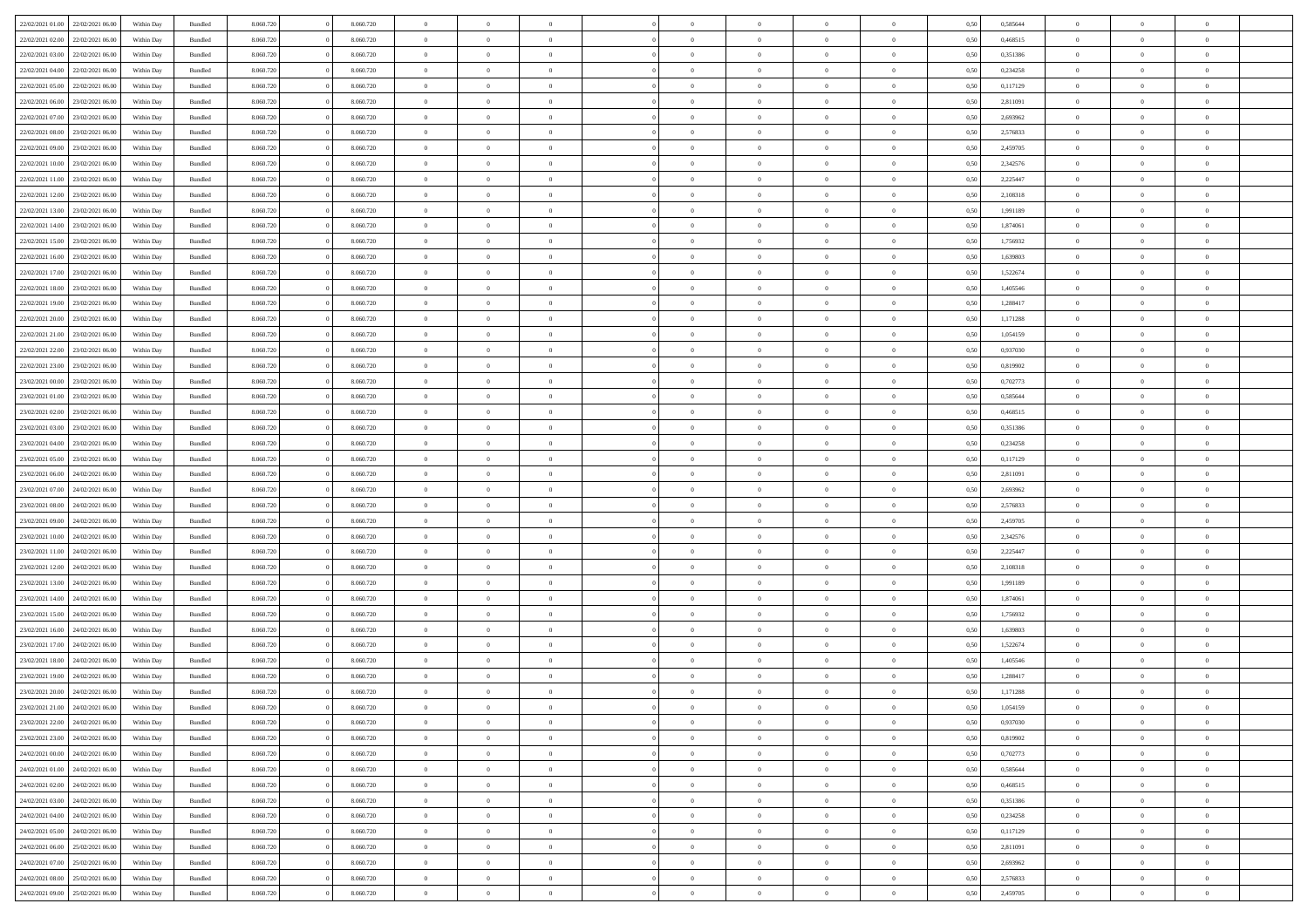| | | | | | | | | | | | | | | | | | | | | | |
|---|---|---|---|---|---|---|---|---|---|---|---|---|---|---|---|---|---|---|---|---|---|
| 22/02/2021 01:00 | 22/02/2021 06:00 | Within Day | Bundled | 8.060.720 | 0 | 8.060.720 | 0 | 0 | 0 | | 0 | 0 | 0 | 0 | 0,50 | 0,585644 | 0 | 0 | 0 | |
| 22/02/2021 02:00 | 22/02/2021 06:00 | Within Day | Bundled | 8.060.720 | 0 | 8.060.720 | 0 | 0 | 0 | | 0 | 0 | 0 | 0 | 0,50 | 0,468515 | 0 | 0 | 0 | |
| 22/02/2021 03:00 | 22/02/2021 06:00 | Within Day | Bundled | 8.060.720 | 0 | 8.060.720 | 0 | 0 | 0 | | 0 | 0 | 0 | 0 | 0,50 | 0,351386 | 0 | 0 | 0 | |
| 22/02/2021 04:00 | 22/02/2021 06:00 | Within Day | Bundled | 8.060.720 | 0 | 8.060.720 | 0 | 0 | 0 | | 0 | 0 | 0 | 0 | 0,50 | 0,234258 | 0 | 0 | 0 | |
| 22/02/2021 05:00 | 22/02/2021 06:00 | Within Day | Bundled | 8.060.720 | 0 | 8.060.720 | 0 | 0 | 0 | | 0 | 0 | 0 | 0 | 0,50 | 0,117129 | 0 | 0 | 0 | |
| 22/02/2021 06:00 | 23/02/2021 06:00 | Within Day | Bundled | 8.060.720 | 0 | 8.060.720 | 0 | 0 | 0 | | 0 | 0 | 0 | 0 | 0,50 | 2,811091 | 0 | 0 | 0 | |
| 22/02/2021 07:00 | 23/02/2021 06:00 | Within Day | Bundled | 8.060.720 | 0 | 8.060.720 | 0 | 0 | 0 | | 0 | 0 | 0 | 0 | 0,50 | 2,693962 | 0 | 0 | 0 | |
| 22/02/2021 08:00 | 23/02/2021 06:00 | Within Day | Bundled | 8.060.720 | 0 | 8.060.720 | 0 | 0 | 0 | | 0 | 0 | 0 | 0 | 0,50 | 2,576833 | 0 | 0 | 0 | |
| 22/02/2021 09:00 | 23/02/2021 06:00 | Within Day | Bundled | 8.060.720 | 0 | 8.060.720 | 0 | 0 | 0 | | 0 | 0 | 0 | 0 | 0,50 | 2,459705 | 0 | 0 | 0 | |
| 22/02/2021 10:00 | 23/02/2021 06:00 | Within Day | Bundled | 8.060.720 | 0 | 8.060.720 | 0 | 0 | 0 | | 0 | 0 | 0 | 0 | 0,50 | 2,342576 | 0 | 0 | 0 | |
| 22/02/2021 11:00 | 23/02/2021 06:00 | Within Day | Bundled | 8.060.720 | 0 | 8.060.720 | 0 | 0 | 0 | | 0 | 0 | 0 | 0 | 0,50 | 2,225447 | 0 | 0 | 0 | |
| 22/02/2021 12:00 | 23/02/2021 06:00 | Within Day | Bundled | 8.060.720 | 0 | 8.060.720 | 0 | 0 | 0 | | 0 | 0 | 0 | 0 | 0,50 | 2,108318 | 0 | 0 | 0 | |
| 22/02/2021 13:00 | 23/02/2021 06:00 | Within Day | Bundled | 8.060.720 | 0 | 8.060.720 | 0 | 0 | 0 | | 0 | 0 | 0 | 0 | 0,50 | 1,991189 | 0 | 0 | 0 | |
| 22/02/2021 14:00 | 23/02/2021 06:00 | Within Day | Bundled | 8.060.720 | 0 | 8.060.720 | 0 | 0 | 0 | | 0 | 0 | 0 | 0 | 0,50 | 1,874061 | 0 | 0 | 0 | |
| 22/02/2021 15:00 | 23/02/2021 06:00 | Within Day | Bundled | 8.060.720 | 0 | 8.060.720 | 0 | 0 | 0 | | 0 | 0 | 0 | 0 | 0,50 | 1,756932 | 0 | 0 | 0 | |
| 22/02/2021 16:00 | 23/02/2021 06:00 | Within Day | Bundled | 8.060.720 | 0 | 8.060.720 | 0 | 0 | 0 | | 0 | 0 | 0 | 0 | 0,50 | 1,639803 | 0 | 0 | 0 | |
| 22/02/2021 17:00 | 23/02/2021 06:00 | Within Day | Bundled | 8.060.720 | 0 | 8.060.720 | 0 | 0 | 0 | | 0 | 0 | 0 | 0 | 0,50 | 1,522674 | 0 | 0 | 0 | |
| 22/02/2021 18:00 | 23/02/2021 06:00 | Within Day | Bundled | 8.060.720 | 0 | 8.060.720 | 0 | 0 | 0 | | 0 | 0 | 0 | 0 | 0,50 | 1,405546 | 0 | 0 | 0 | |
| 22/02/2021 19:00 | 23/02/2021 06:00 | Within Day | Bundled | 8.060.720 | 0 | 8.060.720 | 0 | 0 | 0 | | 0 | 0 | 0 | 0 | 0,50 | 1,288417 | 0 | 0 | 0 | |
| 22/02/2021 20:00 | 23/02/2021 06:00 | Within Day | Bundled | 8.060.720 | 0 | 8.060.720 | 0 | 0 | 0 | | 0 | 0 | 0 | 0 | 0,50 | 1,171288 | 0 | 0 | 0 | |
| 22/02/2021 21:00 | 23/02/2021 06:00 | Within Day | Bundled | 8.060.720 | 0 | 8.060.720 | 0 | 0 | 0 | | 0 | 0 | 0 | 0 | 0,50 | 1,054159 | 0 | 0 | 0 | |
| 22/02/2021 22:00 | 23/02/2021 06:00 | Within Day | Bundled | 8.060.720 | 0 | 8.060.720 | 0 | 0 | 0 | | 0 | 0 | 0 | 0 | 0,50 | 0,937030 | 0 | 0 | 0 | |
| 22/02/2021 23:00 | 23/02/2021 06:00 | Within Day | Bundled | 8.060.720 | 0 | 8.060.720 | 0 | 0 | 0 | | 0 | 0 | 0 | 0 | 0,50 | 0,819902 | 0 | 0 | 0 | |
| 23/02/2021 00:00 | 23/02/2021 06:00 | Within Day | Bundled | 8.060.720 | 0 | 8.060.720 | 0 | 0 | 0 | | 0 | 0 | 0 | 0 | 0,50 | 0,702773 | 0 | 0 | 0 | |
| 23/02/2021 01:00 | 23/02/2021 06:00 | Within Day | Bundled | 8.060.720 | 0 | 8.060.720 | 0 | 0 | 0 | | 0 | 0 | 0 | 0 | 0,50 | 0,585644 | 0 | 0 | 0 | |
| 23/02/2021 02:00 | 23/02/2021 06:00 | Within Day | Bundled | 8.060.720 | 0 | 8.060.720 | 0 | 0 | 0 | | 0 | 0 | 0 | 0 | 0,50 | 0,468515 | 0 | 0 | 0 | |
| 23/02/2021 03:00 | 23/02/2021 06:00 | Within Day | Bundled | 8.060.720 | 0 | 8.060.720 | 0 | 0 | 0 | | 0 | 0 | 0 | 0 | 0,50 | 0,351386 | 0 | 0 | 0 | |
| 23/02/2021 04:00 | 23/02/2021 06:00 | Within Day | Bundled | 8.060.720 | 0 | 8.060.720 | 0 | 0 | 0 | | 0 | 0 | 0 | 0 | 0,50 | 0,234258 | 0 | 0 | 0 | |
| 23/02/2021 05:00 | 23/02/2021 06:00 | Within Day | Bundled | 8.060.720 | 0 | 8.060.720 | 0 | 0 | 0 | | 0 | 0 | 0 | 0 | 0,50 | 0,117129 | 0 | 0 | 0 | |
| 23/02/2021 06:00 | 24/02/2021 06:00 | Within Day | Bundled | 8.060.720 | 0 | 8.060.720 | 0 | 0 | 0 | | 0 | 0 | 0 | 0 | 0,50 | 2,811091 | 0 | 0 | 0 | |
| 23/02/2021 07:00 | 24/02/2021 06:00 | Within Day | Bundled | 8.060.720 | 0 | 8.060.720 | 0 | 0 | 0 | | 0 | 0 | 0 | 0 | 0,50 | 2,693962 | 0 | 0 | 0 | |
| 23/02/2021 08:00 | 24/02/2021 06:00 | Within Day | Bundled | 8.060.720 | 0 | 8.060.720 | 0 | 0 | 0 | | 0 | 0 | 0 | 0 | 0,50 | 2,576833 | 0 | 0 | 0 | |
| 23/02/2021 09:00 | 24/02/2021 06:00 | Within Day | Bundled | 8.060.720 | 0 | 8.060.720 | 0 | 0 | 0 | | 0 | 0 | 0 | 0 | 0,50 | 2,459705 | 0 | 0 | 0 | |
| 23/02/2021 10:00 | 24/02/2021 06:00 | Within Day | Bundled | 8.060.720 | 0 | 8.060.720 | 0 | 0 | 0 | | 0 | 0 | 0 | 0 | 0,50 | 2,342576 | 0 | 0 | 0 | |
| 23/02/2021 11:00 | 24/02/2021 06:00 | Within Day | Bundled | 8.060.720 | 0 | 8.060.720 | 0 | 0 | 0 | | 0 | 0 | 0 | 0 | 0,50 | 2,225447 | 0 | 0 | 0 | |
| 23/02/2021 12:00 | 24/02/2021 06:00 | Within Day | Bundled | 8.060.720 | 0 | 8.060.720 | 0 | 0 | 0 | | 0 | 0 | 0 | 0 | 0,50 | 2,108318 | 0 | 0 | 0 | |
| 23/02/2021 13:00 | 24/02/2021 06:00 | Within Day | Bundled | 8.060.720 | 0 | 8.060.720 | 0 | 0 | 0 | | 0 | 0 | 0 | 0 | 0,50 | 1,991189 | 0 | 0 | 0 | |
| 23/02/2021 14:00 | 24/02/2021 06:00 | Within Day | Bundled | 8.060.720 | 0 | 8.060.720 | 0 | 0 | 0 | | 0 | 0 | 0 | 0 | 0,50 | 1,874061 | 0 | 0 | 0 | |
| 23/02/2021 15:00 | 24/02/2021 06:00 | Within Day | Bundled | 8.060.720 | 0 | 8.060.720 | 0 | 0 | 0 | | 0 | 0 | 0 | 0 | 0,50 | 1,756932 | 0 | 0 | 0 | |
| 23/02/2021 16:00 | 24/02/2021 06:00 | Within Day | Bundled | 8.060.720 | 0 | 8.060.720 | 0 | 0 | 0 | | 0 | 0 | 0 | 0 | 0,50 | 1,639803 | 0 | 0 | 0 | |
| 23/02/2021 17:00 | 24/02/2021 06:00 | Within Day | Bundled | 8.060.720 | 0 | 8.060.720 | 0 | 0 | 0 | | 0 | 0 | 0 | 0 | 0,50 | 1,522674 | 0 | 0 | 0 | |
| 23/02/2021 18:00 | 24/02/2021 06:00 | Within Day | Bundled | 8.060.720 | 0 | 8.060.720 | 0 | 0 | 0 | | 0 | 0 | 0 | 0 | 0,50 | 1,405546 | 0 | 0 | 0 | |
| 23/02/2021 19:00 | 24/02/2021 06:00 | Within Day | Bundled | 8.060.720 | 0 | 8.060.720 | 0 | 0 | 0 | | 0 | 0 | 0 | 0 | 0,50 | 1,288417 | 0 | 0 | 0 | |
| 23/02/2021 20:00 | 24/02/2021 06:00 | Within Day | Bundled | 8.060.720 | 0 | 8.060.720 | 0 | 0 | 0 | | 0 | 0 | 0 | 0 | 0,50 | 1,171288 | 0 | 0 | 0 | |
| 23/02/2021 21:00 | 24/02/2021 06:00 | Within Day | Bundled | 8.060.720 | 0 | 8.060.720 | 0 | 0 | 0 | | 0 | 0 | 0 | 0 | 0,50 | 1,054159 | 0 | 0 | 0 | |
| 23/02/2021 22:00 | 24/02/2021 06:00 | Within Day | Bundled | 8.060.720 | 0 | 8.060.720 | 0 | 0 | 0 | | 0 | 0 | 0 | 0 | 0,50 | 0,937030 | 0 | 0 | 0 | |
| 23/02/2021 23:00 | 24/02/2021 06:00 | Within Day | Bundled | 8.060.720 | 0 | 8.060.720 | 0 | 0 | 0 | | 0 | 0 | 0 | 0 | 0,50 | 0,819902 | 0 | 0 | 0 | |
| 24/02/2021 00:00 | 24/02/2021 06:00 | Within Day | Bundled | 8.060.720 | 0 | 8.060.720 | 0 | 0 | 0 | | 0 | 0 | 0 | 0 | 0,50 | 0,702773 | 0 | 0 | 0 | |
| 24/02/2021 01:00 | 24/02/2021 06:00 | Within Day | Bundled | 8.060.720 | 0 | 8.060.720 | 0 | 0 | 0 | | 0 | 0 | 0 | 0 | 0,50 | 0,585644 | 0 | 0 | 0 | |
| 24/02/2021 02:00 | 24/02/2021 06:00 | Within Day | Bundled | 8.060.720 | 0 | 8.060.720 | 0 | 0 | 0 | | 0 | 0 | 0 | 0 | 0,50 | 0,468515 | 0 | 0 | 0 | |
| 24/02/2021 03:00 | 24/02/2021 06:00 | Within Day | Bundled | 8.060.720 | 0 | 8.060.720 | 0 | 0 | 0 | | 0 | 0 | 0 | 0 | 0,50 | 0,351386 | 0 | 0 | 0 | |
| 24/02/2021 04:00 | 24/02/2021 06:00 | Within Day | Bundled | 8.060.720 | 0 | 8.060.720 | 0 | 0 | 0 | | 0 | 0 | 0 | 0 | 0,50 | 0,234258 | 0 | 0 | 0 | |
| 24/02/2021 05:00 | 24/02/2021 06:00 | Within Day | Bundled | 8.060.720 | 0 | 8.060.720 | 0 | 0 | 0 | | 0 | 0 | 0 | 0 | 0,50 | 0,117129 | 0 | 0 | 0 | |
| 24/02/2021 06:00 | 25/02/2021 06:00 | Within Day | Bundled | 8.060.720 | 0 | 8.060.720 | 0 | 0 | 0 | | 0 | 0 | 0 | 0 | 0,50 | 2,811091 | 0 | 0 | 0 | |
| 24/02/2021 07:00 | 25/02/2021 06:00 | Within Day | Bundled | 8.060.720 | 0 | 8.060.720 | 0 | 0 | 0 | | 0 | 0 | 0 | 0 | 0,50 | 2,693962 | 0 | 0 | 0 | |
| 24/02/2021 08:00 | 25/02/2021 06:00 | Within Day | Bundled | 8.060.720 | 0 | 8.060.720 | 0 | 0 | 0 | | 0 | 0 | 0 | 0 | 0,50 | 2,576833 | 0 | 0 | 0 | |
| 24/02/2021 09:00 | 25/02/2021 06:00 | Within Day | Bundled | 8.060.720 | 0 | 8.060.720 | 0 | 0 | 0 | | 0 | 0 | 0 | 0 | 0,50 | 2,459705 | 0 | 0 | 0 | |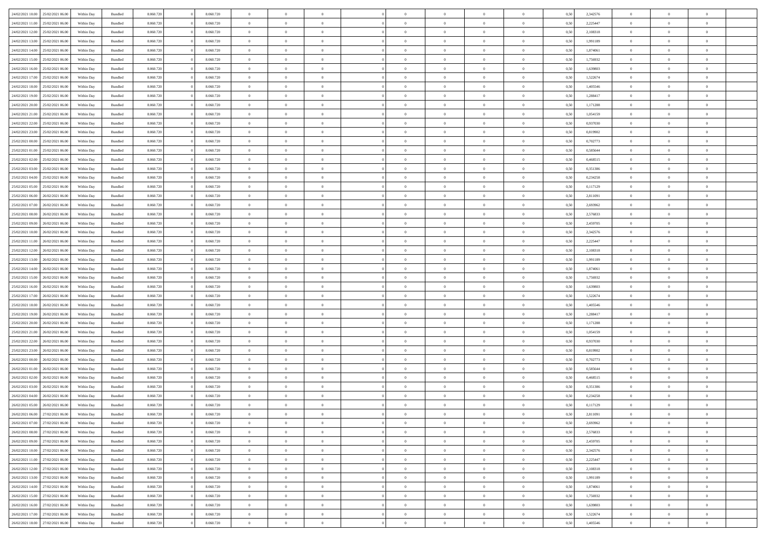| 24/02/2021 10:00 | 25/02/2021 06:00 | Within Day | Bundled | 8.060.720 | 0 | 8.060.720 | 0 | 0 | 0 | | 0 | 0 | 0 | 0 | 0,50 | 2,342576 | 0 | 0 | 0 | |
|---|---|---|---|---|---|---|---|---|---|---|---|---|---|---|---|---|---|---|---|---|
| 24/02/2021 11:00 | 25/02/2021 06:00 | Within Day | Bundled | 8.060.720 | 0 | 8.060.720 | 0 | 0 | 0 | | 0 | 0 | 0 | 0 | 0,50 | 2,225447 | 0 | 0 | 0 | |
| 24/02/2021 12:00 | 25/02/2021 06:00 | Within Day | Bundled | 8.060.720 | 0 | 8.060.720 | 0 | 0 | 0 | | 0 | 0 | 0 | 0 | 0,50 | 2,108318 | 0 | 0 | 0 | |
| 24/02/2021 13:00 | 25/02/2021 06:00 | Within Day | Bundled | 8.060.720 | 0 | 8.060.720 | 0 | 0 | 0 | | 0 | 0 | 0 | 0 | 0,50 | 1,991189 | 0 | 0 | 0 | |
| 24/02/2021 14:00 | 25/02/2021 06:00 | Within Day | Bundled | 8.060.720 | 0 | 8.060.720 | 0 | 0 | 0 | | 0 | 0 | 0 | 0 | 0,50 | 1,874061 | 0 | 0 | 0 | |
| 24/02/2021 15:00 | 25/02/2021 06:00 | Within Day | Bundled | 8.060.720 | 0 | 8.060.720 | 0 | 0 | 0 | | 0 | 0 | 0 | 0 | 0,50 | 1,756932 | 0 | 0 | 0 | |
| 24/02/2021 16:00 | 25/02/2021 06:00 | Within Day | Bundled | 8.060.720 | 0 | 8.060.720 | 0 | 0 | 0 | | 0 | 0 | 0 | 0 | 0,50 | 1,639803 | 0 | 0 | 0 | |
| 24/02/2021 17:00 | 25/02/2021 06:00 | Within Day | Bundled | 8.060.720 | 0 | 8.060.720 | 0 | 0 | 0 | | 0 | 0 | 0 | 0 | 0,50 | 1,522674 | 0 | 0 | 0 | |
| 24/02/2021 18:00 | 25/02/2021 06:00 | Within Day | Bundled | 8.060.720 | 0 | 8.060.720 | 0 | 0 | 0 | | 0 | 0 | 0 | 0 | 0,50 | 1,405546 | 0 | 0 | 0 | |
| 24/02/2021 19:00 | 25/02/2021 06:00 | Within Day | Bundled | 8.060.720 | 0 | 8.060.720 | 0 | 0 | 0 | | 0 | 0 | 0 | 0 | 0,50 | 1,288417 | 0 | 0 | 0 | |
| 24/02/2021 20:00 | 25/02/2021 06:00 | Within Day | Bundled | 8.060.720 | 0 | 8.060.720 | 0 | 0 | 0 | | 0 | 0 | 0 | 0 | 0,50 | 1,171288 | 0 | 0 | 0 | |
| 24/02/2021 21:00 | 25/02/2021 06:00 | Within Day | Bundled | 8.060.720 | 0 | 8.060.720 | 0 | 0 | 0 | | 0 | 0 | 0 | 0 | 0,50 | 1,054159 | 0 | 0 | 0 | |
| 24/02/2021 22:00 | 25/02/2021 06:00 | Within Day | Bundled | 8.060.720 | 0 | 8.060.720 | 0 | 0 | 0 | | 0 | 0 | 0 | 0 | 0,50 | 0,937030 | 0 | 0 | 0 | |
| 24/02/2021 23:00 | 25/02/2021 06:00 | Within Day | Bundled | 8.060.720 | 0 | 8.060.720 | 0 | 0 | 0 | | 0 | 0 | 0 | 0 | 0,50 | 0,819902 | 0 | 0 | 0 | |
| 25/02/2021 00:00 | 25/02/2021 06:00 | Within Day | Bundled | 8.060.720 | 0 | 8.060.720 | 0 | 0 | 0 | | 0 | 0 | 0 | 0 | 0,50 | 0,702773 | 0 | 0 | 0 | |
| 25/02/2021 01:00 | 25/02/2021 06:00 | Within Day | Bundled | 8.060.720 | 0 | 8.060.720 | 0 | 0 | 0 | | 0 | 0 | 0 | 0 | 0,50 | 0,585644 | 0 | 0 | 0 | |
| 25/02/2021 02:00 | 25/02/2021 06:00 | Within Day | Bundled | 8.060.720 | 0 | 8.060.720 | 0 | 0 | 0 | | 0 | 0 | 0 | 0 | 0,50 | 0,468515 | 0 | 0 | 0 | |
| 25/02/2021 03:00 | 25/02/2021 06:00 | Within Day | Bundled | 8.060.720 | 0 | 8.060.720 | 0 | 0 | 0 | | 0 | 0 | 0 | 0 | 0,50 | 0,351386 | 0 | 0 | 0 | |
| 25/02/2021 04:00 | 25/02/2021 06:00 | Within Day | Bundled | 8.060.720 | 0 | 8.060.720 | 0 | 0 | 0 | | 0 | 0 | 0 | 0 | 0,50 | 0,234258 | 0 | 0 | 0 | |
| 25/02/2021 05:00 | 25/02/2021 06:00 | Within Day | Bundled | 8.060.720 | 0 | 8.060.720 | 0 | 0 | 0 | | 0 | 0 | 0 | 0 | 0,50 | 0,117129 | 0 | 0 | 0 | |
| 25/02/2021 06:00 | 26/02/2021 06:00 | Within Day | Bundled | 8.060.720 | 0 | 8.060.720 | 0 | 0 | 0 | | 0 | 0 | 0 | 0 | 0,50 | 2,811091 | 0 | 0 | 0 | |
| 25/02/2021 07:00 | 26/02/2021 06:00 | Within Day | Bundled | 8.060.720 | 0 | 8.060.720 | 0 | 0 | 0 | | 0 | 0 | 0 | 0 | 0,50 | 2,693962 | 0 | 0 | 0 | |
| 25/02/2021 08:00 | 26/02/2021 06:00 | Within Day | Bundled | 8.060.720 | 0 | 8.060.720 | 0 | 0 | 0 | | 0 | 0 | 0 | 0 | 0,50 | 2,576833 | 0 | 0 | 0 | |
| 25/02/2021 09:00 | 26/02/2021 06:00 | Within Day | Bundled | 8.060.720 | 0 | 8.060.720 | 0 | 0 | 0 | | 0 | 0 | 0 | 0 | 0,50 | 2,459705 | 0 | 0 | 0 | |
| 25/02/2021 10:00 | 26/02/2021 06:00 | Within Day | Bundled | 8.060.720 | 0 | 8.060.720 | 0 | 0 | 0 | | 0 | 0 | 0 | 0 | 0,50 | 2,342576 | 0 | 0 | 0 | |
| 25/02/2021 11:00 | 26/02/2021 06:00 | Within Day | Bundled | 8.060.720 | 0 | 8.060.720 | 0 | 0 | 0 | | 0 | 0 | 0 | 0 | 0,50 | 2,225447 | 0 | 0 | 0 | |
| 25/02/2021 12:00 | 26/02/2021 06:00 | Within Day | Bundled | 8.060.720 | 0 | 8.060.720 | 0 | 0 | 0 | | 0 | 0 | 0 | 0 | 0,50 | 2,108318 | 0 | 0 | 0 | |
| 25/02/2021 13:00 | 26/02/2021 06:00 | Within Day | Bundled | 8.060.720 | 0 | 8.060.720 | 0 | 0 | 0 | | 0 | 0 | 0 | 0 | 0,50 | 1,991189 | 0 | 0 | 0 | |
| 25/02/2021 14:00 | 26/02/2021 06:00 | Within Day | Bundled | 8.060.720 | 0 | 8.060.720 | 0 | 0 | 0 | | 0 | 0 | 0 | 0 | 0,50 | 1,874061 | 0 | 0 | 0 | |
| 25/02/2021 15:00 | 26/02/2021 06:00 | Within Day | Bundled | 8.060.720 | 0 | 8.060.720 | 0 | 0 | 0 | | 0 | 0 | 0 | 0 | 0,50 | 1,756932 | 0 | 0 | 0 | |
| 25/02/2021 16:00 | 26/02/2021 06:00 | Within Day | Bundled | 8.060.720 | 0 | 8.060.720 | 0 | 0 | 0 | | 0 | 0 | 0 | 0 | 0,50 | 1,639803 | 0 | 0 | 0 | |
| 25/02/2021 17:00 | 26/02/2021 06:00 | Within Day | Bundled | 8.060.720 | 0 | 8.060.720 | 0 | 0 | 0 | | 0 | 0 | 0 | 0 | 0,50 | 1,522674 | 0 | 0 | 0 | |
| 25/02/2021 18:00 | 26/02/2021 06:00 | Within Day | Bundled | 8.060.720 | 0 | 8.060.720 | 0 | 0 | 0 | | 0 | 0 | 0 | 0 | 0,50 | 1,405546 | 0 | 0 | 0 | |
| 25/02/2021 19:00 | 26/02/2021 06:00 | Within Day | Bundled | 8.060.720 | 0 | 8.060.720 | 0 | 0 | 0 | | 0 | 0 | 0 | 0 | 0,50 | 1,288417 | 0 | 0 | 0 | |
| 25/02/2021 20:00 | 26/02/2021 06:00 | Within Day | Bundled | 8.060.720 | 0 | 8.060.720 | 0 | 0 | 0 | | 0 | 0 | 0 | 0 | 0,50 | 1,171288 | 0 | 0 | 0 | |
| 25/02/2021 21:00 | 26/02/2021 06:00 | Within Day | Bundled | 8.060.720 | 0 | 8.060.720 | 0 | 0 | 0 | | 0 | 0 | 0 | 0 | 0,50 | 1,054159 | 0 | 0 | 0 | |
| 25/02/2021 22:00 | 26/02/2021 06:00 | Within Day | Bundled | 8.060.720 | 0 | 8.060.720 | 0 | 0 | 0 | | 0 | 0 | 0 | 0 | 0,50 | 0,937030 | 0 | 0 | 0 | |
| 25/02/2021 23:00 | 26/02/2021 06:00 | Within Day | Bundled | 8.060.720 | 0 | 8.060.720 | 0 | 0 | 0 | | 0 | 0 | 0 | 0 | 0,50 | 0,819902 | 0 | 0 | 0 | |
| 26/02/2021 00:00 | 26/02/2021 06:00 | Within Day | Bundled | 8.060.720 | 0 | 8.060.720 | 0 | 0 | 0 | | 0 | 0 | 0 | 0 | 0,50 | 0,702773 | 0 | 0 | 0 | |
| 26/02/2021 01:00 | 26/02/2021 06:00 | Within Day | Bundled | 8.060.720 | 0 | 8.060.720 | 0 | 0 | 0 | | 0 | 0 | 0 | 0 | 0,50 | 0,585644 | 0 | 0 | 0 | |
| 26/02/2021 02:00 | 26/02/2021 06:00 | Within Day | Bundled | 8.060.720 | 0 | 8.060.720 | 0 | 0 | 0 | | 0 | 0 | 0 | 0 | 0,50 | 0,468515 | 0 | 0 | 0 | |
| 26/02/2021 03:00 | 26/02/2021 06:00 | Within Day | Bundled | 8.060.720 | 0 | 8.060.720 | 0 | 0 | 0 | | 0 | 0 | 0 | 0 | 0,50 | 0,351386 | 0 | 0 | 0 | |
| 26/02/2021 04:00 | 26/02/2021 06:00 | Within Day | Bundled | 8.060.720 | 0 | 8.060.720 | 0 | 0 | 0 | | 0 | 0 | 0 | 0 | 0,50 | 0,234258 | 0 | 0 | 0 | |
| 26/02/2021 05:00 | 26/02/2021 06:00 | Within Day | Bundled | 8.060.720 | 0 | 8.060.720 | 0 | 0 | 0 | | 0 | 0 | 0 | 0 | 0,50 | 0,117129 | 0 | 0 | 0 | |
| 26/02/2021 06:00 | 27/02/2021 06:00 | Within Day | Bundled | 8.060.720 | 0 | 8.060.720 | 0 | 0 | 0 | | 0 | 0 | 0 | 0 | 0,50 | 2,811091 | 0 | 0 | 0 | |
| 26/02/2021 07:00 | 27/02/2021 06:00 | Within Day | Bundled | 8.060.720 | 0 | 8.060.720 | 0 | 0 | 0 | | 0 | 0 | 0 | 0 | 0,50 | 2,693962 | 0 | 0 | 0 | |
| 26/02/2021 08:00 | 27/02/2021 06:00 | Within Day | Bundled | 8.060.720 | 0 | 8.060.720 | 0 | 0 | 0 | | 0 | 0 | 0 | 0 | 0,50 | 2,576833 | 0 | 0 | 0 | |
| 26/02/2021 09:00 | 27/02/2021 06:00 | Within Day | Bundled | 8.060.720 | 0 | 8.060.720 | 0 | 0 | 0 | | 0 | 0 | 0 | 0 | 0,50 | 2,459705 | 0 | 0 | 0 | |
| 26/02/2021 10:00 | 27/02/2021 06:00 | Within Day | Bundled | 8.060.720 | 0 | 8.060.720 | 0 | 0 | 0 | | 0 | 0 | 0 | 0 | 0,50 | 2,342576 | 0 | 0 | 0 | |
| 26/02/2021 11:00 | 27/02/2021 06:00 | Within Day | Bundled | 8.060.720 | 0 | 8.060.720 | 0 | 0 | 0 | | 0 | 0 | 0 | 0 | 0,50 | 2,225447 | 0 | 0 | 0 | |
| 26/02/2021 12:00 | 27/02/2021 06:00 | Within Day | Bundled | 8.060.720 | 0 | 8.060.720 | 0 | 0 | 0 | | 0 | 0 | 0 | 0 | 0,50 | 2,108318 | 0 | 0 | 0 | |
| 26/02/2021 13:00 | 27/02/2021 06:00 | Within Day | Bundled | 8.060.720 | 0 | 8.060.720 | 0 | 0 | 0 | | 0 | 0 | 0 | 0 | 0,50 | 1,991189 | 0 | 0 | 0 | |
| 26/02/2021 14:00 | 27/02/2021 06:00 | Within Day | Bundled | 8.060.720 | 0 | 8.060.720 | 0 | 0 | 0 | | 0 | 0 | 0 | 0 | 0,50 | 1,874061 | 0 | 0 | 0 | |
| 26/02/2021 15:00 | 27/02/2021 06:00 | Within Day | Bundled | 8.060.720 | 0 | 8.060.720 | 0 | 0 | 0 | | 0 | 0 | 0 | 0 | 0,50 | 1,756932 | 0 | 0 | 0 | |
| 26/02/2021 16:00 | 27/02/2021 06:00 | Within Day | Bundled | 8.060.720 | 0 | 8.060.720 | 0 | 0 | 0 | | 0 | 0 | 0 | 0 | 0,50 | 1,639803 | 0 | 0 | 0 | |
| 26/02/2021 17:00 | 27/02/2021 06:00 | Within Day | Bundled | 8.060.720 | 0 | 8.060.720 | 0 | 0 | 0 | | 0 | 0 | 0 | 0 | 0,50 | 1,522674 | 0 | 0 | 0 | |
| 26/02/2021 18:00 | 27/02/2021 06:00 | Within Day | Bundled | 8.060.720 | 0 | 8.060.720 | 0 | 0 | 0 | | 0 | 0 | 0 | 0 | 0,50 | 1,405546 | 0 | 0 | 0 | |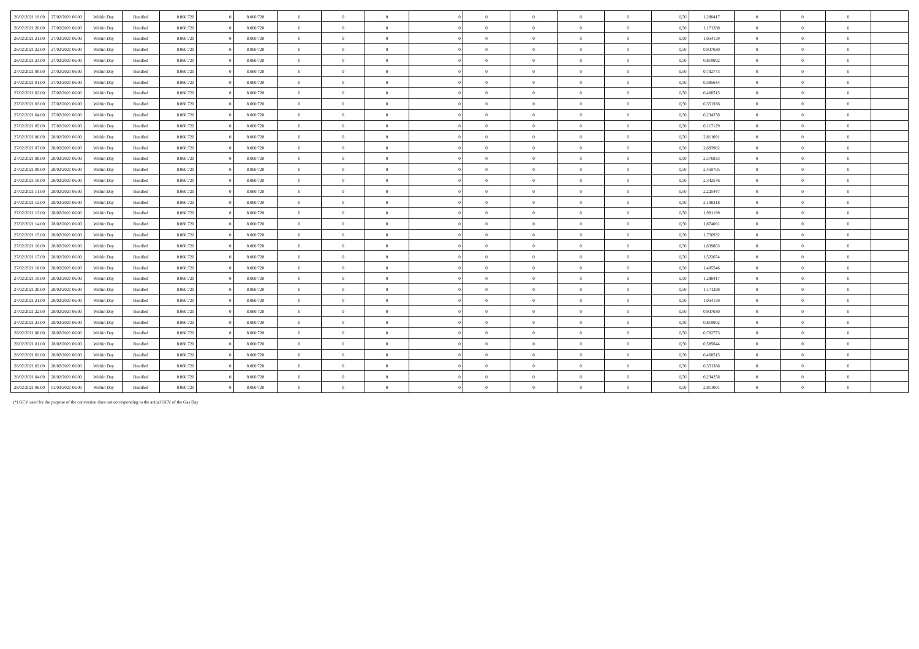| | | | | | | | | | | | | | | | | | | | | | |
|---|---|---|---|---|---|---|---|---|---|---|---|---|---|---|---|---|---|---|---|---|---|
| 26/02/2021 19.00 | 27/02/2021 06.00 | Within Day | Bundled | 8.060.720 | 0 | 8.060.720 | 0 | 0 | 0 | | 0 | 0 | 0 | 0 | 0 | 0,50 | 1,288417 | 0 | 0 | 0 | |
| 26/02/2021 20.00 | 27/02/2021 06.00 | Within Day | Bundled | 8.060.720 | 0 | 8.060.720 | 0 | 0 | 0 | | 0 | 0 | 0 | 0 | 0 | 0,50 | 1,171288 | 0 | 0 | 0 | |
| 26/02/2021 21.00 | 27/02/2021 06.00 | Within Day | Bundled | 8.060.720 | 0 | 8.060.720 | 0 | 0 | 0 | | 0 | 0 | 0 | 0 | 0 | 0,50 | 1,054159 | 0 | 0 | 0 | |
| 26/02/2021 22.00 | 27/02/2021 06.00 | Within Day | Bundled | 8.060.720 | 0 | 8.060.720 | 0 | 0 | 0 | | 0 | 0 | 0 | 0 | 0 | 0,50 | 0,937030 | 0 | 0 | 0 | |
| 26/02/2021 23.00 | 27/02/2021 06.00 | Within Day | Bundled | 8.060.720 | 0 | 8.060.720 | 0 | 0 | 0 | | 0 | 0 | 0 | 0 | 0 | 0,50 | 0,819902 | 0 | 0 | 0 | |
| 27/02/2021 00.00 | 27/02/2021 06.00 | Within Day | Bundled | 8.060.720 | 0 | 8.060.720 | 0 | 0 | 0 | | 0 | 0 | 0 | 0 | 0 | 0,50 | 0,702773 | 0 | 0 | 0 | |
| 27/02/2021 01.00 | 27/02/2021 06.00 | Within Day | Bundled | 8.060.720 | 0 | 8.060.720 | 0 | 0 | 0 | | 0 | 0 | 0 | 0 | 0 | 0,50 | 0,585644 | 0 | 0 | 0 | |
| 27/02/2021 02.00 | 27/02/2021 06.00 | Within Day | Bundled | 8.060.720 | 0 | 8.060.720 | 0 | 0 | 0 | | 0 | 0 | 0 | 0 | 0 | 0,50 | 0,468515 | 0 | 0 | 0 | |
| 27/02/2021 03.00 | 27/02/2021 06.00 | Within Day | Bundled | 8.060.720 | 0 | 8.060.720 | 0 | 0 | 0 | | 0 | 0 | 0 | 0 | 0 | 0,50 | 0,351386 | 0 | 0 | 0 | |
| 27/02/2021 04.00 | 27/02/2021 06.00 | Within Day | Bundled | 8.060.720 | 0 | 8.060.720 | 0 | 0 | 0 | | 0 | 0 | 0 | 0 | 0 | 0,50 | 0,234258 | 0 | 0 | 0 | |
| 27/02/2021 05.00 | 27/02/2021 06.00 | Within Day | Bundled | 8.060.720 | 0 | 8.060.720 | 0 | 0 | 0 | | 0 | 0 | 0 | 0 | 0 | 0,50 | 0,117129 | 0 | 0 | 0 | |
| 27/02/2021 06.00 | 28/02/2021 06.00 | Within Day | Bundled | 8.060.720 | 0 | 8.060.720 | 0 | 0 | 0 | | 0 | 0 | 0 | 0 | 0 | 0,50 | 2,811091 | 0 | 0 | 0 | |
| 27/02/2021 07.00 | 28/02/2021 06.00 | Within Day | Bundled | 8.060.720 | 0 | 8.060.720 | 0 | 0 | 0 | | 0 | 0 | 0 | 0 | 0 | 0,50 | 2,693962 | 0 | 0 | 0 | |
| 27/02/2021 08.00 | 28/02/2021 06.00 | Within Day | Bundled | 8.060.720 | 0 | 8.060.720 | 0 | 0 | 0 | | 0 | 0 | 0 | 0 | 0 | 0,50 | 2,576833 | 0 | 0 | 0 | |
| 27/02/2021 09.00 | 28/02/2021 06.00 | Within Day | Bundled | 8.060.720 | 0 | 8.060.720 | 0 | 0 | 0 | | 0 | 0 | 0 | 0 | 0 | 0,50 | 2,459705 | 0 | 0 | 0 | |
| 27/02/2021 10.00 | 28/02/2021 06.00 | Within Day | Bundled | 8.060.720 | 0 | 8.060.720 | 0 | 0 | 0 | | 0 | 0 | 0 | 0 | 0 | 0,50 | 2,342576 | 0 | 0 | 0 | |
| 27/02/2021 11.00 | 28/02/2021 06.00 | Within Day | Bundled | 8.060.720 | 0 | 8.060.720 | 0 | 0 | 0 | | 0 | 0 | 0 | 0 | 0 | 0,50 | 2,225447 | 0 | 0 | 0 | |
| 27/02/2021 12.00 | 28/02/2021 06.00 | Within Day | Bundled | 8.060.720 | 0 | 8.060.720 | 0 | 0 | 0 | | 0 | 0 | 0 | 0 | 0 | 0,50 | 2,108318 | 0 | 0 | 0 | |
| 27/02/2021 13.00 | 28/02/2021 06.00 | Within Day | Bundled | 8.060.720 | 0 | 8.060.720 | 0 | 0 | 0 | | 0 | 0 | 0 | 0 | 0 | 0,50 | 1,991189 | 0 | 0 | 0 | |
| 27/02/2021 14.00 | 28/02/2021 06.00 | Within Day | Bundled | 8.060.720 | 0 | 8.060.720 | 0 | 0 | 0 | | 0 | 0 | 0 | 0 | 0 | 0,50 | 1,874061 | 0 | 0 | 0 | |
| 27/02/2021 15.00 | 28/02/2021 06.00 | Within Day | Bundled | 8.060.720 | 0 | 8.060.720 | 0 | 0 | 0 | | 0 | 0 | 0 | 0 | 0 | 0,50 | 1,756932 | 0 | 0 | 0 | |
| 27/02/2021 16.00 | 28/02/2021 06.00 | Within Day | Bundled | 8.060.720 | 0 | 8.060.720 | 0 | 0 | 0 | | 0 | 0 | 0 | 0 | 0 | 0,50 | 1,639803 | 0 | 0 | 0 | |
| 27/02/2021 17.00 | 28/02/2021 06.00 | Within Day | Bundled | 8.060.720 | 0 | 8.060.720 | 0 | 0 | 0 | | 0 | 0 | 0 | 0 | 0 | 0,50 | 1,522674 | 0 | 0 | 0 | |
| 27/02/2021 18.00 | 28/02/2021 06.00 | Within Day | Bundled | 8.060.720 | 0 | 8.060.720 | 0 | 0 | 0 | | 0 | 0 | 0 | 0 | 0 | 0,50 | 1,405546 | 0 | 0 | 0 | |
| 27/02/2021 19.00 | 28/02/2021 06.00 | Within Day | Bundled | 8.060.720 | 0 | 8.060.720 | 0 | 0 | 0 | | 0 | 0 | 0 | 0 | 0 | 0,50 | 1,288417 | 0 | 0 | 0 | |
| 27/02/2021 20.00 | 28/02/2021 06.00 | Within Day | Bundled | 8.060.720 | 0 | 8.060.720 | 0 | 0 | 0 | | 0 | 0 | 0 | 0 | 0 | 0,50 | 1,171288 | 0 | 0 | 0 | |
| 27/02/2021 21.00 | 28/02/2021 06.00 | Within Day | Bundled | 8.060.720 | 0 | 8.060.720 | 0 | 0 | 0 | | 0 | 0 | 0 | 0 | 0 | 0,50 | 1,054159 | 0 | 0 | 0 | |
| 27/02/2021 22.00 | 28/02/2021 06.00 | Within Day | Bundled | 8.060.720 | 0 | 8.060.720 | 0 | 0 | 0 | | 0 | 0 | 0 | 0 | 0 | 0,50 | 0,937030 | 0 | 0 | 0 | |
| 27/02/2021 23.00 | 28/02/2021 06.00 | Within Day | Bundled | 8.060.720 | 0 | 8.060.720 | 0 | 0 | 0 | | 0 | 0 | 0 | 0 | 0 | 0,50 | 0,819902 | 0 | 0 | 0 | |
| 28/02/2021 00.00 | 28/02/2021 06.00 | Within Day | Bundled | 8.060.720 | 0 | 8.060.720 | 0 | 0 | 0 | | 0 | 0 | 0 | 0 | 0 | 0,50 | 0,702773 | 0 | 0 | 0 | |
| 28/02/2021 01.00 | 28/02/2021 06.00 | Within Day | Bundled | 8.060.720 | 0 | 8.060.720 | 0 | 0 | 0 | | 0 | 0 | 0 | 0 | 0 | 0,50 | 0,585644 | 0 | 0 | 0 | |
| 28/02/2021 02.00 | 28/02/2021 06.00 | Within Day | Bundled | 8.060.720 | 0 | 8.060.720 | 0 | 0 | 0 | | 0 | 0 | 0 | 0 | 0 | 0,50 | 0,468515 | 0 | 0 | 0 | |
| 28/02/2021 03.00 | 28/02/2021 06.00 | Within Day | Bundled | 8.060.720 | 0 | 8.060.720 | 0 | 0 | 0 | | 0 | 0 | 0 | 0 | 0 | 0,50 | 0,351386 | 0 | 0 | 0 | |
| 28/02/2021 04.00 | 28/02/2021 06.00 | Within Day | Bundled | 8.060.720 | 0 | 8.060.720 | 0 | 0 | 0 | | 0 | 0 | 0 | 0 | 0 | 0,50 | 0,234258 | 0 | 0 | 0 | |
| 28/02/2021 06.00 | 01/03/2021 06.00 | Within Day | Bundled | 8.060.720 | 0 | 8.060.720 | 0 | 0 | 0 | | 0 | 0 | 0 | 0 | 0 | 0,50 | 2,811091 | 0 | 0 | 0 | |

(*) GCV used for the purpose of the conversion does not corresponding to the actual GCV of the Gas Day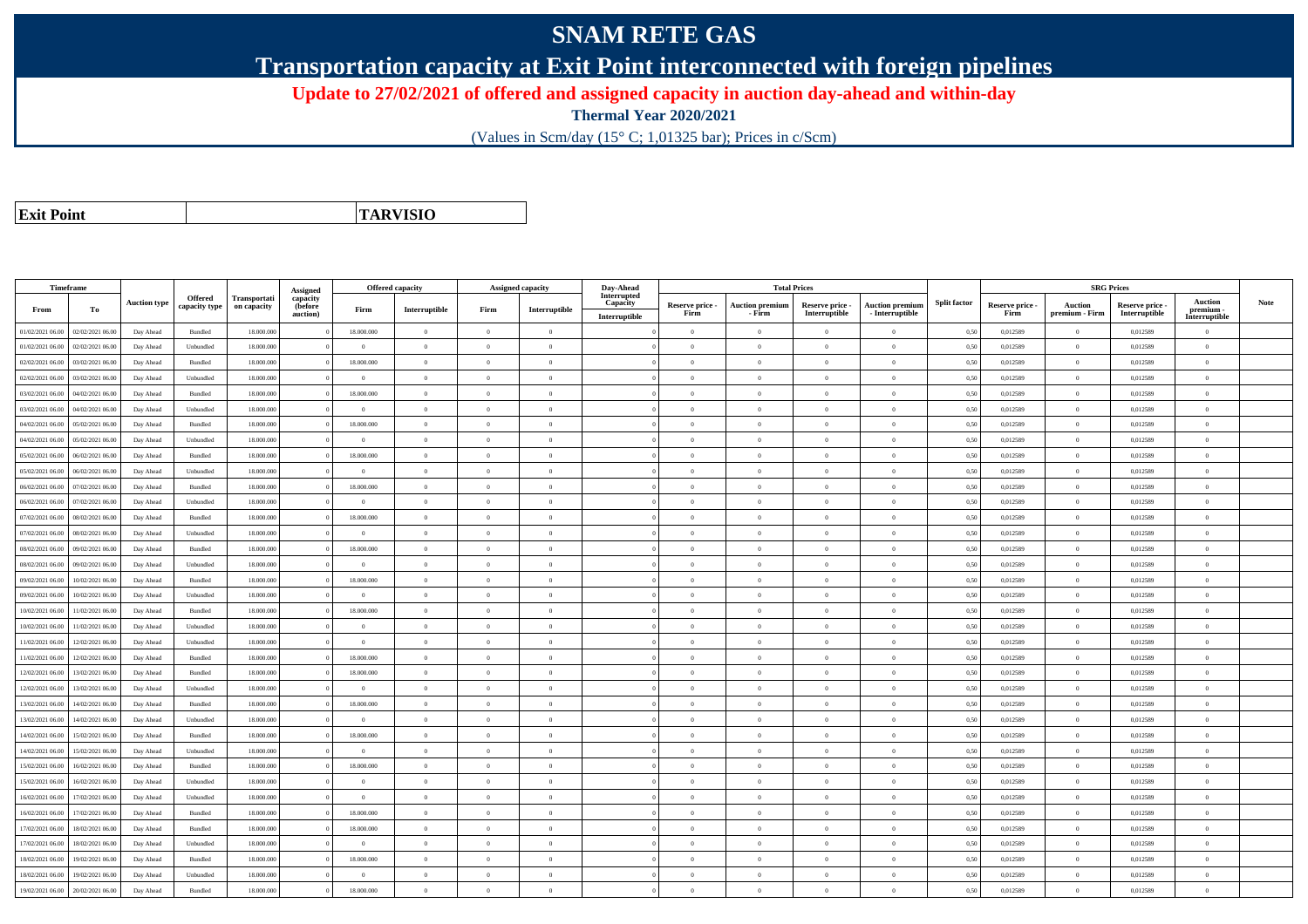# SNAM RETE GAS

## Transportation capacity at Exit Point interconnected with foreign pipelines

### Update to 27/02/2021 of offered and assigned capacity in auction day-ahead and within-day

**Thermal Year 2020/2021**

(Values in Scm/day (15° C; 1,01325 bar); Prices in c/Scm)

| **Exit Point** | | **TARVISIO** |
|---|---|---|

| Timeframe | | Auction type | Offered capacity type | Transportation capacity | Assigned capacity (before auction) | Offered capacity | | Assigned capacity | | Day-Ahead Interrupted Capacity | Total Prices | | | | Split factor | SRG Prices | | | | Note |
|---|---|---|---|---|---|---|---|---|---|---|---|---|---|---|---|---|---|---|---|---|
| From | To | | | | | Firm | Interruptible | Firm | Interruptible | Interruptible | Reserve price - Firm | Auction premium - Firm | Reserve price - Interruptible | Auction premium - Interruptible | | Reserve price - Firm | Auction premium - Firm | Reserve price - Interruptible | Auction premium - Interruptible | |
| 01/02/2021 06.00 | 02/02/2021 06.00 | Day Ahead | Bundled | 18.000.000 | 0 | 18.000.000 | 0 | 0 | 0 | 0 | 0 | 0 | 0 | 0 | 0,50 | 0,012589 | 0 | 0,012589 | 0 | |
| 01/02/2021 06.00 | 02/02/2021 06.00 | Day Ahead | Unbundled | 18.000.000 | 0 | 0 | 0 | 0 | 0 | 0 | 0 | 0 | 0 | 0 | 0,50 | 0,012589 | 0 | 0,012589 | 0 | |
| 02/02/2021 06.00 | 03/02/2021 06.00 | Day Ahead | Bundled | 18.000.000 | 0 | 18.000.000 | 0 | 0 | 0 | 0 | 0 | 0 | 0 | 0 | 0,50 | 0,012589 | 0 | 0,012589 | 0 | |
| 02/02/2021 06.00 | 03/02/2021 06.00 | Day Ahead | Unbundled | 18.000.000 | 0 | 0 | 0 | 0 | 0 | 0 | 0 | 0 | 0 | 0 | 0,50 | 0,012589 | 0 | 0,012589 | 0 | |
| 03/02/2021 06.00 | 04/02/2021 06.00 | Day Ahead | Bundled | 18.000.000 | 0 | 18.000.000 | 0 | 0 | 0 | 0 | 0 | 0 | 0 | 0 | 0,50 | 0,012589 | 0 | 0,012589 | 0 | |
| 03/02/2021 06.00 | 04/02/2021 06.00 | Day Ahead | Unbundled | 18.000.000 | 0 | 0 | 0 | 0 | 0 | 0 | 0 | 0 | 0 | 0 | 0,50 | 0,012589 | 0 | 0,012589 | 0 | |
| 04/02/2021 06.00 | 05/02/2021 06.00 | Day Ahead | Bundled | 18.000.000 | 0 | 18.000.000 | 0 | 0 | 0 | 0 | 0 | 0 | 0 | 0 | 0,50 | 0,012589 | 0 | 0,012589 | 0 | |
| 04/02/2021 06.00 | 05/02/2021 06.00 | Day Ahead | Unbundled | 18.000.000 | 0 | 0 | 0 | 0 | 0 | 0 | 0 | 0 | 0 | 0 | 0,50 | 0,012589 | 0 | 0,012589 | 0 | |
| 05/02/2021 06.00 | 06/02/2021 06.00 | Day Ahead | Bundled | 18.000.000 | 0 | 18.000.000 | 0 | 0 | 0 | 0 | 0 | 0 | 0 | 0 | 0,50 | 0,012589 | 0 | 0,012589 | 0 | |
| 05/02/2021 06.00 | 06/02/2021 06.00 | Day Ahead | Unbundled | 18.000.000 | 0 | 0 | 0 | 0 | 0 | 0 | 0 | 0 | 0 | 0 | 0,50 | 0,012589 | 0 | 0,012589 | 0 | |
| 06/02/2021 06.00 | 07/02/2021 06.00 | Day Ahead | Bundled | 18.000.000 | 0 | 18.000.000 | 0 | 0 | 0 | 0 | 0 | 0 | 0 | 0 | 0,50 | 0,012589 | 0 | 0,012589 | 0 | |
| 06/02/2021 06.00 | 07/02/2021 06.00 | Day Ahead | Unbundled | 18.000.000 | 0 | 0 | 0 | 0 | 0 | 0 | 0 | 0 | 0 | 0 | 0,50 | 0,012589 | 0 | 0,012589 | 0 | |
| 07/02/2021 06.00 | 08/02/2021 06.00 | Day Ahead | Bundled | 18.000.000 | 0 | 18.000.000 | 0 | 0 | 0 | 0 | 0 | 0 | 0 | 0 | 0,50 | 0,012589 | 0 | 0,012589 | 0 | |
| 07/02/2021 06.00 | 08/02/2021 06.00 | Day Ahead | Unbundled | 18.000.000 | 0 | 0 | 0 | 0 | 0 | 0 | 0 | 0 | 0 | 0 | 0,50 | 0,012589 | 0 | 0,012589 | 0 | |
| 08/02/2021 06.00 | 09/02/2021 06.00 | Day Ahead | Bundled | 18.000.000 | 0 | 18.000.000 | 0 | 0 | 0 | 0 | 0 | 0 | 0 | 0 | 0,50 | 0,012589 | 0 | 0,012589 | 0 | |
| 08/02/2021 06.00 | 09/02/2021 06.00 | Day Ahead | Unbundled | 18.000.000 | 0 | 0 | 0 | 0 | 0 | 0 | 0 | 0 | 0 | 0 | 0,50 | 0,012589 | 0 | 0,012589 | 0 | |
| 09/02/2021 06.00 | 10/02/2021 06.00 | Day Ahead | Bundled | 18.000.000 | 0 | 18.000.000 | 0 | 0 | 0 | 0 | 0 | 0 | 0 | 0 | 0,50 | 0,012589 | 0 | 0,012589 | 0 | |
| 09/02/2021 06.00 | 10/02/2021 06.00 | Day Ahead | Unbundled | 18.000.000 | 0 | 0 | 0 | 0 | 0 | 0 | 0 | 0 | 0 | 0 | 0,50 | 0,012589 | 0 | 0,012589 | 0 | |
| 10/02/2021 06.00 | 11/02/2021 06.00 | Day Ahead | Bundled | 18.000.000 | 0 | 18.000.000 | 0 | 0 | 0 | 0 | 0 | 0 | 0 | 0 | 0,50 | 0,012589 | 0 | 0,012589 | 0 | |
| 10/02/2021 06.00 | 11/02/2021 06.00 | Day Ahead | Unbundled | 18.000.000 | 0 | 0 | 0 | 0 | 0 | 0 | 0 | 0 | 0 | 0 | 0,50 | 0,012589 | 0 | 0,012589 | 0 | |
| 11/02/2021 06.00 | 12/02/2021 06.00 | Day Ahead | Unbundled | 18.000.000 | 0 | 0 | 0 | 0 | 0 | 0 | 0 | 0 | 0 | 0 | 0,50 | 0,012589 | 0 | 0,012589 | 0 | |
| 11/02/2021 06.00 | 12/02/2021 06.00 | Day Ahead | Bundled | 18.000.000 | 0 | 18.000.000 | 0 | 0 | 0 | 0 | 0 | 0 | 0 | 0 | 0,50 | 0,012589 | 0 | 0,012589 | 0 | |
| 12/02/2021 06.00 | 13/02/2021 06.00 | Day Ahead | Bundled | 18.000.000 | 0 | 18.000.000 | 0 | 0 | 0 | 0 | 0 | 0 | 0 | 0 | 0,50 | 0,012589 | 0 | 0,012589 | 0 | |
| 12/02/2021 06.00 | 13/02/2021 06.00 | Day Ahead | Unbundled | 18.000.000 | 0 | 0 | 0 | 0 | 0 | 0 | 0 | 0 | 0 | 0 | 0,50 | 0,012589 | 0 | 0,012589 | 0 | |
| 13/02/2021 06.00 | 14/02/2021 06.00 | Day Ahead | Bundled | 18.000.000 | 0 | 18.000.000 | 0 | 0 | 0 | 0 | 0 | 0 | 0 | 0 | 0,50 | 0,012589 | 0 | 0,012589 | 0 | |
| 13/02/2021 06.00 | 14/02/2021 06.00 | Day Ahead | Unbundled | 18.000.000 | 0 | 0 | 0 | 0 | 0 | 0 | 0 | 0 | 0 | 0 | 0,50 | 0,012589 | 0 | 0,012589 | 0 | |
| 14/02/2021 06.00 | 15/02/2021 06.00 | Day Ahead | Bundled | 18.000.000 | 0 | 18.000.000 | 0 | 0 | 0 | 0 | 0 | 0 | 0 | 0 | 0,50 | 0,012589 | 0 | 0,012589 | 0 | |
| 14/02/2021 06.00 | 15/02/2021 06.00 | Day Ahead | Unbundled | 18.000.000 | 0 | 0 | 0 | 0 | 0 | 0 | 0 | 0 | 0 | 0 | 0,50 | 0,012589 | 0 | 0,012589 | 0 | |
| 15/02/2021 06.00 | 16/02/2021 06.00 | Day Ahead | Bundled | 18.000.000 | 0 | 18.000.000 | 0 | 0 | 0 | 0 | 0 | 0 | 0 | 0 | 0,50 | 0,012589 | 0 | 0,012589 | 0 | |
| 15/02/2021 06.00 | 16/02/2021 06.00 | Day Ahead | Unbundled | 18.000.000 | 0 | 0 | 0 | 0 | 0 | 0 | 0 | 0 | 0 | 0 | 0,50 | 0,012589 | 0 | 0,012589 | 0 | |
| 16/02/2021 06.00 | 17/02/2021 06.00 | Day Ahead | Unbundled | 18.000.000 | 0 | 0 | 0 | 0 | 0 | 0 | 0 | 0 | 0 | 0 | 0,50 | 0,012589 | 0 | 0,012589 | 0 | |
| 16/02/2021 06.00 | 17/02/2021 06.00 | Day Ahead | Bundled | 18.000.000 | 0 | 18.000.000 | 0 | 0 | 0 | 0 | 0 | 0 | 0 | 0 | 0,50 | 0,012589 | 0 | 0,012589 | 0 | |
| 17/02/2021 06.00 | 18/02/2021 06.00 | Day Ahead | Bundled | 18.000.000 | 0 | 18.000.000 | 0 | 0 | 0 | 0 | 0 | 0 | 0 | 0 | 0,50 | 0,012589 | 0 | 0,012589 | 0 | |
| 17/02/2021 06.00 | 18/02/2021 06.00 | Day Ahead | Unbundled | 18.000.000 | 0 | 0 | 0 | 0 | 0 | 0 | 0 | 0 | 0 | 0 | 0,50 | 0,012589 | 0 | 0,012589 | 0 | |
| 18/02/2021 06.00 | 19/02/2021 06.00 | Day Ahead | Bundled | 18.000.000 | 0 | 18.000.000 | 0 | 0 | 0 | 0 | 0 | 0 | 0 | 0 | 0,50 | 0,012589 | 0 | 0,012589 | 0 | |
| 18/02/2021 06.00 | 19/02/2021 06.00 | Day Ahead | Unbundled | 18.000.000 | 0 | 0 | 0 | 0 | 0 | 0 | 0 | 0 | 0 | 0 | 0,50 | 0,012589 | 0 | 0,012589 | 0 | |
| 19/02/2021 06.00 | 20/02/2021 06.00 | Day Ahead | Bundled | 18.000.000 | 0 | 18.000.000 | 0 | 0 | 0 | 0 | 0 | 0 | 0 | 0 | 0,50 | 0,012589 | 0 | 0,012589 | 0 | |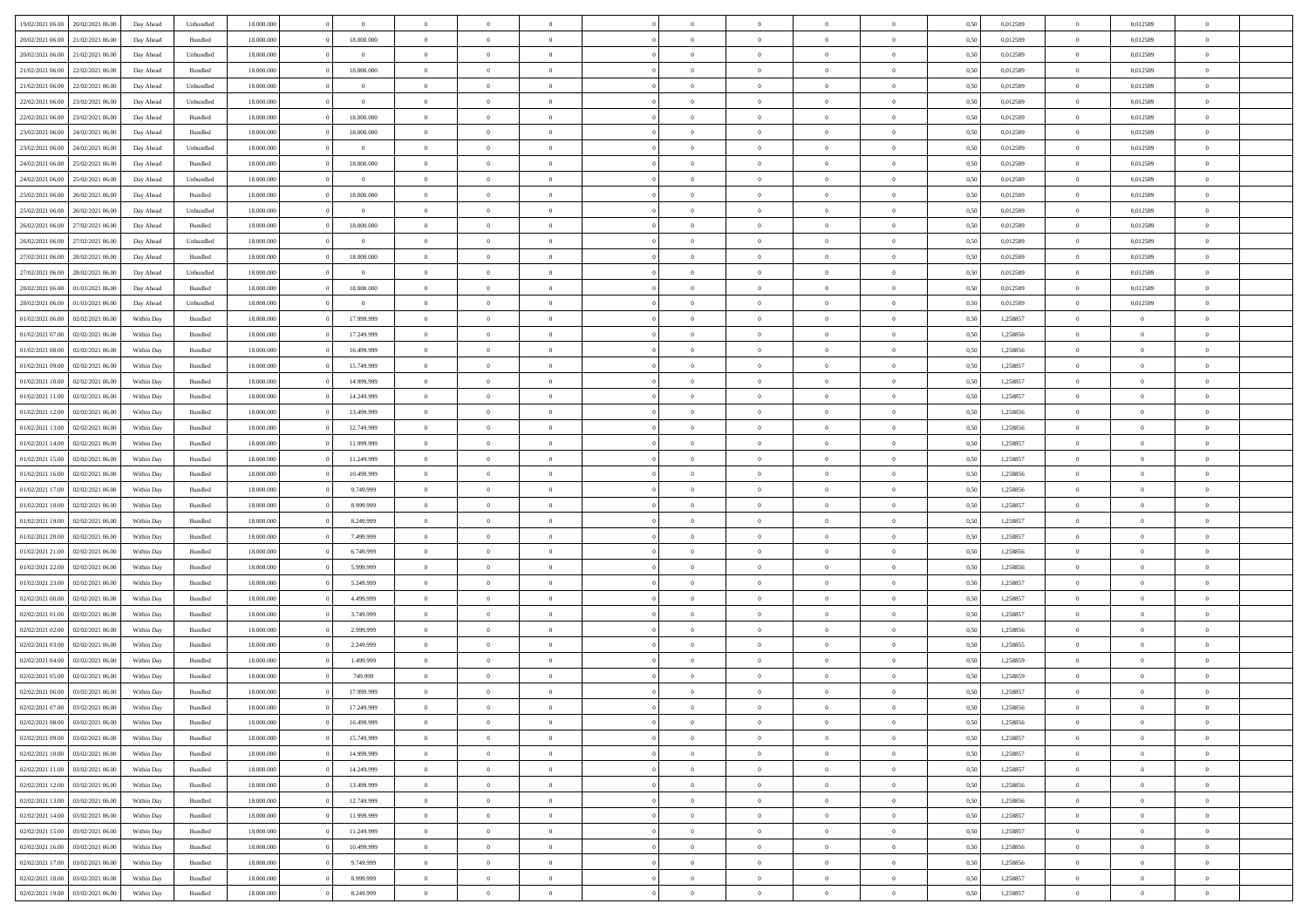| | | | | | | | | | | | | | | | | | | | | | |
|---|---|---|---|---|---|---|---|---|---|---|---|---|---|---|---|---|---|---|---|---|---|
| 19/02/2021 06.00 | 20/02/2021 06.00 | Day Ahead | Unbundled | 18.000.000 | 0 | 0 | 0 | 0 | 0 | | 0 | 0 | 0 | 0 | 0 | 0,50 | 0,012589 | 0 | 0,012589 | 0 | |
| 20/02/2021 06.00 | 21/02/2021 06.00 | Day Ahead | Bundled | 18.000.000 | 0 | 18.000.000 | 0 | 0 | 0 | | 0 | 0 | 0 | 0 | 0 | 0,50 | 0,012589 | 0 | 0,012589 | 0 | |
| 20/02/2021 06.00 | 21/02/2021 06.00 | Day Ahead | Unbundled | 18.000.000 | 0 | 0 | 0 | 0 | 0 | | 0 | 0 | 0 | 0 | 0 | 0,50 | 0,012589 | 0 | 0,012589 | 0 | |
| 21/02/2021 06.00 | 22/02/2021 06.00 | Day Ahead | Bundled | 18.000.000 | 0 | 18.000.000 | 0 | 0 | 0 | | 0 | 0 | 0 | 0 | 0 | 0,50 | 0,012589 | 0 | 0,012589 | 0 | |
| 21/02/2021 06.00 | 22/02/2021 06.00 | Day Ahead | Unbundled | 18.000.000 | 0 | 0 | 0 | 0 | 0 | | 0 | 0 | 0 | 0 | 0 | 0,50 | 0,012589 | 0 | 0,012589 | 0 | |
| 22/02/2021 06.00 | 23/02/2021 06.00 | Day Ahead | Unbundled | 18.000.000 | 0 | 0 | 0 | 0 | 0 | | 0 | 0 | 0 | 0 | 0 | 0,50 | 0,012589 | 0 | 0,012589 | 0 | |
| 22/02/2021 06.00 | 23/02/2021 06.00 | Day Ahead | Bundled | 18.000.000 | 0 | 18.000.000 | 0 | 0 | 0 | | 0 | 0 | 0 | 0 | 0 | 0,50 | 0,012589 | 0 | 0,012589 | 0 | |
| 23/02/2021 06.00 | 24/02/2021 06.00 | Day Ahead | Bundled | 18.000.000 | 0 | 18.000.000 | 0 | 0 | 0 | | 0 | 0 | 0 | 0 | 0 | 0,50 | 0,012589 | 0 | 0,012589 | 0 | |
| 23/02/2021 06.00 | 24/02/2021 06.00 | Day Ahead | Unbundled | 18.000.000 | 0 | 0 | 0 | 0 | 0 | | 0 | 0 | 0 | 0 | 0 | 0,50 | 0,012589 | 0 | 0,012589 | 0 | |
| 24/02/2021 06.00 | 25/02/2021 06.00 | Day Ahead | Bundled | 18.000.000 | 0 | 18.000.000 | 0 | 0 | 0 | | 0 | 0 | 0 | 0 | 0 | 0,50 | 0,012589 | 0 | 0,012589 | 0 | |
| 24/02/2021 06.00 | 25/02/2021 06.00 | Day Ahead | Unbundled | 18.000.000 | 0 | 0 | 0 | 0 | 0 | | 0 | 0 | 0 | 0 | 0 | 0,50 | 0,012589 | 0 | 0,012589 | 0 | |
| 25/02/2021 06.00 | 26/02/2021 06.00 | Day Ahead | Bundled | 18.000.000 | 0 | 18.000.000 | 0 | 0 | 0 | | 0 | 0 | 0 | 0 | 0 | 0,50 | 0,012589 | 0 | 0,012589 | 0 | |
| 25/02/2021 06.00 | 26/02/2021 06.00 | Day Ahead | Unbundled | 18.000.000 | 0 | 0 | 0 | 0 | 0 | | 0 | 0 | 0 | 0 | 0 | 0,50 | 0,012589 | 0 | 0,012589 | 0 | |
| 26/02/2021 06.00 | 27/02/2021 06.00 | Day Ahead | Bundled | 18.000.000 | 0 | 18.000.000 | 0 | 0 | 0 | | 0 | 0 | 0 | 0 | 0 | 0,50 | 0,012589 | 0 | 0,012589 | 0 | |
| 26/02/2021 06.00 | 27/02/2021 06.00 | Day Ahead | Unbundled | 18.000.000 | 0 | 0 | 0 | 0 | 0 | | 0 | 0 | 0 | 0 | 0 | 0,50 | 0,012589 | 0 | 0,012589 | 0 | |
| 27/02/2021 06.00 | 28/02/2021 06.00 | Day Ahead | Bundled | 18.000.000 | 0 | 18.000.000 | 0 | 0 | 0 | | 0 | 0 | 0 | 0 | 0 | 0,50 | 0,012589 | 0 | 0,012589 | 0 | |
| 27/02/2021 06.00 | 28/02/2021 06.00 | Day Ahead | Unbundled | 18.000.000 | 0 | 0 | 0 | 0 | 0 | | 0 | 0 | 0 | 0 | 0 | 0,50 | 0,012589 | 0 | 0,012589 | 0 | |
| 28/02/2021 06.00 | 01/03/2021 06.00 | Day Ahead | Bundled | 18.000.000 | 0 | 18.000.000 | 0 | 0 | 0 | | 0 | 0 | 0 | 0 | 0 | 0,50 | 0,012589 | 0 | 0,012589 | 0 | |
| 28/02/2021 06.00 | 01/03/2021 06.00 | Day Ahead | Unbundled | 18.000.000 | 0 | 0 | 0 | 0 | 0 | | 0 | 0 | 0 | 0 | 0 | 0,50 | 0,012589 | 0 | 0,012589 | 0 | |
| 01/02/2021 06.00 | 02/02/2021 06.00 | Within Day | Bundled | 18.000.000 | 0 | 17.999.999 | 0 | 0 | 0 | | 0 | 0 | 0 | 0 | 0 | 0,50 | 1,258857 | 0 | 0 | 0 | |
| 01/02/2021 07.00 | 02/02/2021 06.00 | Within Day | Bundled | 18.000.000 | 0 | 17.249.999 | 0 | 0 | 0 | | 0 | 0 | 0 | 0 | 0 | 0,50 | 1,258856 | 0 | 0 | 0 | |
| 01/02/2021 08.00 | 02/02/2021 06.00 | Within Day | Bundled | 18.000.000 | 0 | 16.499.999 | 0 | 0 | 0 | | 0 | 0 | 0 | 0 | 0 | 0,50 | 1,258856 | 0 | 0 | 0 | |
| 01/02/2021 09.00 | 02/02/2021 06.00 | Within Day | Bundled | 18.000.000 | 0 | 15.749.999 | 0 | 0 | 0 | | 0 | 0 | 0 | 0 | 0 | 0,50 | 1,258857 | 0 | 0 | 0 | |
| 01/02/2021 10.00 | 02/02/2021 06.00 | Within Day | Bundled | 18.000.000 | 0 | 14.999.999 | 0 | 0 | 0 | | 0 | 0 | 0 | 0 | 0 | 0,50 | 1,258857 | 0 | 0 | 0 | |
| 01/02/2021 11.00 | 02/02/2021 06.00 | Within Day | Bundled | 18.000.000 | 0 | 14.249.999 | 0 | 0 | 0 | | 0 | 0 | 0 | 0 | 0 | 0,50 | 1,258857 | 0 | 0 | 0 | |
| 01/02/2021 12.00 | 02/02/2021 06.00 | Within Day | Bundled | 18.000.000 | 0 | 13.499.999 | 0 | 0 | 0 | | 0 | 0 | 0 | 0 | 0 | 0,50 | 1,258856 | 0 | 0 | 0 | |
| 01/02/2021 13.00 | 02/02/2021 06.00 | Within Day | Bundled | 18.000.000 | 0 | 12.749.999 | 0 | 0 | 0 | | 0 | 0 | 0 | 0 | 0 | 0,50 | 1,258856 | 0 | 0 | 0 | |
| 01/02/2021 14.00 | 02/02/2021 06.00 | Within Day | Bundled | 18.000.000 | 0 | 11.999.999 | 0 | 0 | 0 | | 0 | 0 | 0 | 0 | 0 | 0,50 | 1,258857 | 0 | 0 | 0 | |
| 01/02/2021 15.00 | 02/02/2021 06.00 | Within Day | Bundled | 18.000.000 | 0 | 11.249.999 | 0 | 0 | 0 | | 0 | 0 | 0 | 0 | 0 | 0,50 | 1,258857 | 0 | 0 | 0 | |
| 01/02/2021 16.00 | 02/02/2021 06.00 | Within Day | Bundled | 18.000.000 | 0 | 10.499.999 | 0 | 0 | 0 | | 0 | 0 | 0 | 0 | 0 | 0,50 | 1,258856 | 0 | 0 | 0 | |
| 01/02/2021 17.00 | 02/02/2021 06.00 | Within Day | Bundled | 18.000.000 | 0 | 9.749.999 | 0 | 0 | 0 | | 0 | 0 | 0 | 0 | 0 | 0,50 | 1,258856 | 0 | 0 | 0 | |
| 01/02/2021 18.00 | 02/02/2021 06.00 | Within Day | Bundled | 18.000.000 | 0 | 8.999.999 | 0 | 0 | 0 | | 0 | 0 | 0 | 0 | 0 | 0,50 | 1,258857 | 0 | 0 | 0 | |
| 01/02/2021 19.00 | 02/02/2021 06.00 | Within Day | Bundled | 18.000.000 | 0 | 8.249.999 | 0 | 0 | 0 | | 0 | 0 | 0 | 0 | 0 | 0,50 | 1,258857 | 0 | 0 | 0 | |
| 01/02/2021 20.00 | 02/02/2021 06.00 | Within Day | Bundled | 18.000.000 | 0 | 7.499.999 | 0 | 0 | 0 | | 0 | 0 | 0 | 0 | 0 | 0,50 | 1,258857 | 0 | 0 | 0 | |
| 01/02/2021 21.00 | 02/02/2021 06.00 | Within Day | Bundled | 18.000.000 | 0 | 6.749.999 | 0 | 0 | 0 | | 0 | 0 | 0 | 0 | 0 | 0,50 | 1,258856 | 0 | 0 | 0 | |
| 01/02/2021 22.00 | 02/02/2021 06.00 | Within Day | Bundled | 18.000.000 | 0 | 5.999.999 | 0 | 0 | 0 | | 0 | 0 | 0 | 0 | 0 | 0,50 | 1,258856 | 0 | 0 | 0 | |
| 01/02/2021 23.00 | 02/02/2021 06.00 | Within Day | Bundled | 18.000.000 | 0 | 5.249.999 | 0 | 0 | 0 | | 0 | 0 | 0 | 0 | 0 | 0,50 | 1,258857 | 0 | 0 | 0 | |
| 02/02/2021 00.00 | 02/02/2021 06.00 | Within Day | Bundled | 18.000.000 | 0 | 4.499.999 | 0 | 0 | 0 | | 0 | 0 | 0 | 0 | 0 | 0,50 | 1,258857 | 0 | 0 | 0 | |
| 02/02/2021 01.00 | 02/02/2021 06.00 | Within Day | Bundled | 18.000.000 | 0 | 3.749.999 | 0 | 0 | 0 | | 0 | 0 | 0 | 0 | 0 | 0,50 | 1,258857 | 0 | 0 | 0 | |
| 02/02/2021 02.00 | 02/02/2021 06.00 | Within Day | Bundled | 18.000.000 | 0 | 2.999.999 | 0 | 0 | 0 | | 0 | 0 | 0 | 0 | 0 | 0,50 | 1,258856 | 0 | 0 | 0 | |
| 02/02/2021 03.00 | 02/02/2021 06.00 | Within Day | Bundled | 18.000.000 | 0 | 2.249.999 | 0 | 0 | 0 | | 0 | 0 | 0 | 0 | 0 | 0,50 | 1,258855 | 0 | 0 | 0 | |
| 02/02/2021 04.00 | 02/02/2021 06.00 | Within Day | Bundled | 18.000.000 | 0 | 1.499.999 | 0 | 0 | 0 | | 0 | 0 | 0 | 0 | 0 | 0,50 | 1,258859 | 0 | 0 | 0 | |
| 02/02/2021 05.00 | 02/02/2021 06.00 | Within Day | Bundled | 18.000.000 | 0 | 749.999 | 0 | 0 | 0 | | 0 | 0 | 0 | 0 | 0 | 0,50 | 1,258859 | 0 | 0 | 0 | |
| 02/02/2021 06.00 | 03/02/2021 06.00 | Within Day | Bundled | 18.000.000 | 0 | 17.999.999 | 0 | 0 | 0 | | 0 | 0 | 0 | 0 | 0 | 0,50 | 1,258857 | 0 | 0 | 0 | |
| 02/02/2021 07.00 | 03/02/2021 06.00 | Within Day | Bundled | 18.000.000 | 0 | 17.249.999 | 0 | 0 | 0 | | 0 | 0 | 0 | 0 | 0 | 0,50 | 1,258856 | 0 | 0 | 0 | |
| 02/02/2021 08.00 | 03/02/2021 06.00 | Within Day | Bundled | 18.000.000 | 0 | 16.499.999 | 0 | 0 | 0 | | 0 | 0 | 0 | 0 | 0 | 0,50 | 1,258856 | 0 | 0 | 0 | |
| 02/02/2021 09.00 | 03/02/2021 06.00 | Within Day | Bundled | 18.000.000 | 0 | 15.749.999 | 0 | 0 | 0 | | 0 | 0 | 0 | 0 | 0 | 0,50 | 1,258857 | 0 | 0 | 0 | |
| 02/02/2021 10.00 | 03/02/2021 06.00 | Within Day | Bundled | 18.000.000 | 0 | 14.999.999 | 0 | 0 | 0 | | 0 | 0 | 0 | 0 | 0 | 0,50 | 1,258857 | 0 | 0 | 0 | |
| 02/02/2021 11.00 | 03/02/2021 06.00 | Within Day | Bundled | 18.000.000 | 0 | 14.249.999 | 0 | 0 | 0 | | 0 | 0 | 0 | 0 | 0 | 0,50 | 1,258857 | 0 | 0 | 0 | |
| 02/02/2021 12.00 | 03/02/2021 06.00 | Within Day | Bundled | 18.000.000 | 0 | 13.499.999 | 0 | 0 | 0 | | 0 | 0 | 0 | 0 | 0 | 0,50 | 1,258856 | 0 | 0 | 0 | |
| 02/02/2021 13.00 | 03/02/2021 06.00 | Within Day | Bundled | 18.000.000 | 0 | 12.749.999 | 0 | 0 | 0 | | 0 | 0 | 0 | 0 | 0 | 0,50 | 1,258856 | 0 | 0 | 0 | |
| 02/02/2021 14.00 | 03/02/2021 06.00 | Within Day | Bundled | 18.000.000 | 0 | 11.999.999 | 0 | 0 | 0 | | 0 | 0 | 0 | 0 | 0 | 0,50 | 1,258857 | 0 | 0 | 0 | |
| 02/02/2021 15.00 | 03/02/2021 06.00 | Within Day | Bundled | 18.000.000 | 0 | 11.249.999 | 0 | 0 | 0 | | 0 | 0 | 0 | 0 | 0 | 0,50 | 1,258857 | 0 | 0 | 0 | |
| 02/02/2021 16.00 | 03/02/2021 06.00 | Within Day | Bundled | 18.000.000 | 0 | 10.499.999 | 0 | 0 | 0 | | 0 | 0 | 0 | 0 | 0 | 0,50 | 1,258856 | 0 | 0 | 0 | |
| 02/02/2021 17.00 | 03/02/2021 06.00 | Within Day | Bundled | 18.000.000 | 0 | 9.749.999 | 0 | 0 | 0 | | 0 | 0 | 0 | 0 | 0 | 0,50 | 1,258856 | 0 | 0 | 0 | |
| 02/02/2021 18.00 | 03/02/2021 06.00 | Within Day | Bundled | 18.000.000 | 0 | 8.999.999 | 0 | 0 | 0 | | 0 | 0 | 0 | 0 | 0 | 0,50 | 1,258857 | 0 | 0 | 0 | |
| 02/02/2021 19.00 | 03/02/2021 06.00 | Within Day | Bundled | 18.000.000 | 0 | 8.249.999 | 0 | 0 | 0 | | 0 | 0 | 0 | 0 | 0 | 0,50 | 1,258857 | 0 | 0 | 0 | |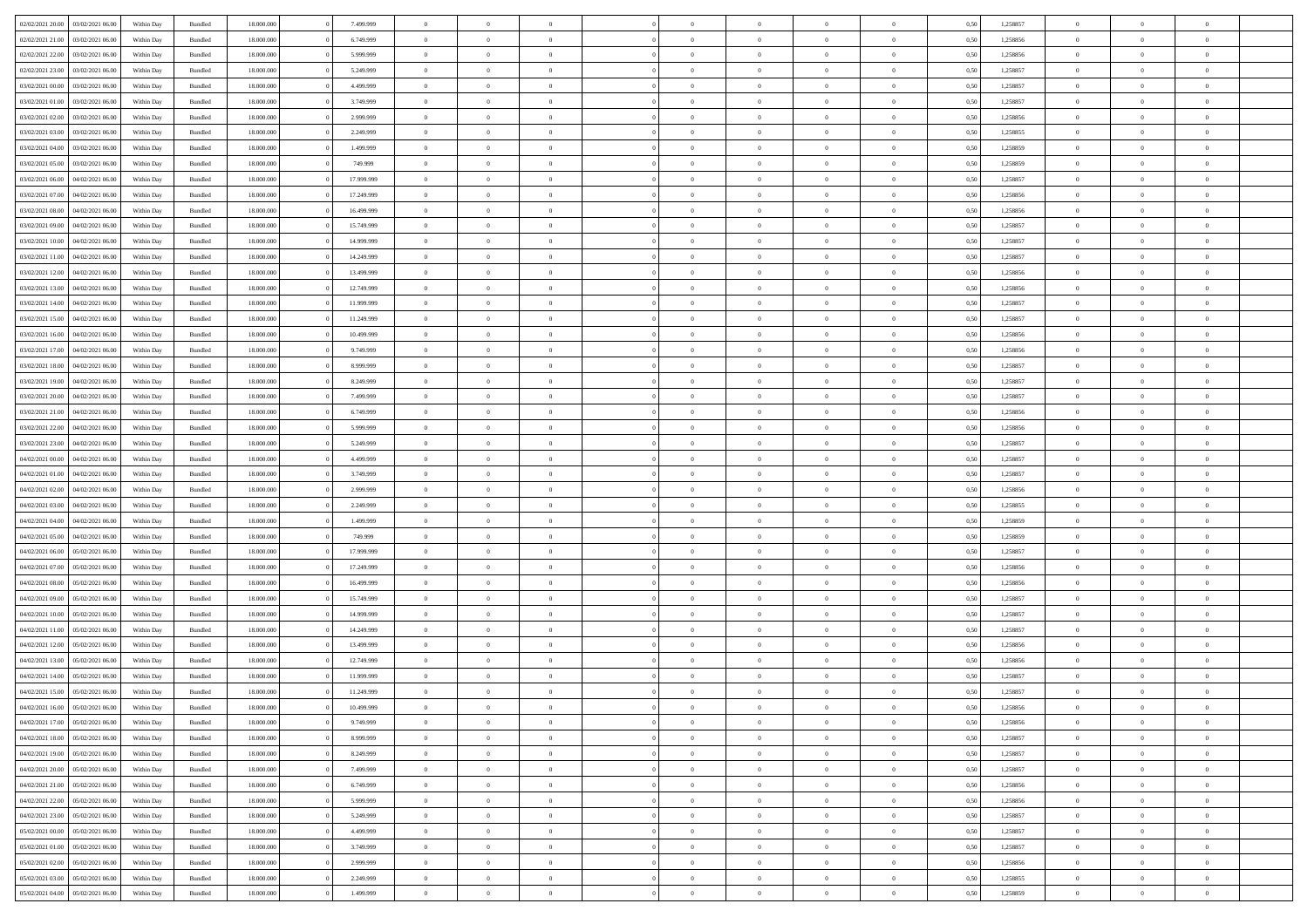| | | | | | | | | | | | | | | | | | | | | | |
|---|---|---|---|---|---|---|---|---|---|---|---|---|---|---|---|---|---|---|---|---|---|
| 02/02/2021 20:00 | 03/02/2021 06:00 | Within Day | Bundled | 18.000.000 | 0 | 7.499.999 | 0 | 0 | 0 | | 0 | 0 | 0 | 0 | 0 | 0,50 | 1,258857 | 0 | 0 | 0 | |
| 02/02/2021 21:00 | 03/02/2021 06:00 | Within Day | Bundled | 18.000.000 | 0 | 6.749.999 | 0 | 0 | 0 | | 0 | 0 | 0 | 0 | 0 | 0,50 | 1,258856 | 0 | 0 | 0 | |
| 02/02/2021 22:00 | 03/02/2021 06:00 | Within Day | Bundled | 18.000.000 | 0 | 5.999.999 | 0 | 0 | 0 | | 0 | 0 | 0 | 0 | 0 | 0,50 | 1,258856 | 0 | 0 | 0 | |
| 02/02/2021 23:00 | 03/02/2021 06:00 | Within Day | Bundled | 18.000.000 | 0 | 5.249.999 | 0 | 0 | 0 | | 0 | 0 | 0 | 0 | 0 | 0,50 | 1,258857 | 0 | 0 | 0 | |
| 03/02/2021 00:00 | 03/02/2021 06:00 | Within Day | Bundled | 18.000.000 | 0 | 4.499.999 | 0 | 0 | 0 | | 0 | 0 | 0 | 0 | 0 | 0,50 | 1,258857 | 0 | 0 | 0 | |
| 03/02/2021 01:00 | 03/02/2021 06:00 | Within Day | Bundled | 18.000.000 | 0 | 3.749.999 | 0 | 0 | 0 | | 0 | 0 | 0 | 0 | 0 | 0,50 | 1,258857 | 0 | 0 | 0 | |
| 03/02/2021 02:00 | 03/02/2021 06:00 | Within Day | Bundled | 18.000.000 | 0 | 2.999.999 | 0 | 0 | 0 | | 0 | 0 | 0 | 0 | 0 | 0,50 | 1,258856 | 0 | 0 | 0 | |
| 03/02/2021 03:00 | 03/02/2021 06:00 | Within Day | Bundled | 18.000.000 | 0 | 2.249.999 | 0 | 0 | 0 | | 0 | 0 | 0 | 0 | 0 | 0,50 | 1,258855 | 0 | 0 | 0 | |
| 03/02/2021 04:00 | 03/02/2021 06:00 | Within Day | Bundled | 18.000.000 | 0 | 1.499.999 | 0 | 0 | 0 | | 0 | 0 | 0 | 0 | 0 | 0,50 | 1,258859 | 0 | 0 | 0 | |
| 03/02/2021 05:00 | 03/02/2021 06:00 | Within Day | Bundled | 18.000.000 | 0 | 749.999 | 0 | 0 | 0 | | 0 | 0 | 0 | 0 | 0 | 0,50 | 1,258859 | 0 | 0 | 0 | |
| 03/02/2021 06:00 | 04/02/2021 06:00 | Within Day | Bundled | 18.000.000 | 0 | 17.999.999 | 0 | 0 | 0 | | 0 | 0 | 0 | 0 | 0 | 0,50 | 1,258857 | 0 | 0 | 0 | |
| 03/02/2021 07:00 | 04/02/2021 06:00 | Within Day | Bundled | 18.000.000 | 0 | 17.249.999 | 0 | 0 | 0 | | 0 | 0 | 0 | 0 | 0 | 0,50 | 1,258856 | 0 | 0 | 0 | |
| 03/02/2021 08:00 | 04/02/2021 06:00 | Within Day | Bundled | 18.000.000 | 0 | 16.499.999 | 0 | 0 | 0 | | 0 | 0 | 0 | 0 | 0 | 0,50 | 1,258856 | 0 | 0 | 0 | |
| 03/02/2021 09:00 | 04/02/2021 06:00 | Within Day | Bundled | 18.000.000 | 0 | 15.749.999 | 0 | 0 | 0 | | 0 | 0 | 0 | 0 | 0 | 0,50 | 1,258857 | 0 | 0 | 0 | |
| 03/02/2021 10:00 | 04/02/2021 06:00 | Within Day | Bundled | 18.000.000 | 0 | 14.999.999 | 0 | 0 | 0 | | 0 | 0 | 0 | 0 | 0 | 0,50 | 1,258857 | 0 | 0 | 0 | |
| 03/02/2021 11:00 | 04/02/2021 06:00 | Within Day | Bundled | 18.000.000 | 0 | 14.249.999 | 0 | 0 | 0 | | 0 | 0 | 0 | 0 | 0 | 0,50 | 1,258857 | 0 | 0 | 0 | |
| 03/02/2021 12:00 | 04/02/2021 06:00 | Within Day | Bundled | 18.000.000 | 0 | 13.499.999 | 0 | 0 | 0 | | 0 | 0 | 0 | 0 | 0 | 0,50 | 1,258856 | 0 | 0 | 0 | |
| 03/02/2021 13:00 | 04/02/2021 06:00 | Within Day | Bundled | 18.000.000 | 0 | 12.749.999 | 0 | 0 | 0 | | 0 | 0 | 0 | 0 | 0 | 0,50 | 1,258856 | 0 | 0 | 0 | |
| 03/02/2021 14:00 | 04/02/2021 06:00 | Within Day | Bundled | 18.000.000 | 0 | 11.999.999 | 0 | 0 | 0 | | 0 | 0 | 0 | 0 | 0 | 0,50 | 1,258857 | 0 | 0 | 0 | |
| 03/02/2021 15:00 | 04/02/2021 06:00 | Within Day | Bundled | 18.000.000 | 0 | 11.249.999 | 0 | 0 | 0 | | 0 | 0 | 0 | 0 | 0 | 0,50 | 1,258857 | 0 | 0 | 0 | |
| 03/02/2021 16:00 | 04/02/2021 06:00 | Within Day | Bundled | 18.000.000 | 0 | 10.499.999 | 0 | 0 | 0 | | 0 | 0 | 0 | 0 | 0 | 0,50 | 1,258856 | 0 | 0 | 0 | |
| 03/02/2021 17:00 | 04/02/2021 06:00 | Within Day | Bundled | 18.000.000 | 0 | 9.749.999 | 0 | 0 | 0 | | 0 | 0 | 0 | 0 | 0 | 0,50 | 1,258856 | 0 | 0 | 0 | |
| 03/02/2021 18:00 | 04/02/2021 06:00 | Within Day | Bundled | 18.000.000 | 0 | 8.999.999 | 0 | 0 | 0 | | 0 | 0 | 0 | 0 | 0 | 0,50 | 1,258857 | 0 | 0 | 0 | |
| 03/02/2021 19:00 | 04/02/2021 06:00 | Within Day | Bundled | 18.000.000 | 0 | 8.249.999 | 0 | 0 | 0 | | 0 | 0 | 0 | 0 | 0 | 0,50 | 1,258857 | 0 | 0 | 0 | |
| 03/02/2021 20:00 | 04/02/2021 06:00 | Within Day | Bundled | 18.000.000 | 0 | 7.499.999 | 0 | 0 | 0 | | 0 | 0 | 0 | 0 | 0 | 0,50 | 1,258857 | 0 | 0 | 0 | |
| 03/02/2021 21:00 | 04/02/2021 06:00 | Within Day | Bundled | 18.000.000 | 0 | 6.749.999 | 0 | 0 | 0 | | 0 | 0 | 0 | 0 | 0 | 0,50 | 1,258856 | 0 | 0 | 0 | |
| 03/02/2021 22:00 | 04/02/2021 06:00 | Within Day | Bundled | 18.000.000 | 0 | 5.999.999 | 0 | 0 | 0 | | 0 | 0 | 0 | 0 | 0 | 0,50 | 1,258856 | 0 | 0 | 0 | |
| 03/02/2021 23:00 | 04/02/2021 06:00 | Within Day | Bundled | 18.000.000 | 0 | 5.249.999 | 0 | 0 | 0 | | 0 | 0 | 0 | 0 | 0 | 0,50 | 1,258857 | 0 | 0 | 0 | |
| 04/02/2021 00:00 | 04/02/2021 06:00 | Within Day | Bundled | 18.000.000 | 0 | 4.499.999 | 0 | 0 | 0 | | 0 | 0 | 0 | 0 | 0 | 0,50 | 1,258857 | 0 | 0 | 0 | |
| 04/02/2021 01:00 | 04/02/2021 06:00 | Within Day | Bundled | 18.000.000 | 0 | 3.749.999 | 0 | 0 | 0 | | 0 | 0 | 0 | 0 | 0 | 0,50 | 1,258857 | 0 | 0 | 0 | |
| 04/02/2021 02:00 | 04/02/2021 06:00 | Within Day | Bundled | 18.000.000 | 0 | 2.999.999 | 0 | 0 | 0 | | 0 | 0 | 0 | 0 | 0 | 0,50 | 1,258856 | 0 | 0 | 0 | |
| 04/02/2021 03:00 | 04/02/2021 06:00 | Within Day | Bundled | 18.000.000 | 0 | 2.249.999 | 0 | 0 | 0 | | 0 | 0 | 0 | 0 | 0 | 0,50 | 1,258855 | 0 | 0 | 0 | |
| 04/02/2021 04:00 | 04/02/2021 06:00 | Within Day | Bundled | 18.000.000 | 0 | 1.499.999 | 0 | 0 | 0 | | 0 | 0 | 0 | 0 | 0 | 0,50 | 1,258859 | 0 | 0 | 0 | |
| 04/02/2021 05:00 | 04/02/2021 06:00 | Within Day | Bundled | 18.000.000 | 0 | 749.999 | 0 | 0 | 0 | | 0 | 0 | 0 | 0 | 0 | 0,50 | 1,258859 | 0 | 0 | 0 | |
| 04/02/2021 06:00 | 05/02/2021 06:00 | Within Day | Bundled | 18.000.000 | 0 | 17.999.999 | 0 | 0 | 0 | | 0 | 0 | 0 | 0 | 0 | 0,50 | 1,258857 | 0 | 0 | 0 | |
| 04/02/2021 07:00 | 05/02/2021 06:00 | Within Day | Bundled | 18.000.000 | 0 | 17.249.999 | 0 | 0 | 0 | | 0 | 0 | 0 | 0 | 0 | 0,50 | 1,258856 | 0 | 0 | 0 | |
| 04/02/2021 08:00 | 05/02/2021 06:00 | Within Day | Bundled | 18.000.000 | 0 | 16.499.999 | 0 | 0 | 0 | | 0 | 0 | 0 | 0 | 0 | 0,50 | 1,258856 | 0 | 0 | 0 | |
| 04/02/2021 09:00 | 05/02/2021 06:00 | Within Day | Bundled | 18.000.000 | 0 | 15.749.999 | 0 | 0 | 0 | | 0 | 0 | 0 | 0 | 0 | 0,50 | 1,258857 | 0 | 0 | 0 | |
| 04/02/2021 10:00 | 05/02/2021 06:00 | Within Day | Bundled | 18.000.000 | 0 | 14.999.999 | 0 | 0 | 0 | | 0 | 0 | 0 | 0 | 0 | 0,50 | 1,258857 | 0 | 0 | 0 | |
| 04/02/2021 11:00 | 05/02/2021 06:00 | Within Day | Bundled | 18.000.000 | 0 | 14.249.999 | 0 | 0 | 0 | | 0 | 0 | 0 | 0 | 0 | 0,50 | 1,258857 | 0 | 0 | 0 | |
| 04/02/2021 12:00 | 05/02/2021 06:00 | Within Day | Bundled | 18.000.000 | 0 | 13.499.999 | 0 | 0 | 0 | | 0 | 0 | 0 | 0 | 0 | 0,50 | 1,258856 | 0 | 0 | 0 | |
| 04/02/2021 13:00 | 05/02/2021 06:00 | Within Day | Bundled | 18.000.000 | 0 | 12.749.999 | 0 | 0 | 0 | | 0 | 0 | 0 | 0 | 0 | 0,50 | 1,258856 | 0 | 0 | 0 | |
| 04/02/2021 14:00 | 05/02/2021 06:00 | Within Day | Bundled | 18.000.000 | 0 | 11.999.999 | 0 | 0 | 0 | | 0 | 0 | 0 | 0 | 0 | 0,50 | 1,258857 | 0 | 0 | 0 | |
| 04/02/2021 15:00 | 05/02/2021 06:00 | Within Day | Bundled | 18.000.000 | 0 | 11.249.999 | 0 | 0 | 0 | | 0 | 0 | 0 | 0 | 0 | 0,50 | 1,258857 | 0 | 0 | 0 | |
| 04/02/2021 16:00 | 05/02/2021 06:00 | Within Day | Bundled | 18.000.000 | 0 | 10.499.999 | 0 | 0 | 0 | | 0 | 0 | 0 | 0 | 0 | 0,50 | 1,258856 | 0 | 0 | 0 | |
| 04/02/2021 17:00 | 05/02/2021 06:00 | Within Day | Bundled | 18.000.000 | 0 | 9.749.999 | 0 | 0 | 0 | | 0 | 0 | 0 | 0 | 0 | 0,50 | 1,258856 | 0 | 0 | 0 | |
| 04/02/2021 18:00 | 05/02/2021 06:00 | Within Day | Bundled | 18.000.000 | 0 | 8.999.999 | 0 | 0 | 0 | | 0 | 0 | 0 | 0 | 0 | 0,50 | 1,258857 | 0 | 0 | 0 | |
| 04/02/2021 19:00 | 05/02/2021 06:00 | Within Day | Bundled | 18.000.000 | 0 | 8.249.999 | 0 | 0 | 0 | | 0 | 0 | 0 | 0 | 0 | 0,50 | 1,258857 | 0 | 0 | 0 | |
| 04/02/2021 20:00 | 05/02/2021 06:00 | Within Day | Bundled | 18.000.000 | 0 | 7.499.999 | 0 | 0 | 0 | | 0 | 0 | 0 | 0 | 0 | 0,50 | 1,258857 | 0 | 0 | 0 | |
| 04/02/2021 21:00 | 05/02/2021 06:00 | Within Day | Bundled | 18.000.000 | 0 | 6.749.999 | 0 | 0 | 0 | | 0 | 0 | 0 | 0 | 0 | 0,50 | 1,258856 | 0 | 0 | 0 | |
| 04/02/2021 22:00 | 05/02/2021 06:00 | Within Day | Bundled | 18.000.000 | 0 | 5.999.999 | 0 | 0 | 0 | | 0 | 0 | 0 | 0 | 0 | 0,50 | 1,258856 | 0 | 0 | 0 | |
| 04/02/2021 23:00 | 05/02/2021 06:00 | Within Day | Bundled | 18.000.000 | 0 | 5.249.999 | 0 | 0 | 0 | | 0 | 0 | 0 | 0 | 0 | 0,50 | 1,258857 | 0 | 0 | 0 | |
| 05/02/2021 00:00 | 05/02/2021 06:00 | Within Day | Bundled | 18.000.000 | 0 | 4.499.999 | 0 | 0 | 0 | | 0 | 0 | 0 | 0 | 0 | 0,50 | 1,258857 | 0 | 0 | 0 | |
| 05/02/2021 01:00 | 05/02/2021 06:00 | Within Day | Bundled | 18.000.000 | 0 | 3.749.999 | 0 | 0 | 0 | | 0 | 0 | 0 | 0 | 0 | 0,50 | 1,258857 | 0 | 0 | 0 | |
| 05/02/2021 02:00 | 05/02/2021 06:00 | Within Day | Bundled | 18.000.000 | 0 | 2.999.999 | 0 | 0 | 0 | | 0 | 0 | 0 | 0 | 0 | 0,50 | 1,258856 | 0 | 0 | 0 | |
| 05/02/2021 03:00 | 05/02/2021 06:00 | Within Day | Bundled | 18.000.000 | 0 | 2.249.999 | 0 | 0 | 0 | | 0 | 0 | 0 | 0 | 0 | 0,50 | 1,258855 | 0 | 0 | 0 | |
| 05/02/2021 04:00 | 05/02/2021 06:00 | Within Day | Bundled | 18.000.000 | 0 | 1.499.999 | 0 | 0 | 0 | | 0 | 0 | 0 | 0 | 0 | 0,50 | 1,258859 | 0 | 0 | 0 | |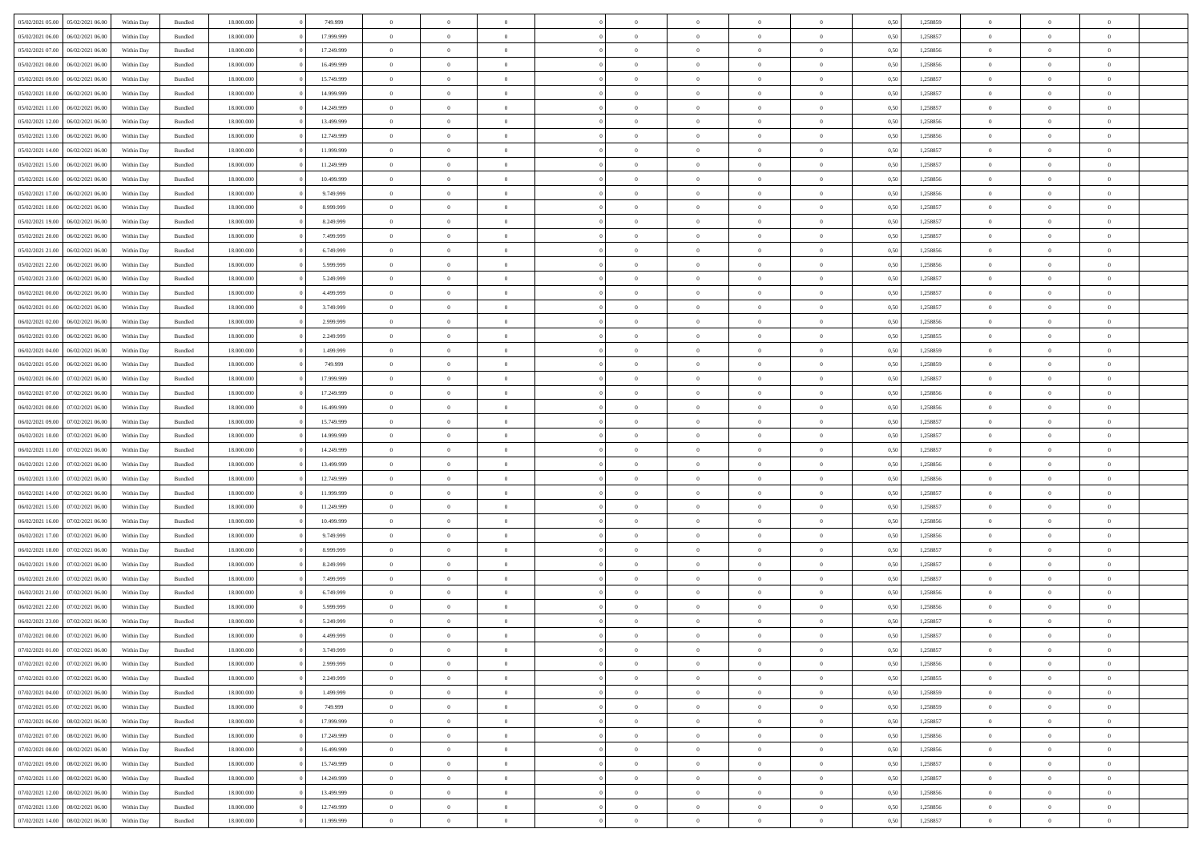| | | | | | | | | | | | | | | | | | | | | |
|---|---|---|---|---|---|---|---|---|---|---|---|---|---|---|---|---|---|---|---|---|
| 05/02/2021 05:00 | 05/02/2021 06:00 | Within Day | Bundled | 18.000.000 | 0 | 749.999 | 0 | 0 | 0 | 0 | 0 | 0 | 0 | 0 | 0,50 | 1,258859 | 0 | 0 | 0 | |
| 05/02/2021 06:00 | 06/02/2021 06:00 | Within Day | Bundled | 18.000.000 | 0 | 17.999.999 | 0 | 0 | 0 | 0 | 0 | 0 | 0 | 0 | 0,50 | 1,258857 | 0 | 0 | 0 | |
| 05/02/2021 07:00 | 06/02/2021 06:00 | Within Day | Bundled | 18.000.000 | 0 | 17.249.999 | 0 | 0 | 0 | 0 | 0 | 0 | 0 | 0 | 0,50 | 1,258856 | 0 | 0 | 0 | |
| 05/02/2021 08:00 | 06/02/2021 06:00 | Within Day | Bundled | 18.000.000 | 0 | 16.499.999 | 0 | 0 | 0 | 0 | 0 | 0 | 0 | 0 | 0,50 | 1,258856 | 0 | 0 | 0 | |
| 05/02/2021 09:00 | 06/02/2021 06:00 | Within Day | Bundled | 18.000.000 | 0 | 15.749.999 | 0 | 0 | 0 | 0 | 0 | 0 | 0 | 0 | 0,50 | 1,258857 | 0 | 0 | 0 | |
| 05/02/2021 10:00 | 06/02/2021 06:00 | Within Day | Bundled | 18.000.000 | 0 | 14.999.999 | 0 | 0 | 0 | 0 | 0 | 0 | 0 | 0 | 0,50 | 1,258857 | 0 | 0 | 0 | |
| 05/02/2021 11:00 | 06/02/2021 06:00 | Within Day | Bundled | 18.000.000 | 0 | 14.249.999 | 0 | 0 | 0 | 0 | 0 | 0 | 0 | 0 | 0,50 | 1,258857 | 0 | 0 | 0 | |
| 05/02/2021 12:00 | 06/02/2021 06:00 | Within Day | Bundled | 18.000.000 | 0 | 13.499.999 | 0 | 0 | 0 | 0 | 0 | 0 | 0 | 0 | 0,50 | 1,258856 | 0 | 0 | 0 | |
| 05/02/2021 13:00 | 06/02/2021 06:00 | Within Day | Bundled | 18.000.000 | 0 | 12.749.999 | 0 | 0 | 0 | 0 | 0 | 0 | 0 | 0 | 0,50 | 1,258856 | 0 | 0 | 0 | |
| 05/02/2021 14:00 | 06/02/2021 06:00 | Within Day | Bundled | 18.000.000 | 0 | 11.999.999 | 0 | 0 | 0 | 0 | 0 | 0 | 0 | 0 | 0,50 | 1,258857 | 0 | 0 | 0 | |
| 05/02/2021 15:00 | 06/02/2021 06:00 | Within Day | Bundled | 18.000.000 | 0 | 11.249.999 | 0 | 0 | 0 | 0 | 0 | 0 | 0 | 0 | 0,50 | 1,258857 | 0 | 0 | 0 | |
| 05/02/2021 16:00 | 06/02/2021 06:00 | Within Day | Bundled | 18.000.000 | 0 | 10.499.999 | 0 | 0 | 0 | 0 | 0 | 0 | 0 | 0 | 0,50 | 1,258856 | 0 | 0 | 0 | |
| 05/02/2021 17:00 | 06/02/2021 06:00 | Within Day | Bundled | 18.000.000 | 0 | 9.749.999 | 0 | 0 | 0 | 0 | 0 | 0 | 0 | 0 | 0,50 | 1,258856 | 0 | 0 | 0 | |
| 05/02/2021 18:00 | 06/02/2021 06:00 | Within Day | Bundled | 18.000.000 | 0 | 8.999.999 | 0 | 0 | 0 | 0 | 0 | 0 | 0 | 0 | 0,50 | 1,258857 | 0 | 0 | 0 | |
| 05/02/2021 19:00 | 06/02/2021 06:00 | Within Day | Bundled | 18.000.000 | 0 | 8.249.999 | 0 | 0 | 0 | 0 | 0 | 0 | 0 | 0 | 0,50 | 1,258857 | 0 | 0 | 0 | |
| 05/02/2021 20:00 | 06/02/2021 06:00 | Within Day | Bundled | 18.000.000 | 0 | 7.499.999 | 0 | 0 | 0 | 0 | 0 | 0 | 0 | 0 | 0,50 | 1,258857 | 0 | 0 | 0 | |
| 05/02/2021 21:00 | 06/02/2021 06:00 | Within Day | Bundled | 18.000.000 | 0 | 6.749.999 | 0 | 0 | 0 | 0 | 0 | 0 | 0 | 0 | 0,50 | 1,258856 | 0 | 0 | 0 | |
| 05/02/2021 22:00 | 06/02/2021 06:00 | Within Day | Bundled | 18.000.000 | 0 | 5.999.999 | 0 | 0 | 0 | 0 | 0 | 0 | 0 | 0 | 0,50 | 1,258856 | 0 | 0 | 0 | |
| 05/02/2021 23:00 | 06/02/2021 06:00 | Within Day | Bundled | 18.000.000 | 0 | 5.249.999 | 0 | 0 | 0 | 0 | 0 | 0 | 0 | 0 | 0,50 | 1,258857 | 0 | 0 | 0 | |
| 06/02/2021 00:00 | 06/02/2021 06:00 | Within Day | Bundled | 18.000.000 | 0 | 4.499.999 | 0 | 0 | 0 | 0 | 0 | 0 | 0 | 0 | 0,50 | 1,258857 | 0 | 0 | 0 | |
| 06/02/2021 01:00 | 06/02/2021 06:00 | Within Day | Bundled | 18.000.000 | 0 | 3.749.999 | 0 | 0 | 0 | 0 | 0 | 0 | 0 | 0 | 0,50 | 1,258857 | 0 | 0 | 0 | |
| 06/02/2021 02:00 | 06/02/2021 06:00 | Within Day | Bundled | 18.000.000 | 0 | 2.999.999 | 0 | 0 | 0 | 0 | 0 | 0 | 0 | 0 | 0,50 | 1,258856 | 0 | 0 | 0 | |
| 06/02/2021 03:00 | 06/02/2021 06:00 | Within Day | Bundled | 18.000.000 | 0 | 2.249.999 | 0 | 0 | 0 | 0 | 0 | 0 | 0 | 0 | 0,50 | 1,258855 | 0 | 0 | 0 | |
| 06/02/2021 04:00 | 06/02/2021 06:00 | Within Day | Bundled | 18.000.000 | 0 | 1.499.999 | 0 | 0 | 0 | 0 | 0 | 0 | 0 | 0 | 0,50 | 1,258859 | 0 | 0 | 0 | |
| 06/02/2021 05:00 | 06/02/2021 06:00 | Within Day | Bundled | 18.000.000 | 0 | 749.999 | 0 | 0 | 0 | 0 | 0 | 0 | 0 | 0 | 0,50 | 1,258859 | 0 | 0 | 0 | |
| 06/02/2021 06:00 | 07/02/2021 06:00 | Within Day | Bundled | 18.000.000 | 0 | 17.999.999 | 0 | 0 | 0 | 0 | 0 | 0 | 0 | 0 | 0,50 | 1,258857 | 0 | 0 | 0 | |
| 06/02/2021 07:00 | 07/02/2021 06:00 | Within Day | Bundled | 18.000.000 | 0 | 17.249.999 | 0 | 0 | 0 | 0 | 0 | 0 | 0 | 0 | 0,50 | 1,258856 | 0 | 0 | 0 | |
| 06/02/2021 08:00 | 07/02/2021 06:00 | Within Day | Bundled | 18.000.000 | 0 | 16.499.999 | 0 | 0 | 0 | 0 | 0 | 0 | 0 | 0 | 0,50 | 1,258856 | 0 | 0 | 0 | |
| 06/02/2021 09:00 | 07/02/2021 06:00 | Within Day | Bundled | 18.000.000 | 0 | 15.749.999 | 0 | 0 | 0 | 0 | 0 | 0 | 0 | 0 | 0,50 | 1,258857 | 0 | 0 | 0 | |
| 06/02/2021 10:00 | 07/02/2021 06:00 | Within Day | Bundled | 18.000.000 | 0 | 14.999.999 | 0 | 0 | 0 | 0 | 0 | 0 | 0 | 0 | 0,50 | 1,258857 | 0 | 0 | 0 | |
| 06/02/2021 11:00 | 07/02/2021 06:00 | Within Day | Bundled | 18.000.000 | 0 | 14.249.999 | 0 | 0 | 0 | 0 | 0 | 0 | 0 | 0 | 0,50 | 1,258857 | 0 | 0 | 0 | |
| 06/02/2021 12:00 | 07/02/2021 06:00 | Within Day | Bundled | 18.000.000 | 0 | 13.499.999 | 0 | 0 | 0 | 0 | 0 | 0 | 0 | 0 | 0,50 | 1,258856 | 0 | 0 | 0 | |
| 06/02/2021 13:00 | 07/02/2021 06:00 | Within Day | Bundled | 18.000.000 | 0 | 12.749.999 | 0 | 0 | 0 | 0 | 0 | 0 | 0 | 0 | 0,50 | 1,258856 | 0 | 0 | 0 | |
| 06/02/2021 14:00 | 07/02/2021 06:00 | Within Day | Bundled | 18.000.000 | 0 | 11.999.999 | 0 | 0 | 0 | 0 | 0 | 0 | 0 | 0 | 0,50 | 1,258857 | 0 | 0 | 0 | |
| 06/02/2021 15:00 | 07/02/2021 06:00 | Within Day | Bundled | 18.000.000 | 0 | 11.249.999 | 0 | 0 | 0 | 0 | 0 | 0 | 0 | 0 | 0,50 | 1,258857 | 0 | 0 | 0 | |
| 06/02/2021 16:00 | 07/02/2021 06:00 | Within Day | Bundled | 18.000.000 | 0 | 10.499.999 | 0 | 0 | 0 | 0 | 0 | 0 | 0 | 0 | 0,50 | 1,258856 | 0 | 0 | 0 | |
| 06/02/2021 17:00 | 07/02/2021 06:00 | Within Day | Bundled | 18.000.000 | 0 | 9.749.999 | 0 | 0 | 0 | 0 | 0 | 0 | 0 | 0 | 0,50 | 1,258856 | 0 | 0 | 0 | |
| 06/02/2021 18:00 | 07/02/2021 06:00 | Within Day | Bundled | 18.000.000 | 0 | 8.999.999 | 0 | 0 | 0 | 0 | 0 | 0 | 0 | 0 | 0,50 | 1,258857 | 0 | 0 | 0 | |
| 06/02/2021 19:00 | 07/02/2021 06:00 | Within Day | Bundled | 18.000.000 | 0 | 8.249.999 | 0 | 0 | 0 | 0 | 0 | 0 | 0 | 0 | 0,50 | 1,258857 | 0 | 0 | 0 | |
| 06/02/2021 20:00 | 07/02/2021 06:00 | Within Day | Bundled | 18.000.000 | 0 | 7.499.999 | 0 | 0 | 0 | 0 | 0 | 0 | 0 | 0 | 0,50 | 1,258857 | 0 | 0 | 0 | |
| 06/02/2021 21:00 | 07/02/2021 06:00 | Within Day | Bundled | 18.000.000 | 0 | 6.749.999 | 0 | 0 | 0 | 0 | 0 | 0 | 0 | 0 | 0,50 | 1,258856 | 0 | 0 | 0 | |
| 06/02/2021 22:00 | 07/02/2021 06:00 | Within Day | Bundled | 18.000.000 | 0 | 5.999.999 | 0 | 0 | 0 | 0 | 0 | 0 | 0 | 0 | 0,50 | 1,258856 | 0 | 0 | 0 | |
| 06/02/2021 23:00 | 07/02/2021 06:00 | Within Day | Bundled | 18.000.000 | 0 | 5.249.999 | 0 | 0 | 0 | 0 | 0 | 0 | 0 | 0 | 0,50 | 1,258857 | 0 | 0 | 0 | |
| 07/02/2021 00:00 | 07/02/2021 06:00 | Within Day | Bundled | 18.000.000 | 0 | 4.499.999 | 0 | 0 | 0 | 0 | 0 | 0 | 0 | 0 | 0,50 | 1,258857 | 0 | 0 | 0 | |
| 07/02/2021 01:00 | 07/02/2021 06:00 | Within Day | Bundled | 18.000.000 | 0 | 3.749.999 | 0 | 0 | 0 | 0 | 0 | 0 | 0 | 0 | 0,50 | 1,258857 | 0 | 0 | 0 | |
| 07/02/2021 02:00 | 07/02/2021 06:00 | Within Day | Bundled | 18.000.000 | 0 | 2.999.999 | 0 | 0 | 0 | 0 | 0 | 0 | 0 | 0 | 0,50 | 1,258856 | 0 | 0 | 0 | |
| 07/02/2021 03:00 | 07/02/2021 06:00 | Within Day | Bundled | 18.000.000 | 0 | 2.249.999 | 0 | 0 | 0 | 0 | 0 | 0 | 0 | 0 | 0,50 | 1,258855 | 0 | 0 | 0 | |
| 07/02/2021 04:00 | 07/02/2021 06:00 | Within Day | Bundled | 18.000.000 | 0 | 1.499.999 | 0 | 0 | 0 | 0 | 0 | 0 | 0 | 0 | 0,50 | 1,258859 | 0 | 0 | 0 | |
| 07/02/2021 05:00 | 07/02/2021 06:00 | Within Day | Bundled | 18.000.000 | 0 | 749.999 | 0 | 0 | 0 | 0 | 0 | 0 | 0 | 0 | 0,50 | 1,258859 | 0 | 0 | 0 | |
| 07/02/2021 06:00 | 08/02/2021 06:00 | Within Day | Bundled | 18.000.000 | 0 | 17.999.999 | 0 | 0 | 0 | 0 | 0 | 0 | 0 | 0 | 0,50 | 1,258857 | 0 | 0 | 0 | |
| 07/02/2021 07:00 | 08/02/2021 06:00 | Within Day | Bundled | 18.000.000 | 0 | 17.249.999 | 0 | 0 | 0 | 0 | 0 | 0 | 0 | 0 | 0,50 | 1,258856 | 0 | 0 | 0 | |
| 07/02/2021 08:00 | 08/02/2021 06:00 | Within Day | Bundled | 18.000.000 | 0 | 16.499.999 | 0 | 0 | 0 | 0 | 0 | 0 | 0 | 0 | 0,50 | 1,258856 | 0 | 0 | 0 | |
| 07/02/2021 09:00 | 08/02/2021 06:00 | Within Day | Bundled | 18.000.000 | 0 | 15.749.999 | 0 | 0 | 0 | 0 | 0 | 0 | 0 | 0 | 0,50 | 1,258857 | 0 | 0 | 0 | |
| 07/02/2021 11:00 | 08/02/2021 06:00 | Within Day | Bundled | 18.000.000 | 0 | 14.249.999 | 0 | 0 | 0 | 0 | 0 | 0 | 0 | 0 | 0,50 | 1,258857 | 0 | 0 | 0 | |
| 07/02/2021 12:00 | 08/02/2021 06:00 | Within Day | Bundled | 18.000.000 | 0 | 13.499.999 | 0 | 0 | 0 | 0 | 0 | 0 | 0 | 0 | 0,50 | 1,258856 | 0 | 0 | 0 | |
| 07/02/2021 13:00 | 08/02/2021 06:00 | Within Day | Bundled | 18.000.000 | 0 | 12.749.999 | 0 | 0 | 0 | 0 | 0 | 0 | 0 | 0 | 0,50 | 1,258856 | 0 | 0 | 0 | |
| 07/02/2021 14:00 | 08/02/2021 06:00 | Within Day | Bundled | 18.000.000 | 0 | 11.999.999 | 0 | 0 | 0 | 0 | 0 | 0 | 0 | 0 | 0,50 | 1,258857 | 0 | 0 | 0 | |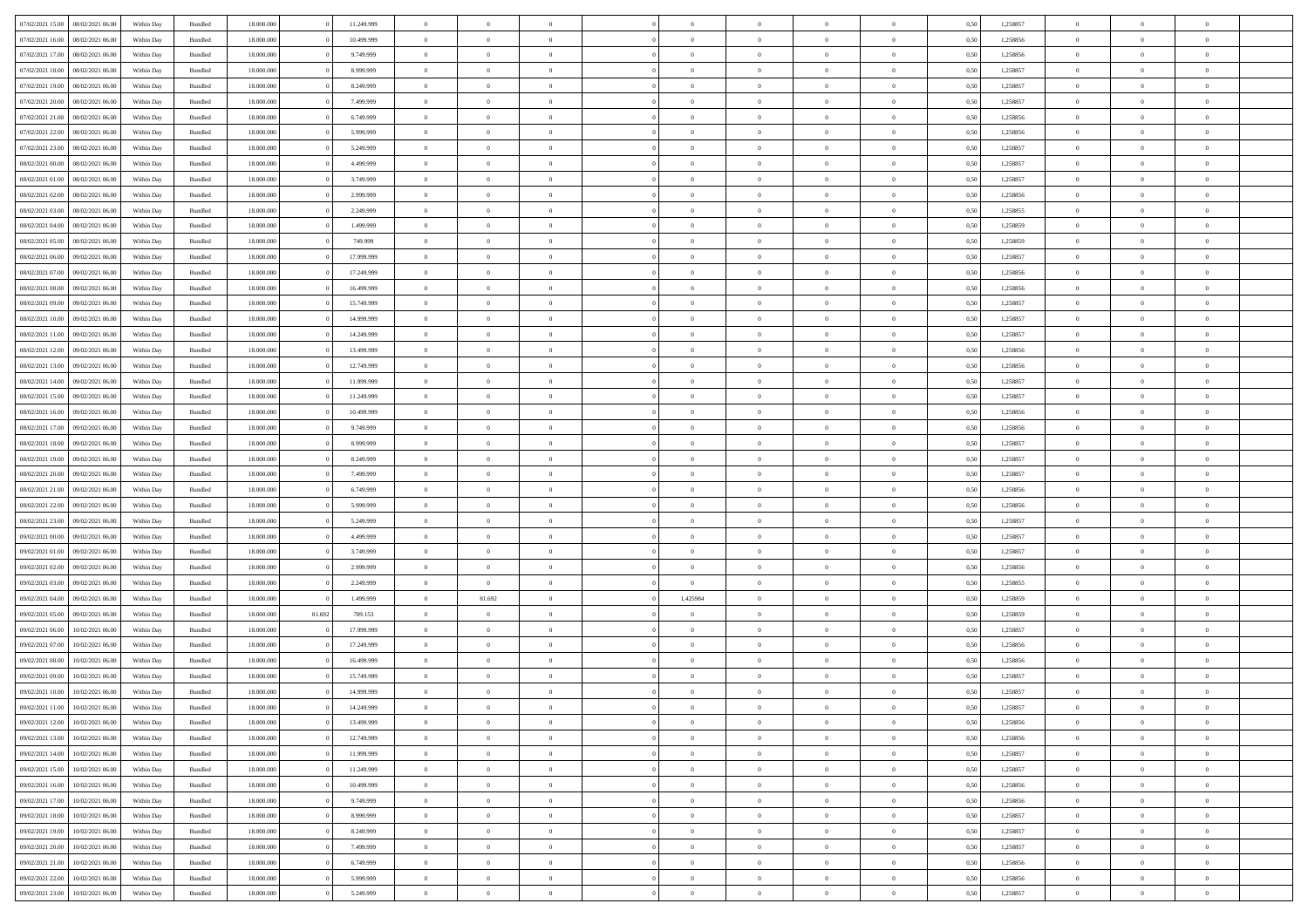| | | | | | | | | | | | | | | | | | | | | |
|---|---|---|---|---|---|---|---|---|---|---|---|---|---|---|---|---|---|---|---|---|
| 07/02/2021 15.00 | 08/02/2021 06.00 | Within Day | Bundled | 18.000.000 | 0 | 11.249.999 | 0 | 0 | 0 | | 0 | 0 | 0 | 0 | 0,50 | 1,258857 | 0 | 0 | 0 | |
| 07/02/2021 16.00 | 08/02/2021 06.00 | Within Day | Bundled | 18.000.000 | 0 | 10.499.999 | 0 | 0 | 0 | | 0 | 0 | 0 | 0 | 0,50 | 1,258856 | 0 | 0 | 0 | |
| 07/02/2021 17.00 | 08/02/2021 06.00 | Within Day | Bundled | 18.000.000 | 0 | 9.749.999 | 0 | 0 | 0 | | 0 | 0 | 0 | 0 | 0,50 | 1,258856 | 0 | 0 | 0 | |
| 07/02/2021 18.00 | 08/02/2021 06.00 | Within Day | Bundled | 18.000.000 | 0 | 8.999.999 | 0 | 0 | 0 | | 0 | 0 | 0 | 0 | 0,50 | 1,258857 | 0 | 0 | 0 | |
| 07/02/2021 19.00 | 08/02/2021 06.00 | Within Day | Bundled | 18.000.000 | 0 | 8.249.999 | 0 | 0 | 0 | | 0 | 0 | 0 | 0 | 0,50 | 1,258857 | 0 | 0 | 0 | |
| 07/02/2021 20.00 | 08/02/2021 06.00 | Within Day | Bundled | 18.000.000 | 0 | 7.499.999 | 0 | 0 | 0 | | 0 | 0 | 0 | 0 | 0,50 | 1,258857 | 0 | 0 | 0 | |
| 07/02/2021 21.00 | 08/02/2021 06.00 | Within Day | Bundled | 18.000.000 | 0 | 6.749.999 | 0 | 0 | 0 | | 0 | 0 | 0 | 0 | 0,50 | 1,258856 | 0 | 0 | 0 | |
| 07/02/2021 22.00 | 08/02/2021 06.00 | Within Day | Bundled | 18.000.000 | 0 | 5.999.999 | 0 | 0 | 0 | | 0 | 0 | 0 | 0 | 0,50 | 1,258856 | 0 | 0 | 0 | |
| 07/02/2021 23.00 | 08/02/2021 06.00 | Within Day | Bundled | 18.000.000 | 0 | 5.249.999 | 0 | 0 | 0 | | 0 | 0 | 0 | 0 | 0,50 | 1,258857 | 0 | 0 | 0 | |
| 08/02/2021 00.00 | 08/02/2021 06.00 | Within Day | Bundled | 18.000.000 | 0 | 4.499.999 | 0 | 0 | 0 | | 0 | 0 | 0 | 0 | 0,50 | 1,258857 | 0 | 0 | 0 | |
| 08/02/2021 01.00 | 08/02/2021 06.00 | Within Day | Bundled | 18.000.000 | 0 | 3.749.999 | 0 | 0 | 0 | | 0 | 0 | 0 | 0 | 0,50 | 1,258857 | 0 | 0 | 0 | |
| 08/02/2021 02.00 | 08/02/2021 06.00 | Within Day | Bundled | 18.000.000 | 0 | 2.999.999 | 0 | 0 | 0 | | 0 | 0 | 0 | 0 | 0,50 | 1,258856 | 0 | 0 | 0 | |
| 08/02/2021 03.00 | 08/02/2021 06.00 | Within Day | Bundled | 18.000.000 | 0 | 2.249.999 | 0 | 0 | 0 | | 0 | 0 | 0 | 0 | 0,50 | 1,258855 | 0 | 0 | 0 | |
| 08/02/2021 04.00 | 08/02/2021 06.00 | Within Day | Bundled | 18.000.000 | 0 | 1.499.999 | 0 | 0 | 0 | | 0 | 0 | 0 | 0 | 0,50 | 1,258859 | 0 | 0 | 0 | |
| 08/02/2021 05.00 | 08/02/2021 06.00 | Within Day | Bundled | 18.000.000 | 0 | 749.999 | 0 | 0 | 0 | | 0 | 0 | 0 | 0 | 0,50 | 1,258859 | 0 | 0 | 0 | |
| 08/02/2021 06.00 | 09/02/2021 06.00 | Within Day | Bundled | 18.000.000 | 0 | 17.999.999 | 0 | 0 | 0 | | 0 | 0 | 0 | 0 | 0,50 | 1,258857 | 0 | 0 | 0 | |
| 08/02/2021 07.00 | 09/02/2021 06.00 | Within Day | Bundled | 18.000.000 | 0 | 17.249.999 | 0 | 0 | 0 | | 0 | 0 | 0 | 0 | 0,50 | 1,258856 | 0 | 0 | 0 | |
| 08/02/2021 08.00 | 09/02/2021 06.00 | Within Day | Bundled | 18.000.000 | 0 | 16.499.999 | 0 | 0 | 0 | | 0 | 0 | 0 | 0 | 0,50 | 1,258856 | 0 | 0 | 0 | |
| 08/02/2021 09.00 | 09/02/2021 06.00 | Within Day | Bundled | 18.000.000 | 0 | 15.749.999 | 0 | 0 | 0 | | 0 | 0 | 0 | 0 | 0,50 | 1,258857 | 0 | 0 | 0 | |
| 08/02/2021 10.00 | 09/02/2021 06.00 | Within Day | Bundled | 18.000.000 | 0 | 14.999.999 | 0 | 0 | 0 | | 0 | 0 | 0 | 0 | 0,50 | 1,258857 | 0 | 0 | 0 | |
| 08/02/2021 11.00 | 09/02/2021 06.00 | Within Day | Bundled | 18.000.000 | 0 | 14.249.999 | 0 | 0 | 0 | | 0 | 0 | 0 | 0 | 0,50 | 1,258857 | 0 | 0 | 0 | |
| 08/02/2021 12.00 | 09/02/2021 06.00 | Within Day | Bundled | 18.000.000 | 0 | 13.499.999 | 0 | 0 | 0 | | 0 | 0 | 0 | 0 | 0,50 | 1,258856 | 0 | 0 | 0 | |
| 08/02/2021 13.00 | 09/02/2021 06.00 | Within Day | Bundled | 18.000.000 | 0 | 12.749.999 | 0 | 0 | 0 | | 0 | 0 | 0 | 0 | 0,50 | 1,258856 | 0 | 0 | 0 | |
| 08/02/2021 14.00 | 09/02/2021 06.00 | Within Day | Bundled | 18.000.000 | 0 | 11.999.999 | 0 | 0 | 0 | | 0 | 0 | 0 | 0 | 0,50 | 1,258857 | 0 | 0 | 0 | |
| 08/02/2021 15.00 | 09/02/2021 06.00 | Within Day | Bundled | 18.000.000 | 0 | 11.249.999 | 0 | 0 | 0 | | 0 | 0 | 0 | 0 | 0,50 | 1,258857 | 0 | 0 | 0 | |
| 08/02/2021 16.00 | 09/02/2021 06.00 | Within Day | Bundled | 18.000.000 | 0 | 10.499.999 | 0 | 0 | 0 | | 0 | 0 | 0 | 0 | 0,50 | 1,258856 | 0 | 0 | 0 | |
| 08/02/2021 17.00 | 09/02/2021 06.00 | Within Day | Bundled | 18.000.000 | 0 | 9.749.999 | 0 | 0 | 0 | | 0 | 0 | 0 | 0 | 0,50 | 1,258856 | 0 | 0 | 0 | |
| 08/02/2021 18.00 | 09/02/2021 06.00 | Within Day | Bundled | 18.000.000 | 0 | 8.999.999 | 0 | 0 | 0 | | 0 | 0 | 0 | 0 | 0,50 | 1,258857 | 0 | 0 | 0 | |
| 08/02/2021 19.00 | 09/02/2021 06.00 | Within Day | Bundled | 18.000.000 | 0 | 8.249.999 | 0 | 0 | 0 | | 0 | 0 | 0 | 0 | 0,50 | 1,258857 | 0 | 0 | 0 | |
| 08/02/2021 20.00 | 09/02/2021 06.00 | Within Day | Bundled | 18.000.000 | 0 | 7.499.999 | 0 | 0 | 0 | | 0 | 0 | 0 | 0 | 0,50 | 1,258857 | 0 | 0 | 0 | |
| 08/02/2021 21.00 | 09/02/2021 06.00 | Within Day | Bundled | 18.000.000 | 0 | 6.749.999 | 0 | 0 | 0 | | 0 | 0 | 0 | 0 | 0,50 | 1,258856 | 0 | 0 | 0 | |
| 08/02/2021 22.00 | 09/02/2021 06.00 | Within Day | Bundled | 18.000.000 | 0 | 5.999.999 | 0 | 0 | 0 | | 0 | 0 | 0 | 0 | 0,50 | 1,258856 | 0 | 0 | 0 | |
| 08/02/2021 23.00 | 09/02/2021 06.00 | Within Day | Bundled | 18.000.000 | 0 | 5.249.999 | 0 | 0 | 0 | | 0 | 0 | 0 | 0 | 0,50 | 1,258857 | 0 | 0 | 0 | |
| 09/02/2021 00.00 | 09/02/2021 06.00 | Within Day | Bundled | 18.000.000 | 0 | 4.499.999 | 0 | 0 | 0 | | 0 | 0 | 0 | 0 | 0,50 | 1,258857 | 0 | 0 | 0 | |
| 09/02/2021 01.00 | 09/02/2021 06.00 | Within Day | Bundled | 18.000.000 | 0 | 3.749.999 | 0 | 0 | 0 | | 0 | 0 | 0 | 0 | 0,50 | 1,258857 | 0 | 0 | 0 | |
| 09/02/2021 02.00 | 09/02/2021 06.00 | Within Day | Bundled | 18.000.000 | 0 | 2.999.999 | 0 | 0 | 0 | | 0 | 0 | 0 | 0 | 0,50 | 1,258856 | 0 | 0 | 0 | |
| 09/02/2021 03.00 | 09/02/2021 06.00 | Within Day | Bundled | 18.000.000 | 0 | 2.249.999 | 0 | 0 | 0 | | 0 | 0 | 0 | 0 | 0,50 | 1,258855 | 0 | 0 | 0 | |
| 09/02/2021 04.00 | 09/02/2021 06.00 | Within Day | Bundled | 18.000.000 | 0 | 1.499.999 | 0 | 81.692 | 0 | | 1,425984 | 0 | 0 | 0 | 0,50 | 1,258859 | 0 | 0 | 0 | |
| 09/02/2021 05.00 | 09/02/2021 06.00 | Within Day | Bundled | 18.000.000 | 81.692 | 709.153 | 0 | 0 | 0 | | 0 | 0 | 0 | 0 | 0,50 | 1,258859 | 0 | 0 | 0 | |
| 09/02/2021 06.00 | 10/02/2021 06.00 | Within Day | Bundled | 18.000.000 | 0 | 17.999.999 | 0 | 0 | 0 | | 0 | 0 | 0 | 0 | 0,50 | 1,258857 | 0 | 0 | 0 | |
| 09/02/2021 07.00 | 10/02/2021 06.00 | Within Day | Bundled | 18.000.000 | 0 | 17.249.999 | 0 | 0 | 0 | | 0 | 0 | 0 | 0 | 0,50 | 1,258856 | 0 | 0 | 0 | |
| 09/02/2021 08.00 | 10/02/2021 06.00 | Within Day | Bundled | 18.000.000 | 0 | 16.499.999 | 0 | 0 | 0 | | 0 | 0 | 0 | 0 | 0,50 | 1,258856 | 0 | 0 | 0 | |
| 09/02/2021 09.00 | 10/02/2021 06.00 | Within Day | Bundled | 18.000.000 | 0 | 15.749.999 | 0 | 0 | 0 | | 0 | 0 | 0 | 0 | 0,50 | 1,258857 | 0 | 0 | 0 | |
| 09/02/2021 10.00 | 10/02/2021 06.00 | Within Day | Bundled | 18.000.000 | 0 | 14.999.999 | 0 | 0 | 0 | | 0 | 0 | 0 | 0 | 0,50 | 1,258857 | 0 | 0 | 0 | |
| 09/02/2021 11.00 | 10/02/2021 06.00 | Within Day | Bundled | 18.000.000 | 0 | 14.249.999 | 0 | 0 | 0 | | 0 | 0 | 0 | 0 | 0,50 | 1,258857 | 0 | 0 | 0 | |
| 09/02/2021 12.00 | 10/02/2021 06.00 | Within Day | Bundled | 18.000.000 | 0 | 13.499.999 | 0 | 0 | 0 | | 0 | 0 | 0 | 0 | 0,50 | 1,258856 | 0 | 0 | 0 | |
| 09/02/2021 13.00 | 10/02/2021 06.00 | Within Day | Bundled | 18.000.000 | 0 | 12.749.999 | 0 | 0 | 0 | | 0 | 0 | 0 | 0 | 0,50 | 1,258856 | 0 | 0 | 0 | |
| 09/02/2021 14.00 | 10/02/2021 06.00 | Within Day | Bundled | 18.000.000 | 0 | 11.999.999 | 0 | 0 | 0 | | 0 | 0 | 0 | 0 | 0,50 | 1,258857 | 0 | 0 | 0 | |
| 09/02/2021 15.00 | 10/02/2021 06.00 | Within Day | Bundled | 18.000.000 | 0 | 11.249.999 | 0 | 0 | 0 | | 0 | 0 | 0 | 0 | 0,50 | 1,258857 | 0 | 0 | 0 | |
| 09/02/2021 16.00 | 10/02/2021 06.00 | Within Day | Bundled | 18.000.000 | 0 | 10.499.999 | 0 | 0 | 0 | | 0 | 0 | 0 | 0 | 0,50 | 1,258856 | 0 | 0 | 0 | |
| 09/02/2021 17.00 | 10/02/2021 06.00 | Within Day | Bundled | 18.000.000 | 0 | 9.749.999 | 0 | 0 | 0 | | 0 | 0 | 0 | 0 | 0,50 | 1,258856 | 0 | 0 | 0 | |
| 09/02/2021 18.00 | 10/02/2021 06.00 | Within Day | Bundled | 18.000.000 | 0 | 8.999.999 | 0 | 0 | 0 | | 0 | 0 | 0 | 0 | 0,50 | 1,258857 | 0 | 0 | 0 | |
| 09/02/2021 19.00 | 10/02/2021 06.00 | Within Day | Bundled | 18.000.000 | 0 | 8.249.999 | 0 | 0 | 0 | | 0 | 0 | 0 | 0 | 0,50 | 1,258857 | 0 | 0 | 0 | |
| 09/02/2021 20.00 | 10/02/2021 06.00 | Within Day | Bundled | 18.000.000 | 0 | 7.499.999 | 0 | 0 | 0 | | 0 | 0 | 0 | 0 | 0,50 | 1,258857 | 0 | 0 | 0 | |
| 09/02/2021 21.00 | 10/02/2021 06.00 | Within Day | Bundled | 18.000.000 | 0 | 6.749.999 | 0 | 0 | 0 | | 0 | 0 | 0 | 0 | 0,50 | 1,258856 | 0 | 0 | 0 | |
| 09/02/2021 22.00 | 10/02/2021 06.00 | Within Day | Bundled | 18.000.000 | 0 | 5.999.999 | 0 | 0 | 0 | | 0 | 0 | 0 | 0 | 0,50 | 1,258856 | 0 | 0 | 0 | |
| 09/02/2021 23.00 | 10/02/2021 06.00 | Within Day | Bundled | 18.000.000 | 0 | 5.249.999 | 0 | 0 | 0 | | 0 | 0 | 0 | 0 | 0,50 | 1,258857 | 0 | 0 | 0 | |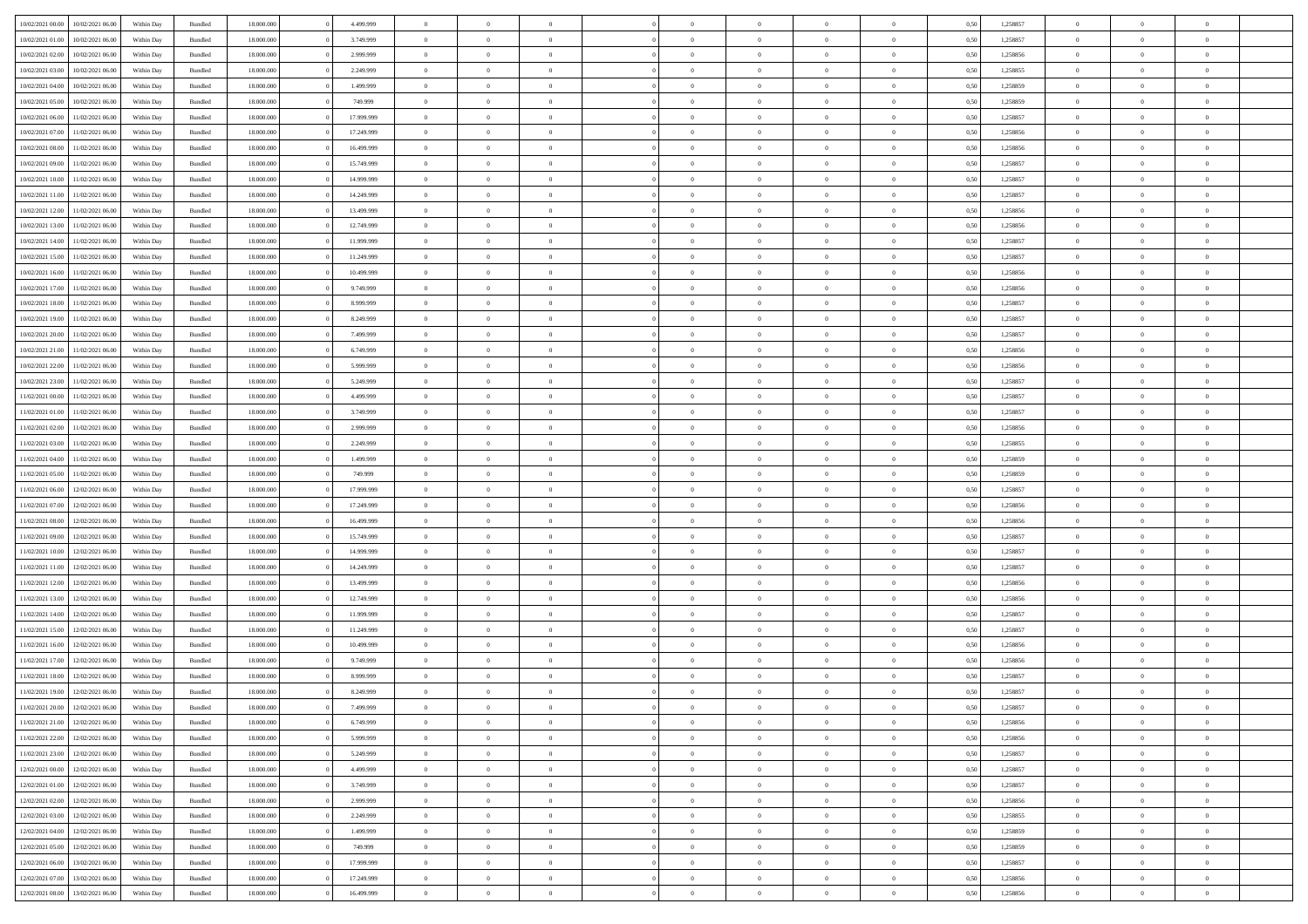| | | | | | | | | | | | | | | | | | | | | | |
|---|---|---|---|---|---|---|---|---|---|---|---|---|---|---|---|---|---|---|---|---|---|
| 10/02/2021 00:00 | 10/02/2021 06:00 | Within Day | Bundled | 18.000.000 | 0 | 4.499.999 | 0 | 0 | 0 | | 0 | 0 | 0 | 0 | 0 | 0,50 | 1,258857 | 0 | 0 | 0 | |
| 10/02/2021 01:00 | 10/02/2021 06:00 | Within Day | Bundled | 18.000.000 | 0 | 3.749.999 | 0 | 0 | 0 | | 0 | 0 | 0 | 0 | 0 | 0,50 | 1,258857 | 0 | 0 | 0 | |
| 10/02/2021 02:00 | 10/02/2021 06:00 | Within Day | Bundled | 18.000.000 | 0 | 2.999.999 | 0 | 0 | 0 | | 0 | 0 | 0 | 0 | 0 | 0,50 | 1,258856 | 0 | 0 | 0 | |
| 10/02/2021 03:00 | 10/02/2021 06:00 | Within Day | Bundled | 18.000.000 | 0 | 2.249.999 | 0 | 0 | 0 | | 0 | 0 | 0 | 0 | 0 | 0,50 | 1,258855 | 0 | 0 | 0 | |
| 10/02/2021 04:00 | 10/02/2021 06:00 | Within Day | Bundled | 18.000.000 | 0 | 1.499.999 | 0 | 0 | 0 | | 0 | 0 | 0 | 0 | 0 | 0,50 | 1,258859 | 0 | 0 | 0 | |
| 10/02/2021 05:00 | 10/02/2021 06:00 | Within Day | Bundled | 18.000.000 | 0 | 749.999 | 0 | 0 | 0 | | 0 | 0 | 0 | 0 | 0 | 0,50 | 1,258859 | 0 | 0 | 0 | |
| 10/02/2021 06:00 | 11/02/2021 06:00 | Within Day | Bundled | 18.000.000 | 0 | 17.999.999 | 0 | 0 | 0 | | 0 | 0 | 0 | 0 | 0 | 0,50 | 1,258857 | 0 | 0 | 0 | |
| 10/02/2021 07:00 | 11/02/2021 06:00 | Within Day | Bundled | 18.000.000 | 0 | 17.249.999 | 0 | 0 | 0 | | 0 | 0 | 0 | 0 | 0 | 0,50 | 1,258856 | 0 | 0 | 0 | |
| 10/02/2021 08:00 | 11/02/2021 06:00 | Within Day | Bundled | 18.000.000 | 0 | 16.499.999 | 0 | 0 | 0 | | 0 | 0 | 0 | 0 | 0 | 0,50 | 1,258856 | 0 | 0 | 0 | |
| 10/02/2021 09:00 | 11/02/2021 06:00 | Within Day | Bundled | 18.000.000 | 0 | 15.749.999 | 0 | 0 | 0 | | 0 | 0 | 0 | 0 | 0 | 0,50 | 1,258857 | 0 | 0 | 0 | |
| 10/02/2021 10:00 | 11/02/2021 06:00 | Within Day | Bundled | 18.000.000 | 0 | 14.999.999 | 0 | 0 | 0 | | 0 | 0 | 0 | 0 | 0 | 0,50 | 1,258857 | 0 | 0 | 0 | |
| 10/02/2021 11:00 | 11/02/2021 06:00 | Within Day | Bundled | 18.000.000 | 0 | 14.249.999 | 0 | 0 | 0 | | 0 | 0 | 0 | 0 | 0 | 0,50 | 1,258857 | 0 | 0 | 0 | |
| 10/02/2021 12:00 | 11/02/2021 06:00 | Within Day | Bundled | 18.000.000 | 0 | 13.499.999 | 0 | 0 | 0 | | 0 | 0 | 0 | 0 | 0 | 0,50 | 1,258856 | 0 | 0 | 0 | |
| 10/02/2021 13:00 | 11/02/2021 06:00 | Within Day | Bundled | 18.000.000 | 0 | 12.749.999 | 0 | 0 | 0 | | 0 | 0 | 0 | 0 | 0 | 0,50 | 1,258856 | 0 | 0 | 0 | |
| 10/02/2021 14:00 | 11/02/2021 06:00 | Within Day | Bundled | 18.000.000 | 0 | 11.999.999 | 0 | 0 | 0 | | 0 | 0 | 0 | 0 | 0 | 0,50 | 1,258857 | 0 | 0 | 0 | |
| 10/02/2021 15:00 | 11/02/2021 06:00 | Within Day | Bundled | 18.000.000 | 0 | 11.249.999 | 0 | 0 | 0 | | 0 | 0 | 0 | 0 | 0 | 0,50 | 1,258857 | 0 | 0 | 0 | |
| 10/02/2021 16:00 | 11/02/2021 06:00 | Within Day | Bundled | 18.000.000 | 0 | 10.499.999 | 0 | 0 | 0 | | 0 | 0 | 0 | 0 | 0 | 0,50 | 1,258856 | 0 | 0 | 0 | |
| 10/02/2021 17:00 | 11/02/2021 06:00 | Within Day | Bundled | 18.000.000 | 0 | 9.749.999 | 0 | 0 | 0 | | 0 | 0 | 0 | 0 | 0 | 0,50 | 1,258856 | 0 | 0 | 0 | |
| 10/02/2021 18:00 | 11/02/2021 06:00 | Within Day | Bundled | 18.000.000 | 0 | 8.999.999 | 0 | 0 | 0 | | 0 | 0 | 0 | 0 | 0 | 0,50 | 1,258857 | 0 | 0 | 0 | |
| 10/02/2021 19:00 | 11/02/2021 06:00 | Within Day | Bundled | 18.000.000 | 0 | 8.249.999 | 0 | 0 | 0 | | 0 | 0 | 0 | 0 | 0 | 0,50 | 1,258857 | 0 | 0 | 0 | |
| 10/02/2021 20:00 | 11/02/2021 06:00 | Within Day | Bundled | 18.000.000 | 0 | 7.499.999 | 0 | 0 | 0 | | 0 | 0 | 0 | 0 | 0 | 0,50 | 1,258857 | 0 | 0 | 0 | |
| 10/02/2021 21:00 | 11/02/2021 06:00 | Within Day | Bundled | 18.000.000 | 0 | 6.749.999 | 0 | 0 | 0 | | 0 | 0 | 0 | 0 | 0 | 0,50 | 1,258856 | 0 | 0 | 0 | |
| 10/02/2021 22:00 | 11/02/2021 06:00 | Within Day | Bundled | 18.000.000 | 0 | 5.999.999 | 0 | 0 | 0 | | 0 | 0 | 0 | 0 | 0 | 0,50 | 1,258856 | 0 | 0 | 0 | |
| 10/02/2021 23:00 | 11/02/2021 06:00 | Within Day | Bundled | 18.000.000 | 0 | 5.249.999 | 0 | 0 | 0 | | 0 | 0 | 0 | 0 | 0 | 0,50 | 1,258857 | 0 | 0 | 0 | |
| 11/02/2021 00:00 | 11/02/2021 06:00 | Within Day | Bundled | 18.000.000 | 0 | 4.499.999 | 0 | 0 | 0 | | 0 | 0 | 0 | 0 | 0 | 0,50 | 1,258857 | 0 | 0 | 0 | |
| 11/02/2021 01:00 | 11/02/2021 06:00 | Within Day | Bundled | 18.000.000 | 0 | 3.749.999 | 0 | 0 | 0 | | 0 | 0 | 0 | 0 | 0 | 0,50 | 1,258857 | 0 | 0 | 0 | |
| 11/02/2021 02:00 | 11/02/2021 06:00 | Within Day | Bundled | 18.000.000 | 0 | 2.999.999 | 0 | 0 | 0 | | 0 | 0 | 0 | 0 | 0 | 0,50 | 1,258856 | 0 | 0 | 0 | |
| 11/02/2021 03:00 | 11/02/2021 06:00 | Within Day | Bundled | 18.000.000 | 0 | 2.249.999 | 0 | 0 | 0 | | 0 | 0 | 0 | 0 | 0 | 0,50 | 1,258855 | 0 | 0 | 0 | |
| 11/02/2021 04:00 | 11/02/2021 06:00 | Within Day | Bundled | 18.000.000 | 0 | 1.499.999 | 0 | 0 | 0 | | 0 | 0 | 0 | 0 | 0 | 0,50 | 1,258859 | 0 | 0 | 0 | |
| 11/02/2021 05:00 | 11/02/2021 06:00 | Within Day | Bundled | 18.000.000 | 0 | 749.999 | 0 | 0 | 0 | | 0 | 0 | 0 | 0 | 0 | 0,50 | 1,258859 | 0 | 0 | 0 | |
| 11/02/2021 06:00 | 12/02/2021 06:00 | Within Day | Bundled | 18.000.000 | 0 | 17.999.999 | 0 | 0 | 0 | | 0 | 0 | 0 | 0 | 0 | 0,50 | 1,258857 | 0 | 0 | 0 | |
| 11/02/2021 07:00 | 12/02/2021 06:00 | Within Day | Bundled | 18.000.000 | 0 | 17.249.999 | 0 | 0 | 0 | | 0 | 0 | 0 | 0 | 0 | 0,50 | 1,258856 | 0 | 0 | 0 | |
| 11/02/2021 08:00 | 12/02/2021 06:00 | Within Day | Bundled | 18.000.000 | 0 | 16.499.999 | 0 | 0 | 0 | | 0 | 0 | 0 | 0 | 0 | 0,50 | 1,258856 | 0 | 0 | 0 | |
| 11/02/2021 09:00 | 12/02/2021 06:00 | Within Day | Bundled | 18.000.000 | 0 | 15.749.999 | 0 | 0 | 0 | | 0 | 0 | 0 | 0 | 0 | 0,50 | 1,258857 | 0 | 0 | 0 | |
| 11/02/2021 10:00 | 12/02/2021 06:00 | Within Day | Bundled | 18.000.000 | 0 | 14.999.999 | 0 | 0 | 0 | | 0 | 0 | 0 | 0 | 0 | 0,50 | 1,258857 | 0 | 0 | 0 | |
| 11/02/2021 11:00 | 12/02/2021 06:00 | Within Day | Bundled | 18.000.000 | 0 | 14.249.999 | 0 | 0 | 0 | | 0 | 0 | 0 | 0 | 0 | 0,50 | 1,258857 | 0 | 0 | 0 | |
| 11/02/2021 12:00 | 12/02/2021 06:00 | Within Day | Bundled | 18.000.000 | 0 | 13.499.999 | 0 | 0 | 0 | | 0 | 0 | 0 | 0 | 0 | 0,50 | 1,258856 | 0 | 0 | 0 | |
| 11/02/2021 13:00 | 12/02/2021 06:00 | Within Day | Bundled | 18.000.000 | 0 | 12.749.999 | 0 | 0 | 0 | | 0 | 0 | 0 | 0 | 0 | 0,50 | 1,258856 | 0 | 0 | 0 | |
| 11/02/2021 14:00 | 12/02/2021 06:00 | Within Day | Bundled | 18.000.000 | 0 | 11.999.999 | 0 | 0 | 0 | | 0 | 0 | 0 | 0 | 0 | 0,50 | 1,258857 | 0 | 0 | 0 | |
| 11/02/2021 15:00 | 12/02/2021 06:00 | Within Day | Bundled | 18.000.000 | 0 | 11.249.999 | 0 | 0 | 0 | | 0 | 0 | 0 | 0 | 0 | 0,50 | 1,258857 | 0 | 0 | 0 | |
| 11/02/2021 16:00 | 12/02/2021 06:00 | Within Day | Bundled | 18.000.000 | 0 | 10.499.999 | 0 | 0 | 0 | | 0 | 0 | 0 | 0 | 0 | 0,50 | 1,258856 | 0 | 0 | 0 | |
| 11/02/2021 17:00 | 12/02/2021 06:00 | Within Day | Bundled | 18.000.000 | 0 | 9.749.999 | 0 | 0 | 0 | | 0 | 0 | 0 | 0 | 0 | 0,50 | 1,258856 | 0 | 0 | 0 | |
| 11/02/2021 18:00 | 12/02/2021 06:00 | Within Day | Bundled | 18.000.000 | 0 | 8.999.999 | 0 | 0 | 0 | | 0 | 0 | 0 | 0 | 0 | 0,50 | 1,258857 | 0 | 0 | 0 | |
| 11/02/2021 19:00 | 12/02/2021 06:00 | Within Day | Bundled | 18.000.000 | 0 | 8.249.999 | 0 | 0 | 0 | | 0 | 0 | 0 | 0 | 0 | 0,50 | 1,258857 | 0 | 0 | 0 | |
| 11/02/2021 20:00 | 12/02/2021 06:00 | Within Day | Bundled | 18.000.000 | 0 | 7.499.999 | 0 | 0 | 0 | | 0 | 0 | 0 | 0 | 0 | 0,50 | 1,258857 | 0 | 0 | 0 | |
| 11/02/2021 21:00 | 12/02/2021 06:00 | Within Day | Bundled | 18.000.000 | 0 | 6.749.999 | 0 | 0 | 0 | | 0 | 0 | 0 | 0 | 0 | 0,50 | 1,258856 | 0 | 0 | 0 | |
| 11/02/2021 22:00 | 12/02/2021 06:00 | Within Day | Bundled | 18.000.000 | 0 | 5.999.999 | 0 | 0 | 0 | | 0 | 0 | 0 | 0 | 0 | 0,50 | 1,258856 | 0 | 0 | 0 | |
| 11/02/2021 23:00 | 12/02/2021 06:00 | Within Day | Bundled | 18.000.000 | 0 | 5.249.999 | 0 | 0 | 0 | | 0 | 0 | 0 | 0 | 0 | 0,50 | 1,258857 | 0 | 0 | 0 | |
| 12/02/2021 00:00 | 12/02/2021 06:00 | Within Day | Bundled | 18.000.000 | 0 | 4.499.999 | 0 | 0 | 0 | | 0 | 0 | 0 | 0 | 0 | 0,50 | 1,258857 | 0 | 0 | 0 | |
| 12/02/2021 01:00 | 12/02/2021 06:00 | Within Day | Bundled | 18.000.000 | 0 | 3.749.999 | 0 | 0 | 0 | | 0 | 0 | 0 | 0 | 0 | 0,50 | 1,258857 | 0 | 0 | 0 | |
| 12/02/2021 02:00 | 12/02/2021 06:00 | Within Day | Bundled | 18.000.000 | 0 | 2.999.999 | 0 | 0 | 0 | | 0 | 0 | 0 | 0 | 0 | 0,50 | 1,258856 | 0 | 0 | 0 | |
| 12/02/2021 03:00 | 12/02/2021 06:00 | Within Day | Bundled | 18.000.000 | 0 | 2.249.999 | 0 | 0 | 0 | | 0 | 0 | 0 | 0 | 0 | 0,50 | 1,258855 | 0 | 0 | 0 | |
| 12/02/2021 04:00 | 12/02/2021 06:00 | Within Day | Bundled | 18.000.000 | 0 | 1.499.999 | 0 | 0 | 0 | | 0 | 0 | 0 | 0 | 0 | 0,50 | 1,258859 | 0 | 0 | 0 | |
| 12/02/2021 05:00 | 12/02/2021 06:00 | Within Day | Bundled | 18.000.000 | 0 | 749.999 | 0 | 0 | 0 | | 0 | 0 | 0 | 0 | 0 | 0,50 | 1,258859 | 0 | 0 | 0 | |
| 12/02/2021 06:00 | 13/02/2021 06:00 | Within Day | Bundled | 18.000.000 | 0 | 17.999.999 | 0 | 0 | 0 | | 0 | 0 | 0 | 0 | 0 | 0,50 | 1,258857 | 0 | 0 | 0 | |
| 12/02/2021 07:00 | 13/02/2021 06:00 | Within Day | Bundled | 18.000.000 | 0 | 17.249.999 | 0 | 0 | 0 | | 0 | 0 | 0 | 0 | 0 | 0,50 | 1,258856 | 0 | 0 | 0 | |
| 12/02/2021 08:00 | 13/02/2021 06:00 | Within Day | Bundled | 18.000.000 | 0 | 16.499.999 | 0 | 0 | 0 | | 0 | 0 | 0 | 0 | 0 | 0,50 | 1,258856 | 0 | 0 | 0 | |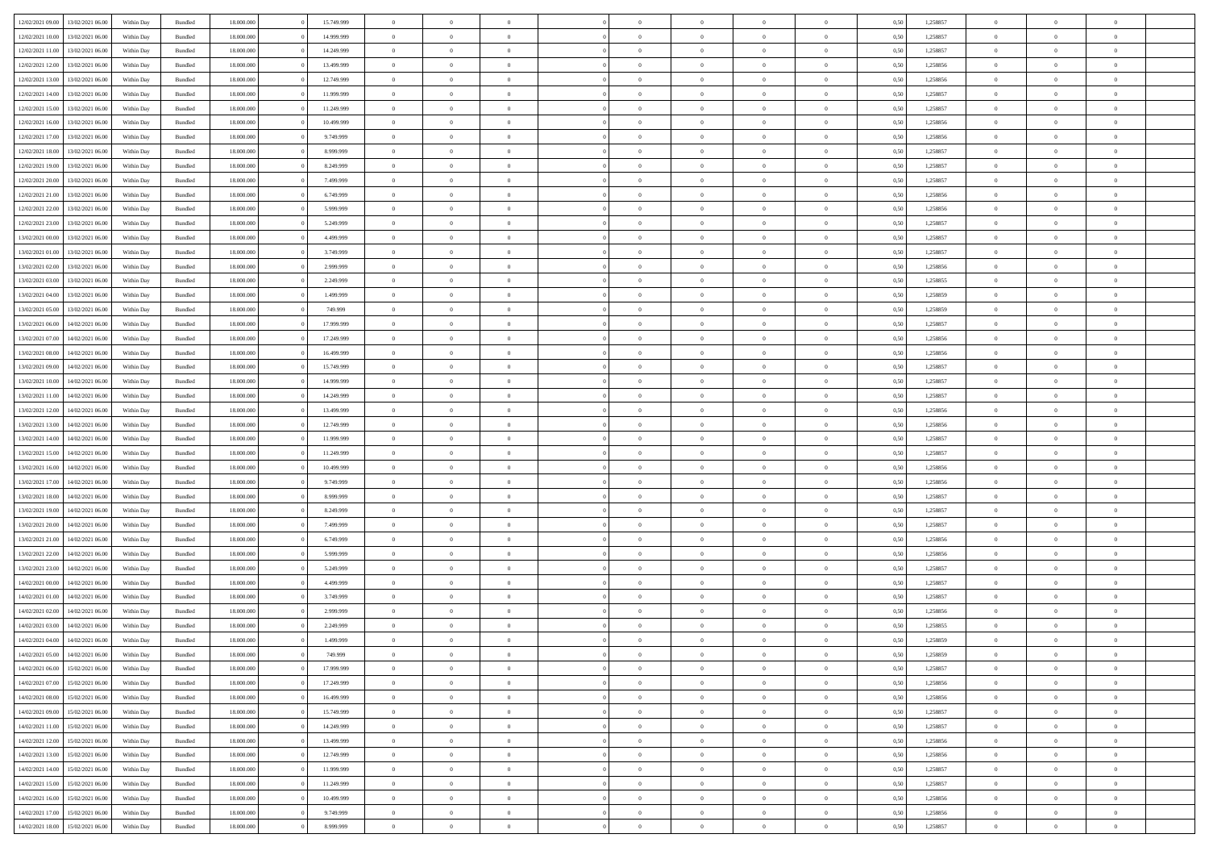| | | | | | | | | | | | | | | | | | | | | |
|---|---|---|---|---|---|---|---|---|---|---|---|---|---|---|---|---|---|---|---|---|
| 12/02/2021 09:00 | 13/02/2021 06:00 | Within Day | Bundled | 18.000.000 | 0 | 15.749.999 | 0 | 0 | 0 | 0 | 0 | 0 | 0 | 0 | 0,50 | 1,258857 | 0 | 0 | 0 | |
| 12/02/2021 10:00 | 13/02/2021 06:00 | Within Day | Bundled | 18.000.000 | 0 | 14.999.999 | 0 | 0 | 0 | 0 | 0 | 0 | 0 | 0 | 0,50 | 1,258857 | 0 | 0 | 0 | |
| 12/02/2021 11:00 | 13/02/2021 06:00 | Within Day | Bundled | 18.000.000 | 0 | 14.249.999 | 0 | 0 | 0 | 0 | 0 | 0 | 0 | 0 | 0,50 | 1,258857 | 0 | 0 | 0 | |
| 12/02/2021 12:00 | 13/02/2021 06:00 | Within Day | Bundled | 18.000.000 | 0 | 13.499.999 | 0 | 0 | 0 | 0 | 0 | 0 | 0 | 0 | 0,50 | 1,258856 | 0 | 0 | 0 | |
| 12/02/2021 13:00 | 13/02/2021 06:00 | Within Day | Bundled | 18.000.000 | 0 | 12.749.999 | 0 | 0 | 0 | 0 | 0 | 0 | 0 | 0 | 0,50 | 1,258856 | 0 | 0 | 0 | |
| 12/02/2021 14:00 | 13/02/2021 06:00 | Within Day | Bundled | 18.000.000 | 0 | 11.999.999 | 0 | 0 | 0 | 0 | 0 | 0 | 0 | 0 | 0,50 | 1,258857 | 0 | 0 | 0 | |
| 12/02/2021 15:00 | 13/02/2021 06:00 | Within Day | Bundled | 18.000.000 | 0 | 11.249.999 | 0 | 0 | 0 | 0 | 0 | 0 | 0 | 0 | 0,50 | 1,258857 | 0 | 0 | 0 | |
| 12/02/2021 16:00 | 13/02/2021 06:00 | Within Day | Bundled | 18.000.000 | 0 | 10.499.999 | 0 | 0 | 0 | 0 | 0 | 0 | 0 | 0 | 0,50 | 1,258856 | 0 | 0 | 0 | |
| 12/02/2021 17:00 | 13/02/2021 06:00 | Within Day | Bundled | 18.000.000 | 0 | 9.749.999 | 0 | 0 | 0 | 0 | 0 | 0 | 0 | 0 | 0,50 | 1,258856 | 0 | 0 | 0 | |
| 12/02/2021 18:00 | 13/02/2021 06:00 | Within Day | Bundled | 18.000.000 | 0 | 8.999.999 | 0 | 0 | 0 | 0 | 0 | 0 | 0 | 0 | 0,50 | 1,258857 | 0 | 0 | 0 | |
| 12/02/2021 19:00 | 13/02/2021 06:00 | Within Day | Bundled | 18.000.000 | 0 | 8.249.999 | 0 | 0 | 0 | 0 | 0 | 0 | 0 | 0 | 0,50 | 1,258857 | 0 | 0 | 0 | |
| 12/02/2021 20:00 | 13/02/2021 06:00 | Within Day | Bundled | 18.000.000 | 0 | 7.499.999 | 0 | 0 | 0 | 0 | 0 | 0 | 0 | 0 | 0,50 | 1,258857 | 0 | 0 | 0 | |
| 12/02/2021 21:00 | 13/02/2021 06:00 | Within Day | Bundled | 18.000.000 | 0 | 6.749.999 | 0 | 0 | 0 | 0 | 0 | 0 | 0 | 0 | 0,50 | 1,258856 | 0 | 0 | 0 | |
| 12/02/2021 22:00 | 13/02/2021 06:00 | Within Day | Bundled | 18.000.000 | 0 | 5.999.999 | 0 | 0 | 0 | 0 | 0 | 0 | 0 | 0 | 0,50 | 1,258856 | 0 | 0 | 0 | |
| 12/02/2021 23:00 | 13/02/2021 06:00 | Within Day | Bundled | 18.000.000 | 0 | 5.249.999 | 0 | 0 | 0 | 0 | 0 | 0 | 0 | 0 | 0,50 | 1,258857 | 0 | 0 | 0 | |
| 13/02/2021 00:00 | 13/02/2021 06:00 | Within Day | Bundled | 18.000.000 | 0 | 4.499.999 | 0 | 0 | 0 | 0 | 0 | 0 | 0 | 0 | 0,50 | 1,258857 | 0 | 0 | 0 | |
| 13/02/2021 01:00 | 13/02/2021 06:00 | Within Day | Bundled | 18.000.000 | 0 | 3.749.999 | 0 | 0 | 0 | 0 | 0 | 0 | 0 | 0 | 0,50 | 1,258857 | 0 | 0 | 0 | |
| 13/02/2021 02:00 | 13/02/2021 06:00 | Within Day | Bundled | 18.000.000 | 0 | 2.999.999 | 0 | 0 | 0 | 0 | 0 | 0 | 0 | 0 | 0,50 | 1,258856 | 0 | 0 | 0 | |
| 13/02/2021 03:00 | 13/02/2021 06:00 | Within Day | Bundled | 18.000.000 | 0 | 2.249.999 | 0 | 0 | 0 | 0 | 0 | 0 | 0 | 0 | 0,50 | 1,258855 | 0 | 0 | 0 | |
| 13/02/2021 04:00 | 13/02/2021 06:00 | Within Day | Bundled | 18.000.000 | 0 | 1.499.999 | 0 | 0 | 0 | 0 | 0 | 0 | 0 | 0 | 0,50 | 1,258859 | 0 | 0 | 0 | |
| 13/02/2021 05:00 | 13/02/2021 06:00 | Within Day | Bundled | 18.000.000 | 0 | 749.999 | 0 | 0 | 0 | 0 | 0 | 0 | 0 | 0 | 0,50 | 1,258859 | 0 | 0 | 0 | |
| 13/02/2021 06:00 | 14/02/2021 06:00 | Within Day | Bundled | 18.000.000 | 0 | 17.999.999 | 0 | 0 | 0 | 0 | 0 | 0 | 0 | 0 | 0,50 | 1,258857 | 0 | 0 | 0 | |
| 13/02/2021 07:00 | 14/02/2021 06:00 | Within Day | Bundled | 18.000.000 | 0 | 17.249.999 | 0 | 0 | 0 | 0 | 0 | 0 | 0 | 0 | 0,50 | 1,258856 | 0 | 0 | 0 | |
| 13/02/2021 08:00 | 14/02/2021 06:00 | Within Day | Bundled | 18.000.000 | 0 | 16.499.999 | 0 | 0 | 0 | 0 | 0 | 0 | 0 | 0 | 0,50 | 1,258856 | 0 | 0 | 0 | |
| 13/02/2021 09:00 | 14/02/2021 06:00 | Within Day | Bundled | 18.000.000 | 0 | 15.749.999 | 0 | 0 | 0 | 0 | 0 | 0 | 0 | 0 | 0,50 | 1,258857 | 0 | 0 | 0 | |
| 13/02/2021 10:00 | 14/02/2021 06:00 | Within Day | Bundled | 18.000.000 | 0 | 14.999.999 | 0 | 0 | 0 | 0 | 0 | 0 | 0 | 0 | 0,50 | 1,258857 | 0 | 0 | 0 | |
| 13/02/2021 11:00 | 14/02/2021 06:00 | Within Day | Bundled | 18.000.000 | 0 | 14.249.999 | 0 | 0 | 0 | 0 | 0 | 0 | 0 | 0 | 0,50 | 1,258857 | 0 | 0 | 0 | |
| 13/02/2021 12:00 | 14/02/2021 06:00 | Within Day | Bundled | 18.000.000 | 0 | 13.499.999 | 0 | 0 | 0 | 0 | 0 | 0 | 0 | 0 | 0,50 | 1,258856 | 0 | 0 | 0 | |
| 13/02/2021 13:00 | 14/02/2021 06:00 | Within Day | Bundled | 18.000.000 | 0 | 12.749.999 | 0 | 0 | 0 | 0 | 0 | 0 | 0 | 0 | 0,50 | 1,258856 | 0 | 0 | 0 | |
| 13/02/2021 14:00 | 14/02/2021 06:00 | Within Day | Bundled | 18.000.000 | 0 | 11.999.999 | 0 | 0 | 0 | 0 | 0 | 0 | 0 | 0 | 0,50 | 1,258857 | 0 | 0 | 0 | |
| 13/02/2021 15:00 | 14/02/2021 06:00 | Within Day | Bundled | 18.000.000 | 0 | 11.249.999 | 0 | 0 | 0 | 0 | 0 | 0 | 0 | 0 | 0,50 | 1,258857 | 0 | 0 | 0 | |
| 13/02/2021 16:00 | 14/02/2021 06:00 | Within Day | Bundled | 18.000.000 | 0 | 10.499.999 | 0 | 0 | 0 | 0 | 0 | 0 | 0 | 0 | 0,50 | 1,258856 | 0 | 0 | 0 | |
| 13/02/2021 17:00 | 14/02/2021 06:00 | Within Day | Bundled | 18.000.000 | 0 | 9.749.999 | 0 | 0 | 0 | 0 | 0 | 0 | 0 | 0 | 0,50 | 1,258856 | 0 | 0 | 0 | |
| 13/02/2021 18:00 | 14/02/2021 06:00 | Within Day | Bundled | 18.000.000 | 0 | 8.999.999 | 0 | 0 | 0 | 0 | 0 | 0 | 0 | 0 | 0,50 | 1,258857 | 0 | 0 | 0 | |
| 13/02/2021 19:00 | 14/02/2021 06:00 | Within Day | Bundled | 18.000.000 | 0 | 8.249.999 | 0 | 0 | 0 | 0 | 0 | 0 | 0 | 0 | 0,50 | 1,258857 | 0 | 0 | 0 | |
| 13/02/2021 20:00 | 14/02/2021 06:00 | Within Day | Bundled | 18.000.000 | 0 | 7.499.999 | 0 | 0 | 0 | 0 | 0 | 0 | 0 | 0 | 0,50 | 1,258857 | 0 | 0 | 0 | |
| 13/02/2021 21:00 | 14/02/2021 06:00 | Within Day | Bundled | 18.000.000 | 0 | 6.749.999 | 0 | 0 | 0 | 0 | 0 | 0 | 0 | 0 | 0,50 | 1,258856 | 0 | 0 | 0 | |
| 13/02/2021 22:00 | 14/02/2021 06:00 | Within Day | Bundled | 18.000.000 | 0 | 5.999.999 | 0 | 0 | 0 | 0 | 0 | 0 | 0 | 0 | 0,50 | 1,258856 | 0 | 0 | 0 | |
| 13/02/2021 23:00 | 14/02/2021 06:00 | Within Day | Bundled | 18.000.000 | 0 | 5.249.999 | 0 | 0 | 0 | 0 | 0 | 0 | 0 | 0 | 0,50 | 1,258857 | 0 | 0 | 0 | |
| 14/02/2021 00:00 | 14/02/2021 06:00 | Within Day | Bundled | 18.000.000 | 0 | 4.499.999 | 0 | 0 | 0 | 0 | 0 | 0 | 0 | 0 | 0,50 | 1,258857 | 0 | 0 | 0 | |
| 14/02/2021 01:00 | 14/02/2021 06:00 | Within Day | Bundled | 18.000.000 | 0 | 3.749.999 | 0 | 0 | 0 | 0 | 0 | 0 | 0 | 0 | 0,50 | 1,258857 | 0 | 0 | 0 | |
| 14/02/2021 02:00 | 14/02/2021 06:00 | Within Day | Bundled | 18.000.000 | 0 | 2.999.999 | 0 | 0 | 0 | 0 | 0 | 0 | 0 | 0 | 0,50 | 1,258856 | 0 | 0 | 0 | |
| 14/02/2021 03:00 | 14/02/2021 06:00 | Within Day | Bundled | 18.000.000 | 0 | 2.249.999 | 0 | 0 | 0 | 0 | 0 | 0 | 0 | 0 | 0,50 | 1,258855 | 0 | 0 | 0 | |
| 14/02/2021 04:00 | 14/02/2021 06:00 | Within Day | Bundled | 18.000.000 | 0 | 1.499.999 | 0 | 0 | 0 | 0 | 0 | 0 | 0 | 0 | 0,50 | 1,258859 | 0 | 0 | 0 | |
| 14/02/2021 05:00 | 14/02/2021 06:00 | Within Day | Bundled | 18.000.000 | 0 | 749.999 | 0 | 0 | 0 | 0 | 0 | 0 | 0 | 0 | 0,50 | 1,258859 | 0 | 0 | 0 | |
| 14/02/2021 06:00 | 15/02/2021 06:00 | Within Day | Bundled | 18.000.000 | 0 | 17.999.999 | 0 | 0 | 0 | 0 | 0 | 0 | 0 | 0 | 0,50 | 1,258857 | 0 | 0 | 0 | |
| 14/02/2021 07:00 | 15/02/2021 06:00 | Within Day | Bundled | 18.000.000 | 0 | 17.249.999 | 0 | 0 | 0 | 0 | 0 | 0 | 0 | 0 | 0,50 | 1,258856 | 0 | 0 | 0 | |
| 14/02/2021 08:00 | 15/02/2021 06:00 | Within Day | Bundled | 18.000.000 | 0 | 16.499.999 | 0 | 0 | 0 | 0 | 0 | 0 | 0 | 0 | 0,50 | 1,258856 | 0 | 0 | 0 | |
| 14/02/2021 09:00 | 15/02/2021 06:00 | Within Day | Bundled | 18.000.000 | 0 | 15.749.999 | 0 | 0 | 0 | 0 | 0 | 0 | 0 | 0 | 0,50 | 1,258857 | 0 | 0 | 0 | |
| 14/02/2021 11:00 | 15/02/2021 06:00 | Within Day | Bundled | 18.000.000 | 0 | 14.249.999 | 0 | 0 | 0 | 0 | 0 | 0 | 0 | 0 | 0,50 | 1,258857 | 0 | 0 | 0 | |
| 14/02/2021 12:00 | 15/02/2021 06:00 | Within Day | Bundled | 18.000.000 | 0 | 13.499.999 | 0 | 0 | 0 | 0 | 0 | 0 | 0 | 0 | 0,50 | 1,258856 | 0 | 0 | 0 | |
| 14/02/2021 13:00 | 15/02/2021 06:00 | Within Day | Bundled | 18.000.000 | 0 | 12.749.999 | 0 | 0 | 0 | 0 | 0 | 0 | 0 | 0 | 0,50 | 1,258856 | 0 | 0 | 0 | |
| 14/02/2021 14:00 | 15/02/2021 06:00 | Within Day | Bundled | 18.000.000 | 0 | 11.999.999 | 0 | 0 | 0 | 0 | 0 | 0 | 0 | 0 | 0,50 | 1,258857 | 0 | 0 | 0 | |
| 14/02/2021 15:00 | 15/02/2021 06:00 | Within Day | Bundled | 18.000.000 | 0 | 11.249.999 | 0 | 0 | 0 | 0 | 0 | 0 | 0 | 0 | 0,50 | 1,258857 | 0 | 0 | 0 | |
| 14/02/2021 16:00 | 15/02/2021 06:00 | Within Day | Bundled | 18.000.000 | 0 | 10.499.999 | 0 | 0 | 0 | 0 | 0 | 0 | 0 | 0 | 0,50 | 1,258856 | 0 | 0 | 0 | |
| 14/02/2021 17:00 | 15/02/2021 06:00 | Within Day | Bundled | 18.000.000 | 0 | 9.749.999 | 0 | 0 | 0 | 0 | 0 | 0 | 0 | 0 | 0,50 | 1,258856 | 0 | 0 | 0 | |
| 14/02/2021 18:00 | 15/02/2021 06:00 | Within Day | Bundled | 18.000.000 | 0 | 8.999.999 | 0 | 0 | 0 | 0 | 0 | 0 | 0 | 0 | 0,50 | 1,258857 | 0 | 0 | 0 | |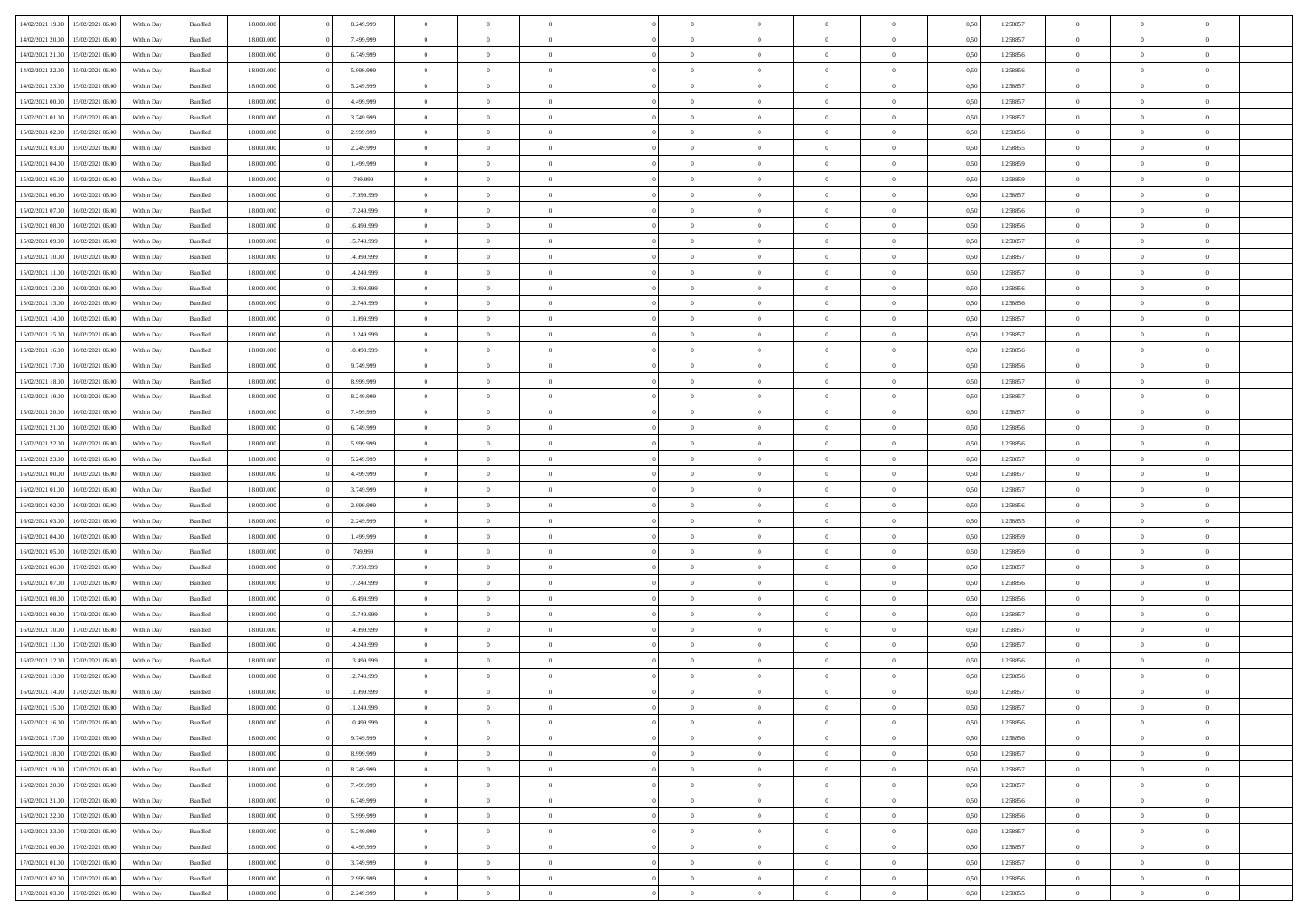| | | | | | | | | | | | | | | | | | | | | | |
|---|---|---|---|---|---|---|---|---|---|---|---|---|---|---|---|---|---|---|---|---|---|
| 14/02/2021 19:00 | 15/02/2021 06:00 | Within Day | Bundled | 18.000.000 | 0 | 8.249.999 | 0 | 0 | 0 | | 0 | 0 | 0 | 0 | 0 | 0,50 | 1,258857 | 0 | 0 | 0 | |
| 14/02/2021 20:00 | 15/02/2021 06:00 | Within Day | Bundled | 18.000.000 | 0 | 7.499.999 | 0 | 0 | 0 | | 0 | 0 | 0 | 0 | 0 | 0,50 | 1,258857 | 0 | 0 | 0 | |
| 14/02/2021 21:00 | 15/02/2021 06:00 | Within Day | Bundled | 18.000.000 | 0 | 6.749.999 | 0 | 0 | 0 | | 0 | 0 | 0 | 0 | 0 | 0,50 | 1,258856 | 0 | 0 | 0 | |
| 14/02/2021 22:00 | 15/02/2021 06:00 | Within Day | Bundled | 18.000.000 | 0 | 5.999.999 | 0 | 0 | 0 | | 0 | 0 | 0 | 0 | 0 | 0,50 | 1,258856 | 0 | 0 | 0 | |
| 14/02/2021 23:00 | 15/02/2021 06:00 | Within Day | Bundled | 18.000.000 | 0 | 5.249.999 | 0 | 0 | 0 | | 0 | 0 | 0 | 0 | 0 | 0,50 | 1,258857 | 0 | 0 | 0 | |
| 15/02/2021 00:00 | 15/02/2021 06:00 | Within Day | Bundled | 18.000.000 | 0 | 4.499.999 | 0 | 0 | 0 | | 0 | 0 | 0 | 0 | 0 | 0,50 | 1,258857 | 0 | 0 | 0 | |
| 15/02/2021 01:00 | 15/02/2021 06:00 | Within Day | Bundled | 18.000.000 | 0 | 3.749.999 | 0 | 0 | 0 | | 0 | 0 | 0 | 0 | 0 | 0,50 | 1,258857 | 0 | 0 | 0 | |
| 15/02/2021 02:00 | 15/02/2021 06:00 | Within Day | Bundled | 18.000.000 | 0 | 2.999.999 | 0 | 0 | 0 | | 0 | 0 | 0 | 0 | 0 | 0,50 | 1,258856 | 0 | 0 | 0 | |
| 15/02/2021 03:00 | 15/02/2021 06:00 | Within Day | Bundled | 18.000.000 | 0 | 2.249.999 | 0 | 0 | 0 | | 0 | 0 | 0 | 0 | 0 | 0,50 | 1,258855 | 0 | 0 | 0 | |
| 15/02/2021 04:00 | 15/02/2021 06:00 | Within Day | Bundled | 18.000.000 | 0 | 1.499.999 | 0 | 0 | 0 | | 0 | 0 | 0 | 0 | 0 | 0,50 | 1,258859 | 0 | 0 | 0 | |
| 15/02/2021 05:00 | 15/02/2021 06:00 | Within Day | Bundled | 18.000.000 | 0 | 749.999 | 0 | 0 | 0 | | 0 | 0 | 0 | 0 | 0 | 0,50 | 1,258859 | 0 | 0 | 0 | |
| 15/02/2021 06:00 | 16/02/2021 06:00 | Within Day | Bundled | 18.000.000 | 0 | 17.999.999 | 0 | 0 | 0 | | 0 | 0 | 0 | 0 | 0 | 0,50 | 1,258857 | 0 | 0 | 0 | |
| 15/02/2021 07:00 | 16/02/2021 06:00 | Within Day | Bundled | 18.000.000 | 0 | 17.249.999 | 0 | 0 | 0 | | 0 | 0 | 0 | 0 | 0 | 0,50 | 1,258856 | 0 | 0 | 0 | |
| 15/02/2021 08:00 | 16/02/2021 06:00 | Within Day | Bundled | 18.000.000 | 0 | 16.499.999 | 0 | 0 | 0 | | 0 | 0 | 0 | 0 | 0 | 0,50 | 1,258856 | 0 | 0 | 0 | |
| 15/02/2021 09:00 | 16/02/2021 06:00 | Within Day | Bundled | 18.000.000 | 0 | 15.749.999 | 0 | 0 | 0 | | 0 | 0 | 0 | 0 | 0 | 0,50 | 1,258857 | 0 | 0 | 0 | |
| 15/02/2021 10:00 | 16/02/2021 06:00 | Within Day | Bundled | 18.000.000 | 0 | 14.999.999 | 0 | 0 | 0 | | 0 | 0 | 0 | 0 | 0 | 0,50 | 1,258857 | 0 | 0 | 0 | |
| 15/02/2021 11:00 | 16/02/2021 06:00 | Within Day | Bundled | 18.000.000 | 0 | 14.249.999 | 0 | 0 | 0 | | 0 | 0 | 0 | 0 | 0 | 0,50 | 1,258857 | 0 | 0 | 0 | |
| 15/02/2021 12:00 | 16/02/2021 06:00 | Within Day | Bundled | 18.000.000 | 0 | 13.499.999 | 0 | 0 | 0 | | 0 | 0 | 0 | 0 | 0 | 0,50 | 1,258856 | 0 | 0 | 0 | |
| 15/02/2021 13:00 | 16/02/2021 06:00 | Within Day | Bundled | 18.000.000 | 0 | 12.749.999 | 0 | 0 | 0 | | 0 | 0 | 0 | 0 | 0 | 0,50 | 1,258856 | 0 | 0 | 0 | |
| 15/02/2021 14:00 | 16/02/2021 06:00 | Within Day | Bundled | 18.000.000 | 0 | 11.999.999 | 0 | 0 | 0 | | 0 | 0 | 0 | 0 | 0 | 0,50 | 1,258857 | 0 | 0 | 0 | |
| 15/02/2021 15:00 | 16/02/2021 06:00 | Within Day | Bundled | 18.000.000 | 0 | 11.249.999 | 0 | 0 | 0 | | 0 | 0 | 0 | 0 | 0 | 0,50 | 1,258857 | 0 | 0 | 0 | |
| 15/02/2021 16:00 | 16/02/2021 06:00 | Within Day | Bundled | 18.000.000 | 0 | 10.499.999 | 0 | 0 | 0 | | 0 | 0 | 0 | 0 | 0 | 0,50 | 1,258856 | 0 | 0 | 0 | |
| 15/02/2021 17:00 | 16/02/2021 06:00 | Within Day | Bundled | 18.000.000 | 0 | 9.749.999 | 0 | 0 | 0 | | 0 | 0 | 0 | 0 | 0 | 0,50 | 1,258856 | 0 | 0 | 0 | |
| 15/02/2021 18:00 | 16/02/2021 06:00 | Within Day | Bundled | 18.000.000 | 0 | 8.999.999 | 0 | 0 | 0 | | 0 | 0 | 0 | 0 | 0 | 0,50 | 1,258857 | 0 | 0 | 0 | |
| 15/02/2021 19:00 | 16/02/2021 06:00 | Within Day | Bundled | 18.000.000 | 0 | 8.249.999 | 0 | 0 | 0 | | 0 | 0 | 0 | 0 | 0 | 0,50 | 1,258857 | 0 | 0 | 0 | |
| 15/02/2021 20:00 | 16/02/2021 06:00 | Within Day | Bundled | 18.000.000 | 0 | 7.499.999 | 0 | 0 | 0 | | 0 | 0 | 0 | 0 | 0 | 0,50 | 1,258857 | 0 | 0 | 0 | |
| 15/02/2021 21:00 | 16/02/2021 06:00 | Within Day | Bundled | 18.000.000 | 0 | 6.749.999 | 0 | 0 | 0 | | 0 | 0 | 0 | 0 | 0 | 0,50 | 1,258856 | 0 | 0 | 0 | |
| 15/02/2021 22:00 | 16/02/2021 06:00 | Within Day | Bundled | 18.000.000 | 0 | 5.999.999 | 0 | 0 | 0 | | 0 | 0 | 0 | 0 | 0 | 0,50 | 1,258856 | 0 | 0 | 0 | |
| 15/02/2021 23:00 | 16/02/2021 06:00 | Within Day | Bundled | 18.000.000 | 0 | 5.249.999 | 0 | 0 | 0 | | 0 | 0 | 0 | 0 | 0 | 0,50 | 1,258857 | 0 | 0 | 0 | |
| 16/02/2021 00:00 | 16/02/2021 06:00 | Within Day | Bundled | 18.000.000 | 0 | 4.499.999 | 0 | 0 | 0 | | 0 | 0 | 0 | 0 | 0 | 0,50 | 1,258857 | 0 | 0 | 0 | |
| 16/02/2021 01:00 | 16/02/2021 06:00 | Within Day | Bundled | 18.000.000 | 0 | 3.749.999 | 0 | 0 | 0 | | 0 | 0 | 0 | 0 | 0 | 0,50 | 1,258857 | 0 | 0 | 0 | |
| 16/02/2021 02:00 | 16/02/2021 06:00 | Within Day | Bundled | 18.000.000 | 0 | 2.999.999 | 0 | 0 | 0 | | 0 | 0 | 0 | 0 | 0 | 0,50 | 1,258856 | 0 | 0 | 0 | |
| 16/02/2021 03:00 | 16/02/2021 06:00 | Within Day | Bundled | 18.000.000 | 0 | 2.249.999 | 0 | 0 | 0 | | 0 | 0 | 0 | 0 | 0 | 0,50 | 1,258855 | 0 | 0 | 0 | |
| 16/02/2021 04:00 | 16/02/2021 06:00 | Within Day | Bundled | 18.000.000 | 0 | 1.499.999 | 0 | 0 | 0 | | 0 | 0 | 0 | 0 | 0 | 0,50 | 1,258859 | 0 | 0 | 0 | |
| 16/02/2021 05:00 | 16/02/2021 06:00 | Within Day | Bundled | 18.000.000 | 0 | 749.999 | 0 | 0 | 0 | | 0 | 0 | 0 | 0 | 0 | 0,50 | 1,258859 | 0 | 0 | 0 | |
| 16/02/2021 06:00 | 17/02/2021 06:00 | Within Day | Bundled | 18.000.000 | 0 | 17.999.999 | 0 | 0 | 0 | | 0 | 0 | 0 | 0 | 0 | 0,50 | 1,258857 | 0 | 0 | 0 | |
| 16/02/2021 07:00 | 17/02/2021 06:00 | Within Day | Bundled | 18.000.000 | 0 | 17.249.999 | 0 | 0 | 0 | | 0 | 0 | 0 | 0 | 0 | 0,50 | 1,258856 | 0 | 0 | 0 | |
| 16/02/2021 08:00 | 17/02/2021 06:00 | Within Day | Bundled | 18.000.000 | 0 | 16.499.999 | 0 | 0 | 0 | | 0 | 0 | 0 | 0 | 0 | 0,50 | 1,258856 | 0 | 0 | 0 | |
| 16/02/2021 09:00 | 17/02/2021 06:00 | Within Day | Bundled | 18.000.000 | 0 | 15.749.999 | 0 | 0 | 0 | | 0 | 0 | 0 | 0 | 0 | 0,50 | 1,258857 | 0 | 0 | 0 | |
| 16/02/2021 10:00 | 17/02/2021 06:00 | Within Day | Bundled | 18.000.000 | 0 | 14.999.999 | 0 | 0 | 0 | | 0 | 0 | 0 | 0 | 0 | 0,50 | 1,258857 | 0 | 0 | 0 | |
| 16/02/2021 11:00 | 17/02/2021 06:00 | Within Day | Bundled | 18.000.000 | 0 | 14.249.999 | 0 | 0 | 0 | | 0 | 0 | 0 | 0 | 0 | 0,50 | 1,258857 | 0 | 0 | 0 | |
| 16/02/2021 12:00 | 17/02/2021 06:00 | Within Day | Bundled | 18.000.000 | 0 | 13.499.999 | 0 | 0 | 0 | | 0 | 0 | 0 | 0 | 0 | 0,50 | 1,258856 | 0 | 0 | 0 | |
| 16/02/2021 13:00 | 17/02/2021 06:00 | Within Day | Bundled | 18.000.000 | 0 | 12.749.999 | 0 | 0 | 0 | | 0 | 0 | 0 | 0 | 0 | 0,50 | 1,258856 | 0 | 0 | 0 | |
| 16/02/2021 14:00 | 17/02/2021 06:00 | Within Day | Bundled | 18.000.000 | 0 | 11.999.999 | 0 | 0 | 0 | | 0 | 0 | 0 | 0 | 0 | 0,50 | 1,258857 | 0 | 0 | 0 | |
| 16/02/2021 15:00 | 17/02/2021 06:00 | Within Day | Bundled | 18.000.000 | 0 | 11.249.999 | 0 | 0 | 0 | | 0 | 0 | 0 | 0 | 0 | 0,50 | 1,258857 | 0 | 0 | 0 | |
| 16/02/2021 16:00 | 17/02/2021 06:00 | Within Day | Bundled | 18.000.000 | 0 | 10.499.999 | 0 | 0 | 0 | | 0 | 0 | 0 | 0 | 0 | 0,50 | 1,258856 | 0 | 0 | 0 | |
| 16/02/2021 17:00 | 17/02/2021 06:00 | Within Day | Bundled | 18.000.000 | 0 | 9.749.999 | 0 | 0 | 0 | | 0 | 0 | 0 | 0 | 0 | 0,50 | 1,258856 | 0 | 0 | 0 | |
| 16/02/2021 18:00 | 17/02/2021 06:00 | Within Day | Bundled | 18.000.000 | 0 | 8.999.999 | 0 | 0 | 0 | | 0 | 0 | 0 | 0 | 0 | 0,50 | 1,258857 | 0 | 0 | 0 | |
| 16/02/2021 19:00 | 17/02/2021 06:00 | Within Day | Bundled | 18.000.000 | 0 | 8.249.999 | 0 | 0 | 0 | | 0 | 0 | 0 | 0 | 0 | 0,50 | 1,258857 | 0 | 0 | 0 | |
| 16/02/2021 20:00 | 17/02/2021 06:00 | Within Day | Bundled | 18.000.000 | 0 | 7.499.999 | 0 | 0 | 0 | | 0 | 0 | 0 | 0 | 0 | 0,50 | 1,258857 | 0 | 0 | 0 | |
| 16/02/2021 21:00 | 17/02/2021 06:00 | Within Day | Bundled | 18.000.000 | 0 | 6.749.999 | 0 | 0 | 0 | | 0 | 0 | 0 | 0 | 0 | 0,50 | 1,258856 | 0 | 0 | 0 | |
| 16/02/2021 22:00 | 17/02/2021 06:00 | Within Day | Bundled | 18.000.000 | 0 | 5.999.999 | 0 | 0 | 0 | | 0 | 0 | 0 | 0 | 0 | 0,50 | 1,258856 | 0 | 0 | 0 | |
| 16/02/2021 23:00 | 17/02/2021 06:00 | Within Day | Bundled | 18.000.000 | 0 | 5.249.999 | 0 | 0 | 0 | | 0 | 0 | 0 | 0 | 0 | 0,50 | 1,258857 | 0 | 0 | 0 | |
| 17/02/2021 00:00 | 17/02/2021 06:00 | Within Day | Bundled | 18.000.000 | 0 | 4.499.999 | 0 | 0 | 0 | | 0 | 0 | 0 | 0 | 0 | 0,50 | 1,258857 | 0 | 0 | 0 | |
| 17/02/2021 01:00 | 17/02/2021 06:00 | Within Day | Bundled | 18.000.000 | 0 | 3.749.999 | 0 | 0 | 0 | | 0 | 0 | 0 | 0 | 0 | 0,50 | 1,258857 | 0 | 0 | 0 | |
| 17/02/2021 02:00 | 17/02/2021 06:00 | Within Day | Bundled | 18.000.000 | 0 | 2.999.999 | 0 | 0 | 0 | | 0 | 0 | 0 | 0 | 0 | 0,50 | 1,258856 | 0 | 0 | 0 | |
| 17/02/2021 03:00 | 17/02/2021 06:00 | Within Day | Bundled | 18.000.000 | 0 | 2.249.999 | 0 | 0 | 0 | | 0 | 0 | 0 | 0 | 0 | 0,50 | 1,258855 | 0 | 0 | 0 | |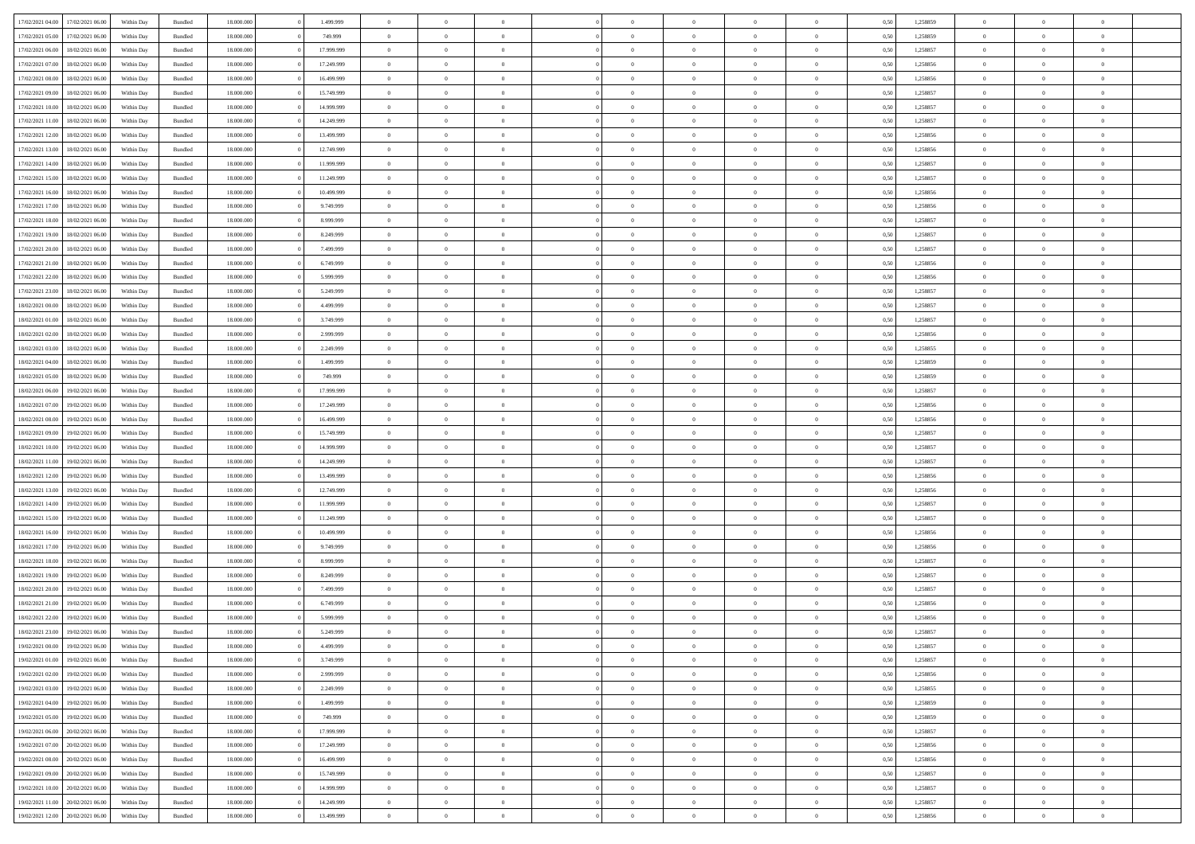| 17/02/2021 04:00 | 17/02/2021 06:00 | Within Day | Bundled | 18.000.000 | 0 | 1.499.999 | 0 | 0 | 0 | 0 | 0 | 0 | 0 | 0 | 0,50 | 1,258859 | 0 | 0 | 0 |
|---|---|---|---|---|---|---|---|---|---|---|---|---|---|---|---|---|---|---|---|
| 17/02/2021 05:00 | 17/02/2021 06:00 | Within Day | Bundled | 18.000.000 | 0 | 749.999 | 0 | 0 | 0 | 0 | 0 | 0 | 0 | 0 | 0,50 | 1,258859 | 0 | 0 | 0 |
| 17/02/2021 06:00 | 18/02/2021 06:00 | Within Day | Bundled | 18.000.000 | 0 | 17.999.999 | 0 | 0 | 0 | 0 | 0 | 0 | 0 | 0 | 0,50 | 1,258857 | 0 | 0 | 0 |
| 17/02/2021 07:00 | 18/02/2021 06:00 | Within Day | Bundled | 18.000.000 | 0 | 17.249.999 | 0 | 0 | 0 | 0 | 0 | 0 | 0 | 0 | 0,50 | 1,258856 | 0 | 0 | 0 |
| 17/02/2021 08:00 | 18/02/2021 06:00 | Within Day | Bundled | 18.000.000 | 0 | 16.499.999 | 0 | 0 | 0 | 0 | 0 | 0 | 0 | 0 | 0,50 | 1,258856 | 0 | 0 | 0 |
| 17/02/2021 09:00 | 18/02/2021 06:00 | Within Day | Bundled | 18.000.000 | 0 | 15.749.999 | 0 | 0 | 0 | 0 | 0 | 0 | 0 | 0 | 0,50 | 1,258857 | 0 | 0 | 0 |
| 17/02/2021 10:00 | 18/02/2021 06:00 | Within Day | Bundled | 18.000.000 | 0 | 14.999.999 | 0 | 0 | 0 | 0 | 0 | 0 | 0 | 0 | 0,50 | 1,258857 | 0 | 0 | 0 |
| 17/02/2021 11:00 | 18/02/2021 06:00 | Within Day | Bundled | 18.000.000 | 0 | 14.249.999 | 0 | 0 | 0 | 0 | 0 | 0 | 0 | 0 | 0,50 | 1,258857 | 0 | 0 | 0 |
| 17/02/2021 12:00 | 18/02/2021 06:00 | Within Day | Bundled | 18.000.000 | 0 | 13.499.999 | 0 | 0 | 0 | 0 | 0 | 0 | 0 | 0 | 0,50 | 1,258856 | 0 | 0 | 0 |
| 17/02/2021 13:00 | 18/02/2021 06:00 | Within Day | Bundled | 18.000.000 | 0 | 12.749.999 | 0 | 0 | 0 | 0 | 0 | 0 | 0 | 0 | 0,50 | 1,258856 | 0 | 0 | 0 |
| 17/02/2021 14:00 | 18/02/2021 06:00 | Within Day | Bundled | 18.000.000 | 0 | 11.999.999 | 0 | 0 | 0 | 0 | 0 | 0 | 0 | 0 | 0,50 | 1,258857 | 0 | 0 | 0 |
| 17/02/2021 15:00 | 18/02/2021 06:00 | Within Day | Bundled | 18.000.000 | 0 | 11.249.999 | 0 | 0 | 0 | 0 | 0 | 0 | 0 | 0 | 0,50 | 1,258857 | 0 | 0 | 0 |
| 17/02/2021 16:00 | 18/02/2021 06:00 | Within Day | Bundled | 18.000.000 | 0 | 10.499.999 | 0 | 0 | 0 | 0 | 0 | 0 | 0 | 0 | 0,50 | 1,258856 | 0 | 0 | 0 |
| 17/02/2021 17:00 | 18/02/2021 06:00 | Within Day | Bundled | 18.000.000 | 0 | 9.749.999 | 0 | 0 | 0 | 0 | 0 | 0 | 0 | 0 | 0,50 | 1,258856 | 0 | 0 | 0 |
| 17/02/2021 18:00 | 18/02/2021 06:00 | Within Day | Bundled | 18.000.000 | 0 | 8.999.999 | 0 | 0 | 0 | 0 | 0 | 0 | 0 | 0 | 0,50 | 1,258857 | 0 | 0 | 0 |
| 17/02/2021 19:00 | 18/02/2021 06:00 | Within Day | Bundled | 18.000.000 | 0 | 8.249.999 | 0 | 0 | 0 | 0 | 0 | 0 | 0 | 0 | 0,50 | 1,258857 | 0 | 0 | 0 |
| 17/02/2021 20:00 | 18/02/2021 06:00 | Within Day | Bundled | 18.000.000 | 0 | 7.499.999 | 0 | 0 | 0 | 0 | 0 | 0 | 0 | 0 | 0,50 | 1,258857 | 0 | 0 | 0 |
| 17/02/2021 21:00 | 18/02/2021 06:00 | Within Day | Bundled | 18.000.000 | 0 | 6.749.999 | 0 | 0 | 0 | 0 | 0 | 0 | 0 | 0 | 0,50 | 1,258856 | 0 | 0 | 0 |
| 17/02/2021 22:00 | 18/02/2021 06:00 | Within Day | Bundled | 18.000.000 | 0 | 5.999.999 | 0 | 0 | 0 | 0 | 0 | 0 | 0 | 0 | 0,50 | 1,258856 | 0 | 0 | 0 |
| 17/02/2021 23:00 | 18/02/2021 06:00 | Within Day | Bundled | 18.000.000 | 0 | 5.249.999 | 0 | 0 | 0 | 0 | 0 | 0 | 0 | 0 | 0,50 | 1,258857 | 0 | 0 | 0 |
| 18/02/2021 00:00 | 18/02/2021 06:00 | Within Day | Bundled | 18.000.000 | 0 | 4.499.999 | 0 | 0 | 0 | 0 | 0 | 0 | 0 | 0 | 0,50 | 1,258857 | 0 | 0 | 0 |
| 18/02/2021 01:00 | 18/02/2021 06:00 | Within Day | Bundled | 18.000.000 | 0 | 3.749.999 | 0 | 0 | 0 | 0 | 0 | 0 | 0 | 0 | 0,50 | 1,258857 | 0 | 0 | 0 |
| 18/02/2021 02:00 | 18/02/2021 06:00 | Within Day | Bundled | 18.000.000 | 0 | 2.999.999 | 0 | 0 | 0 | 0 | 0 | 0 | 0 | 0 | 0,50 | 1,258856 | 0 | 0 | 0 |
| 18/02/2021 03:00 | 18/02/2021 06:00 | Within Day | Bundled | 18.000.000 | 0 | 2.249.999 | 0 | 0 | 0 | 0 | 0 | 0 | 0 | 0 | 0,50 | 1,258855 | 0 | 0 | 0 |
| 18/02/2021 04:00 | 18/02/2021 06:00 | Within Day | Bundled | 18.000.000 | 0 | 1.499.999 | 0 | 0 | 0 | 0 | 0 | 0 | 0 | 0 | 0,50 | 1,258859 | 0 | 0 | 0 |
| 18/02/2021 05:00 | 18/02/2021 06:00 | Within Day | Bundled | 18.000.000 | 0 | 749.999 | 0 | 0 | 0 | 0 | 0 | 0 | 0 | 0 | 0,50 | 1,258859 | 0 | 0 | 0 |
| 18/02/2021 06:00 | 19/02/2021 06:00 | Within Day | Bundled | 18.000.000 | 0 | 17.999.999 | 0 | 0 | 0 | 0 | 0 | 0 | 0 | 0 | 0,50 | 1,258857 | 0 | 0 | 0 |
| 18/02/2021 07:00 | 19/02/2021 06:00 | Within Day | Bundled | 18.000.000 | 0 | 17.249.999 | 0 | 0 | 0 | 0 | 0 | 0 | 0 | 0 | 0,50 | 1,258856 | 0 | 0 | 0 |
| 18/02/2021 08:00 | 19/02/2021 06:00 | Within Day | Bundled | 18.000.000 | 0 | 16.499.999 | 0 | 0 | 0 | 0 | 0 | 0 | 0 | 0 | 0,50 | 1,258856 | 0 | 0 | 0 |
| 18/02/2021 09:00 | 19/02/2021 06:00 | Within Day | Bundled | 18.000.000 | 0 | 15.749.999 | 0 | 0 | 0 | 0 | 0 | 0 | 0 | 0 | 0,50 | 1,258857 | 0 | 0 | 0 |
| 18/02/2021 10:00 | 19/02/2021 06:00 | Within Day | Bundled | 18.000.000 | 0 | 14.999.999 | 0 | 0 | 0 | 0 | 0 | 0 | 0 | 0 | 0,50 | 1,258857 | 0 | 0 | 0 |
| 18/02/2021 11:00 | 19/02/2021 06:00 | Within Day | Bundled | 18.000.000 | 0 | 14.249.999 | 0 | 0 | 0 | 0 | 0 | 0 | 0 | 0 | 0,50 | 1,258857 | 0 | 0 | 0 |
| 18/02/2021 12:00 | 19/02/2021 06:00 | Within Day | Bundled | 18.000.000 | 0 | 13.499.999 | 0 | 0 | 0 | 0 | 0 | 0 | 0 | 0 | 0,50 | 1,258856 | 0 | 0 | 0 |
| 18/02/2021 13:00 | 19/02/2021 06:00 | Within Day | Bundled | 18.000.000 | 0 | 12.749.999 | 0 | 0 | 0 | 0 | 0 | 0 | 0 | 0 | 0,50 | 1,258856 | 0 | 0 | 0 |
| 18/02/2021 14:00 | 19/02/2021 06:00 | Within Day | Bundled | 18.000.000 | 0 | 11.999.999 | 0 | 0 | 0 | 0 | 0 | 0 | 0 | 0 | 0,50 | 1,258857 | 0 | 0 | 0 |
| 18/02/2021 15:00 | 19/02/2021 06:00 | Within Day | Bundled | 18.000.000 | 0 | 11.249.999 | 0 | 0 | 0 | 0 | 0 | 0 | 0 | 0 | 0,50 | 1,258857 | 0 | 0 | 0 |
| 18/02/2021 16:00 | 19/02/2021 06:00 | Within Day | Bundled | 18.000.000 | 0 | 10.499.999 | 0 | 0 | 0 | 0 | 0 | 0 | 0 | 0 | 0,50 | 1,258856 | 0 | 0 | 0 |
| 18/02/2021 17:00 | 19/02/2021 06:00 | Within Day | Bundled | 18.000.000 | 0 | 9.749.999 | 0 | 0 | 0 | 0 | 0 | 0 | 0 | 0 | 0,50 | 1,258856 | 0 | 0 | 0 |
| 18/02/2021 18:00 | 19/02/2021 06:00 | Within Day | Bundled | 18.000.000 | 0 | 8.999.999 | 0 | 0 | 0 | 0 | 0 | 0 | 0 | 0 | 0,50 | 1,258857 | 0 | 0 | 0 |
| 18/02/2021 19:00 | 19/02/2021 06:00 | Within Day | Bundled | 18.000.000 | 0 | 8.249.999 | 0 | 0 | 0 | 0 | 0 | 0 | 0 | 0 | 0,50 | 1,258857 | 0 | 0 | 0 |
| 18/02/2021 20:00 | 19/02/2021 06:00 | Within Day | Bundled | 18.000.000 | 0 | 7.499.999 | 0 | 0 | 0 | 0 | 0 | 0 | 0 | 0 | 0,50 | 1,258857 | 0 | 0 | 0 |
| 18/02/2021 21:00 | 19/02/2021 06:00 | Within Day | Bundled | 18.000.000 | 0 | 6.749.999 | 0 | 0 | 0 | 0 | 0 | 0 | 0 | 0 | 0,50 | 1,258856 | 0 | 0 | 0 |
| 18/02/2021 22:00 | 19/02/2021 06:00 | Within Day | Bundled | 18.000.000 | 0 | 5.999.999 | 0 | 0 | 0 | 0 | 0 | 0 | 0 | 0 | 0,50 | 1,258856 | 0 | 0 | 0 |
| 18/02/2021 23:00 | 19/02/2021 06:00 | Within Day | Bundled | 18.000.000 | 0 | 5.249.999 | 0 | 0 | 0 | 0 | 0 | 0 | 0 | 0 | 0,50 | 1,258857 | 0 | 0 | 0 |
| 19/02/2021 00:00 | 19/02/2021 06:00 | Within Day | Bundled | 18.000.000 | 0 | 4.499.999 | 0 | 0 | 0 | 0 | 0 | 0 | 0 | 0 | 0,50 | 1,258857 | 0 | 0 | 0 |
| 19/02/2021 01:00 | 19/02/2021 06:00 | Within Day | Bundled | 18.000.000 | 0 | 3.749.999 | 0 | 0 | 0 | 0 | 0 | 0 | 0 | 0 | 0,50 | 1,258857 | 0 | 0 | 0 |
| 19/02/2021 02:00 | 19/02/2021 06:00 | Within Day | Bundled | 18.000.000 | 0 | 2.999.999 | 0 | 0 | 0 | 0 | 0 | 0 | 0 | 0 | 0,50 | 1,258856 | 0 | 0 | 0 |
| 19/02/2021 03:00 | 19/02/2021 06:00 | Within Day | Bundled | 18.000.000 | 0 | 2.249.999 | 0 | 0 | 0 | 0 | 0 | 0 | 0 | 0 | 0,50 | 1,258855 | 0 | 0 | 0 |
| 19/02/2021 04:00 | 19/02/2021 06:00 | Within Day | Bundled | 18.000.000 | 0 | 1.499.999 | 0 | 0 | 0 | 0 | 0 | 0 | 0 | 0 | 0,50 | 1,258859 | 0 | 0 | 0 |
| 19/02/2021 05:00 | 19/02/2021 06:00 | Within Day | Bundled | 18.000.000 | 0 | 749.999 | 0 | 0 | 0 | 0 | 0 | 0 | 0 | 0 | 0,50 | 1,258859 | 0 | 0 | 0 |
| 19/02/2021 06:00 | 20/02/2021 06:00 | Within Day | Bundled | 18.000.000 | 0 | 17.999.999 | 0 | 0 | 0 | 0 | 0 | 0 | 0 | 0 | 0,50 | 1,258857 | 0 | 0 | 0 |
| 19/02/2021 07:00 | 20/02/2021 06:00 | Within Day | Bundled | 18.000.000 | 0 | 17.249.999 | 0 | 0 | 0 | 0 | 0 | 0 | 0 | 0 | 0,50 | 1,258856 | 0 | 0 | 0 |
| 19/02/2021 08:00 | 20/02/2021 06:00 | Within Day | Bundled | 18.000.000 | 0 | 16.499.999 | 0 | 0 | 0 | 0 | 0 | 0 | 0 | 0 | 0,50 | 1,258856 | 0 | 0 | 0 |
| 19/02/2021 09:00 | 20/02/2021 06:00 | Within Day | Bundled | 18.000.000 | 0 | 15.749.999 | 0 | 0 | 0 | 0 | 0 | 0 | 0 | 0 | 0,50 | 1,258857 | 0 | 0 | 0 |
| 19/02/2021 10:00 | 20/02/2021 06:00 | Within Day | Bundled | 18.000.000 | 0 | 14.999.999 | 0 | 0 | 0 | 0 | 0 | 0 | 0 | 0 | 0,50 | 1,258857 | 0 | 0 | 0 |
| 19/02/2021 11:00 | 20/02/2021 06:00 | Within Day | Bundled | 18.000.000 | 0 | 14.249.999 | 0 | 0 | 0 | 0 | 0 | 0 | 0 | 0 | 0,50 | 1,258857 | 0 | 0 | 0 |
| 19/02/2021 12:00 | 20/02/2021 06:00 | Within Day | Bundled | 18.000.000 | 0 | 13.499.999 | 0 | 0 | 0 | 0 | 0 | 0 | 0 | 0 | 0,50 | 1,258856 | 0 | 0 | 0 |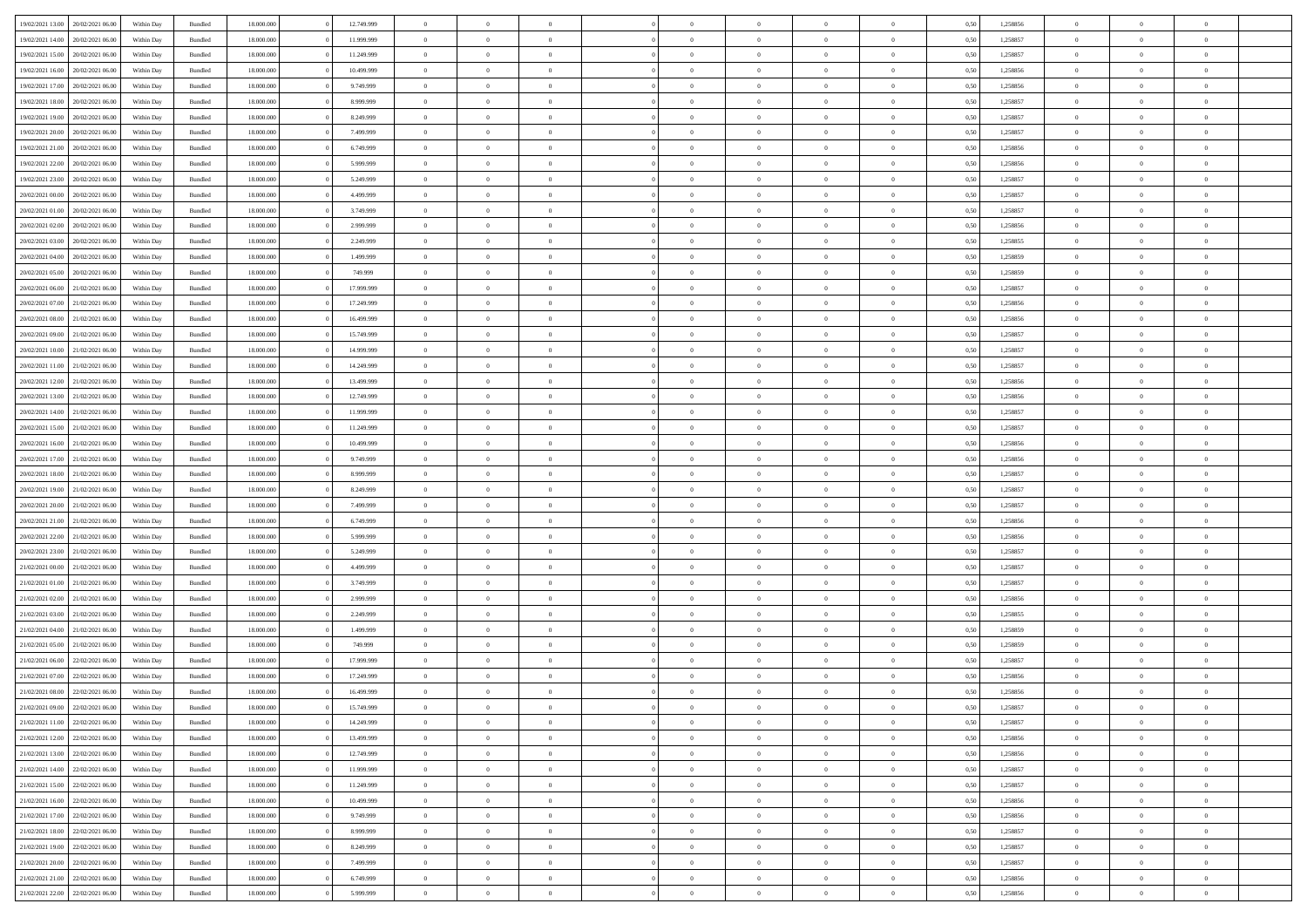| | | | | | | | | | | | | | | | | | | | | |
|---|---|---|---|---|---|---|---|---|---|---|---|---|---|---|---|---|---|---|---|---|
| 19/02/2021 13:00 | 20/02/2021 06:00 | Within Day | Bundled | 18.000.000 | 0 | 12.749.999 | 0 | 0 | 0 | 0 | 0 | 0 | 0 | 0 | 0,50 | 1,258856 | 0 | 0 | 0 | |
| 19/02/2021 14:00 | 20/02/2021 06:00 | Within Day | Bundled | 18.000.000 | 0 | 11.999.999 | 0 | 0 | 0 | 0 | 0 | 0 | 0 | 0 | 0,50 | 1,258857 | 0 | 0 | 0 | |
| 19/02/2021 15:00 | 20/02/2021 06:00 | Within Day | Bundled | 18.000.000 | 0 | 11.249.999 | 0 | 0 | 0 | 0 | 0 | 0 | 0 | 0 | 0,50 | 1,258857 | 0 | 0 | 0 | |
| 19/02/2021 16:00 | 20/02/2021 06:00 | Within Day | Bundled | 18.000.000 | 0 | 10.499.999 | 0 | 0 | 0 | 0 | 0 | 0 | 0 | 0 | 0,50 | 1,258856 | 0 | 0 | 0 | |
| 19/02/2021 17:00 | 20/02/2021 06:00 | Within Day | Bundled | 18.000.000 | 0 | 9.749.999 | 0 | 0 | 0 | 0 | 0 | 0 | 0 | 0 | 0,50 | 1,258856 | 0 | 0 | 0 | |
| 19/02/2021 18:00 | 20/02/2021 06:00 | Within Day | Bundled | 18.000.000 | 0 | 8.999.999 | 0 | 0 | 0 | 0 | 0 | 0 | 0 | 0 | 0,50 | 1,258857 | 0 | 0 | 0 | |
| 19/02/2021 19:00 | 20/02/2021 06:00 | Within Day | Bundled | 18.000.000 | 0 | 8.249.999 | 0 | 0 | 0 | 0 | 0 | 0 | 0 | 0 | 0,50 | 1,258857 | 0 | 0 | 0 | |
| 19/02/2021 20:00 | 20/02/2021 06:00 | Within Day | Bundled | 18.000.000 | 0 | 7.499.999 | 0 | 0 | 0 | 0 | 0 | 0 | 0 | 0 | 0,50 | 1,258857 | 0 | 0 | 0 | |
| 19/02/2021 21:00 | 20/02/2021 06:00 | Within Day | Bundled | 18.000.000 | 0 | 6.749.999 | 0 | 0 | 0 | 0 | 0 | 0 | 0 | 0 | 0,50 | 1,258856 | 0 | 0 | 0 | |
| 19/02/2021 22:00 | 20/02/2021 06:00 | Within Day | Bundled | 18.000.000 | 0 | 5.999.999 | 0 | 0 | 0 | 0 | 0 | 0 | 0 | 0 | 0,50 | 1,258856 | 0 | 0 | 0 | |
| 19/02/2021 23:00 | 20/02/2021 06:00 | Within Day | Bundled | 18.000.000 | 0 | 5.249.999 | 0 | 0 | 0 | 0 | 0 | 0 | 0 | 0 | 0,50 | 1,258857 | 0 | 0 | 0 | |
| 20/02/2021 00:00 | 20/02/2021 06:00 | Within Day | Bundled | 18.000.000 | 0 | 4.499.999 | 0 | 0 | 0 | 0 | 0 | 0 | 0 | 0 | 0,50 | 1,258857 | 0 | 0 | 0 | |
| 20/02/2021 01:00 | 20/02/2021 06:00 | Within Day | Bundled | 18.000.000 | 0 | 3.749.999 | 0 | 0 | 0 | 0 | 0 | 0 | 0 | 0 | 0,50 | 1,258857 | 0 | 0 | 0 | |
| 20/02/2021 02:00 | 20/02/2021 06:00 | Within Day | Bundled | 18.000.000 | 0 | 2.999.999 | 0 | 0 | 0 | 0 | 0 | 0 | 0 | 0 | 0,50 | 1,258856 | 0 | 0 | 0 | |
| 20/02/2021 03:00 | 20/02/2021 06:00 | Within Day | Bundled | 18.000.000 | 0 | 2.249.999 | 0 | 0 | 0 | 0 | 0 | 0 | 0 | 0 | 0,50 | 1,258855 | 0 | 0 | 0 | |
| 20/02/2021 04:00 | 20/02/2021 06:00 | Within Day | Bundled | 18.000.000 | 0 | 1.499.999 | 0 | 0 | 0 | 0 | 0 | 0 | 0 | 0 | 0,50 | 1,258859 | 0 | 0 | 0 | |
| 20/02/2021 05:00 | 20/02/2021 06:00 | Within Day | Bundled | 18.000.000 | 0 | 749.999 | 0 | 0 | 0 | 0 | 0 | 0 | 0 | 0 | 0,50 | 1,258859 | 0 | 0 | 0 | |
| 20/02/2021 06:00 | 21/02/2021 06:00 | Within Day | Bundled | 18.000.000 | 0 | 17.999.999 | 0 | 0 | 0 | 0 | 0 | 0 | 0 | 0 | 0,50 | 1,258857 | 0 | 0 | 0 | |
| 20/02/2021 07:00 | 21/02/2021 06:00 | Within Day | Bundled | 18.000.000 | 0 | 17.249.999 | 0 | 0 | 0 | 0 | 0 | 0 | 0 | 0 | 0,50 | 1,258856 | 0 | 0 | 0 | |
| 20/02/2021 08:00 | 21/02/2021 06:00 | Within Day | Bundled | 18.000.000 | 0 | 16.499.999 | 0 | 0 | 0 | 0 | 0 | 0 | 0 | 0 | 0,50 | 1,258856 | 0 | 0 | 0 | |
| 20/02/2021 09:00 | 21/02/2021 06:00 | Within Day | Bundled | 18.000.000 | 0 | 15.749.999 | 0 | 0 | 0 | 0 | 0 | 0 | 0 | 0 | 0,50 | 1,258857 | 0 | 0 | 0 | |
| 20/02/2021 10:00 | 21/02/2021 06:00 | Within Day | Bundled | 18.000.000 | 0 | 14.999.999 | 0 | 0 | 0 | 0 | 0 | 0 | 0 | 0 | 0,50 | 1,258857 | 0 | 0 | 0 | |
| 20/02/2021 11:00 | 21/02/2021 06:00 | Within Day | Bundled | 18.000.000 | 0 | 14.249.999 | 0 | 0 | 0 | 0 | 0 | 0 | 0 | 0 | 0,50 | 1,258857 | 0 | 0 | 0 | |
| 20/02/2021 12:00 | 21/02/2021 06:00 | Within Day | Bundled | 18.000.000 | 0 | 13.499.999 | 0 | 0 | 0 | 0 | 0 | 0 | 0 | 0 | 0,50 | 1,258856 | 0 | 0 | 0 | |
| 20/02/2021 13:00 | 21/02/2021 06:00 | Within Day | Bundled | 18.000.000 | 0 | 12.749.999 | 0 | 0 | 0 | 0 | 0 | 0 | 0 | 0 | 0,50 | 1,258856 | 0 | 0 | 0 | |
| 20/02/2021 14:00 | 21/02/2021 06:00 | Within Day | Bundled | 18.000.000 | 0 | 11.999.999 | 0 | 0 | 0 | 0 | 0 | 0 | 0 | 0 | 0,50 | 1,258857 | 0 | 0 | 0 | |
| 20/02/2021 15:00 | 21/02/2021 06:00 | Within Day | Bundled | 18.000.000 | 0 | 11.249.999 | 0 | 0 | 0 | 0 | 0 | 0 | 0 | 0 | 0,50 | 1,258857 | 0 | 0 | 0 | |
| 20/02/2021 16:00 | 21/02/2021 06:00 | Within Day | Bundled | 18.000.000 | 0 | 10.499.999 | 0 | 0 | 0 | 0 | 0 | 0 | 0 | 0 | 0,50 | 1,258856 | 0 | 0 | 0 | |
| 20/02/2021 17:00 | 21/02/2021 06:00 | Within Day | Bundled | 18.000.000 | 0 | 9.749.999 | 0 | 0 | 0 | 0 | 0 | 0 | 0 | 0 | 0,50 | 1,258856 | 0 | 0 | 0 | |
| 20/02/2021 18:00 | 21/02/2021 06:00 | Within Day | Bundled | 18.000.000 | 0 | 8.999.999 | 0 | 0 | 0 | 0 | 0 | 0 | 0 | 0 | 0,50 | 1,258857 | 0 | 0 | 0 | |
| 20/02/2021 19:00 | 21/02/2021 06:00 | Within Day | Bundled | 18.000.000 | 0 | 8.249.999 | 0 | 0 | 0 | 0 | 0 | 0 | 0 | 0 | 0,50 | 1,258857 | 0 | 0 | 0 | |
| 20/02/2021 20:00 | 21/02/2021 06:00 | Within Day | Bundled | 18.000.000 | 0 | 7.499.999 | 0 | 0 | 0 | 0 | 0 | 0 | 0 | 0 | 0,50 | 1,258857 | 0 | 0 | 0 | |
| 20/02/2021 21:00 | 21/02/2021 06:00 | Within Day | Bundled | 18.000.000 | 0 | 6.749.999 | 0 | 0 | 0 | 0 | 0 | 0 | 0 | 0 | 0,50 | 1,258856 | 0 | 0 | 0 | |
| 20/02/2021 22:00 | 21/02/2021 06:00 | Within Day | Bundled | 18.000.000 | 0 | 5.999.999 | 0 | 0 | 0 | 0 | 0 | 0 | 0 | 0 | 0,50 | 1,258856 | 0 | 0 | 0 | |
| 20/02/2021 23:00 | 21/02/2021 06:00 | Within Day | Bundled | 18.000.000 | 0 | 5.249.999 | 0 | 0 | 0 | 0 | 0 | 0 | 0 | 0 | 0,50 | 1,258857 | 0 | 0 | 0 | |
| 21/02/2021 00:00 | 21/02/2021 06:00 | Within Day | Bundled | 18.000.000 | 0 | 4.499.999 | 0 | 0 | 0 | 0 | 0 | 0 | 0 | 0 | 0,50 | 1,258857 | 0 | 0 | 0 | |
| 21/02/2021 01:00 | 21/02/2021 06:00 | Within Day | Bundled | 18.000.000 | 0 | 3.749.999 | 0 | 0 | 0 | 0 | 0 | 0 | 0 | 0 | 0,50 | 1,258857 | 0 | 0 | 0 | |
| 21/02/2021 02:00 | 21/02/2021 06:00 | Within Day | Bundled | 18.000.000 | 0 | 2.999.999 | 0 | 0 | 0 | 0 | 0 | 0 | 0 | 0 | 0,50 | 1,258856 | 0 | 0 | 0 | |
| 21/02/2021 03:00 | 21/02/2021 06:00 | Within Day | Bundled | 18.000.000 | 0 | 2.249.999 | 0 | 0 | 0 | 0 | 0 | 0 | 0 | 0 | 0,50 | 1,258855 | 0 | 0 | 0 | |
| 21/02/2021 04:00 | 21/02/2021 06:00 | Within Day | Bundled | 18.000.000 | 0 | 1.499.999 | 0 | 0 | 0 | 0 | 0 | 0 | 0 | 0 | 0,50 | 1,258859 | 0 | 0 | 0 | |
| 21/02/2021 05:00 | 21/02/2021 06:00 | Within Day | Bundled | 18.000.000 | 0 | 749.999 | 0 | 0 | 0 | 0 | 0 | 0 | 0 | 0 | 0,50 | 1,258859 | 0 | 0 | 0 | |
| 21/02/2021 06:00 | 22/02/2021 06:00 | Within Day | Bundled | 18.000.000 | 0 | 17.999.999 | 0 | 0 | 0 | 0 | 0 | 0 | 0 | 0 | 0,50 | 1,258857 | 0 | 0 | 0 | |
| 21/02/2021 07:00 | 22/02/2021 06:00 | Within Day | Bundled | 18.000.000 | 0 | 17.249.999 | 0 | 0 | 0 | 0 | 0 | 0 | 0 | 0 | 0,50 | 1,258856 | 0 | 0 | 0 | |
| 21/02/2021 08:00 | 22/02/2021 06:00 | Within Day | Bundled | 18.000.000 | 0 | 16.499.999 | 0 | 0 | 0 | 0 | 0 | 0 | 0 | 0 | 0,50 | 1,258856 | 0 | 0 | 0 | |
| 21/02/2021 09:00 | 22/02/2021 06:00 | Within Day | Bundled | 18.000.000 | 0 | 15.749.999 | 0 | 0 | 0 | 0 | 0 | 0 | 0 | 0 | 0,50 | 1,258857 | 0 | 0 | 0 | |
| 21/02/2021 11:00 | 22/02/2021 06:00 | Within Day | Bundled | 18.000.000 | 0 | 14.249.999 | 0 | 0 | 0 | 0 | 0 | 0 | 0 | 0 | 0,50 | 1,258857 | 0 | 0 | 0 | |
| 21/02/2021 12:00 | 22/02/2021 06:00 | Within Day | Bundled | 18.000.000 | 0 | 13.499.999 | 0 | 0 | 0 | 0 | 0 | 0 | 0 | 0 | 0,50 | 1,258856 | 0 | 0 | 0 | |
| 21/02/2021 13:00 | 22/02/2021 06:00 | Within Day | Bundled | 18.000.000 | 0 | 12.749.999 | 0 | 0 | 0 | 0 | 0 | 0 | 0 | 0 | 0,50 | 1,258856 | 0 | 0 | 0 | |
| 21/02/2021 14:00 | 22/02/2021 06:00 | Within Day | Bundled | 18.000.000 | 0 | 11.999.999 | 0 | 0 | 0 | 0 | 0 | 0 | 0 | 0 | 0,50 | 1,258857 | 0 | 0 | 0 | |
| 21/02/2021 15:00 | 22/02/2021 06:00 | Within Day | Bundled | 18.000.000 | 0 | 11.249.999 | 0 | 0 | 0 | 0 | 0 | 0 | 0 | 0 | 0,50 | 1,258857 | 0 | 0 | 0 | |
| 21/02/2021 16:00 | 22/02/2021 06:00 | Within Day | Bundled | 18.000.000 | 0 | 10.499.999 | 0 | 0 | 0 | 0 | 0 | 0 | 0 | 0 | 0,50 | 1,258856 | 0 | 0 | 0 | |
| 21/02/2021 17:00 | 22/02/2021 06:00 | Within Day | Bundled | 18.000.000 | 0 | 9.749.999 | 0 | 0 | 0 | 0 | 0 | 0 | 0 | 0 | 0,50 | 1,258856 | 0 | 0 | 0 | |
| 21/02/2021 18:00 | 22/02/2021 06:00 | Within Day | Bundled | 18.000.000 | 0 | 8.999.999 | 0 | 0 | 0 | 0 | 0 | 0 | 0 | 0 | 0,50 | 1,258857 | 0 | 0 | 0 | |
| 21/02/2021 19:00 | 22/02/2021 06:00 | Within Day | Bundled | 18.000.000 | 0 | 8.249.999 | 0 | 0 | 0 | 0 | 0 | 0 | 0 | 0 | 0,50 | 1,258857 | 0 | 0 | 0 | |
| 21/02/2021 20:00 | 22/02/2021 06:00 | Within Day | Bundled | 18.000.000 | 0 | 7.499.999 | 0 | 0 | 0 | 0 | 0 | 0 | 0 | 0 | 0,50 | 1,258857 | 0 | 0 | 0 | |
| 21/02/2021 21:00 | 22/02/2021 06:00 | Within Day | Bundled | 18.000.000 | 0 | 6.749.999 | 0 | 0 | 0 | 0 | 0 | 0 | 0 | 0 | 0,50 | 1,258856 | 0 | 0 | 0 | |
| 21/02/2021 22:00 | 22/02/2021 06:00 | Within Day | Bundled | 18.000.000 | 0 | 5.999.999 | 0 | 0 | 0 | 0 | 0 | 0 | 0 | 0 | 0,50 | 1,258856 | 0 | 0 | 0 | |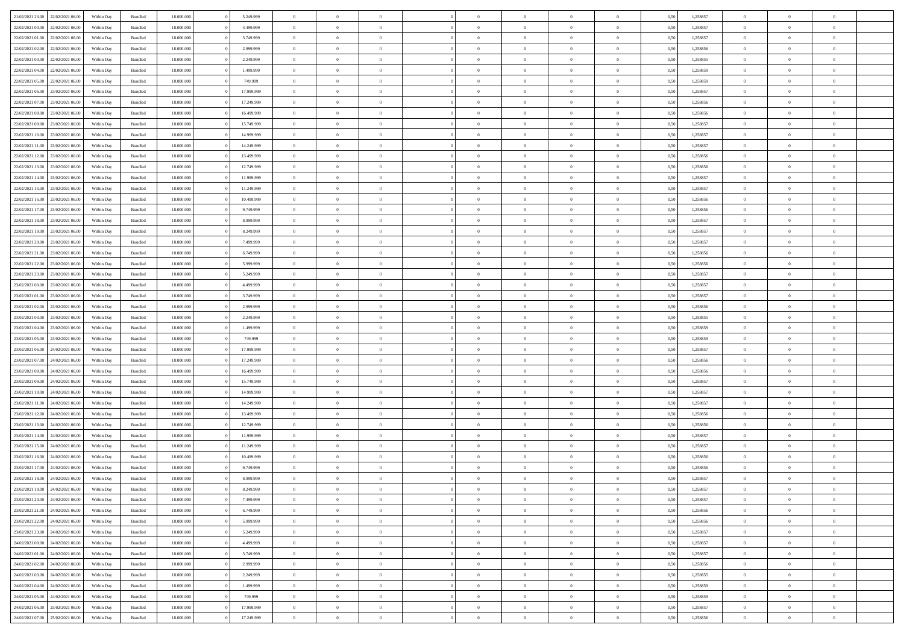| | | | | | | | | | | | | | | | | | | | | |
|---|---|---|---|---|---|---|---|---|---|---|---|---|---|---|---|---|---|---|---|---|
| 21/02/2021 23:00 | 22/02/2021 06:00 | Within Day | Bundled | 18.000.000 | 0 | 5.249.999 | 0 | 0 | 0 | | 0 | 0 | 0 | 0 | 0,50 | 1,258857 | 0 | 0 | 0 | |
| 22/02/2021 00:00 | 22/02/2021 06:00 | Within Day | Bundled | 18.000.000 | 0 | 4.499.999 | 0 | 0 | 0 | | 0 | 0 | 0 | 0 | 0,50 | 1,258857 | 0 | 0 | 0 | |
| 22/02/2021 01:00 | 22/02/2021 06:00 | Within Day | Bundled | 18.000.000 | 0 | 3.749.999 | 0 | 0 | 0 | | 0 | 0 | 0 | 0 | 0,50 | 1,258857 | 0 | 0 | 0 | |
| 22/02/2021 02:00 | 22/02/2021 06:00 | Within Day | Bundled | 18.000.000 | 0 | 2.999.999 | 0 | 0 | 0 | | 0 | 0 | 0 | 0 | 0,50 | 1,258856 | 0 | 0 | 0 | |
| 22/02/2021 03:00 | 22/02/2021 06:00 | Within Day | Bundled | 18.000.000 | 0 | 2.249.999 | 0 | 0 | 0 | | 0 | 0 | 0 | 0 | 0,50 | 1,258855 | 0 | 0 | 0 | |
| 22/02/2021 04:00 | 22/02/2021 06:00 | Within Day | Bundled | 18.000.000 | 0 | 1.499.999 | 0 | 0 | 0 | | 0 | 0 | 0 | 0 | 0,50 | 1,258859 | 0 | 0 | 0 | |
| 22/02/2021 05:00 | 22/02/2021 06:00 | Within Day | Bundled | 18.000.000 | 0 | 749.999 | 0 | 0 | 0 | | 0 | 0 | 0 | 0 | 0,50 | 1,258859 | 0 | 0 | 0 | |
| 22/02/2021 06:00 | 23/02/2021 06:00 | Within Day | Bundled | 18.000.000 | 0 | 17.999.999 | 0 | 0 | 0 | | 0 | 0 | 0 | 0 | 0,50 | 1,258857 | 0 | 0 | 0 | |
| 22/02/2021 07:00 | 23/02/2021 06:00 | Within Day | Bundled | 18.000.000 | 0 | 17.249.999 | 0 | 0 | 0 | | 0 | 0 | 0 | 0 | 0,50 | 1,258856 | 0 | 0 | 0 | |
| 22/02/2021 08:00 | 23/02/2021 06:00 | Within Day | Bundled | 18.000.000 | 0 | 16.499.999 | 0 | 0 | 0 | | 0 | 0 | 0 | 0 | 0,50 | 1,258856 | 0 | 0 | 0 | |
| 22/02/2021 09:00 | 23/02/2021 06:00 | Within Day | Bundled | 18.000.000 | 0 | 15.749.999 | 0 | 0 | 0 | | 0 | 0 | 0 | 0 | 0,50 | 1,258857 | 0 | 0 | 0 | |
| 22/02/2021 10:00 | 23/02/2021 06:00 | Within Day | Bundled | 18.000.000 | 0 | 14.999.999 | 0 | 0 | 0 | | 0 | 0 | 0 | 0 | 0,50 | 1,258857 | 0 | 0 | 0 | |
| 22/02/2021 11:00 | 23/02/2021 06:00 | Within Day | Bundled | 18.000.000 | 0 | 14.249.999 | 0 | 0 | 0 | | 0 | 0 | 0 | 0 | 0,50 | 1,258857 | 0 | 0 | 0 | |
| 22/02/2021 12:00 | 23/02/2021 06:00 | Within Day | Bundled | 18.000.000 | 0 | 13.499.999 | 0 | 0 | 0 | | 0 | 0 | 0 | 0 | 0,50 | 1,258856 | 0 | 0 | 0 | |
| 22/02/2021 13:00 | 23/02/2021 06:00 | Within Day | Bundled | 18.000.000 | 0 | 12.749.999 | 0 | 0 | 0 | | 0 | 0 | 0 | 0 | 0,50 | 1,258856 | 0 | 0 | 0 | |
| 22/02/2021 14:00 | 23/02/2021 06:00 | Within Day | Bundled | 18.000.000 | 0 | 11.999.999 | 0 | 0 | 0 | | 0 | 0 | 0 | 0 | 0,50 | 1,258857 | 0 | 0 | 0 | |
| 22/02/2021 15:00 | 23/02/2021 06:00 | Within Day | Bundled | 18.000.000 | 0 | 11.249.999 | 0 | 0 | 0 | | 0 | 0 | 0 | 0 | 0,50 | 1,258857 | 0 | 0 | 0 | |
| 22/02/2021 16:00 | 23/02/2021 06:00 | Within Day | Bundled | 18.000.000 | 0 | 10.499.999 | 0 | 0 | 0 | | 0 | 0 | 0 | 0 | 0,50 | 1,258856 | 0 | 0 | 0 | |
| 22/02/2021 17:00 | 23/02/2021 06:00 | Within Day | Bundled | 18.000.000 | 0 | 9.749.999 | 0 | 0 | 0 | | 0 | 0 | 0 | 0 | 0,50 | 1,258856 | 0 | 0 | 0 | |
| 22/02/2021 18:00 | 23/02/2021 06:00 | Within Day | Bundled | 18.000.000 | 0 | 8.999.999 | 0 | 0 | 0 | | 0 | 0 | 0 | 0 | 0,50 | 1,258857 | 0 | 0 | 0 | |
| 22/02/2021 19:00 | 23/02/2021 06:00 | Within Day | Bundled | 18.000.000 | 0 | 8.249.999 | 0 | 0 | 0 | | 0 | 0 | 0 | 0 | 0,50 | 1,258857 | 0 | 0 | 0 | |
| 22/02/2021 20:00 | 23/02/2021 06:00 | Within Day | Bundled | 18.000.000 | 0 | 7.499.999 | 0 | 0 | 0 | | 0 | 0 | 0 | 0 | 0,50 | 1,258857 | 0 | 0 | 0 | |
| 22/02/2021 21:00 | 23/02/2021 06:00 | Within Day | Bundled | 18.000.000 | 0 | 6.749.999 | 0 | 0 | 0 | | 0 | 0 | 0 | 0 | 0,50 | 1,258856 | 0 | 0 | 0 | |
| 22/02/2021 22:00 | 23/02/2021 06:00 | Within Day | Bundled | 18.000.000 | 0 | 5.999.999 | 0 | 0 | 0 | | 0 | 0 | 0 | 0 | 0,50 | 1,258856 | 0 | 0 | 0 | |
| 22/02/2021 23:00 | 23/02/2021 06:00 | Within Day | Bundled | 18.000.000 | 0 | 5.249.999 | 0 | 0 | 0 | | 0 | 0 | 0 | 0 | 0,50 | 1,258857 | 0 | 0 | 0 | |
| 23/02/2021 00:00 | 23/02/2021 06:00 | Within Day | Bundled | 18.000.000 | 0 | 4.499.999 | 0 | 0 | 0 | | 0 | 0 | 0 | 0 | 0,50 | 1,258857 | 0 | 0 | 0 | |
| 23/02/2021 01:00 | 23/02/2021 06:00 | Within Day | Bundled | 18.000.000 | 0 | 3.749.999 | 0 | 0 | 0 | | 0 | 0 | 0 | 0 | 0,50 | 1,258857 | 0 | 0 | 0 | |
| 23/02/2021 02:00 | 23/02/2021 06:00 | Within Day | Bundled | 18.000.000 | 0 | 2.999.999 | 0 | 0 | 0 | | 0 | 0 | 0 | 0 | 0,50 | 1,258856 | 0 | 0 | 0 | |
| 23/02/2021 03:00 | 23/02/2021 06:00 | Within Day | Bundled | 18.000.000 | 0 | 2.249.999 | 0 | 0 | 0 | | 0 | 0 | 0 | 0 | 0,50 | 1,258855 | 0 | 0 | 0 | |
| 23/02/2021 04:00 | 23/02/2021 06:00 | Within Day | Bundled | 18.000.000 | 0 | 1.499.999 | 0 | 0 | 0 | | 0 | 0 | 0 | 0 | 0,50 | 1,258859 | 0 | 0 | 0 | |
| 23/02/2021 05:00 | 23/02/2021 06:00 | Within Day | Bundled | 18.000.000 | 0 | 749.999 | 0 | 0 | 0 | | 0 | 0 | 0 | 0 | 0,50 | 1,258859 | 0 | 0 | 0 | |
| 23/02/2021 06:00 | 24/02/2021 06:00 | Within Day | Bundled | 18.000.000 | 0 | 17.999.999 | 0 | 0 | 0 | | 0 | 0 | 0 | 0 | 0,50 | 1,258857 | 0 | 0 | 0 | |
| 23/02/2021 07:00 | 24/02/2021 06:00 | Within Day | Bundled | 18.000.000 | 0 | 17.249.999 | 0 | 0 | 0 | | 0 | 0 | 0 | 0 | 0,50 | 1,258856 | 0 | 0 | 0 | |
| 23/02/2021 08:00 | 24/02/2021 06:00 | Within Day | Bundled | 18.000.000 | 0 | 16.499.999 | 0 | 0 | 0 | | 0 | 0 | 0 | 0 | 0,50 | 1,258856 | 0 | 0 | 0 | |
| 23/02/2021 09:00 | 24/02/2021 06:00 | Within Day | Bundled | 18.000.000 | 0 | 15.749.999 | 0 | 0 | 0 | | 0 | 0 | 0 | 0 | 0,50 | 1,258857 | 0 | 0 | 0 | |
| 23/02/2021 10:00 | 24/02/2021 06:00 | Within Day | Bundled | 18.000.000 | 0 | 14.999.999 | 0 | 0 | 0 | | 0 | 0 | 0 | 0 | 0,50 | 1,258857 | 0 | 0 | 0 | |
| 23/02/2021 11:00 | 24/02/2021 06:00 | Within Day | Bundled | 18.000.000 | 0 | 14.249.999 | 0 | 0 | 0 | | 0 | 0 | 0 | 0 | 0,50 | 1,258857 | 0 | 0 | 0 | |
| 23/02/2021 12:00 | 24/02/2021 06:00 | Within Day | Bundled | 18.000.000 | 0 | 13.499.999 | 0 | 0 | 0 | | 0 | 0 | 0 | 0 | 0,50 | 1,258856 | 0 | 0 | 0 | |
| 23/02/2021 13:00 | 24/02/2021 06:00 | Within Day | Bundled | 18.000.000 | 0 | 12.749.999 | 0 | 0 | 0 | | 0 | 0 | 0 | 0 | 0,50 | 1,258856 | 0 | 0 | 0 | |
| 23/02/2021 14:00 | 24/02/2021 06:00 | Within Day | Bundled | 18.000.000 | 0 | 11.999.999 | 0 | 0 | 0 | | 0 | 0 | 0 | 0 | 0,50 | 1,258857 | 0 | 0 | 0 | |
| 23/02/2021 15:00 | 24/02/2021 06:00 | Within Day | Bundled | 18.000.000 | 0 | 11.249.999 | 0 | 0 | 0 | | 0 | 0 | 0 | 0 | 0,50 | 1,258857 | 0 | 0 | 0 | |
| 23/02/2021 16:00 | 24/02/2021 06:00 | Within Day | Bundled | 18.000.000 | 0 | 10.499.999 | 0 | 0 | 0 | | 0 | 0 | 0 | 0 | 0,50 | 1,258856 | 0 | 0 | 0 | |
| 23/02/2021 17:00 | 24/02/2021 06:00 | Within Day | Bundled | 18.000.000 | 0 | 9.749.999 | 0 | 0 | 0 | | 0 | 0 | 0 | 0 | 0,50 | 1,258856 | 0 | 0 | 0 | |
| 23/02/2021 18:00 | 24/02/2021 06:00 | Within Day | Bundled | 18.000.000 | 0 | 8.999.999 | 0 | 0 | 0 | | 0 | 0 | 0 | 0 | 0,50 | 1,258857 | 0 | 0 | 0 | |
| 23/02/2021 19:00 | 24/02/2021 06:00 | Within Day | Bundled | 18.000.000 | 0 | 8.249.999 | 0 | 0 | 0 | | 0 | 0 | 0 | 0 | 0,50 | 1,258857 | 0 | 0 | 0 | |
| 23/02/2021 20:00 | 24/02/2021 06:00 | Within Day | Bundled | 18.000.000 | 0 | 7.499.999 | 0 | 0 | 0 | | 0 | 0 | 0 | 0 | 0,50 | 1,258857 | 0 | 0 | 0 | |
| 23/02/2021 21:00 | 24/02/2021 06:00 | Within Day | Bundled | 18.000.000 | 0 | 6.749.999 | 0 | 0 | 0 | | 0 | 0 | 0 | 0 | 0,50 | 1,258856 | 0 | 0 | 0 | |
| 23/02/2021 22:00 | 24/02/2021 06:00 | Within Day | Bundled | 18.000.000 | 0 | 5.999.999 | 0 | 0 | 0 | | 0 | 0 | 0 | 0 | 0,50 | 1,258856 | 0 | 0 | 0 | |
| 23/02/2021 23:00 | 24/02/2021 06:00 | Within Day | Bundled | 18.000.000 | 0 | 5.249.999 | 0 | 0 | 0 | | 0 | 0 | 0 | 0 | 0,50 | 1,258857 | 0 | 0 | 0 | |
| 24/02/2021 00:00 | 24/02/2021 06:00 | Within Day | Bundled | 18.000.000 | 0 | 4.499.999 | 0 | 0 | 0 | | 0 | 0 | 0 | 0 | 0,50 | 1,258857 | 0 | 0 | 0 | |
| 24/02/2021 01:00 | 24/02/2021 06:00 | Within Day | Bundled | 18.000.000 | 0 | 3.749.999 | 0 | 0 | 0 | | 0 | 0 | 0 | 0 | 0,50 | 1,258857 | 0 | 0 | 0 | |
| 24/02/2021 02:00 | 24/02/2021 06:00 | Within Day | Bundled | 18.000.000 | 0 | 2.999.999 | 0 | 0 | 0 | | 0 | 0 | 0 | 0 | 0,50 | 1,258856 | 0 | 0 | 0 | |
| 24/02/2021 03:00 | 24/02/2021 06:00 | Within Day | Bundled | 18.000.000 | 0 | 2.249.999 | 0 | 0 | 0 | | 0 | 0 | 0 | 0 | 0,50 | 1,258855 | 0 | 0 | 0 | |
| 24/02/2021 04:00 | 24/02/2021 06:00 | Within Day | Bundled | 18.000.000 | 0 | 1.499.999 | 0 | 0 | 0 | | 0 | 0 | 0 | 0 | 0,50 | 1,258859 | 0 | 0 | 0 | |
| 24/02/2021 05:00 | 24/02/2021 06:00 | Within Day | Bundled | 18.000.000 | 0 | 749.999 | 0 | 0 | 0 | | 0 | 0 | 0 | 0 | 0,50 | 1,258859 | 0 | 0 | 0 | |
| 24/02/2021 06:00 | 25/02/2021 06:00 | Within Day | Bundled | 18.000.000 | 0 | 17.999.999 | 0 | 0 | 0 | | 0 | 0 | 0 | 0 | 0,50 | 1,258857 | 0 | 0 | 0 | |
| 24/02/2021 07:00 | 25/02/2021 06:00 | Within Day | Bundled | 18.000.000 | 0 | 17.249.999 | 0 | 0 | 0 | | 0 | 0 | 0 | 0 | 0,50 | 1,258856 | 0 | 0 | 0 | |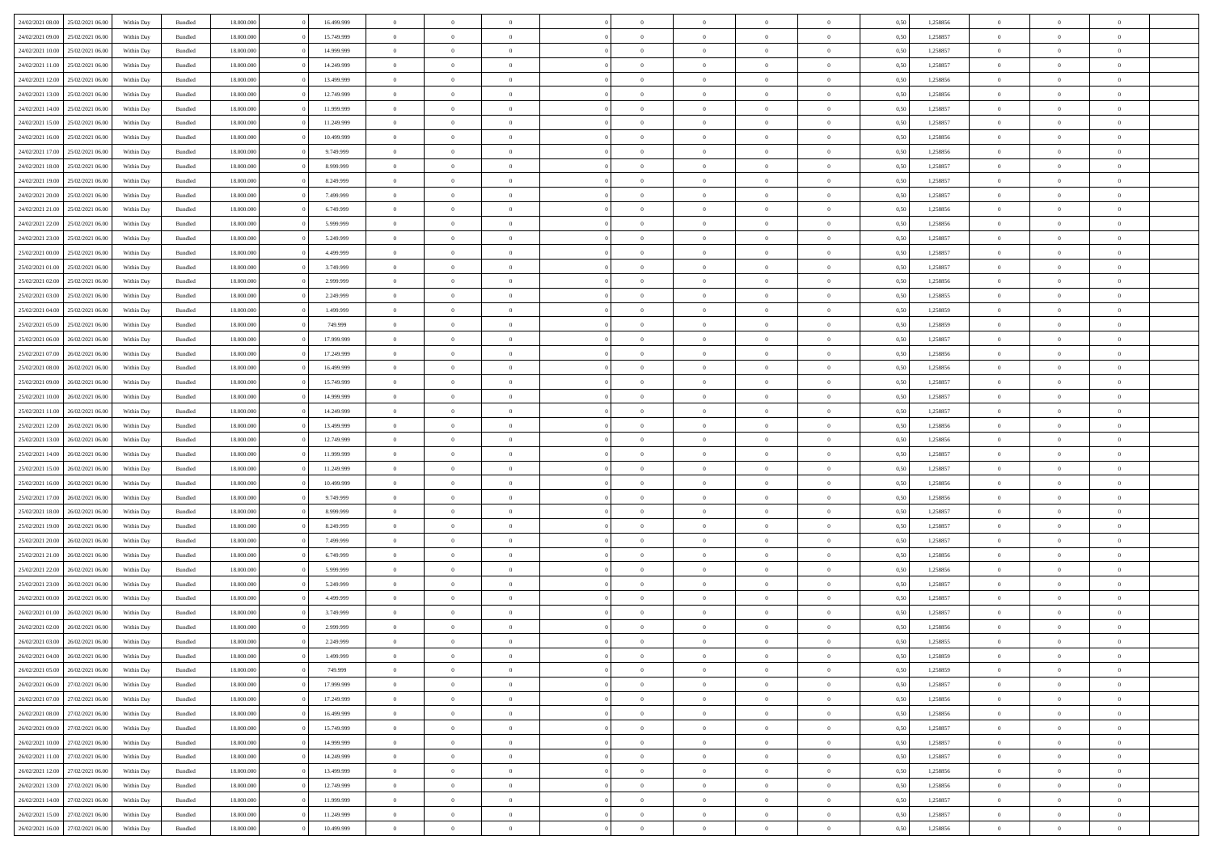| | | | | | | | | | | | | | | | | | | | | |
|---|---|---|---|---|---|---|---|---|---|---|---|---|---|---|---|---|---|---|---|---|
| 24/02/2021 08:00 | 25/02/2021 06:00 | Within Day | Bundled | 18.000.000 | 0 | 16.499.999 | 0 | 0 | 0 | | 0 | 0 | 0 | 0 | 0,50 | 1,258856 | 0 | 0 | 0 | |
| 24/02/2021 09:00 | 25/02/2021 06:00 | Within Day | Bundled | 18.000.000 | 0 | 15.749.999 | 0 | 0 | 0 | | 0 | 0 | 0 | 0 | 0,50 | 1,258857 | 0 | 0 | 0 | |
| 24/02/2021 10:00 | 25/02/2021 06:00 | Within Day | Bundled | 18.000.000 | 0 | 14.999.999 | 0 | 0 | 0 | | 0 | 0 | 0 | 0 | 0,50 | 1,258857 | 0 | 0 | 0 | |
| 24/02/2021 11:00 | 25/02/2021 06:00 | Within Day | Bundled | 18.000.000 | 0 | 14.249.999 | 0 | 0 | 0 | | 0 | 0 | 0 | 0 | 0,50 | 1,258857 | 0 | 0 | 0 | |
| 24/02/2021 12:00 | 25/02/2021 06:00 | Within Day | Bundled | 18.000.000 | 0 | 13.499.999 | 0 | 0 | 0 | | 0 | 0 | 0 | 0 | 0,50 | 1,258856 | 0 | 0 | 0 | |
| 24/02/2021 13:00 | 25/02/2021 06:00 | Within Day | Bundled | 18.000.000 | 0 | 12.749.999 | 0 | 0 | 0 | | 0 | 0 | 0 | 0 | 0,50 | 1,258856 | 0 | 0 | 0 | |
| 24/02/2021 14:00 | 25/02/2021 06:00 | Within Day | Bundled | 18.000.000 | 0 | 11.999.999 | 0 | 0 | 0 | | 0 | 0 | 0 | 0 | 0,50 | 1,258857 | 0 | 0 | 0 | |
| 24/02/2021 15:00 | 25/02/2021 06:00 | Within Day | Bundled | 18.000.000 | 0 | 11.249.999 | 0 | 0 | 0 | | 0 | 0 | 0 | 0 | 0,50 | 1,258857 | 0 | 0 | 0 | |
| 24/02/2021 16:00 | 25/02/2021 06:00 | Within Day | Bundled | 18.000.000 | 0 | 10.499.999 | 0 | 0 | 0 | | 0 | 0 | 0 | 0 | 0,50 | 1,258856 | 0 | 0 | 0 | |
| 24/02/2021 17:00 | 25/02/2021 06:00 | Within Day | Bundled | 18.000.000 | 0 | 9.749.999 | 0 | 0 | 0 | | 0 | 0 | 0 | 0 | 0,50 | 1,258856 | 0 | 0 | 0 | |
| 24/02/2021 18:00 | 25/02/2021 06:00 | Within Day | Bundled | 18.000.000 | 0 | 8.999.999 | 0 | 0 | 0 | | 0 | 0 | 0 | 0 | 0,50 | 1,258857 | 0 | 0 | 0 | |
| 24/02/2021 19:00 | 25/02/2021 06:00 | Within Day | Bundled | 18.000.000 | 0 | 8.249.999 | 0 | 0 | 0 | | 0 | 0 | 0 | 0 | 0,50 | 1,258857 | 0 | 0 | 0 | |
| 24/02/2021 20:00 | 25/02/2021 06:00 | Within Day | Bundled | 18.000.000 | 0 | 7.499.999 | 0 | 0 | 0 | | 0 | 0 | 0 | 0 | 0,50 | 1,258857 | 0 | 0 | 0 | |
| 24/02/2021 21:00 | 25/02/2021 06:00 | Within Day | Bundled | 18.000.000 | 0 | 6.749.999 | 0 | 0 | 0 | | 0 | 0 | 0 | 0 | 0,50 | 1,258856 | 0 | 0 | 0 | |
| 24/02/2021 22:00 | 25/02/2021 06:00 | Within Day | Bundled | 18.000.000 | 0 | 5.999.999 | 0 | 0 | 0 | | 0 | 0 | 0 | 0 | 0,50 | 1,258856 | 0 | 0 | 0 | |
| 24/02/2021 23:00 | 25/02/2021 06:00 | Within Day | Bundled | 18.000.000 | 0 | 5.249.999 | 0 | 0 | 0 | | 0 | 0 | 0 | 0 | 0,50 | 1,258857 | 0 | 0 | 0 | |
| 25/02/2021 00:00 | 25/02/2021 06:00 | Within Day | Bundled | 18.000.000 | 0 | 4.499.999 | 0 | 0 | 0 | | 0 | 0 | 0 | 0 | 0,50 | 1,258857 | 0 | 0 | 0 | |
| 25/02/2021 01:00 | 25/02/2021 06:00 | Within Day | Bundled | 18.000.000 | 0 | 3.749.999 | 0 | 0 | 0 | | 0 | 0 | 0 | 0 | 0,50 | 1,258857 | 0 | 0 | 0 | |
| 25/02/2021 02:00 | 25/02/2021 06:00 | Within Day | Bundled | 18.000.000 | 0 | 2.999.999 | 0 | 0 | 0 | | 0 | 0 | 0 | 0 | 0,50 | 1,258856 | 0 | 0 | 0 | |
| 25/02/2021 03:00 | 25/02/2021 06:00 | Within Day | Bundled | 18.000.000 | 0 | 2.249.999 | 0 | 0 | 0 | | 0 | 0 | 0 | 0 | 0,50 | 1,258855 | 0 | 0 | 0 | |
| 25/02/2021 04:00 | 25/02/2021 06:00 | Within Day | Bundled | 18.000.000 | 0 | 1.499.999 | 0 | 0 | 0 | | 0 | 0 | 0 | 0 | 0,50 | 1,258859 | 0 | 0 | 0 | |
| 25/02/2021 05:00 | 25/02/2021 06:00 | Within Day | Bundled | 18.000.000 | 0 | 749.999 | 0 | 0 | 0 | | 0 | 0 | 0 | 0 | 0,50 | 1,258859 | 0 | 0 | 0 | |
| 25/02/2021 06:00 | 26/02/2021 06:00 | Within Day | Bundled | 18.000.000 | 0 | 17.999.999 | 0 | 0 | 0 | | 0 | 0 | 0 | 0 | 0,50 | 1,258857 | 0 | 0 | 0 | |
| 25/02/2021 07:00 | 26/02/2021 06:00 | Within Day | Bundled | 18.000.000 | 0 | 17.249.999 | 0 | 0 | 0 | | 0 | 0 | 0 | 0 | 0,50 | 1,258856 | 0 | 0 | 0 | |
| 25/02/2021 08:00 | 26/02/2021 06:00 | Within Day | Bundled | 18.000.000 | 0 | 16.499.999 | 0 | 0 | 0 | | 0 | 0 | 0 | 0 | 0,50 | 1,258856 | 0 | 0 | 0 | |
| 25/02/2021 09:00 | 26/02/2021 06:00 | Within Day | Bundled | 18.000.000 | 0 | 15.749.999 | 0 | 0 | 0 | | 0 | 0 | 0 | 0 | 0,50 | 1,258857 | 0 | 0 | 0 | |
| 25/02/2021 10:00 | 26/02/2021 06:00 | Within Day | Bundled | 18.000.000 | 0 | 14.999.999 | 0 | 0 | 0 | | 0 | 0 | 0 | 0 | 0,50 | 1,258857 | 0 | 0 | 0 | |
| 25/02/2021 11:00 | 26/02/2021 06:00 | Within Day | Bundled | 18.000.000 | 0 | 14.249.999 | 0 | 0 | 0 | | 0 | 0 | 0 | 0 | 0,50 | 1,258857 | 0 | 0 | 0 | |
| 25/02/2021 12:00 | 26/02/2021 06:00 | Within Day | Bundled | 18.000.000 | 0 | 13.499.999 | 0 | 0 | 0 | | 0 | 0 | 0 | 0 | 0,50 | 1,258856 | 0 | 0 | 0 | |
| 25/02/2021 13:00 | 26/02/2021 06:00 | Within Day | Bundled | 18.000.000 | 0 | 12.749.999 | 0 | 0 | 0 | | 0 | 0 | 0 | 0 | 0,50 | 1,258856 | 0 | 0 | 0 | |
| 25/02/2021 14:00 | 26/02/2021 06:00 | Within Day | Bundled | 18.000.000 | 0 | 11.999.999 | 0 | 0 | 0 | | 0 | 0 | 0 | 0 | 0,50 | 1,258857 | 0 | 0 | 0 | |
| 25/02/2021 15:00 | 26/02/2021 06:00 | Within Day | Bundled | 18.000.000 | 0 | 11.249.999 | 0 | 0 | 0 | | 0 | 0 | 0 | 0 | 0,50 | 1,258857 | 0 | 0 | 0 | |
| 25/02/2021 16:00 | 26/02/2021 06:00 | Within Day | Bundled | 18.000.000 | 0 | 10.499.999 | 0 | 0 | 0 | | 0 | 0 | 0 | 0 | 0,50 | 1,258856 | 0 | 0 | 0 | |
| 25/02/2021 17:00 | 26/02/2021 06:00 | Within Day | Bundled | 18.000.000 | 0 | 9.749.999 | 0 | 0 | 0 | | 0 | 0 | 0 | 0 | 0,50 | 1,258856 | 0 | 0 | 0 | |
| 25/02/2021 18:00 | 26/02/2021 06:00 | Within Day | Bundled | 18.000.000 | 0 | 8.999.999 | 0 | 0 | 0 | | 0 | 0 | 0 | 0 | 0,50 | 1,258857 | 0 | 0 | 0 | |
| 25/02/2021 19:00 | 26/02/2021 06:00 | Within Day | Bundled | 18.000.000 | 0 | 8.249.999 | 0 | 0 | 0 | | 0 | 0 | 0 | 0 | 0,50 | 1,258857 | 0 | 0 | 0 | |
| 25/02/2021 20:00 | 26/02/2021 06:00 | Within Day | Bundled | 18.000.000 | 0 | 7.499.999 | 0 | 0 | 0 | | 0 | 0 | 0 | 0 | 0,50 | 1,258857 | 0 | 0 | 0 | |
| 25/02/2021 21:00 | 26/02/2021 06:00 | Within Day | Bundled | 18.000.000 | 0 | 6.749.999 | 0 | 0 | 0 | | 0 | 0 | 0 | 0 | 0,50 | 1,258856 | 0 | 0 | 0 | |
| 25/02/2021 22:00 | 26/02/2021 06:00 | Within Day | Bundled | 18.000.000 | 0 | 5.999.999 | 0 | 0 | 0 | | 0 | 0 | 0 | 0 | 0,50 | 1,258856 | 0 | 0 | 0 | |
| 25/02/2021 23:00 | 26/02/2021 06:00 | Within Day | Bundled | 18.000.000 | 0 | 5.249.999 | 0 | 0 | 0 | | 0 | 0 | 0 | 0 | 0,50 | 1,258857 | 0 | 0 | 0 | |
| 26/02/2021 00:00 | 26/02/2021 06:00 | Within Day | Bundled | 18.000.000 | 0 | 4.499.999 | 0 | 0 | 0 | | 0 | 0 | 0 | 0 | 0,50 | 1,258857 | 0 | 0 | 0 | |
| 26/02/2021 01:00 | 26/02/2021 06:00 | Within Day | Bundled | 18.000.000 | 0 | 3.749.999 | 0 | 0 | 0 | | 0 | 0 | 0 | 0 | 0,50 | 1,258857 | 0 | 0 | 0 | |
| 26/02/2021 02:00 | 26/02/2021 06:00 | Within Day | Bundled | 18.000.000 | 0 | 2.999.999 | 0 | 0 | 0 | | 0 | 0 | 0 | 0 | 0,50 | 1,258856 | 0 | 0 | 0 | |
| 26/02/2021 03:00 | 26/02/2021 06:00 | Within Day | Bundled | 18.000.000 | 0 | 2.249.999 | 0 | 0 | 0 | | 0 | 0 | 0 | 0 | 0,50 | 1,258855 | 0 | 0 | 0 | |
| 26/02/2021 04:00 | 26/02/2021 06:00 | Within Day | Bundled | 18.000.000 | 0 | 1.499.999 | 0 | 0 | 0 | | 0 | 0 | 0 | 0 | 0,50 | 1,258859 | 0 | 0 | 0 | |
| 26/02/2021 05:00 | 26/02/2021 06:00 | Within Day | Bundled | 18.000.000 | 0 | 749.999 | 0 | 0 | 0 | | 0 | 0 | 0 | 0 | 0,50 | 1,258859 | 0 | 0 | 0 | |
| 26/02/2021 06:00 | 27/02/2021 06:00 | Within Day | Bundled | 18.000.000 | 0 | 17.999.999 | 0 | 0 | 0 | | 0 | 0 | 0 | 0 | 0,50 | 1,258857 | 0 | 0 | 0 | |
| 26/02/2021 07:00 | 27/02/2021 06:00 | Within Day | Bundled | 18.000.000 | 0 | 17.249.999 | 0 | 0 | 0 | | 0 | 0 | 0 | 0 | 0,50 | 1,258856 | 0 | 0 | 0 | |
| 26/02/2021 08:00 | 27/02/2021 06:00 | Within Day | Bundled | 18.000.000 | 0 | 16.499.999 | 0 | 0 | 0 | | 0 | 0 | 0 | 0 | 0,50 | 1,258856 | 0 | 0 | 0 | |
| 26/02/2021 09:00 | 27/02/2021 06:00 | Within Day | Bundled | 18.000.000 | 0 | 15.749.999 | 0 | 0 | 0 | | 0 | 0 | 0 | 0 | 0,50 | 1,258857 | 0 | 0 | 0 | |
| 26/02/2021 10:00 | 27/02/2021 06:00 | Within Day | Bundled | 18.000.000 | 0 | 14.999.999 | 0 | 0 | 0 | | 0 | 0 | 0 | 0 | 0,50 | 1,258857 | 0 | 0 | 0 | |
| 26/02/2021 11:00 | 27/02/2021 06:00 | Within Day | Bundled | 18.000.000 | 0 | 14.249.999 | 0 | 0 | 0 | | 0 | 0 | 0 | 0 | 0,50 | 1,258857 | 0 | 0 | 0 | |
| 26/02/2021 12:00 | 27/02/2021 06:00 | Within Day | Bundled | 18.000.000 | 0 | 13.499.999 | 0 | 0 | 0 | | 0 | 0 | 0 | 0 | 0,50 | 1,258856 | 0 | 0 | 0 | |
| 26/02/2021 13:00 | 27/02/2021 06:00 | Within Day | Bundled | 18.000.000 | 0 | 12.749.999 | 0 | 0 | 0 | | 0 | 0 | 0 | 0 | 0,50 | 1,258856 | 0 | 0 | 0 | |
| 26/02/2021 14:00 | 27/02/2021 06:00 | Within Day | Bundled | 18.000.000 | 0 | 11.999.999 | 0 | 0 | 0 | | 0 | 0 | 0 | 0 | 0,50 | 1,258857 | 0 | 0 | 0 | |
| 26/02/2021 15:00 | 27/02/2021 06:00 | Within Day | Bundled | 18.000.000 | 0 | 11.249.999 | 0 | 0 | 0 | | 0 | 0 | 0 | 0 | 0,50 | 1,258857 | 0 | 0 | 0 | |
| 26/02/2021 16:00 | 27/02/2021 06:00 | Within Day | Bundled | 18.000.000 | 0 | 10.499.999 | 0 | 0 | 0 | | 0 | 0 | 0 | 0 | 0,50 | 1,258856 | 0 | 0 | 0 | |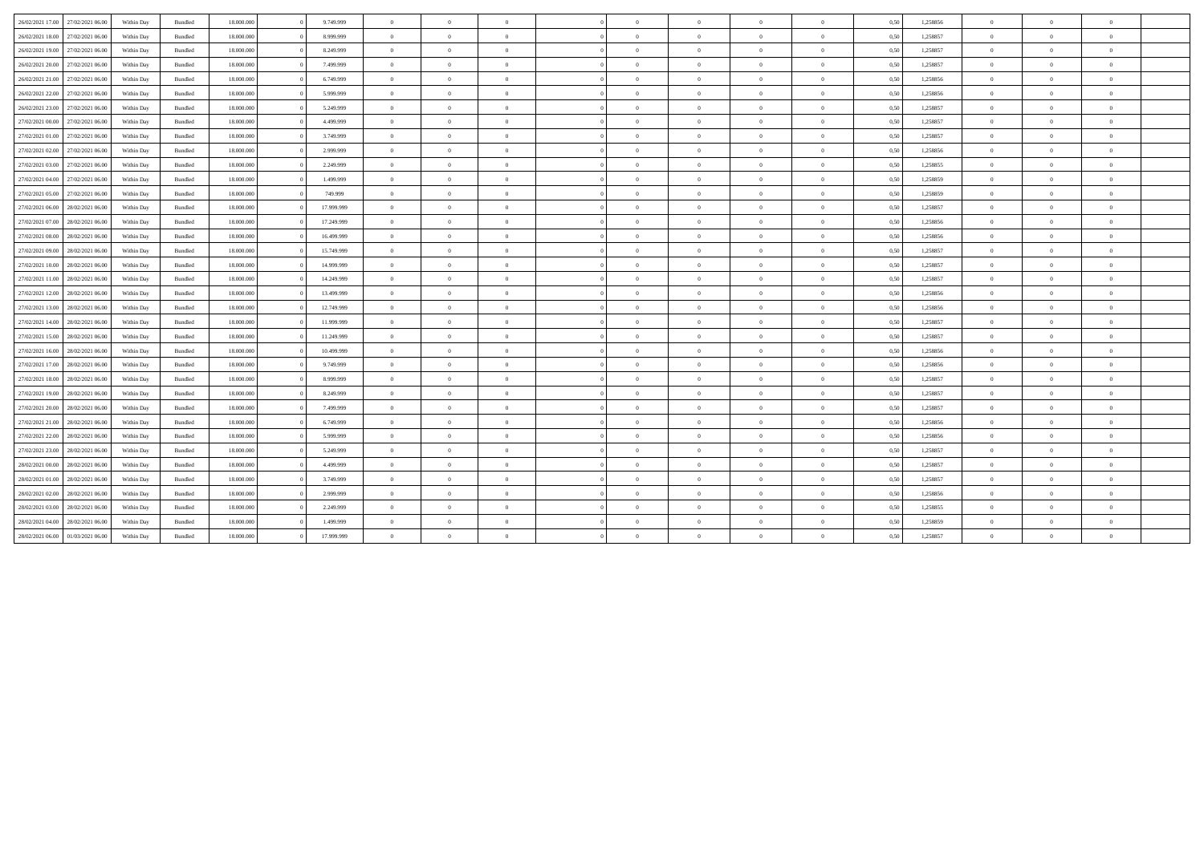| | | | | | | | | | | | | | | | | | | | | | | |
|---|---|---|---|---|---|---|---|---|---|---|---|---|---|---|---|---|---|---|---|---|---|---|
| 26/02/2021 17.00 | 27/02/2021 06.00 | Within Day | Bundled | 18.000.000 | 0 | 9.749.999 | 0 | 0 | 0 | | 0 | 0 | 0 | 0 | 0 | 0,50 | 1,258856 | 0 | 0 | 0 | |
| 26/02/2021 18.00 | 27/02/2021 06.00 | Within Day | Bundled | 18.000.000 | 0 | 8.999.999 | 0 | 0 | 0 | | 0 | 0 | 0 | 0 | 0 | 0,50 | 1,258857 | 0 | 0 | 0 | |
| 26/02/2021 19.00 | 27/02/2021 06.00 | Within Day | Bundled | 18.000.000 | 0 | 8.249.999 | 0 | 0 | 0 | | 0 | 0 | 0 | 0 | 0 | 0,50 | 1,258857 | 0 | 0 | 0 | |
| 26/02/2021 20.00 | 27/02/2021 06.00 | Within Day | Bundled | 18.000.000 | 0 | 7.499.999 | 0 | 0 | 0 | | 0 | 0 | 0 | 0 | 0 | 0,50 | 1,258857 | 0 | 0 | 0 | |
| 26/02/2021 21.00 | 27/02/2021 06.00 | Within Day | Bundled | 18.000.000 | 0 | 6.749.999 | 0 | 0 | 0 | | 0 | 0 | 0 | 0 | 0 | 0,50 | 1,258856 | 0 | 0 | 0 | |
| 26/02/2021 22.00 | 27/02/2021 06.00 | Within Day | Bundled | 18.000.000 | 0 | 5.999.999 | 0 | 0 | 0 | | 0 | 0 | 0 | 0 | 0 | 0,50 | 1,258856 | 0 | 0 | 0 | |
| 26/02/2021 23.00 | 27/02/2021 06.00 | Within Day | Bundled | 18.000.000 | 0 | 5.249.999 | 0 | 0 | 0 | | 0 | 0 | 0 | 0 | 0 | 0,50 | 1,258857 | 0 | 0 | 0 | |
| 27/02/2021 00.00 | 27/02/2021 06.00 | Within Day | Bundled | 18.000.000 | 0 | 4.499.999 | 0 | 0 | 0 | | 0 | 0 | 0 | 0 | 0 | 0,50 | 1,258857 | 0 | 0 | 0 | |
| 27/02/2021 01.00 | 27/02/2021 06.00 | Within Day | Bundled | 18.000.000 | 0 | 3.749.999 | 0 | 0 | 0 | | 0 | 0 | 0 | 0 | 0 | 0,50 | 1,258857 | 0 | 0 | 0 | |
| 27/02/2021 02.00 | 27/02/2021 06.00 | Within Day | Bundled | 18.000.000 | 0 | 2.999.999 | 0 | 0 | 0 | | 0 | 0 | 0 | 0 | 0 | 0,50 | 1,258856 | 0 | 0 | 0 | |
| 27/02/2021 03.00 | 27/02/2021 06.00 | Within Day | Bundled | 18.000.000 | 0 | 2.249.999 | 0 | 0 | 0 | | 0 | 0 | 0 | 0 | 0 | 0,50 | 1,258855 | 0 | 0 | 0 | |
| 27/02/2021 04.00 | 27/02/2021 06.00 | Within Day | Bundled | 18.000.000 | 0 | 1.499.999 | 0 | 0 | 0 | | 0 | 0 | 0 | 0 | 0 | 0,50 | 1,258859 | 0 | 0 | 0 | |
| 27/02/2021 05.00 | 27/02/2021 06.00 | Within Day | Bundled | 18.000.000 | 0 | 749.999 | 0 | 0 | 0 | | 0 | 0 | 0 | 0 | 0 | 0,50 | 1,258859 | 0 | 0 | 0 | |
| 27/02/2021 06.00 | 28/02/2021 06.00 | Within Day | Bundled | 18.000.000 | 0 | 17.999.999 | 0 | 0 | 0 | | 0 | 0 | 0 | 0 | 0 | 0,50 | 1,258857 | 0 | 0 | 0 | |
| 27/02/2021 07.00 | 28/02/2021 06.00 | Within Day | Bundled | 18.000.000 | 0 | 17.249.999 | 0 | 0 | 0 | | 0 | 0 | 0 | 0 | 0 | 0,50 | 1,258856 | 0 | 0 | 0 | |
| 27/02/2021 08.00 | 28/02/2021 06.00 | Within Day | Bundled | 18.000.000 | 0 | 16.499.999 | 0 | 0 | 0 | | 0 | 0 | 0 | 0 | 0 | 0,50 | 1,258856 | 0 | 0 | 0 | |
| 27/02/2021 09.00 | 28/02/2021 06.00 | Within Day | Bundled | 18.000.000 | 0 | 15.749.999 | 0 | 0 | 0 | | 0 | 0 | 0 | 0 | 0 | 0,50 | 1,258857 | 0 | 0 | 0 | |
| 27/02/2021 10.00 | 28/02/2021 06.00 | Within Day | Bundled | 18.000.000 | 0 | 14.999.999 | 0 | 0 | 0 | | 0 | 0 | 0 | 0 | 0 | 0,50 | 1,258857 | 0 | 0 | 0 | |
| 27/02/2021 11.00 | 28/02/2021 06.00 | Within Day | Bundled | 18.000.000 | 0 | 14.249.999 | 0 | 0 | 0 | | 0 | 0 | 0 | 0 | 0 | 0,50 | 1,258857 | 0 | 0 | 0 | |
| 27/02/2021 12.00 | 28/02/2021 06.00 | Within Day | Bundled | 18.000.000 | 0 | 13.499.999 | 0 | 0 | 0 | | 0 | 0 | 0 | 0 | 0 | 0,50 | 1,258856 | 0 | 0 | 0 | |
| 27/02/2021 13.00 | 28/02/2021 06.00 | Within Day | Bundled | 18.000.000 | 0 | 12.749.999 | 0 | 0 | 0 | | 0 | 0 | 0 | 0 | 0 | 0,50 | 1,258856 | 0 | 0 | 0 | |
| 27/02/2021 14.00 | 28/02/2021 06.00 | Within Day | Bundled | 18.000.000 | 0 | 11.999.999 | 0 | 0 | 0 | | 0 | 0 | 0 | 0 | 0 | 0,50 | 1,258857 | 0 | 0 | 0 | |
| 27/02/2021 15.00 | 28/02/2021 06.00 | Within Day | Bundled | 18.000.000 | 0 | 11.249.999 | 0 | 0 | 0 | | 0 | 0 | 0 | 0 | 0 | 0,50 | 1,258857 | 0 | 0 | 0 | |
| 27/02/2021 16.00 | 28/02/2021 06.00 | Within Day | Bundled | 18.000.000 | 0 | 10.499.999 | 0 | 0 | 0 | | 0 | 0 | 0 | 0 | 0 | 0,50 | 1,258856 | 0 | 0 | 0 | |
| 27/02/2021 17.00 | 28/02/2021 06.00 | Within Day | Bundled | 18.000.000 | 0 | 9.749.999 | 0 | 0 | 0 | | 0 | 0 | 0 | 0 | 0 | 0,50 | 1,258856 | 0 | 0 | 0 | |
| 27/02/2021 18.00 | 28/02/2021 06.00 | Within Day | Bundled | 18.000.000 | 0 | 8.999.999 | 0 | 0 | 0 | | 0 | 0 | 0 | 0 | 0 | 0,50 | 1,258857 | 0 | 0 | 0 | |
| 27/02/2021 19.00 | 28/02/2021 06.00 | Within Day | Bundled | 18.000.000 | 0 | 8.249.999 | 0 | 0 | 0 | | 0 | 0 | 0 | 0 | 0 | 0,50 | 1,258857 | 0 | 0 | 0 | |
| 27/02/2021 20.00 | 28/02/2021 06.00 | Within Day | Bundled | 18.000.000 | 0 | 7.499.999 | 0 | 0 | 0 | | 0 | 0 | 0 | 0 | 0 | 0,50 | 1,258857 | 0 | 0 | 0 | |
| 27/02/2021 21.00 | 28/02/2021 06.00 | Within Day | Bundled | 18.000.000 | 0 | 6.749.999 | 0 | 0 | 0 | | 0 | 0 | 0 | 0 | 0 | 0,50 | 1,258856 | 0 | 0 | 0 | |
| 27/02/2021 22.00 | 28/02/2021 06.00 | Within Day | Bundled | 18.000.000 | 0 | 5.999.999 | 0 | 0 | 0 | | 0 | 0 | 0 | 0 | 0 | 0,50 | 1,258856 | 0 | 0 | 0 | |
| 27/02/2021 23.00 | 28/02/2021 06.00 | Within Day | Bundled | 18.000.000 | 0 | 5.249.999 | 0 | 0 | 0 | | 0 | 0 | 0 | 0 | 0 | 0,50 | 1,258857 | 0 | 0 | 0 | |
| 28/02/2021 00.00 | 28/02/2021 06.00 | Within Day | Bundled | 18.000.000 | 0 | 4.499.999 | 0 | 0 | 0 | | 0 | 0 | 0 | 0 | 0 | 0,50 | 1,258857 | 0 | 0 | 0 | |
| 28/02/2021 01.00 | 28/02/2021 06.00 | Within Day | Bundled | 18.000.000 | 0 | 3.749.999 | 0 | 0 | 0 | | 0 | 0 | 0 | 0 | 0 | 0,50 | 1,258857 | 0 | 0 | 0 | |
| 28/02/2021 02.00 | 28/02/2021 06.00 | Within Day | Bundled | 18.000.000 | 0 | 2.999.999 | 0 | 0 | 0 | | 0 | 0 | 0 | 0 | 0 | 0,50 | 1,258856 | 0 | 0 | 0 | |
| 28/02/2021 03.00 | 28/02/2021 06.00 | Within Day | Bundled | 18.000.000 | 0 | 2.249.999 | 0 | 0 | 0 | | 0 | 0 | 0 | 0 | 0 | 0,50 | 1,258855 | 0 | 0 | 0 | |
| 28/02/2021 04.00 | 28/02/2021 06.00 | Within Day | Bundled | 18.000.000 | 0 | 1.499.999 | 0 | 0 | 0 | | 0 | 0 | 0 | 0 | 0 | 0,50 | 1,258859 | 0 | 0 | 0 | |
| 28/02/2021 06.00 | 01/03/2021 06.00 | Within Day | Bundled | 18.000.000 | 0 | 17.999.999 | 0 | 0 | 0 | | 0 | 0 | 0 | 0 | 0 | 0,50 | 1,258857 | 0 | 0 | 0 | |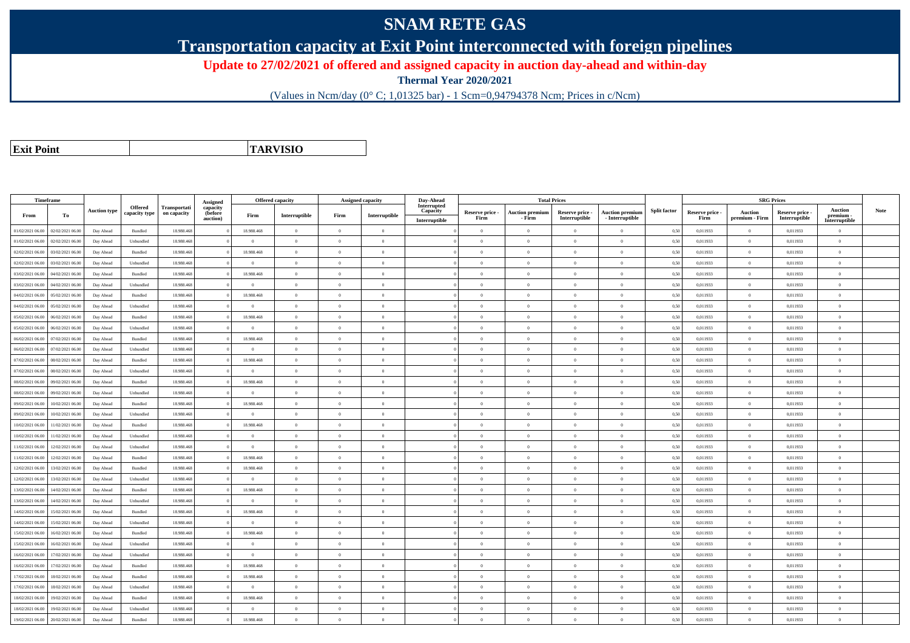# SNAM RETE GAS

## Transportation capacity at Exit Point interconnected with foreign pipelines

### Update to 27/02/2021 of offered and assigned capacity in auction day-ahead and within-day

**Thermal Year 2020/2021**

(Values in Ncm/day (0° C; 1,01325 bar) - 1 Scm=0,94794378 Ncm; Prices in c/Ncm)

| **Exit Point** | **TARVISIO** |
|---|---|

| Timeframe | | Auction type | Offered capacity type | Transportation capacity | Assigned capacity (before auction) | Offered capacity | | Assigned capacity | | Day-Ahead Interrupted Capacity | Total Prices | | | | Split factor | SRG Prices | | | | Note |
|---|---|---|---|---|---|---|---|---|---|---|---|---|---|---|---|---|---|---|---|---|
| From | To | | | | | Firm | Interruptible | Firm | Interruptible | Interruptible | Reserve price - Firm | Auction premium - Firm | Reserve price - Interruptible | Auction premium - Interruptible | | Reserve price - Firm | Auction premium - Firm | Reserve price - Interruptible | Auction premium - Interruptible | |
| 01/02/2021 06.00 | 02/02/2021 06.00 | Day Ahead | Bundled | 18.988.468 | 0 | 18.988.468 | 0 | 0 | 0 | 0 | 0 | 0 | 0 | 0 | 0,50 | 0,011933 | 0 | 0,011933 | 0 | |
| 01/02/2021 06.00 | 02/02/2021 06.00 | Day Ahead | Unbundled | 18.988.468 | 0 | 0 | 0 | 0 | 0 | 0 | 0 | 0 | 0 | 0 | 0,50 | 0,011933 | 0 | 0,011933 | 0 | |
| 02/02/2021 06.00 | 03/02/2021 06.00 | Day Ahead | Bundled | 18.988.468 | 0 | 18.988.468 | 0 | 0 | 0 | 0 | 0 | 0 | 0 | 0 | 0,50 | 0,011933 | 0 | 0,011933 | 0 | |
| 02/02/2021 06.00 | 03/02/2021 06.00 | Day Ahead | Unbundled | 18.988.468 | 0 | 0 | 0 | 0 | 0 | 0 | 0 | 0 | 0 | 0 | 0,50 | 0,011933 | 0 | 0,011933 | 0 | |
| 03/02/2021 06.00 | 04/02/2021 06.00 | Day Ahead | Bundled | 18.988.468 | 0 | 18.988.468 | 0 | 0 | 0 | 0 | 0 | 0 | 0 | 0 | 0,50 | 0,011933 | 0 | 0,011933 | 0 | |
| 03/02/2021 06.00 | 04/02/2021 06.00 | Day Ahead | Unbundled | 18.988.468 | 0 | 0 | 0 | 0 | 0 | 0 | 0 | 0 | 0 | 0 | 0,50 | 0,011933 | 0 | 0,011933 | 0 | |
| 04/02/2021 06.00 | 05/02/2021 06.00 | Day Ahead | Bundled | 18.988.468 | 0 | 18.988.468 | 0 | 0 | 0 | 0 | 0 | 0 | 0 | 0 | 0,50 | 0,011933 | 0 | 0,011933 | 0 | |
| 04/02/2021 06.00 | 05/02/2021 06.00 | Day Ahead | Unbundled | 18.988.468 | 0 | 0 | 0 | 0 | 0 | 0 | 0 | 0 | 0 | 0 | 0,50 | 0,011933 | 0 | 0,011933 | 0 | |
| 05/02/2021 06.00 | 06/02/2021 06.00 | Day Ahead | Bundled | 18.988.468 | 0 | 18.988.468 | 0 | 0 | 0 | 0 | 0 | 0 | 0 | 0 | 0,50 | 0,011933 | 0 | 0,011933 | 0 | |
| 05/02/2021 06.00 | 06/02/2021 06.00 | Day Ahead | Unbundled | 18.988.468 | 0 | 0 | 0 | 0 | 0 | 0 | 0 | 0 | 0 | 0 | 0,50 | 0,011933 | 0 | 0,011933 | 0 | |
| 06/02/2021 06.00 | 07/02/2021 06.00 | Day Ahead | Bundled | 18.988.468 | 0 | 18.988.468 | 0 | 0 | 0 | 0 | 0 | 0 | 0 | 0 | 0,50 | 0,011933 | 0 | 0,011933 | 0 | |
| 06/02/2021 06.00 | 07/02/2021 06.00 | Day Ahead | Unbundled | 18.988.468 | 0 | 0 | 0 | 0 | 0 | 0 | 0 | 0 | 0 | 0 | 0,50 | 0,011933 | 0 | 0,011933 | 0 | |
| 07/02/2021 06.00 | 08/02/2021 06.00 | Day Ahead | Bundled | 18.988.468 | 0 | 18.988.468 | 0 | 0 | 0 | 0 | 0 | 0 | 0 | 0 | 0,50 | 0,011933 | 0 | 0,011933 | 0 | |
| 07/02/2021 06.00 | 08/02/2021 06.00 | Day Ahead | Unbundled | 18.988.468 | 0 | 0 | 0 | 0 | 0 | 0 | 0 | 0 | 0 | 0 | 0,50 | 0,011933 | 0 | 0,011933 | 0 | |
| 08/02/2021 06.00 | 09/02/2021 06.00 | Day Ahead | Bundled | 18.988.468 | 0 | 18.988.468 | 0 | 0 | 0 | 0 | 0 | 0 | 0 | 0 | 0,50 | 0,011933 | 0 | 0,011933 | 0 | |
| 08/02/2021 06.00 | 09/02/2021 06.00 | Day Ahead | Unbundled | 18.988.468 | 0 | 0 | 0 | 0 | 0 | 0 | 0 | 0 | 0 | 0 | 0,50 | 0,011933 | 0 | 0,011933 | 0 | |
| 09/02/2021 06.00 | 10/02/2021 06.00 | Day Ahead | Bundled | 18.988.468 | 0 | 18.988.468 | 0 | 0 | 0 | 0 | 0 | 0 | 0 | 0 | 0,50 | 0,011933 | 0 | 0,011933 | 0 | |
| 09/02/2021 06.00 | 10/02/2021 06.00 | Day Ahead | Unbundled | 18.988.468 | 0 | 0 | 0 | 0 | 0 | 0 | 0 | 0 | 0 | 0 | 0,50 | 0,011933 | 0 | 0,011933 | 0 | |
| 10/02/2021 06.00 | 11/02/2021 06.00 | Day Ahead | Bundled | 18.988.468 | 0 | 18.988.468 | 0 | 0 | 0 | 0 | 0 | 0 | 0 | 0 | 0,50 | 0,011933 | 0 | 0,011933 | 0 | |
| 10/02/2021 06.00 | 11/02/2021 06.00 | Day Ahead | Unbundled | 18.988.468 | 0 | 0 | 0 | 0 | 0 | 0 | 0 | 0 | 0 | 0 | 0,50 | 0,011933 | 0 | 0,011933 | 0 | |
| 11/02/2021 06.00 | 12/02/2021 06.00 | Day Ahead | Unbundled | 18.988.468 | 0 | 0 | 0 | 0 | 0 | 0 | 0 | 0 | 0 | 0 | 0,50 | 0,011933 | 0 | 0,011933 | 0 | |
| 11/02/2021 06.00 | 12/02/2021 06.00 | Day Ahead | Bundled | 18.988.468 | 0 | 18.988.468 | 0 | 0 | 0 | 0 | 0 | 0 | 0 | 0 | 0,50 | 0,011933 | 0 | 0,011933 | 0 | |
| 12/02/2021 06.00 | 13/02/2021 06.00 | Day Ahead | Bundled | 18.988.468 | 0 | 18.988.468 | 0 | 0 | 0 | 0 | 0 | 0 | 0 | 0 | 0,50 | 0,011933 | 0 | 0,011933 | 0 | |
| 12/02/2021 06.00 | 13/02/2021 06.00 | Day Ahead | Unbundled | 18.988.468 | 0 | 0 | 0 | 0 | 0 | 0 | 0 | 0 | 0 | 0 | 0,50 | 0,011933 | 0 | 0,011933 | 0 | |
| 13/02/2021 06.00 | 14/02/2021 06.00 | Day Ahead | Bundled | 18.988.468 | 0 | 18.988.468 | 0 | 0 | 0 | 0 | 0 | 0 | 0 | 0 | 0,50 | 0,011933 | 0 | 0,011933 | 0 | |
| 13/02/2021 06.00 | 14/02/2021 06.00 | Day Ahead | Unbundled | 18.988.468 | 0 | 0 | 0 | 0 | 0 | 0 | 0 | 0 | 0 | 0 | 0,50 | 0,011933 | 0 | 0,011933 | 0 | |
| 14/02/2021 06.00 | 15/02/2021 06.00 | Day Ahead | Bundled | 18.988.468 | 0 | 18.988.468 | 0 | 0 | 0 | 0 | 0 | 0 | 0 | 0 | 0,50 | 0,011933 | 0 | 0,011933 | 0 | |
| 14/02/2021 06.00 | 15/02/2021 06.00 | Day Ahead | Unbundled | 18.988.468 | 0 | 0 | 0 | 0 | 0 | 0 | 0 | 0 | 0 | 0 | 0,50 | 0,011933 | 0 | 0,011933 | 0 | |
| 15/02/2021 06.00 | 16/02/2021 06.00 | Day Ahead | Bundled | 18.988.468 | 0 | 18.988.468 | 0 | 0 | 0 | 0 | 0 | 0 | 0 | 0 | 0,50 | 0,011933 | 0 | 0,011933 | 0 | |
| 15/02/2021 06.00 | 16/02/2021 06.00 | Day Ahead | Unbundled | 18.988.468 | 0 | 0 | 0 | 0 | 0 | 0 | 0 | 0 | 0 | 0 | 0,50 | 0,011933 | 0 | 0,011933 | 0 | |
| 16/02/2021 06.00 | 17/02/2021 06.00 | Day Ahead | Unbundled | 18.988.468 | 0 | 0 | 0 | 0 | 0 | 0 | 0 | 0 | 0 | 0 | 0,50 | 0,011933 | 0 | 0,011933 | 0 | |
| 16/02/2021 06.00 | 17/02/2021 06.00 | Day Ahead | Bundled | 18.988.468 | 0 | 18.988.468 | 0 | 0 | 0 | 0 | 0 | 0 | 0 | 0 | 0,50 | 0,011933 | 0 | 0,011933 | 0 | |
| 17/02/2021 06.00 | 18/02/2021 06.00 | Day Ahead | Bundled | 18.988.468 | 0 | 18.988.468 | 0 | 0 | 0 | 0 | 0 | 0 | 0 | 0 | 0,50 | 0,011933 | 0 | 0,011933 | 0 | |
| 17/02/2021 06.00 | 18/02/2021 06.00 | Day Ahead | Unbundled | 18.988.468 | 0 | 0 | 0 | 0 | 0 | 0 | 0 | 0 | 0 | 0 | 0,50 | 0,011933 | 0 | 0,011933 | 0 | |
| 18/02/2021 06.00 | 19/02/2021 06.00 | Day Ahead | Bundled | 18.988.468 | 0 | 18.988.468 | 0 | 0 | 0 | 0 | 0 | 0 | 0 | 0 | 0,50 | 0,011933 | 0 | 0,011933 | 0 | |
| 18/02/2021 06.00 | 19/02/2021 06.00 | Day Ahead | Unbundled | 18.988.468 | 0 | 0 | 0 | 0 | 0 | 0 | 0 | 0 | 0 | 0 | 0,50 | 0,011933 | 0 | 0,011933 | 0 | |
| 19/02/2021 06.00 | 20/02/2021 06.00 | Day Ahead | Bundled | 18.988.468 | 0 | 18.988.468 | 0 | 0 | 0 | 0 | 0 | 0 | 0 | 0 | 0,50 | 0,011933 | 0 | 0,011933 | 0 | |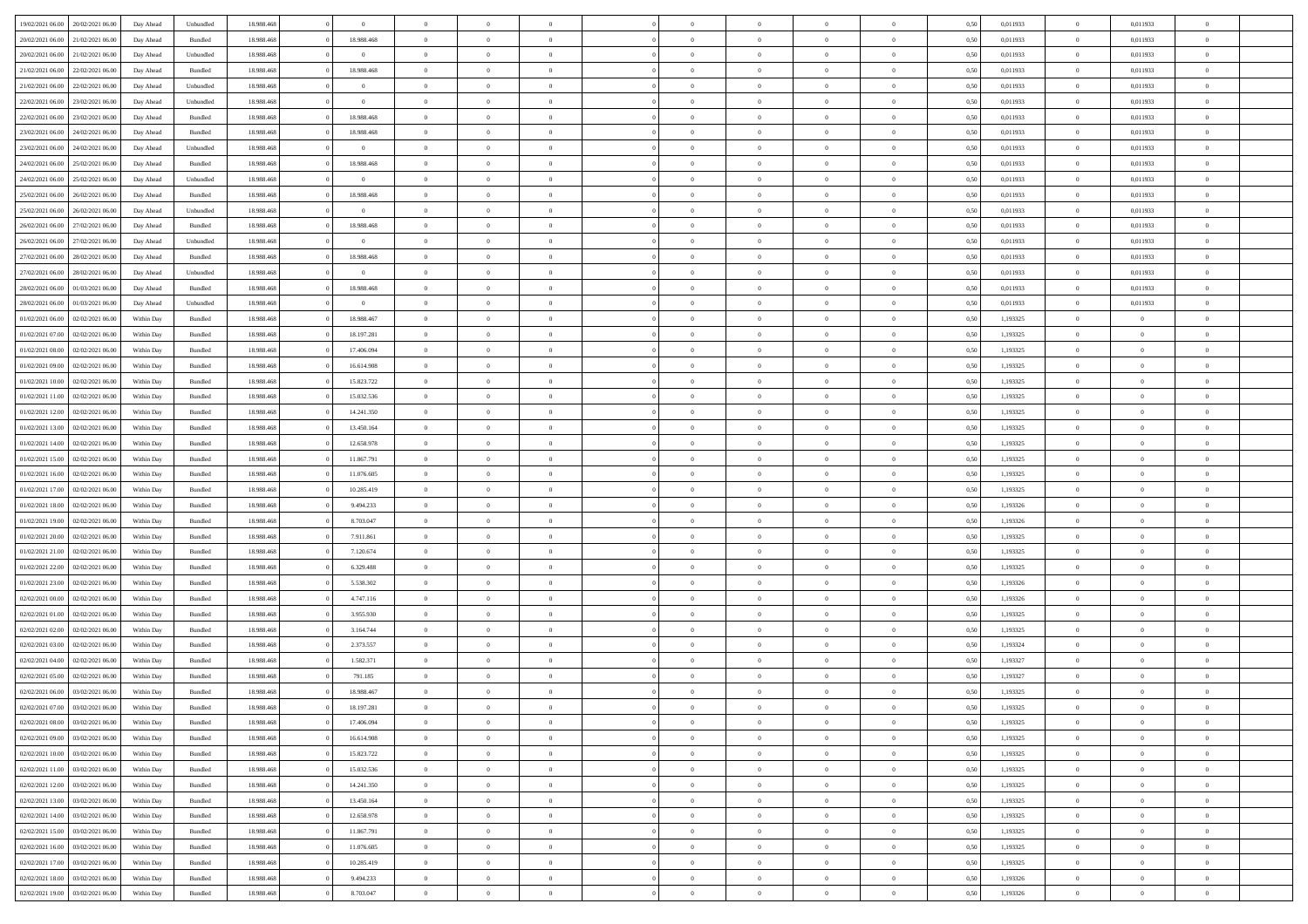| | | | | | | | | | | | | | | | | | | | | |
|---|---|---|---|---|---|---|---|---|---|---|---|---|---|---|---|---|---|---|---|---|
| 19/02/2021 06:00 | 20/02/2021 06:00 | Day Ahead | Unbundled | 18.988.468 | 0 | 0 | 0 | 0 | 0 | | 0 | 0 | 0 | 0 | 0,50 | 0,011933 | 0 | 0,011933 | 0 | |
| 20/02/2021 06:00 | 21/02/2021 06:00 | Day Ahead | Bundled | 18.988.468 | 0 | 18.988.468 | 0 | 0 | 0 | | 0 | 0 | 0 | 0 | 0,50 | 0,011933 | 0 | 0,011933 | 0 | |
| 20/02/2021 06:00 | 21/02/2021 06:00 | Day Ahead | Unbundled | 18.988.468 | 0 | 0 | 0 | 0 | 0 | | 0 | 0 | 0 | 0 | 0,50 | 0,011933 | 0 | 0,011933 | 0 | |
| 21/02/2021 06:00 | 22/02/2021 06:00 | Day Ahead | Bundled | 18.988.468 | 0 | 18.988.468 | 0 | 0 | 0 | | 0 | 0 | 0 | 0 | 0,50 | 0,011933 | 0 | 0,011933 | 0 | |
| 21/02/2021 06:00 | 22/02/2021 06:00 | Day Ahead | Unbundled | 18.988.468 | 0 | 0 | 0 | 0 | 0 | | 0 | 0 | 0 | 0 | 0,50 | 0,011933 | 0 | 0,011933 | 0 | |
| 22/02/2021 06:00 | 23/02/2021 06:00 | Day Ahead | Unbundled | 18.988.468 | 0 | 0 | 0 | 0 | 0 | | 0 | 0 | 0 | 0 | 0,50 | 0,011933 | 0 | 0,011933 | 0 | |
| 22/02/2021 06:00 | 23/02/2021 06:00 | Day Ahead | Bundled | 18.988.468 | 0 | 18.988.468 | 0 | 0 | 0 | | 0 | 0 | 0 | 0 | 0,50 | 0,011933 | 0 | 0,011933 | 0 | |
| 23/02/2021 06:00 | 24/02/2021 06:00 | Day Ahead | Bundled | 18.988.468 | 0 | 18.988.468 | 0 | 0 | 0 | | 0 | 0 | 0 | 0 | 0,50 | 0,011933 | 0 | 0,011933 | 0 | |
| 23/02/2021 06:00 | 24/02/2021 06:00 | Day Ahead | Unbundled | 18.988.468 | 0 | 0 | 0 | 0 | 0 | | 0 | 0 | 0 | 0 | 0,50 | 0,011933 | 0 | 0,011933 | 0 | |
| 24/02/2021 06:00 | 25/02/2021 06:00 | Day Ahead | Bundled | 18.988.468 | 0 | 18.988.468 | 0 | 0 | 0 | | 0 | 0 | 0 | 0 | 0,50 | 0,011933 | 0 | 0,011933 | 0 | |
| 24/02/2021 06:00 | 25/02/2021 06:00 | Day Ahead | Unbundled | 18.988.468 | 0 | 0 | 0 | 0 | 0 | | 0 | 0 | 0 | 0 | 0,50 | 0,011933 | 0 | 0,011933 | 0 | |
| 25/02/2021 06:00 | 26/02/2021 06:00 | Day Ahead | Bundled | 18.988.468 | 0 | 18.988.468 | 0 | 0 | 0 | | 0 | 0 | 0 | 0 | 0,50 | 0,011933 | 0 | 0,011933 | 0 | |
| 25/02/2021 06:00 | 26/02/2021 06:00 | Day Ahead | Unbundled | 18.988.468 | 0 | 0 | 0 | 0 | 0 | | 0 | 0 | 0 | 0 | 0,50 | 0,011933 | 0 | 0,011933 | 0 | |
| 26/02/2021 06:00 | 27/02/2021 06:00 | Day Ahead | Bundled | 18.988.468 | 0 | 18.988.468 | 0 | 0 | 0 | | 0 | 0 | 0 | 0 | 0,50 | 0,011933 | 0 | 0,011933 | 0 | |
| 26/02/2021 06:00 | 27/02/2021 06:00 | Day Ahead | Unbundled | 18.988.468 | 0 | 0 | 0 | 0 | 0 | | 0 | 0 | 0 | 0 | 0,50 | 0,011933 | 0 | 0,011933 | 0 | |
| 27/02/2021 06:00 | 28/02/2021 06:00 | Day Ahead | Bundled | 18.988.468 | 0 | 18.988.468 | 0 | 0 | 0 | | 0 | 0 | 0 | 0 | 0,50 | 0,011933 | 0 | 0,011933 | 0 | |
| 27/02/2021 06:00 | 28/02/2021 06:00 | Day Ahead | Unbundled | 18.988.468 | 0 | 0 | 0 | 0 | 0 | | 0 | 0 | 0 | 0 | 0,50 | 0,011933 | 0 | 0,011933 | 0 | |
| 28/02/2021 06:00 | 01/03/2021 06:00 | Day Ahead | Bundled | 18.988.468 | 0 | 18.988.468 | 0 | 0 | 0 | | 0 | 0 | 0 | 0 | 0,50 | 0,011933 | 0 | 0,011933 | 0 | |
| 28/02/2021 06:00 | 01/03/2021 06:00 | Day Ahead | Unbundled | 18.988.468 | 0 | 0 | 0 | 0 | 0 | | 0 | 0 | 0 | 0 | 0,50 | 0,011933 | 0 | 0,011933 | 0 | |
| 01/02/2021 06:00 | 02/02/2021 06:00 | Within Day | Bundled | 18.988.468 | 0 | 18.988.467 | 0 | 0 | 0 | | 0 | 0 | 0 | 0 | 0,50 | 1,193325 | 0 | 0 | 0 | |
| 01/02/2021 07:00 | 02/02/2021 06:00 | Within Day | Bundled | 18.988.468 | 0 | 18.197.281 | 0 | 0 | 0 | | 0 | 0 | 0 | 0 | 0,50 | 1,193325 | 0 | 0 | 0 | |
| 01/02/2021 08:00 | 02/02/2021 06:00 | Within Day | Bundled | 18.988.468 | 0 | 17.406.094 | 0 | 0 | 0 | | 0 | 0 | 0 | 0 | 0,50 | 1,193325 | 0 | 0 | 0 | |
| 01/02/2021 09:00 | 02/02/2021 06:00 | Within Day | Bundled | 18.988.468 | 0 | 16.614.908 | 0 | 0 | 0 | | 0 | 0 | 0 | 0 | 0,50 | 1,193325 | 0 | 0 | 0 | |
| 01/02/2021 10:00 | 02/02/2021 06:00 | Within Day | Bundled | 18.988.468 | 0 | 15.823.722 | 0 | 0 | 0 | | 0 | 0 | 0 | 0 | 0,50 | 1,193325 | 0 | 0 | 0 | |
| 01/02/2021 11:00 | 02/02/2021 06:00 | Within Day | Bundled | 18.988.468 | 0 | 15.032.536 | 0 | 0 | 0 | | 0 | 0 | 0 | 0 | 0,50 | 1,193325 | 0 | 0 | 0 | |
| 01/02/2021 12:00 | 02/02/2021 06:00 | Within Day | Bundled | 18.988.468 | 0 | 14.241.350 | 0 | 0 | 0 | | 0 | 0 | 0 | 0 | 0,50 | 1,193325 | 0 | 0 | 0 | |
| 01/02/2021 13:00 | 02/02/2021 06:00 | Within Day | Bundled | 18.988.468 | 0 | 13.450.164 | 0 | 0 | 0 | | 0 | 0 | 0 | 0 | 0,50 | 1,193325 | 0 | 0 | 0 | |
| 01/02/2021 14:00 | 02/02/2021 06:00 | Within Day | Bundled | 18.988.468 | 0 | 12.658.978 | 0 | 0 | 0 | | 0 | 0 | 0 | 0 | 0,50 | 1,193325 | 0 | 0 | 0 | |
| 01/02/2021 15:00 | 02/02/2021 06:00 | Within Day | Bundled | 18.988.468 | 0 | 11.867.791 | 0 | 0 | 0 | | 0 | 0 | 0 | 0 | 0,50 | 1,193325 | 0 | 0 | 0 | |
| 01/02/2021 16:00 | 02/02/2021 06:00 | Within Day | Bundled | 18.988.468 | 0 | 11.076.605 | 0 | 0 | 0 | | 0 | 0 | 0 | 0 | 0,50 | 1,193325 | 0 | 0 | 0 | |
| 01/02/2021 17:00 | 02/02/2021 06:00 | Within Day | Bundled | 18.988.468 | 0 | 10.285.419 | 0 | 0 | 0 | | 0 | 0 | 0 | 0 | 0,50 | 1,193325 | 0 | 0 | 0 | |
| 01/02/2021 18:00 | 02/02/2021 06:00 | Within Day | Bundled | 18.988.468 | 0 | 9.494.233 | 0 | 0 | 0 | | 0 | 0 | 0 | 0 | 0,50 | 1,193326 | 0 | 0 | 0 | |
| 01/02/2021 19:00 | 02/02/2021 06:00 | Within Day | Bundled | 18.988.468 | 0 | 8.703.047 | 0 | 0 | 0 | | 0 | 0 | 0 | 0 | 0,50 | 1,193326 | 0 | 0 | 0 | |
| 01/02/2021 20:00 | 02/02/2021 06:00 | Within Day | Bundled | 18.988.468 | 0 | 7.911.861 | 0 | 0 | 0 | | 0 | 0 | 0 | 0 | 0,50 | 1,193325 | 0 | 0 | 0 | |
| 01/02/2021 21:00 | 02/02/2021 06:00 | Within Day | Bundled | 18.988.468 | 0 | 7.120.674 | 0 | 0 | 0 | | 0 | 0 | 0 | 0 | 0,50 | 1,193325 | 0 | 0 | 0 | |
| 01/02/2021 22:00 | 02/02/2021 06:00 | Within Day | Bundled | 18.988.468 | 0 | 6.329.488 | 0 | 0 | 0 | | 0 | 0 | 0 | 0 | 0,50 | 1,193325 | 0 | 0 | 0 | |
| 01/02/2021 23:00 | 02/02/2021 06:00 | Within Day | Bundled | 18.988.468 | 0 | 5.538.302 | 0 | 0 | 0 | | 0 | 0 | 0 | 0 | 0,50 | 1,193326 | 0 | 0 | 0 | |
| 02/02/2021 00:00 | 02/02/2021 06:00 | Within Day | Bundled | 18.988.468 | 0 | 4.747.116 | 0 | 0 | 0 | | 0 | 0 | 0 | 0 | 0,50 | 1,193326 | 0 | 0 | 0 | |
| 02/02/2021 01:00 | 02/02/2021 06:00 | Within Day | Bundled | 18.988.468 | 0 | 3.955.930 | 0 | 0 | 0 | | 0 | 0 | 0 | 0 | 0,50 | 1,193325 | 0 | 0 | 0 | |
| 02/02/2021 02:00 | 02/02/2021 06:00 | Within Day | Bundled | 18.988.468 | 0 | 3.164.744 | 0 | 0 | 0 | | 0 | 0 | 0 | 0 | 0,50 | 1,193325 | 0 | 0 | 0 | |
| 02/02/2021 03:00 | 02/02/2021 06:00 | Within Day | Bundled | 18.988.468 | 0 | 2.373.557 | 0 | 0 | 0 | | 0 | 0 | 0 | 0 | 0,50 | 1,193324 | 0 | 0 | 0 | |
| 02/02/2021 04:00 | 02/02/2021 06:00 | Within Day | Bundled | 18.988.468 | 0 | 1.582.371 | 0 | 0 | 0 | | 0 | 0 | 0 | 0 | 0,50 | 1,193327 | 0 | 0 | 0 | |
| 02/02/2021 05:00 | 02/02/2021 06:00 | Within Day | Bundled | 18.988.468 | 0 | 791.185 | 0 | 0 | 0 | | 0 | 0 | 0 | 0 | 0,50 | 1,193327 | 0 | 0 | 0 | |
| 02/02/2021 06:00 | 03/02/2021 06:00 | Within Day | Bundled | 18.988.468 | 0 | 18.988.467 | 0 | 0 | 0 | | 0 | 0 | 0 | 0 | 0,50 | 1,193325 | 0 | 0 | 0 | |
| 02/02/2021 07:00 | 03/02/2021 06:00 | Within Day | Bundled | 18.988.468 | 0 | 18.197.281 | 0 | 0 | 0 | | 0 | 0 | 0 | 0 | 0,50 | 1,193325 | 0 | 0 | 0 | |
| 02/02/2021 08:00 | 03/02/2021 06:00 | Within Day | Bundled | 18.988.468 | 0 | 17.406.094 | 0 | 0 | 0 | | 0 | 0 | 0 | 0 | 0,50 | 1,193325 | 0 | 0 | 0 | |
| 02/02/2021 09:00 | 03/02/2021 06:00 | Within Day | Bundled | 18.988.468 | 0 | 16.614.908 | 0 | 0 | 0 | | 0 | 0 | 0 | 0 | 0,50 | 1,193325 | 0 | 0 | 0 | |
| 02/02/2021 10:00 | 03/02/2021 06:00 | Within Day | Bundled | 18.988.468 | 0 | 15.823.722 | 0 | 0 | 0 | | 0 | 0 | 0 | 0 | 0,50 | 1,193325 | 0 | 0 | 0 | |
| 02/02/2021 11:00 | 03/02/2021 06:00 | Within Day | Bundled | 18.988.468 | 0 | 15.032.536 | 0 | 0 | 0 | | 0 | 0 | 0 | 0 | 0,50 | 1,193325 | 0 | 0 | 0 | |
| 02/02/2021 12:00 | 03/02/2021 06:00 | Within Day | Bundled | 18.988.468 | 0 | 14.241.350 | 0 | 0 | 0 | | 0 | 0 | 0 | 0 | 0,50 | 1,193325 | 0 | 0 | 0 | |
| 02/02/2021 13:00 | 03/02/2021 06:00 | Within Day | Bundled | 18.988.468 | 0 | 13.450.164 | 0 | 0 | 0 | | 0 | 0 | 0 | 0 | 0,50 | 1,193325 | 0 | 0 | 0 | |
| 02/02/2021 14:00 | 03/02/2021 06:00 | Within Day | Bundled | 18.988.468 | 0 | 12.658.978 | 0 | 0 | 0 | | 0 | 0 | 0 | 0 | 0,50 | 1,193325 | 0 | 0 | 0 | |
| 02/02/2021 15:00 | 03/02/2021 06:00 | Within Day | Bundled | 18.988.468 | 0 | 11.867.791 | 0 | 0 | 0 | | 0 | 0 | 0 | 0 | 0,50 | 1,193325 | 0 | 0 | 0 | |
| 02/02/2021 16:00 | 03/02/2021 06:00 | Within Day | Bundled | 18.988.468 | 0 | 11.076.605 | 0 | 0 | 0 | | 0 | 0 | 0 | 0 | 0,50 | 1,193325 | 0 | 0 | 0 | |
| 02/02/2021 17:00 | 03/02/2021 06:00 | Within Day | Bundled | 18.988.468 | 0 | 10.285.419 | 0 | 0 | 0 | | 0 | 0 | 0 | 0 | 0,50 | 1,193325 | 0 | 0 | 0 | |
| 02/02/2021 18:00 | 03/02/2021 06:00 | Within Day | Bundled | 18.988.468 | 0 | 9.494.233 | 0 | 0 | 0 | | 0 | 0 | 0 | 0 | 0,50 | 1,193326 | 0 | 0 | 0 | |
| 02/02/2021 19:00 | 03/02/2021 06:00 | Within Day | Bundled | 18.988.468 | 0 | 8.703.047 | 0 | 0 | 0 | | 0 | 0 | 0 | 0 | 0,50 | 1,193326 | 0 | 0 | 0 | |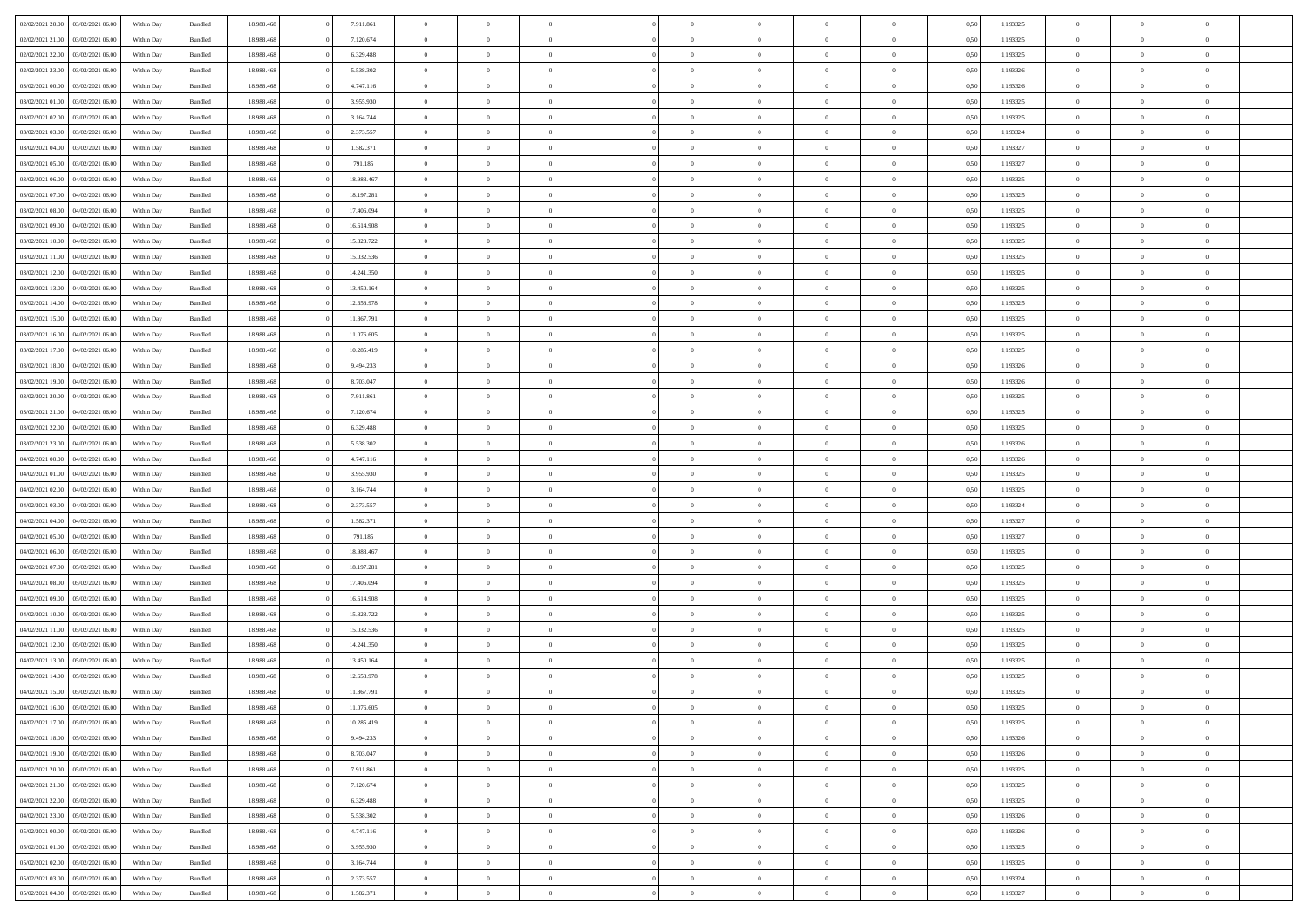| | | | | | | | | | | | | | | | | | | | | |
|---|---|---|---|---|---|---|---|---|---|---|---|---|---|---|---|---|---|---|---|---|
| 02/02/2021 20:00 | 03/02/2021 06:00 | Within Day | Bundled | 18.988.468 | 0 | 7.911.861 | 0 | 0 | 0 | | 0 | 0 | 0 | 0 | 0,50 | 1,193325 | 0 | 0 | 0 | |
| 02/02/2021 21:00 | 03/02/2021 06:00 | Within Day | Bundled | 18.988.468 | 0 | 7.120.674 | 0 | 0 | 0 | | 0 | 0 | 0 | 0 | 0,50 | 1,193325 | 0 | 0 | 0 | |
| 02/02/2021 22:00 | 03/02/2021 06:00 | Within Day | Bundled | 18.988.468 | 0 | 6.329.488 | 0 | 0 | 0 | | 0 | 0 | 0 | 0 | 0,50 | 1,193325 | 0 | 0 | 0 | |
| 02/02/2021 23:00 | 03/02/2021 06:00 | Within Day | Bundled | 18.988.468 | 0 | 5.538.302 | 0 | 0 | 0 | | 0 | 0 | 0 | 0 | 0,50 | 1,193326 | 0 | 0 | 0 | |
| 03/02/2021 00:00 | 03/02/2021 06:00 | Within Day | Bundled | 18.988.468 | 0 | 4.747.116 | 0 | 0 | 0 | | 0 | 0 | 0 | 0 | 0,50 | 1,193326 | 0 | 0 | 0 | |
| 03/02/2021 01:00 | 03/02/2021 06:00 | Within Day | Bundled | 18.988.468 | 0 | 3.955.930 | 0 | 0 | 0 | | 0 | 0 | 0 | 0 | 0,50 | 1,193325 | 0 | 0 | 0 | |
| 03/02/2021 02:00 | 03/02/2021 06:00 | Within Day | Bundled | 18.988.468 | 0 | 3.164.744 | 0 | 0 | 0 | | 0 | 0 | 0 | 0 | 0,50 | 1,193325 | 0 | 0 | 0 | |
| 03/02/2021 03:00 | 03/02/2021 06:00 | Within Day | Bundled | 18.988.468 | 0 | 2.373.557 | 0 | 0 | 0 | | 0 | 0 | 0 | 0 | 0,50 | 1,193324 | 0 | 0 | 0 | |
| 03/02/2021 04:00 | 03/02/2021 06:00 | Within Day | Bundled | 18.988.468 | 0 | 1.582.371 | 0 | 0 | 0 | | 0 | 0 | 0 | 0 | 0,50 | 1,193327 | 0 | 0 | 0 | |
| 03/02/2021 05:00 | 03/02/2021 06:00 | Within Day | Bundled | 18.988.468 | 0 | 791.185 | 0 | 0 | 0 | | 0 | 0 | 0 | 0 | 0,50 | 1,193327 | 0 | 0 | 0 | |
| 03/02/2021 06:00 | 04/02/2021 06:00 | Within Day | Bundled | 18.988.468 | 0 | 18.988.467 | 0 | 0 | 0 | | 0 | 0 | 0 | 0 | 0,50 | 1,193325 | 0 | 0 | 0 | |
| 03/02/2021 07:00 | 04/02/2021 06:00 | Within Day | Bundled | 18.988.468 | 0 | 18.197.281 | 0 | 0 | 0 | | 0 | 0 | 0 | 0 | 0,50 | 1,193325 | 0 | 0 | 0 | |
| 03/02/2021 08:00 | 04/02/2021 06:00 | Within Day | Bundled | 18.988.468 | 0 | 17.406.094 | 0 | 0 | 0 | | 0 | 0 | 0 | 0 | 0,50 | 1,193325 | 0 | 0 | 0 | |
| 03/02/2021 09:00 | 04/02/2021 06:00 | Within Day | Bundled | 18.988.468 | 0 | 16.614.908 | 0 | 0 | 0 | | 0 | 0 | 0 | 0 | 0,50 | 1,193325 | 0 | 0 | 0 | |
| 03/02/2021 10:00 | 04/02/2021 06:00 | Within Day | Bundled | 18.988.468 | 0 | 15.823.722 | 0 | 0 | 0 | | 0 | 0 | 0 | 0 | 0,50 | 1,193325 | 0 | 0 | 0 | |
| 03/02/2021 11:00 | 04/02/2021 06:00 | Within Day | Bundled | 18.988.468 | 0 | 15.032.536 | 0 | 0 | 0 | | 0 | 0 | 0 | 0 | 0,50 | 1,193325 | 0 | 0 | 0 | |
| 03/02/2021 12:00 | 04/02/2021 06:00 | Within Day | Bundled | 18.988.468 | 0 | 14.241.350 | 0 | 0 | 0 | | 0 | 0 | 0 | 0 | 0,50 | 1,193325 | 0 | 0 | 0 | |
| 03/02/2021 13:00 | 04/02/2021 06:00 | Within Day | Bundled | 18.988.468 | 0 | 13.450.164 | 0 | 0 | 0 | | 0 | 0 | 0 | 0 | 0,50 | 1,193325 | 0 | 0 | 0 | |
| 03/02/2021 14:00 | 04/02/2021 06:00 | Within Day | Bundled | 18.988.468 | 0 | 12.658.978 | 0 | 0 | 0 | | 0 | 0 | 0 | 0 | 0,50 | 1,193325 | 0 | 0 | 0 | |
| 03/02/2021 15:00 | 04/02/2021 06:00 | Within Day | Bundled | 18.988.468 | 0 | 11.867.791 | 0 | 0 | 0 | | 0 | 0 | 0 | 0 | 0,50 | 1,193325 | 0 | 0 | 0 | |
| 03/02/2021 16:00 | 04/02/2021 06:00 | Within Day | Bundled | 18.988.468 | 0 | 11.076.605 | 0 | 0 | 0 | | 0 | 0 | 0 | 0 | 0,50 | 1,193325 | 0 | 0 | 0 | |
| 03/02/2021 17:00 | 04/02/2021 06:00 | Within Day | Bundled | 18.988.468 | 0 | 10.285.419 | 0 | 0 | 0 | | 0 | 0 | 0 | 0 | 0,50 | 1,193325 | 0 | 0 | 0 | |
| 03/02/2021 18:00 | 04/02/2021 06:00 | Within Day | Bundled | 18.988.468 | 0 | 9.494.233 | 0 | 0 | 0 | | 0 | 0 | 0 | 0 | 0,50 | 1,193326 | 0 | 0 | 0 | |
| 03/02/2021 19:00 | 04/02/2021 06:00 | Within Day | Bundled | 18.988.468 | 0 | 8.703.047 | 0 | 0 | 0 | | 0 | 0 | 0 | 0 | 0,50 | 1,193326 | 0 | 0 | 0 | |
| 03/02/2021 20:00 | 04/02/2021 06:00 | Within Day | Bundled | 18.988.468 | 0 | 7.911.861 | 0 | 0 | 0 | | 0 | 0 | 0 | 0 | 0,50 | 1,193325 | 0 | 0 | 0 | |
| 03/02/2021 21:00 | 04/02/2021 06:00 | Within Day | Bundled | 18.988.468 | 0 | 7.120.674 | 0 | 0 | 0 | | 0 | 0 | 0 | 0 | 0,50 | 1,193325 | 0 | 0 | 0 | |
| 03/02/2021 22:00 | 04/02/2021 06:00 | Within Day | Bundled | 18.988.468 | 0 | 6.329.488 | 0 | 0 | 0 | | 0 | 0 | 0 | 0 | 0,50 | 1,193325 | 0 | 0 | 0 | |
| 03/02/2021 23:00 | 04/02/2021 06:00 | Within Day | Bundled | 18.988.468 | 0 | 5.538.302 | 0 | 0 | 0 | | 0 | 0 | 0 | 0 | 0,50 | 1,193326 | 0 | 0 | 0 | |
| 04/02/2021 00:00 | 04/02/2021 06:00 | Within Day | Bundled | 18.988.468 | 0 | 4.747.116 | 0 | 0 | 0 | | 0 | 0 | 0 | 0 | 0,50 | 1,193326 | 0 | 0 | 0 | |
| 04/02/2021 01:00 | 04/02/2021 06:00 | Within Day | Bundled | 18.988.468 | 0 | 3.955.930 | 0 | 0 | 0 | | 0 | 0 | 0 | 0 | 0,50 | 1,193325 | 0 | 0 | 0 | |
| 04/02/2021 02:00 | 04/02/2021 06:00 | Within Day | Bundled | 18.988.468 | 0 | 3.164.744 | 0 | 0 | 0 | | 0 | 0 | 0 | 0 | 0,50 | 1,193325 | 0 | 0 | 0 | |
| 04/02/2021 03:00 | 04/02/2021 06:00 | Within Day | Bundled | 18.988.468 | 0 | 2.373.557 | 0 | 0 | 0 | | 0 | 0 | 0 | 0 | 0,50 | 1,193324 | 0 | 0 | 0 | |
| 04/02/2021 04:00 | 04/02/2021 06:00 | Within Day | Bundled | 18.988.468 | 0 | 1.582.371 | 0 | 0 | 0 | | 0 | 0 | 0 | 0 | 0,50 | 1,193327 | 0 | 0 | 0 | |
| 04/02/2021 05:00 | 04/02/2021 06:00 | Within Day | Bundled | 18.988.468 | 0 | 791.185 | 0 | 0 | 0 | | 0 | 0 | 0 | 0 | 0,50 | 1,193327 | 0 | 0 | 0 | |
| 04/02/2021 06:00 | 05/02/2021 06:00 | Within Day | Bundled | 18.988.468 | 0 | 18.988.467 | 0 | 0 | 0 | | 0 | 0 | 0 | 0 | 0,50 | 1,193325 | 0 | 0 | 0 | |
| 04/02/2021 07:00 | 05/02/2021 06:00 | Within Day | Bundled | 18.988.468 | 0 | 18.197.281 | 0 | 0 | 0 | | 0 | 0 | 0 | 0 | 0,50 | 1,193325 | 0 | 0 | 0 | |
| 04/02/2021 08:00 | 05/02/2021 06:00 | Within Day | Bundled | 18.988.468 | 0 | 17.406.094 | 0 | 0 | 0 | | 0 | 0 | 0 | 0 | 0,50 | 1,193325 | 0 | 0 | 0 | |
| 04/02/2021 09:00 | 05/02/2021 06:00 | Within Day | Bundled | 18.988.468 | 0 | 16.614.908 | 0 | 0 | 0 | | 0 | 0 | 0 | 0 | 0,50 | 1,193325 | 0 | 0 | 0 | |
| 04/02/2021 10:00 | 05/02/2021 06:00 | Within Day | Bundled | 18.988.468 | 0 | 15.823.722 | 0 | 0 | 0 | | 0 | 0 | 0 | 0 | 0,50 | 1,193325 | 0 | 0 | 0 | |
| 04/02/2021 11:00 | 05/02/2021 06:00 | Within Day | Bundled | 18.988.468 | 0 | 15.032.536 | 0 | 0 | 0 | | 0 | 0 | 0 | 0 | 0,50 | 1,193325 | 0 | 0 | 0 | |
| 04/02/2021 12:00 | 05/02/2021 06:00 | Within Day | Bundled | 18.988.468 | 0 | 14.241.350 | 0 | 0 | 0 | | 0 | 0 | 0 | 0 | 0,50 | 1,193325 | 0 | 0 | 0 | |
| 04/02/2021 13:00 | 05/02/2021 06:00 | Within Day | Bundled | 18.988.468 | 0 | 13.450.164 | 0 | 0 | 0 | | 0 | 0 | 0 | 0 | 0,50 | 1,193325 | 0 | 0 | 0 | |
| 04/02/2021 14:00 | 05/02/2021 06:00 | Within Day | Bundled | 18.988.468 | 0 | 12.658.978 | 0 | 0 | 0 | | 0 | 0 | 0 | 0 | 0,50 | 1,193325 | 0 | 0 | 0 | |
| 04/02/2021 15:00 | 05/02/2021 06:00 | Within Day | Bundled | 18.988.468 | 0 | 11.867.791 | 0 | 0 | 0 | | 0 | 0 | 0 | 0 | 0,50 | 1,193325 | 0 | 0 | 0 | |
| 04/02/2021 16:00 | 05/02/2021 06:00 | Within Day | Bundled | 18.988.468 | 0 | 11.076.605 | 0 | 0 | 0 | | 0 | 0 | 0 | 0 | 0,50 | 1,193325 | 0 | 0 | 0 | |
| 04/02/2021 17:00 | 05/02/2021 06:00 | Within Day | Bundled | 18.988.468 | 0 | 10.285.419 | 0 | 0 | 0 | | 0 | 0 | 0 | 0 | 0,50 | 1,193325 | 0 | 0 | 0 | |
| 04/02/2021 18:00 | 05/02/2021 06:00 | Within Day | Bundled | 18.988.468 | 0 | 9.494.233 | 0 | 0 | 0 | | 0 | 0 | 0 | 0 | 0,50 | 1,193326 | 0 | 0 | 0 | |
| 04/02/2021 19:00 | 05/02/2021 06:00 | Within Day | Bundled | 18.988.468 | 0 | 8.703.047 | 0 | 0 | 0 | | 0 | 0 | 0 | 0 | 0,50 | 1,193326 | 0 | 0 | 0 | |
| 04/02/2021 20:00 | 05/02/2021 06:00 | Within Day | Bundled | 18.988.468 | 0 | 7.911.861 | 0 | 0 | 0 | | 0 | 0 | 0 | 0 | 0,50 | 1,193325 | 0 | 0 | 0 | |
| 04/02/2021 21:00 | 05/02/2021 06:00 | Within Day | Bundled | 18.988.468 | 0 | 7.120.674 | 0 | 0 | 0 | | 0 | 0 | 0 | 0 | 0,50 | 1,193325 | 0 | 0 | 0 | |
| 04/02/2021 22:00 | 05/02/2021 06:00 | Within Day | Bundled | 18.988.468 | 0 | 6.329.488 | 0 | 0 | 0 | | 0 | 0 | 0 | 0 | 0,50 | 1,193325 | 0 | 0 | 0 | |
| 04/02/2021 23:00 | 05/02/2021 06:00 | Within Day | Bundled | 18.988.468 | 0 | 5.538.302 | 0 | 0 | 0 | | 0 | 0 | 0 | 0 | 0,50 | 1,193326 | 0 | 0 | 0 | |
| 05/02/2021 00:00 | 05/02/2021 06:00 | Within Day | Bundled | 18.988.468 | 0 | 4.747.116 | 0 | 0 | 0 | | 0 | 0 | 0 | 0 | 0,50 | 1,193326 | 0 | 0 | 0 | |
| 05/02/2021 01:00 | 05/02/2021 06:00 | Within Day | Bundled | 18.988.468 | 0 | 3.955.930 | 0 | 0 | 0 | | 0 | 0 | 0 | 0 | 0,50 | 1,193325 | 0 | 0 | 0 | |
| 05/02/2021 02:00 | 05/02/2021 06:00 | Within Day | Bundled | 18.988.468 | 0 | 3.164.744 | 0 | 0 | 0 | | 0 | 0 | 0 | 0 | 0,50 | 1,193325 | 0 | 0 | 0 | |
| 05/02/2021 03:00 | 05/02/2021 06:00 | Within Day | Bundled | 18.988.468 | 0 | 2.373.557 | 0 | 0 | 0 | | 0 | 0 | 0 | 0 | 0,50 | 1,193324 | 0 | 0 | 0 | |
| 05/02/2021 04:00 | 05/02/2021 06:00 | Within Day | Bundled | 18.988.468 | 0 | 1.582.371 | 0 | 0 | 0 | | 0 | 0 | 0 | 0 | 0,50 | 1,193327 | 0 | 0 | 0 | |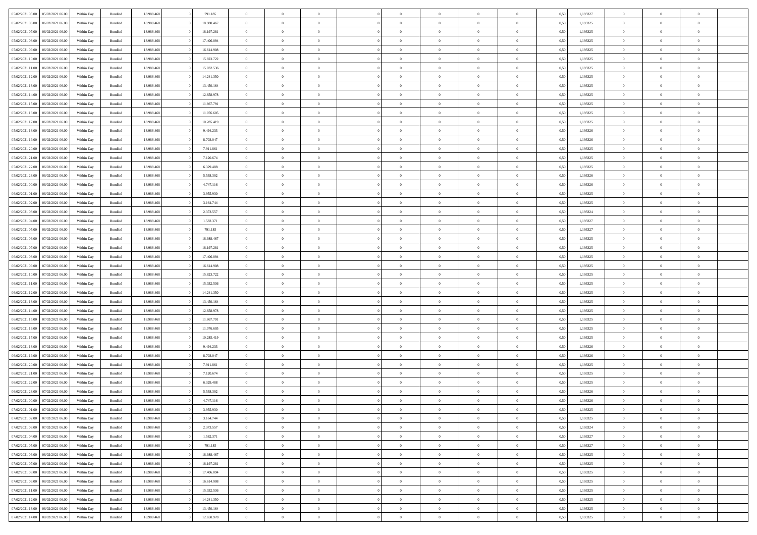| 05/02/2021 05:00 | 05/02/2021 06:00 | Within Day | Bundled | 18.988.468 | 0 | 791.185 | 0 | 0 | 0 | | 0 | 0 | 0 | 0 | 0,50 | 1,193327 | 0 | 0 | 0 | |
|---|---|---|---|---|---|---|---|---|---|---|---|---|---|---|---|---|---|---|---|---|
| 05/02/2021 06:00 | 06/02/2021 06:00 | Within Day | Bundled | 18.988.468 | 0 | 18.988.467 | 0 | 0 | 0 | | 0 | 0 | 0 | 0 | 0,50 | 1,193325 | 0 | 0 | 0 | |
| 05/02/2021 07:00 | 06/02/2021 06:00 | Within Day | Bundled | 18.988.468 | 0 | 18.197.281 | 0 | 0 | 0 | | 0 | 0 | 0 | 0 | 0,50 | 1,193325 | 0 | 0 | 0 | |
| 05/02/2021 08:00 | 06/02/2021 06:00 | Within Day | Bundled | 18.988.468 | 0 | 17.406.094 | 0 | 0 | 0 | | 0 | 0 | 0 | 0 | 0,50 | 1,193325 | 0 | 0 | 0 | |
| 05/02/2021 09:00 | 06/02/2021 06:00 | Within Day | Bundled | 18.988.468 | 0 | 16.614.908 | 0 | 0 | 0 | | 0 | 0 | 0 | 0 | 0,50 | 1,193325 | 0 | 0 | 0 | |
| 05/02/2021 10:00 | 06/02/2021 06:00 | Within Day | Bundled | 18.988.468 | 0 | 15.823.722 | 0 | 0 | 0 | | 0 | 0 | 0 | 0 | 0,50 | 1,193325 | 0 | 0 | 0 | |
| 05/02/2021 11:00 | 06/02/2021 06:00 | Within Day | Bundled | 18.988.468 | 0 | 15.032.536 | 0 | 0 | 0 | | 0 | 0 | 0 | 0 | 0,50 | 1,193325 | 0 | 0 | 0 | |
| 05/02/2021 12:00 | 06/02/2021 06:00 | Within Day | Bundled | 18.988.468 | 0 | 14.241.350 | 0 | 0 | 0 | | 0 | 0 | 0 | 0 | 0,50 | 1,193325 | 0 | 0 | 0 | |
| 05/02/2021 13:00 | 06/02/2021 06:00 | Within Day | Bundled | 18.988.468 | 0 | 13.450.164 | 0 | 0 | 0 | | 0 | 0 | 0 | 0 | 0,50 | 1,193325 | 0 | 0 | 0 | |
| 05/02/2021 14:00 | 06/02/2021 06:00 | Within Day | Bundled | 18.988.468 | 0 | 12.658.978 | 0 | 0 | 0 | | 0 | 0 | 0 | 0 | 0,50 | 1,193325 | 0 | 0 | 0 | |
| 05/02/2021 15:00 | 06/02/2021 06:00 | Within Day | Bundled | 18.988.468 | 0 | 11.867.791 | 0 | 0 | 0 | | 0 | 0 | 0 | 0 | 0,50 | 1,193325 | 0 | 0 | 0 | |
| 05/02/2021 16:00 | 06/02/2021 06:00 | Within Day | Bundled | 18.988.468 | 0 | 11.076.605 | 0 | 0 | 0 | | 0 | 0 | 0 | 0 | 0,50 | 1,193325 | 0 | 0 | 0 | |
| 05/02/2021 17:00 | 06/02/2021 06:00 | Within Day | Bundled | 18.988.468 | 0 | 10.285.419 | 0 | 0 | 0 | | 0 | 0 | 0 | 0 | 0,50 | 1,193325 | 0 | 0 | 0 | |
| 05/02/2021 18:00 | 06/02/2021 06:00 | Within Day | Bundled | 18.988.468 | 0 | 9.494.233 | 0 | 0 | 0 | | 0 | 0 | 0 | 0 | 0,50 | 1,193326 | 0 | 0 | 0 | |
| 05/02/2021 19:00 | 06/02/2021 06:00 | Within Day | Bundled | 18.988.468 | 0 | 8.703.047 | 0 | 0 | 0 | | 0 | 0 | 0 | 0 | 0,50 | 1,193326 | 0 | 0 | 0 | |
| 05/02/2021 20:00 | 06/02/2021 06:00 | Within Day | Bundled | 18.988.468 | 0 | 7.911.861 | 0 | 0 | 0 | | 0 | 0 | 0 | 0 | 0,50 | 1,193325 | 0 | 0 | 0 | |
| 05/02/2021 21:00 | 06/02/2021 06:00 | Within Day | Bundled | 18.988.468 | 0 | 7.120.674 | 0 | 0 | 0 | | 0 | 0 | 0 | 0 | 0,50 | 1,193325 | 0 | 0 | 0 | |
| 05/02/2021 22:00 | 06/02/2021 06:00 | Within Day | Bundled | 18.988.468 | 0 | 6.329.488 | 0 | 0 | 0 | | 0 | 0 | 0 | 0 | 0,50 | 1,193325 | 0 | 0 | 0 | |
| 05/02/2021 23:00 | 06/02/2021 06:00 | Within Day | Bundled | 18.988.468 | 0 | 5.538.302 | 0 | 0 | 0 | | 0 | 0 | 0 | 0 | 0,50 | 1,193326 | 0 | 0 | 0 | |
| 06/02/2021 00:00 | 06/02/2021 06:00 | Within Day | Bundled | 18.988.468 | 0 | 4.747.116 | 0 | 0 | 0 | | 0 | 0 | 0 | 0 | 0,50 | 1,193326 | 0 | 0 | 0 | |
| 06/02/2021 01:00 | 06/02/2021 06:00 | Within Day | Bundled | 18.988.468 | 0 | 3.955.930 | 0 | 0 | 0 | | 0 | 0 | 0 | 0 | 0,50 | 1,193325 | 0 | 0 | 0 | |
| 06/02/2021 02:00 | 06/02/2021 06:00 | Within Day | Bundled | 18.988.468 | 0 | 3.164.744 | 0 | 0 | 0 | | 0 | 0 | 0 | 0 | 0,50 | 1,193325 | 0 | 0 | 0 | |
| 06/02/2021 03:00 | 06/02/2021 06:00 | Within Day | Bundled | 18.988.468 | 0 | 2.373.557 | 0 | 0 | 0 | | 0 | 0 | 0 | 0 | 0,50 | 1,193324 | 0 | 0 | 0 | |
| 06/02/2021 04:00 | 06/02/2021 06:00 | Within Day | Bundled | 18.988.468 | 0 | 1.582.371 | 0 | 0 | 0 | | 0 | 0 | 0 | 0 | 0,50 | 1,193327 | 0 | 0 | 0 | |
| 06/02/2021 05:00 | 06/02/2021 06:00 | Within Day | Bundled | 18.988.468 | 0 | 791.185 | 0 | 0 | 0 | | 0 | 0 | 0 | 0 | 0,50 | 1,193327 | 0 | 0 | 0 | |
| 06/02/2021 06:00 | 07/02/2021 06:00 | Within Day | Bundled | 18.988.468 | 0 | 18.988.467 | 0 | 0 | 0 | | 0 | 0 | 0 | 0 | 0,50 | 1,193325 | 0 | 0 | 0 | |
| 06/02/2021 07:00 | 07/02/2021 06:00 | Within Day | Bundled | 18.988.468 | 0 | 18.197.281 | 0 | 0 | 0 | | 0 | 0 | 0 | 0 | 0,50 | 1,193325 | 0 | 0 | 0 | |
| 06/02/2021 08:00 | 07/02/2021 06:00 | Within Day | Bundled | 18.988.468 | 0 | 17.406.094 | 0 | 0 | 0 | | 0 | 0 | 0 | 0 | 0,50 | 1,193325 | 0 | 0 | 0 | |
| 06/02/2021 09:00 | 07/02/2021 06:00 | Within Day | Bundled | 18.988.468 | 0 | 16.614.908 | 0 | 0 | 0 | | 0 | 0 | 0 | 0 | 0,50 | 1,193325 | 0 | 0 | 0 | |
| 06/02/2021 10:00 | 07/02/2021 06:00 | Within Day | Bundled | 18.988.468 | 0 | 15.823.722 | 0 | 0 | 0 | | 0 | 0 | 0 | 0 | 0,50 | 1,193325 | 0 | 0 | 0 | |
| 06/02/2021 11:00 | 07/02/2021 06:00 | Within Day | Bundled | 18.988.468 | 0 | 15.032.536 | 0 | 0 | 0 | | 0 | 0 | 0 | 0 | 0,50 | 1,193325 | 0 | 0 | 0 | |
| 06/02/2021 12:00 | 07/02/2021 06:00 | Within Day | Bundled | 18.988.468 | 0 | 14.241.350 | 0 | 0 | 0 | | 0 | 0 | 0 | 0 | 0,50 | 1,193325 | 0 | 0 | 0 | |
| 06/02/2021 13:00 | 07/02/2021 06:00 | Within Day | Bundled | 18.988.468 | 0 | 13.450.164 | 0 | 0 | 0 | | 0 | 0 | 0 | 0 | 0,50 | 1,193325 | 0 | 0 | 0 | |
| 06/02/2021 14:00 | 07/02/2021 06:00 | Within Day | Bundled | 18.988.468 | 0 | 12.658.978 | 0 | 0 | 0 | | 0 | 0 | 0 | 0 | 0,50 | 1,193325 | 0 | 0 | 0 | |
| 06/02/2021 15:00 | 07/02/2021 06:00 | Within Day | Bundled | 18.988.468 | 0 | 11.867.791 | 0 | 0 | 0 | | 0 | 0 | 0 | 0 | 0,50 | 1,193325 | 0 | 0 | 0 | |
| 06/02/2021 16:00 | 07/02/2021 06:00 | Within Day | Bundled | 18.988.468 | 0 | 11.076.605 | 0 | 0 | 0 | | 0 | 0 | 0 | 0 | 0,50 | 1,193325 | 0 | 0 | 0 | |
| 06/02/2021 17:00 | 07/02/2021 06:00 | Within Day | Bundled | 18.988.468 | 0 | 10.285.419 | 0 | 0 | 0 | | 0 | 0 | 0 | 0 | 0,50 | 1,193325 | 0 | 0 | 0 | |
| 06/02/2021 18:00 | 07/02/2021 06:00 | Within Day | Bundled | 18.988.468 | 0 | 9.494.233 | 0 | 0 | 0 | | 0 | 0 | 0 | 0 | 0,50 | 1,193326 | 0 | 0 | 0 | |
| 06/02/2021 19:00 | 07/02/2021 06:00 | Within Day | Bundled | 18.988.468 | 0 | 8.703.047 | 0 | 0 | 0 | | 0 | 0 | 0 | 0 | 0,50 | 1,193326 | 0 | 0 | 0 | |
| 06/02/2021 20:00 | 07/02/2021 06:00 | Within Day | Bundled | 18.988.468 | 0 | 7.911.861 | 0 | 0 | 0 | | 0 | 0 | 0 | 0 | 0,50 | 1,193325 | 0 | 0 | 0 | |
| 06/02/2021 21:00 | 07/02/2021 06:00 | Within Day | Bundled | 18.988.468 | 0 | 7.120.674 | 0 | 0 | 0 | | 0 | 0 | 0 | 0 | 0,50 | 1,193325 | 0 | 0 | 0 | |
| 06/02/2021 22:00 | 07/02/2021 06:00 | Within Day | Bundled | 18.988.468 | 0 | 6.329.488 | 0 | 0 | 0 | | 0 | 0 | 0 | 0 | 0,50 | 1,193325 | 0 | 0 | 0 | |
| 06/02/2021 23:00 | 07/02/2021 06:00 | Within Day | Bundled | 18.988.468 | 0 | 5.538.302 | 0 | 0 | 0 | | 0 | 0 | 0 | 0 | 0,50 | 1,193326 | 0 | 0 | 0 | |
| 07/02/2021 00:00 | 07/02/2021 06:00 | Within Day | Bundled | 18.988.468 | 0 | 4.747.116 | 0 | 0 | 0 | | 0 | 0 | 0 | 0 | 0,50 | 1,193326 | 0 | 0 | 0 | |
| 07/02/2021 01:00 | 07/02/2021 06:00 | Within Day | Bundled | 18.988.468 | 0 | 3.955.930 | 0 | 0 | 0 | | 0 | 0 | 0 | 0 | 0,50 | 1,193325 | 0 | 0 | 0 | |
| 07/02/2021 02:00 | 07/02/2021 06:00 | Within Day | Bundled | 18.988.468 | 0 | 3.164.744 | 0 | 0 | 0 | | 0 | 0 | 0 | 0 | 0,50 | 1,193325 | 0 | 0 | 0 | |
| 07/02/2021 03:00 | 07/02/2021 06:00 | Within Day | Bundled | 18.988.468 | 0 | 2.373.557 | 0 | 0 | 0 | | 0 | 0 | 0 | 0 | 0,50 | 1,193324 | 0 | 0 | 0 | |
| 07/02/2021 04:00 | 07/02/2021 06:00 | Within Day | Bundled | 18.988.468 | 0 | 1.582.371 | 0 | 0 | 0 | | 0 | 0 | 0 | 0 | 0,50 | 1,193327 | 0 | 0 | 0 | |
| 07/02/2021 05:00 | 07/02/2021 06:00 | Within Day | Bundled | 18.988.468 | 0 | 791.185 | 0 | 0 | 0 | | 0 | 0 | 0 | 0 | 0,50 | 1,193327 | 0 | 0 | 0 | |
| 07/02/2021 06:00 | 08/02/2021 06:00 | Within Day | Bundled | 18.988.468 | 0 | 18.988.467 | 0 | 0 | 0 | | 0 | 0 | 0 | 0 | 0,50 | 1,193325 | 0 | 0 | 0 | |
| 07/02/2021 07:00 | 08/02/2021 06:00 | Within Day | Bundled | 18.988.468 | 0 | 18.197.281 | 0 | 0 | 0 | | 0 | 0 | 0 | 0 | 0,50 | 1,193325 | 0 | 0 | 0 | |
| 07/02/2021 08:00 | 08/02/2021 06:00 | Within Day | Bundled | 18.988.468 | 0 | 17.406.094 | 0 | 0 | 0 | | 0 | 0 | 0 | 0 | 0,50 | 1,193325 | 0 | 0 | 0 | |
| 07/02/2021 09:00 | 08/02/2021 06:00 | Within Day | Bundled | 18.988.468 | 0 | 16.614.908 | 0 | 0 | 0 | | 0 | 0 | 0 | 0 | 0,50 | 1,193325 | 0 | 0 | 0 | |
| 07/02/2021 11:00 | 08/02/2021 06:00 | Within Day | Bundled | 18.988.468 | 0 | 15.032.536 | 0 | 0 | 0 | | 0 | 0 | 0 | 0 | 0,50 | 1,193325 | 0 | 0 | 0 | |
| 07/02/2021 12:00 | 08/02/2021 06:00 | Within Day | Bundled | 18.988.468 | 0 | 14.241.350 | 0 | 0 | 0 | | 0 | 0 | 0 | 0 | 0,50 | 1,193325 | 0 | 0 | 0 | |
| 07/02/2021 13:00 | 08/02/2021 06:00 | Within Day | Bundled | 18.988.468 | 0 | 13.450.164 | 0 | 0 | 0 | | 0 | 0 | 0 | 0 | 0,50 | 1,193325 | 0 | 0 | 0 | |
| 07/02/2021 14:00 | 08/02/2021 06:00 | Within Day | Bundled | 18.988.468 | 0 | 12.658.978 | 0 | 0 | 0 | | 0 | 0 | 0 | 0 | 0,50 | 1,193325 | 0 | 0 | 0 | |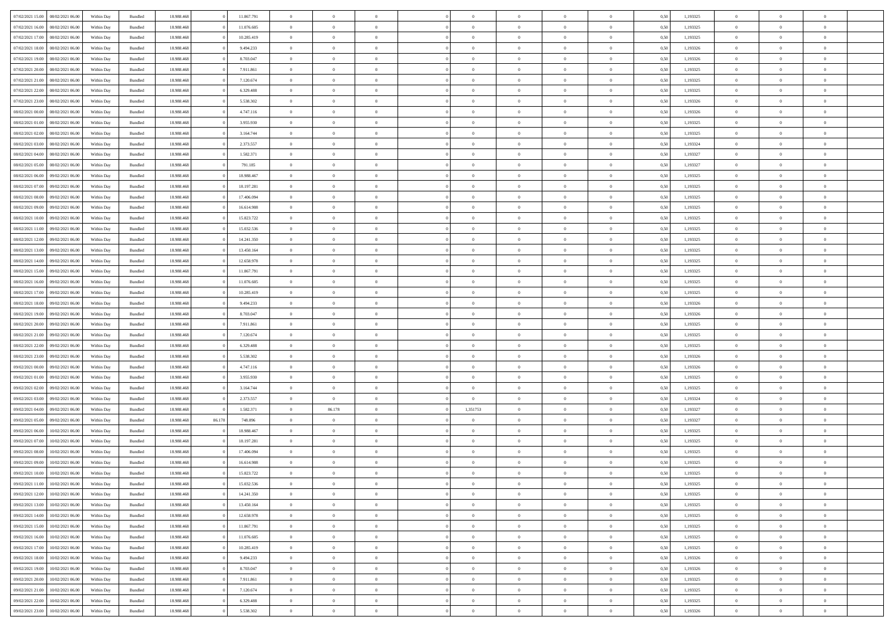| | | | | | | | | | | | | | | | | | | | | | |
|---|---|---|---|---|---|---|---|---|---|---|---|---|---|---|---|---|---|---|---|---|---|
| 07/02/2021 15:00 | 08/02/2021 06:00 | Within Day | Bundled | 18.988.468 | 0 | 11.867.791 | 0 | 0 | 0 | | 0 | 0 | 0 | 0 | 0 | 0,50 | 1,193325 | 0 | 0 | 0 | |
| 07/02/2021 16:00 | 08/02/2021 06:00 | Within Day | Bundled | 18.988.468 | 0 | 11.076.605 | 0 | 0 | 0 | | 0 | 0 | 0 | 0 | 0 | 0,50 | 1,193325 | 0 | 0 | 0 | |
| 07/02/2021 17:00 | 08/02/2021 06:00 | Within Day | Bundled | 18.988.468 | 0 | 10.285.419 | 0 | 0 | 0 | | 0 | 0 | 0 | 0 | 0 | 0,50 | 1,193325 | 0 | 0 | 0 | |
| 07/02/2021 18:00 | 08/02/2021 06:00 | Within Day | Bundled | 18.988.468 | 0 | 9.494.233 | 0 | 0 | 0 | | 0 | 0 | 0 | 0 | 0 | 0,50 | 1,193326 | 0 | 0 | 0 | |
| 07/02/2021 19:00 | 08/02/2021 06:00 | Within Day | Bundled | 18.988.468 | 0 | 8.703.047 | 0 | 0 | 0 | | 0 | 0 | 0 | 0 | 0 | 0,50 | 1,193326 | 0 | 0 | 0 | |
| 07/02/2021 20:00 | 08/02/2021 06:00 | Within Day | Bundled | 18.988.468 | 0 | 7.911.861 | 0 | 0 | 0 | | 0 | 0 | 0 | 0 | 0 | 0,50 | 1,193325 | 0 | 0 | 0 | |
| 07/02/2021 21:00 | 08/02/2021 06:00 | Within Day | Bundled | 18.988.468 | 0 | 7.120.674 | 0 | 0 | 0 | | 0 | 0 | 0 | 0 | 0 | 0,50 | 1,193325 | 0 | 0 | 0 | |
| 07/02/2021 22:00 | 08/02/2021 06:00 | Within Day | Bundled | 18.988.468 | 0 | 6.329.488 | 0 | 0 | 0 | | 0 | 0 | 0 | 0 | 0 | 0,50 | 1,193325 | 0 | 0 | 0 | |
| 07/02/2021 23:00 | 08/02/2021 06:00 | Within Day | Bundled | 18.988.468 | 0 | 5.538.302 | 0 | 0 | 0 | | 0 | 0 | 0 | 0 | 0 | 0,50 | 1,193326 | 0 | 0 | 0 | |
| 08/02/2021 00:00 | 08/02/2021 06:00 | Within Day | Bundled | 18.988.468 | 0 | 4.747.116 | 0 | 0 | 0 | | 0 | 0 | 0 | 0 | 0 | 0,50 | 1,193326 | 0 | 0 | 0 | |
| 08/02/2021 01:00 | 08/02/2021 06:00 | Within Day | Bundled | 18.988.468 | 0 | 3.955.930 | 0 | 0 | 0 | | 0 | 0 | 0 | 0 | 0 | 0,50 | 1,193325 | 0 | 0 | 0 | |
| 08/02/2021 02:00 | 08/02/2021 06:00 | Within Day | Bundled | 18.988.468 | 0 | 3.164.744 | 0 | 0 | 0 | | 0 | 0 | 0 | 0 | 0 | 0,50 | 1,193325 | 0 | 0 | 0 | |
| 08/02/2021 03:00 | 08/02/2021 06:00 | Within Day | Bundled | 18.988.468 | 0 | 2.373.557 | 0 | 0 | 0 | | 0 | 0 | 0 | 0 | 0 | 0,50 | 1,193324 | 0 | 0 | 0 | |
| 08/02/2021 04:00 | 08/02/2021 06:00 | Within Day | Bundled | 18.988.468 | 0 | 1.582.371 | 0 | 0 | 0 | | 0 | 0 | 0 | 0 | 0 | 0,50 | 1,193327 | 0 | 0 | 0 | |
| 08/02/2021 05:00 | 08/02/2021 06:00 | Within Day | Bundled | 18.988.468 | 0 | 791.185 | 0 | 0 | 0 | | 0 | 0 | 0 | 0 | 0 | 0,50 | 1,193327 | 0 | 0 | 0 | |
| 08/02/2021 06:00 | 09/02/2021 06:00 | Within Day | Bundled | 18.988.468 | 0 | 18.988.467 | 0 | 0 | 0 | | 0 | 0 | 0 | 0 | 0 | 0,50 | 1,193325 | 0 | 0 | 0 | |
| 08/02/2021 07:00 | 09/02/2021 06:00 | Within Day | Bundled | 18.988.468 | 0 | 18.197.281 | 0 | 0 | 0 | | 0 | 0 | 0 | 0 | 0 | 0,50 | 1,193325 | 0 | 0 | 0 | |
| 08/02/2021 08:00 | 09/02/2021 06:00 | Within Day | Bundled | 18.988.468 | 0 | 17.406.094 | 0 | 0 | 0 | | 0 | 0 | 0 | 0 | 0 | 0,50 | 1,193325 | 0 | 0 | 0 | |
| 08/02/2021 09:00 | 09/02/2021 06:00 | Within Day | Bundled | 18.988.468 | 0 | 16.614.908 | 0 | 0 | 0 | | 0 | 0 | 0 | 0 | 0 | 0,50 | 1,193325 | 0 | 0 | 0 | |
| 08/02/2021 10:00 | 09/02/2021 06:00 | Within Day | Bundled | 18.988.468 | 0 | 15.823.722 | 0 | 0 | 0 | | 0 | 0 | 0 | 0 | 0 | 0,50 | 1,193325 | 0 | 0 | 0 | |
| 08/02/2021 11:00 | 09/02/2021 06:00 | Within Day | Bundled | 18.988.468 | 0 | 15.032.536 | 0 | 0 | 0 | | 0 | 0 | 0 | 0 | 0 | 0,50 | 1,193325 | 0 | 0 | 0 | |
| 08/02/2021 12:00 | 09/02/2021 06:00 | Within Day | Bundled | 18.988.468 | 0 | 14.241.350 | 0 | 0 | 0 | | 0 | 0 | 0 | 0 | 0 | 0,50 | 1,193325 | 0 | 0 | 0 | |
| 08/02/2021 13:00 | 09/02/2021 06:00 | Within Day | Bundled | 18.988.468 | 0 | 13.450.164 | 0 | 0 | 0 | | 0 | 0 | 0 | 0 | 0 | 0,50 | 1,193325 | 0 | 0 | 0 | |
| 08/02/2021 14:00 | 09/02/2021 06:00 | Within Day | Bundled | 18.988.468 | 0 | 12.658.978 | 0 | 0 | 0 | | 0 | 0 | 0 | 0 | 0 | 0,50 | 1,193325 | 0 | 0 | 0 | |
| 08/02/2021 15:00 | 09/02/2021 06:00 | Within Day | Bundled | 18.988.468 | 0 | 11.867.791 | 0 | 0 | 0 | | 0 | 0 | 0 | 0 | 0 | 0,50 | 1,193325 | 0 | 0 | 0 | |
| 08/02/2021 16:00 | 09/02/2021 06:00 | Within Day | Bundled | 18.988.468 | 0 | 11.076.605 | 0 | 0 | 0 | | 0 | 0 | 0 | 0 | 0 | 0,50 | 1,193325 | 0 | 0 | 0 | |
| 08/02/2021 17:00 | 09/02/2021 06:00 | Within Day | Bundled | 18.988.468 | 0 | 10.285.419 | 0 | 0 | 0 | | 0 | 0 | 0 | 0 | 0 | 0,50 | 1,193325 | 0 | 0 | 0 | |
| 08/02/2021 18:00 | 09/02/2021 06:00 | Within Day | Bundled | 18.988.468 | 0 | 9.494.233 | 0 | 0 | 0 | | 0 | 0 | 0 | 0 | 0 | 0,50 | 1,193326 | 0 | 0 | 0 | |
| 08/02/2021 19:00 | 09/02/2021 06:00 | Within Day | Bundled | 18.988.468 | 0 | 8.703.047 | 0 | 0 | 0 | | 0 | 0 | 0 | 0 | 0 | 0,50 | 1,193326 | 0 | 0 | 0 | |
| 08/02/2021 20:00 | 09/02/2021 06:00 | Within Day | Bundled | 18.988.468 | 0 | 7.911.861 | 0 | 0 | 0 | | 0 | 0 | 0 | 0 | 0 | 0,50 | 1,193325 | 0 | 0 | 0 | |
| 08/02/2021 21:00 | 09/02/2021 06:00 | Within Day | Bundled | 18.988.468 | 0 | 7.120.674 | 0 | 0 | 0 | | 0 | 0 | 0 | 0 | 0 | 0,50 | 1,193325 | 0 | 0 | 0 | |
| 08/02/2021 22:00 | 09/02/2021 06:00 | Within Day | Bundled | 18.988.468 | 0 | 6.329.488 | 0 | 0 | 0 | | 0 | 0 | 0 | 0 | 0 | 0,50 | 1,193325 | 0 | 0 | 0 | |
| 08/02/2021 23:00 | 09/02/2021 06:00 | Within Day | Bundled | 18.988.468 | 0 | 5.538.302 | 0 | 0 | 0 | | 0 | 0 | 0 | 0 | 0 | 0,50 | 1,193326 | 0 | 0 | 0 | |
| 09/02/2021 00:00 | 09/02/2021 06:00 | Within Day | Bundled | 18.988.468 | 0 | 4.747.116 | 0 | 0 | 0 | | 0 | 0 | 0 | 0 | 0 | 0,50 | 1,193326 | 0 | 0 | 0 | |
| 09/02/2021 01:00 | 09/02/2021 06:00 | Within Day | Bundled | 18.988.468 | 0 | 3.955.930 | 0 | 0 | 0 | | 0 | 0 | 0 | 0 | 0 | 0,50 | 1,193325 | 0 | 0 | 0 | |
| 09/02/2021 02:00 | 09/02/2021 06:00 | Within Day | Bundled | 18.988.468 | 0 | 3.164.744 | 0 | 0 | 0 | | 0 | 0 | 0 | 0 | 0 | 0,50 | 1,193325 | 0 | 0 | 0 | |
| 09/02/2021 03:00 | 09/02/2021 06:00 | Within Day | Bundled | 18.988.468 | 0 | 2.373.557 | 0 | 0 | 0 | | 0 | 0 | 0 | 0 | 0 | 0,50 | 1,193324 | 0 | 0 | 0 | |
| 09/02/2021 04:00 | 09/02/2021 06:00 | Within Day | Bundled | 18.988.468 | 0 | 1.582.371 | 0 | 86.178 | 0 | | 1,351753 | 0 | 0 | 0 | 0 | 0,50 | 1,193327 | 0 | 0 | 0 | |
| 09/02/2021 05:00 | 09/02/2021 06:00 | Within Day | Bundled | 18.988.468 | 86.178 | 748.096 | 0 | 0 | 0 | | 0 | 0 | 0 | 0 | 0 | 0,50 | 1,193327 | 0 | 0 | 0 | |
| 09/02/2021 06:00 | 10/02/2021 06:00 | Within Day | Bundled | 18.988.468 | 0 | 18.988.467 | 0 | 0 | 0 | | 0 | 0 | 0 | 0 | 0 | 0,50 | 1,193325 | 0 | 0 | 0 | |
| 09/02/2021 07:00 | 10/02/2021 06:00 | Within Day | Bundled | 18.988.468 | 0 | 18.197.281 | 0 | 0 | 0 | | 0 | 0 | 0 | 0 | 0 | 0,50 | 1,193325 | 0 | 0 | 0 | |
| 09/02/2021 08:00 | 10/02/2021 06:00 | Within Day | Bundled | 18.988.468 | 0 | 17.406.094 | 0 | 0 | 0 | | 0 | 0 | 0 | 0 | 0 | 0,50 | 1,193325 | 0 | 0 | 0 | |
| 09/02/2021 09:00 | 10/02/2021 06:00 | Within Day | Bundled | 18.988.468 | 0 | 16.614.908 | 0 | 0 | 0 | | 0 | 0 | 0 | 0 | 0 | 0,50 | 1,193325 | 0 | 0 | 0 | |
| 09/02/2021 10:00 | 10/02/2021 06:00 | Within Day | Bundled | 18.988.468 | 0 | 15.823.722 | 0 | 0 | 0 | | 0 | 0 | 0 | 0 | 0 | 0,50 | 1,193325 | 0 | 0 | 0 | |
| 09/02/2021 11:00 | 10/02/2021 06:00 | Within Day | Bundled | 18.988.468 | 0 | 15.032.536 | 0 | 0 | 0 | | 0 | 0 | 0 | 0 | 0 | 0,50 | 1,193325 | 0 | 0 | 0 | |
| 09/02/2021 12:00 | 10/02/2021 06:00 | Within Day | Bundled | 18.988.468 | 0 | 14.241.350 | 0 | 0 | 0 | | 0 | 0 | 0 | 0 | 0 | 0,50 | 1,193325 | 0 | 0 | 0 | |
| 09/02/2021 13:00 | 10/02/2021 06:00 | Within Day | Bundled | 18.988.468 | 0 | 13.450.164 | 0 | 0 | 0 | | 0 | 0 | 0 | 0 | 0 | 0,50 | 1,193325 | 0 | 0 | 0 | |
| 09/02/2021 14:00 | 10/02/2021 06:00 | Within Day | Bundled | 18.988.468 | 0 | 12.658.978 | 0 | 0 | 0 | | 0 | 0 | 0 | 0 | 0 | 0,50 | 1,193325 | 0 | 0 | 0 | |
| 09/02/2021 15:00 | 10/02/2021 06:00 | Within Day | Bundled | 18.988.468 | 0 | 11.867.791 | 0 | 0 | 0 | | 0 | 0 | 0 | 0 | 0 | 0,50 | 1,193325 | 0 | 0 | 0 | |
| 09/02/2021 16:00 | 10/02/2021 06:00 | Within Day | Bundled | 18.988.468 | 0 | 11.076.605 | 0 | 0 | 0 | | 0 | 0 | 0 | 0 | 0 | 0,50 | 1,193325 | 0 | 0 | 0 | |
| 09/02/2021 17:00 | 10/02/2021 06:00 | Within Day | Bundled | 18.988.468 | 0 | 10.285.419 | 0 | 0 | 0 | | 0 | 0 | 0 | 0 | 0 | 0,50 | 1,193325 | 0 | 0 | 0 | |
| 09/02/2021 18:00 | 10/02/2021 06:00 | Within Day | Bundled | 18.988.468 | 0 | 9.494.233 | 0 | 0 | 0 | | 0 | 0 | 0 | 0 | 0 | 0,50 | 1,193326 | 0 | 0 | 0 | |
| 09/02/2021 19:00 | 10/02/2021 06:00 | Within Day | Bundled | 18.988.468 | 0 | 8.703.047 | 0 | 0 | 0 | | 0 | 0 | 0 | 0 | 0 | 0,50 | 1,193326 | 0 | 0 | 0 | |
| 09/02/2021 20:00 | 10/02/2021 06:00 | Within Day | Bundled | 18.988.468 | 0 | 7.911.861 | 0 | 0 | 0 | | 0 | 0 | 0 | 0 | 0 | 0,50 | 1,193325 | 0 | 0 | 0 | |
| 09/02/2021 21:00 | 10/02/2021 06:00 | Within Day | Bundled | 18.988.468 | 0 | 7.120.674 | 0 | 0 | 0 | | 0 | 0 | 0 | 0 | 0 | 0,50 | 1,193325 | 0 | 0 | 0 | |
| 09/02/2021 22:00 | 10/02/2021 06:00 | Within Day | Bundled | 18.988.468 | 0 | 6.329.488 | 0 | 0 | 0 | | 0 | 0 | 0 | 0 | 0 | 0,50 | 1,193325 | 0 | 0 | 0 | |
| 09/02/2021 23:00 | 10/02/2021 06:00 | Within Day | Bundled | 18.988.468 | 0 | 5.538.302 | 0 | 0 | 0 | | 0 | 0 | 0 | 0 | 0 | 0,50 | 1,193326 | 0 | 0 | 0 | |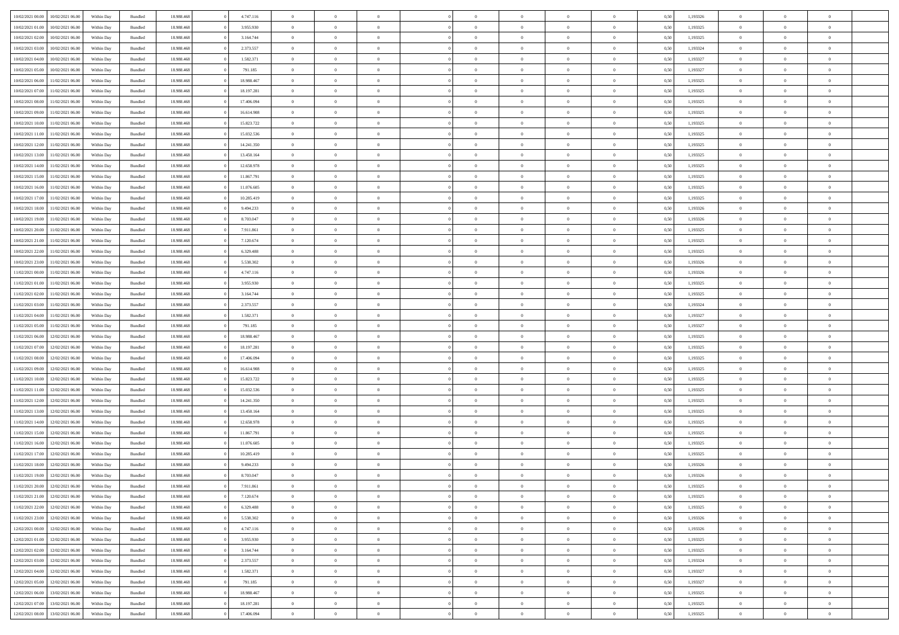| | | | | | | | | | | | | | | | | | | | | | |
|---|---|---|---|---|---|---|---|---|---|---|---|---|---|---|---|---|---|---|---|---|---|
| 10/02/2021 00:00 | 10/02/2021 06:00 | Within Day | Bundled | 18.988.468 | 0 | 4.747.116 | 0 | 0 | 0 | | 0 | 0 | 0 | 0 | 0 | 0,50 | 1,193326 | 0 | 0 | 0 | |
| 10/02/2021 01:00 | 10/02/2021 06:00 | Within Day | Bundled | 18.988.468 | 0 | 3.955.930 | 0 | 0 | 0 | | 0 | 0 | 0 | 0 | 0 | 0,50 | 1,193325 | 0 | 0 | 0 | |
| 10/02/2021 02:00 | 10/02/2021 06:00 | Within Day | Bundled | 18.988.468 | 0 | 3.164.744 | 0 | 0 | 0 | | 0 | 0 | 0 | 0 | 0 | 0,50 | 1,193325 | 0 | 0 | 0 | |
| 10/02/2021 03:00 | 10/02/2021 06:00 | Within Day | Bundled | 18.988.468 | 0 | 2.373.557 | 0 | 0 | 0 | | 0 | 0 | 0 | 0 | 0 | 0,50 | 1,193324 | 0 | 0 | 0 | |
| 10/02/2021 04:00 | 10/02/2021 06:00 | Within Day | Bundled | 18.988.468 | 0 | 1.582.371 | 0 | 0 | 0 | | 0 | 0 | 0 | 0 | 0 | 0,50 | 1,193327 | 0 | 0 | 0 | |
| 10/02/2021 05:00 | 10/02/2021 06:00 | Within Day | Bundled | 18.988.468 | 0 | 791.185 | 0 | 0 | 0 | | 0 | 0 | 0 | 0 | 0 | 0,50 | 1,193327 | 0 | 0 | 0 | |
| 10/02/2021 06:00 | 11/02/2021 06:00 | Within Day | Bundled | 18.988.468 | 0 | 18.988.467 | 0 | 0 | 0 | | 0 | 0 | 0 | 0 | 0 | 0,50 | 1,193325 | 0 | 0 | 0 | |
| 10/02/2021 07:00 | 11/02/2021 06:00 | Within Day | Bundled | 18.988.468 | 0 | 18.197.281 | 0 | 0 | 0 | | 0 | 0 | 0 | 0 | 0 | 0,50 | 1,193325 | 0 | 0 | 0 | |
| 10/02/2021 08:00 | 11/02/2021 06:00 | Within Day | Bundled | 18.988.468 | 0 | 17.406.094 | 0 | 0 | 0 | | 0 | 0 | 0 | 0 | 0 | 0,50 | 1,193325 | 0 | 0 | 0 | |
| 10/02/2021 09:00 | 11/02/2021 06:00 | Within Day | Bundled | 18.988.468 | 0 | 16.614.908 | 0 | 0 | 0 | | 0 | 0 | 0 | 0 | 0 | 0,50 | 1,193325 | 0 | 0 | 0 | |
| 10/02/2021 10:00 | 11/02/2021 06:00 | Within Day | Bundled | 18.988.468 | 0 | 15.823.722 | 0 | 0 | 0 | | 0 | 0 | 0 | 0 | 0 | 0,50 | 1,193325 | 0 | 0 | 0 | |
| 10/02/2021 11:00 | 11/02/2021 06:00 | Within Day | Bundled | 18.988.468 | 0 | 15.032.536 | 0 | 0 | 0 | | 0 | 0 | 0 | 0 | 0 | 0,50 | 1,193325 | 0 | 0 | 0 | |
| 10/02/2021 12:00 | 11/02/2021 06:00 | Within Day | Bundled | 18.988.468 | 0 | 14.241.350 | 0 | 0 | 0 | | 0 | 0 | 0 | 0 | 0 | 0,50 | 1,193325 | 0 | 0 | 0 | |
| 10/02/2021 13:00 | 11/02/2021 06:00 | Within Day | Bundled | 18.988.468 | 0 | 13.450.164 | 0 | 0 | 0 | | 0 | 0 | 0 | 0 | 0 | 0,50 | 1,193325 | 0 | 0 | 0 | |
| 10/02/2021 14:00 | 11/02/2021 06:00 | Within Day | Bundled | 18.988.468 | 0 | 12.658.978 | 0 | 0 | 0 | | 0 | 0 | 0 | 0 | 0 | 0,50 | 1,193325 | 0 | 0 | 0 | |
| 10/02/2021 15:00 | 11/02/2021 06:00 | Within Day | Bundled | 18.988.468 | 0 | 11.867.791 | 0 | 0 | 0 | | 0 | 0 | 0 | 0 | 0 | 0,50 | 1,193325 | 0 | 0 | 0 | |
| 10/02/2021 16:00 | 11/02/2021 06:00 | Within Day | Bundled | 18.988.468 | 0 | 11.076.605 | 0 | 0 | 0 | | 0 | 0 | 0 | 0 | 0 | 0,50 | 1,193325 | 0 | 0 | 0 | |
| 10/02/2021 17:00 | 11/02/2021 06:00 | Within Day | Bundled | 18.988.468 | 0 | 10.285.419 | 0 | 0 | 0 | | 0 | 0 | 0 | 0 | 0 | 0,50 | 1,193325 | 0 | 0 | 0 | |
| 10/02/2021 18:00 | 11/02/2021 06:00 | Within Day | Bundled | 18.988.468 | 0 | 9.494.233 | 0 | 0 | 0 | | 0 | 0 | 0 | 0 | 0 | 0,50 | 1,193326 | 0 | 0 | 0 | |
| 10/02/2021 19:00 | 11/02/2021 06:00 | Within Day | Bundled | 18.988.468 | 0 | 8.703.047 | 0 | 0 | 0 | | 0 | 0 | 0 | 0 | 0 | 0,50 | 1,193326 | 0 | 0 | 0 | |
| 10/02/2021 20:00 | 11/02/2021 06:00 | Within Day | Bundled | 18.988.468 | 0 | 7.911.861 | 0 | 0 | 0 | | 0 | 0 | 0 | 0 | 0 | 0,50 | 1,193325 | 0 | 0 | 0 | |
| 10/02/2021 21:00 | 11/02/2021 06:00 | Within Day | Bundled | 18.988.468 | 0 | 7.120.674 | 0 | 0 | 0 | | 0 | 0 | 0 | 0 | 0 | 0,50 | 1,193325 | 0 | 0 | 0 | |
| 10/02/2021 22:00 | 11/02/2021 06:00 | Within Day | Bundled | 18.988.468 | 0 | 6.329.488 | 0 | 0 | 0 | | 0 | 0 | 0 | 0 | 0 | 0,50 | 1,193325 | 0 | 0 | 0 | |
| 10/02/2021 23:00 | 11/02/2021 06:00 | Within Day | Bundled | 18.988.468 | 0 | 5.538.302 | 0 | 0 | 0 | | 0 | 0 | 0 | 0 | 0 | 0,50 | 1,193326 | 0 | 0 | 0 | |
| 11/02/2021 00:00 | 11/02/2021 06:00 | Within Day | Bundled | 18.988.468 | 0 | 4.747.116 | 0 | 0 | 0 | | 0 | 0 | 0 | 0 | 0 | 0,50 | 1,193326 | 0 | 0 | 0 | |
| 11/02/2021 01:00 | 11/02/2021 06:00 | Within Day | Bundled | 18.988.468 | 0 | 3.955.930 | 0 | 0 | 0 | | 0 | 0 | 0 | 0 | 0 | 0,50 | 1,193325 | 0 | 0 | 0 | |
| 11/02/2021 02:00 | 11/02/2021 06:00 | Within Day | Bundled | 18.988.468 | 0 | 3.164.744 | 0 | 0 | 0 | | 0 | 0 | 0 | 0 | 0 | 0,50 | 1,193325 | 0 | 0 | 0 | |
| 11/02/2021 03:00 | 11/02/2021 06:00 | Within Day | Bundled | 18.988.468 | 0 | 2.373.557 | 0 | 0 | 0 | | 0 | 0 | 0 | 0 | 0 | 0,50 | 1,193324 | 0 | 0 | 0 | |
| 11/02/2021 04:00 | 11/02/2021 06:00 | Within Day | Bundled | 18.988.468 | 0 | 1.582.371 | 0 | 0 | 0 | | 0 | 0 | 0 | 0 | 0 | 0,50 | 1,193327 | 0 | 0 | 0 | |
| 11/02/2021 05:00 | 11/02/2021 06:00 | Within Day | Bundled | 18.988.468 | 0 | 791.185 | 0 | 0 | 0 | | 0 | 0 | 0 | 0 | 0 | 0,50 | 1,193327 | 0 | 0 | 0 | |
| 11/02/2021 06:00 | 12/02/2021 06:00 | Within Day | Bundled | 18.988.468 | 0 | 18.988.467 | 0 | 0 | 0 | | 0 | 0 | 0 | 0 | 0 | 0,50 | 1,193325 | 0 | 0 | 0 | |
| 11/02/2021 07:00 | 12/02/2021 06:00 | Within Day | Bundled | 18.988.468 | 0 | 18.197.281 | 0 | 0 | 0 | | 0 | 0 | 0 | 0 | 0 | 0,50 | 1,193325 | 0 | 0 | 0 | |
| 11/02/2021 08:00 | 12/02/2021 06:00 | Within Day | Bundled | 18.988.468 | 0 | 17.406.094 | 0 | 0 | 0 | | 0 | 0 | 0 | 0 | 0 | 0,50 | 1,193325 | 0 | 0 | 0 | |
| 11/02/2021 09:00 | 12/02/2021 06:00 | Within Day | Bundled | 18.988.468 | 0 | 16.614.908 | 0 | 0 | 0 | | 0 | 0 | 0 | 0 | 0 | 0,50 | 1,193325 | 0 | 0 | 0 | |
| 11/02/2021 10:00 | 12/02/2021 06:00 | Within Day | Bundled | 18.988.468 | 0 | 15.823.722 | 0 | 0 | 0 | | 0 | 0 | 0 | 0 | 0 | 0,50 | 1,193325 | 0 | 0 | 0 | |
| 11/02/2021 11:00 | 12/02/2021 06:00 | Within Day | Bundled | 18.988.468 | 0 | 15.032.536 | 0 | 0 | 0 | | 0 | 0 | 0 | 0 | 0 | 0,50 | 1,193325 | 0 | 0 | 0 | |
| 11/02/2021 12:00 | 12/02/2021 06:00 | Within Day | Bundled | 18.988.468 | 0 | 14.241.350 | 0 | 0 | 0 | | 0 | 0 | 0 | 0 | 0 | 0,50 | 1,193325 | 0 | 0 | 0 | |
| 11/02/2021 13:00 | 12/02/2021 06:00 | Within Day | Bundled | 18.988.468 | 0 | 13.450.164 | 0 | 0 | 0 | | 0 | 0 | 0 | 0 | 0 | 0,50 | 1,193325 | 0 | 0 | 0 | |
| 11/02/2021 14:00 | 12/02/2021 06:00 | Within Day | Bundled | 18.988.468 | 0 | 12.658.978 | 0 | 0 | 0 | | 0 | 0 | 0 | 0 | 0 | 0,50 | 1,193325 | 0 | 0 | 0 | |
| 11/02/2021 15:00 | 12/02/2021 06:00 | Within Day | Bundled | 18.988.468 | 0 | 11.867.791 | 0 | 0 | 0 | | 0 | 0 | 0 | 0 | 0 | 0,50 | 1,193325 | 0 | 0 | 0 | |
| 11/02/2021 16:00 | 12/02/2021 06:00 | Within Day | Bundled | 18.988.468 | 0 | 11.076.605 | 0 | 0 | 0 | | 0 | 0 | 0 | 0 | 0 | 0,50 | 1,193325 | 0 | 0 | 0 | |
| 11/02/2021 17:00 | 12/02/2021 06:00 | Within Day | Bundled | 18.988.468 | 0 | 10.285.419 | 0 | 0 | 0 | | 0 | 0 | 0 | 0 | 0 | 0,50 | 1,193325 | 0 | 0 | 0 | |
| 11/02/2021 18:00 | 12/02/2021 06:00 | Within Day | Bundled | 18.988.468 | 0 | 9.494.233 | 0 | 0 | 0 | | 0 | 0 | 0 | 0 | 0 | 0,50 | 1,193326 | 0 | 0 | 0 | |
| 11/02/2021 19:00 | 12/02/2021 06:00 | Within Day | Bundled | 18.988.468 | 0 | 8.703.047 | 0 | 0 | 0 | | 0 | 0 | 0 | 0 | 0 | 0,50 | 1,193326 | 0 | 0 | 0 | |
| 11/02/2021 20:00 | 12/02/2021 06:00 | Within Day | Bundled | 18.988.468 | 0 | 7.911.861 | 0 | 0 | 0 | | 0 | 0 | 0 | 0 | 0 | 0,50 | 1,193325 | 0 | 0 | 0 | |
| 11/02/2021 21:00 | 12/02/2021 06:00 | Within Day | Bundled | 18.988.468 | 0 | 7.120.674 | 0 | 0 | 0 | | 0 | 0 | 0 | 0 | 0 | 0,50 | 1,193325 | 0 | 0 | 0 | |
| 11/02/2021 22:00 | 12/02/2021 06:00 | Within Day | Bundled | 18.988.468 | 0 | 6.329.488 | 0 | 0 | 0 | | 0 | 0 | 0 | 0 | 0 | 0,50 | 1,193325 | 0 | 0 | 0 | |
| 11/02/2021 23:00 | 12/02/2021 06:00 | Within Day | Bundled | 18.988.468 | 0 | 5.538.302 | 0 | 0 | 0 | | 0 | 0 | 0 | 0 | 0 | 0,50 | 1,193326 | 0 | 0 | 0 | |
| 12/02/2021 00:00 | 12/02/2021 06:00 | Within Day | Bundled | 18.988.468 | 0 | 4.747.116 | 0 | 0 | 0 | | 0 | 0 | 0 | 0 | 0 | 0,50 | 1,193326 | 0 | 0 | 0 | |
| 12/02/2021 01:00 | 12/02/2021 06:00 | Within Day | Bundled | 18.988.468 | 0 | 3.955.930 | 0 | 0 | 0 | | 0 | 0 | 0 | 0 | 0 | 0,50 | 1,193325 | 0 | 0 | 0 | |
| 12/02/2021 02:00 | 12/02/2021 06:00 | Within Day | Bundled | 18.988.468 | 0 | 3.164.744 | 0 | 0 | 0 | | 0 | 0 | 0 | 0 | 0 | 0,50 | 1,193325 | 0 | 0 | 0 | |
| 12/02/2021 03:00 | 12/02/2021 06:00 | Within Day | Bundled | 18.988.468 | 0 | 2.373.557 | 0 | 0 | 0 | | 0 | 0 | 0 | 0 | 0 | 0,50 | 1,193324 | 0 | 0 | 0 | |
| 12/02/2021 04:00 | 12/02/2021 06:00 | Within Day | Bundled | 18.988.468 | 0 | 1.582.371 | 0 | 0 | 0 | | 0 | 0 | 0 | 0 | 0 | 0,50 | 1,193327 | 0 | 0 | 0 | |
| 12/02/2021 05:00 | 12/02/2021 06:00 | Within Day | Bundled | 18.988.468 | 0 | 791.185 | 0 | 0 | 0 | | 0 | 0 | 0 | 0 | 0 | 0,50 | 1,193327 | 0 | 0 | 0 | |
| 12/02/2021 06:00 | 13/02/2021 06:00 | Within Day | Bundled | 18.988.468 | 0 | 18.988.467 | 0 | 0 | 0 | | 0 | 0 | 0 | 0 | 0 | 0,50 | 1,193325 | 0 | 0 | 0 | |
| 12/02/2021 07:00 | 13/02/2021 06:00 | Within Day | Bundled | 18.988.468 | 0 | 18.197.281 | 0 | 0 | 0 | | 0 | 0 | 0 | 0 | 0 | 0,50 | 1,193325 | 0 | 0 | 0 | |
| 12/02/2021 08:00 | 13/02/2021 06:00 | Within Day | Bundled | 18.988.468 | 0 | 17.406.094 | 0 | 0 | 0 | | 0 | 0 | 0 | 0 | 0 | 0,50 | 1,193325 | 0 | 0 | 0 | |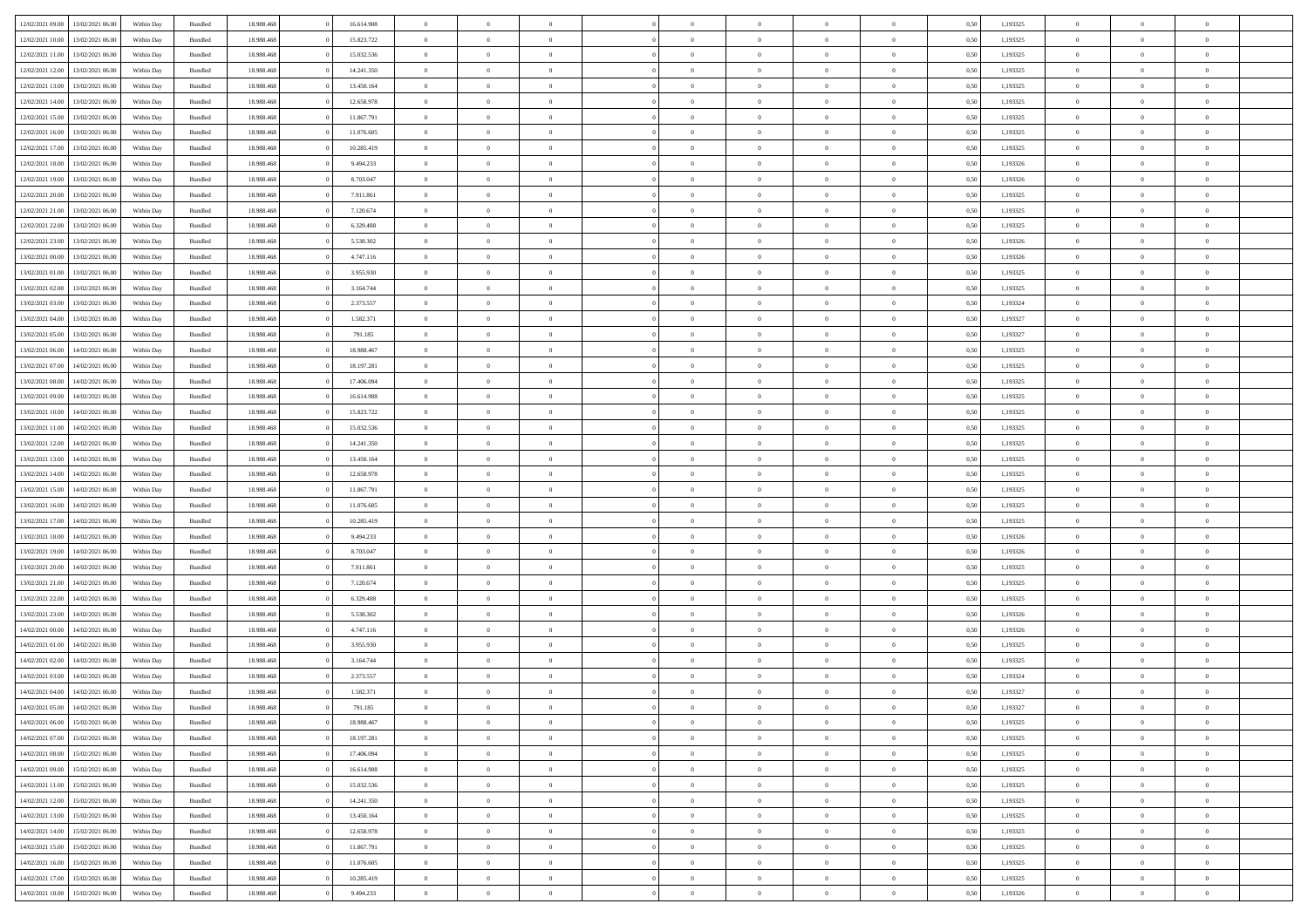| | | | | | | | | | | | | | | | | | | | | |
|---|---|---|---|---|---|---|---|---|---|---|---|---|---|---|---|---|---|---|---|---|
| 12/02/2021 09:00 | 13/02/2021 06:00 | Within Day | Bundled | 18.988.468 | 0 | 16.614.908 | 0 | 0 | 0 | | 0 | 0 | 0 | 0 | 0,50 | 1,193325 | 0 | 0 | 0 | |
| 12/02/2021 10:00 | 13/02/2021 06:00 | Within Day | Bundled | 18.988.468 | 0 | 15.823.722 | 0 | 0 | 0 | | 0 | 0 | 0 | 0 | 0,50 | 1,193325 | 0 | 0 | 0 | |
| 12/02/2021 11:00 | 13/02/2021 06:00 | Within Day | Bundled | 18.988.468 | 0 | 15.032.536 | 0 | 0 | 0 | | 0 | 0 | 0 | 0 | 0,50 | 1,193325 | 0 | 0 | 0 | |
| 12/02/2021 12:00 | 13/02/2021 06:00 | Within Day | Bundled | 18.988.468 | 0 | 14.241.350 | 0 | 0 | 0 | | 0 | 0 | 0 | 0 | 0,50 | 1,193325 | 0 | 0 | 0 | |
| 12/02/2021 13:00 | 13/02/2021 06:00 | Within Day | Bundled | 18.988.468 | 0 | 13.450.164 | 0 | 0 | 0 | | 0 | 0 | 0 | 0 | 0,50 | 1,193325 | 0 | 0 | 0 | |
| 12/02/2021 14:00 | 13/02/2021 06:00 | Within Day | Bundled | 18.988.468 | 0 | 12.658.978 | 0 | 0 | 0 | | 0 | 0 | 0 | 0 | 0,50 | 1,193325 | 0 | 0 | 0 | |
| 12/02/2021 15:00 | 13/02/2021 06:00 | Within Day | Bundled | 18.988.468 | 0 | 11.867.791 | 0 | 0 | 0 | | 0 | 0 | 0 | 0 | 0,50 | 1,193325 | 0 | 0 | 0 | |
| 12/02/2021 16:00 | 13/02/2021 06:00 | Within Day | Bundled | 18.988.468 | 0 | 11.076.605 | 0 | 0 | 0 | | 0 | 0 | 0 | 0 | 0,50 | 1,193325 | 0 | 0 | 0 | |
| 12/02/2021 17:00 | 13/02/2021 06:00 | Within Day | Bundled | 18.988.468 | 0 | 10.285.419 | 0 | 0 | 0 | | 0 | 0 | 0 | 0 | 0,50 | 1,193325 | 0 | 0 | 0 | |
| 12/02/2021 18:00 | 13/02/2021 06:00 | Within Day | Bundled | 18.988.468 | 0 | 9.494.233 | 0 | 0 | 0 | | 0 | 0 | 0 | 0 | 0,50 | 1,193326 | 0 | 0 | 0 | |
| 12/02/2021 19:00 | 13/02/2021 06:00 | Within Day | Bundled | 18.988.468 | 0 | 8.703.047 | 0 | 0 | 0 | | 0 | 0 | 0 | 0 | 0,50 | 1,193326 | 0 | 0 | 0 | |
| 12/02/2021 20:00 | 13/02/2021 06:00 | Within Day | Bundled | 18.988.468 | 0 | 7.911.861 | 0 | 0 | 0 | | 0 | 0 | 0 | 0 | 0,50 | 1,193325 | 0 | 0 | 0 | |
| 12/02/2021 21:00 | 13/02/2021 06:00 | Within Day | Bundled | 18.988.468 | 0 | 7.120.674 | 0 | 0 | 0 | | 0 | 0 | 0 | 0 | 0,50 | 1,193325 | 0 | 0 | 0 | |
| 12/02/2021 22:00 | 13/02/2021 06:00 | Within Day | Bundled | 18.988.468 | 0 | 6.329.488 | 0 | 0 | 0 | | 0 | 0 | 0 | 0 | 0,50 | 1,193325 | 0 | 0 | 0 | |
| 12/02/2021 23:00 | 13/02/2021 06:00 | Within Day | Bundled | 18.988.468 | 0 | 5.538.302 | 0 | 0 | 0 | | 0 | 0 | 0 | 0 | 0,50 | 1,193326 | 0 | 0 | 0 | |
| 13/02/2021 00:00 | 13/02/2021 06:00 | Within Day | Bundled | 18.988.468 | 0 | 4.747.116 | 0 | 0 | 0 | | 0 | 0 | 0 | 0 | 0,50 | 1,193326 | 0 | 0 | 0 | |
| 13/02/2021 01:00 | 13/02/2021 06:00 | Within Day | Bundled | 18.988.468 | 0 | 3.955.930 | 0 | 0 | 0 | | 0 | 0 | 0 | 0 | 0,50 | 1,193325 | 0 | 0 | 0 | |
| 13/02/2021 02:00 | 13/02/2021 06:00 | Within Day | Bundled | 18.988.468 | 0 | 3.164.744 | 0 | 0 | 0 | | 0 | 0 | 0 | 0 | 0,50 | 1,193325 | 0 | 0 | 0 | |
| 13/02/2021 03:00 | 13/02/2021 06:00 | Within Day | Bundled | 18.988.468 | 0 | 2.373.557 | 0 | 0 | 0 | | 0 | 0 | 0 | 0 | 0,50 | 1,193324 | 0 | 0 | 0 | |
| 13/02/2021 04:00 | 13/02/2021 06:00 | Within Day | Bundled | 18.988.468 | 0 | 1.582.371 | 0 | 0 | 0 | | 0 | 0 | 0 | 0 | 0,50 | 1,193327 | 0 | 0 | 0 | |
| 13/02/2021 05:00 | 13/02/2021 06:00 | Within Day | Bundled | 18.988.468 | 0 | 791.185 | 0 | 0 | 0 | | 0 | 0 | 0 | 0 | 0,50 | 1,193327 | 0 | 0 | 0 | |
| 13/02/2021 06:00 | 14/02/2021 06:00 | Within Day | Bundled | 18.988.468 | 0 | 18.988.467 | 0 | 0 | 0 | | 0 | 0 | 0 | 0 | 0,50 | 1,193325 | 0 | 0 | 0 | |
| 13/02/2021 07:00 | 14/02/2021 06:00 | Within Day | Bundled | 18.988.468 | 0 | 18.197.281 | 0 | 0 | 0 | | 0 | 0 | 0 | 0 | 0,50 | 1,193325 | 0 | 0 | 0 | |
| 13/02/2021 08:00 | 14/02/2021 06:00 | Within Day | Bundled | 18.988.468 | 0 | 17.406.094 | 0 | 0 | 0 | | 0 | 0 | 0 | 0 | 0,50 | 1,193325 | 0 | 0 | 0 | |
| 13/02/2021 09:00 | 14/02/2021 06:00 | Within Day | Bundled | 18.988.468 | 0 | 16.614.908 | 0 | 0 | 0 | | 0 | 0 | 0 | 0 | 0,50 | 1,193325 | 0 | 0 | 0 | |
| 13/02/2021 10:00 | 14/02/2021 06:00 | Within Day | Bundled | 18.988.468 | 0 | 15.823.722 | 0 | 0 | 0 | | 0 | 0 | 0 | 0 | 0,50 | 1,193325 | 0 | 0 | 0 | |
| 13/02/2021 11:00 | 14/02/2021 06:00 | Within Day | Bundled | 18.988.468 | 0 | 15.032.536 | 0 | 0 | 0 | | 0 | 0 | 0 | 0 | 0,50 | 1,193325 | 0 | 0 | 0 | |
| 13/02/2021 12:00 | 14/02/2021 06:00 | Within Day | Bundled | 18.988.468 | 0 | 14.241.350 | 0 | 0 | 0 | | 0 | 0 | 0 | 0 | 0,50 | 1,193325 | 0 | 0 | 0 | |
| 13/02/2021 13:00 | 14/02/2021 06:00 | Within Day | Bundled | 18.988.468 | 0 | 13.450.164 | 0 | 0 | 0 | | 0 | 0 | 0 | 0 | 0,50 | 1,193325 | 0 | 0 | 0 | |
| 13/02/2021 14:00 | 14/02/2021 06:00 | Within Day | Bundled | 18.988.468 | 0 | 12.658.978 | 0 | 0 | 0 | | 0 | 0 | 0 | 0 | 0,50 | 1,193325 | 0 | 0 | 0 | |
| 13/02/2021 15:00 | 14/02/2021 06:00 | Within Day | Bundled | 18.988.468 | 0 | 11.867.791 | 0 | 0 | 0 | | 0 | 0 | 0 | 0 | 0,50 | 1,193325 | 0 | 0 | 0 | |
| 13/02/2021 16:00 | 14/02/2021 06:00 | Within Day | Bundled | 18.988.468 | 0 | 11.076.605 | 0 | 0 | 0 | | 0 | 0 | 0 | 0 | 0,50 | 1,193325 | 0 | 0 | 0 | |
| 13/02/2021 17:00 | 14/02/2021 06:00 | Within Day | Bundled | 18.988.468 | 0 | 10.285.419 | 0 | 0 | 0 | | 0 | 0 | 0 | 0 | 0,50 | 1,193325 | 0 | 0 | 0 | |
| 13/02/2021 18:00 | 14/02/2021 06:00 | Within Day | Bundled | 18.988.468 | 0 | 9.494.233 | 0 | 0 | 0 | | 0 | 0 | 0 | 0 | 0,50 | 1,193326 | 0 | 0 | 0 | |
| 13/02/2021 19:00 | 14/02/2021 06:00 | Within Day | Bundled | 18.988.468 | 0 | 8.703.047 | 0 | 0 | 0 | | 0 | 0 | 0 | 0 | 0,50 | 1,193326 | 0 | 0 | 0 | |
| 13/02/2021 20:00 | 14/02/2021 06:00 | Within Day | Bundled | 18.988.468 | 0 | 7.911.861 | 0 | 0 | 0 | | 0 | 0 | 0 | 0 | 0,50 | 1,193325 | 0 | 0 | 0 | |
| 13/02/2021 21:00 | 14/02/2021 06:00 | Within Day | Bundled | 18.988.468 | 0 | 7.120.674 | 0 | 0 | 0 | | 0 | 0 | 0 | 0 | 0,50 | 1,193325 | 0 | 0 | 0 | |
| 13/02/2021 22:00 | 14/02/2021 06:00 | Within Day | Bundled | 18.988.468 | 0 | 6.329.488 | 0 | 0 | 0 | | 0 | 0 | 0 | 0 | 0,50 | 1,193325 | 0 | 0 | 0 | |
| 13/02/2021 23:00 | 14/02/2021 06:00 | Within Day | Bundled | 18.988.468 | 0 | 5.538.302 | 0 | 0 | 0 | | 0 | 0 | 0 | 0 | 0,50 | 1,193326 | 0 | 0 | 0 | |
| 14/02/2021 00:00 | 14/02/2021 06:00 | Within Day | Bundled | 18.988.468 | 0 | 4.747.116 | 0 | 0 | 0 | | 0 | 0 | 0 | 0 | 0,50 | 1,193326 | 0 | 0 | 0 | |
| 14/02/2021 01:00 | 14/02/2021 06:00 | Within Day | Bundled | 18.988.468 | 0 | 3.955.930 | 0 | 0 | 0 | | 0 | 0 | 0 | 0 | 0,50 | 1,193325 | 0 | 0 | 0 | |
| 14/02/2021 02:00 | 14/02/2021 06:00 | Within Day | Bundled | 18.988.468 | 0 | 3.164.744 | 0 | 0 | 0 | | 0 | 0 | 0 | 0 | 0,50 | 1,193325 | 0 | 0 | 0 | |
| 14/02/2021 03:00 | 14/02/2021 06:00 | Within Day | Bundled | 18.988.468 | 0 | 2.373.557 | 0 | 0 | 0 | | 0 | 0 | 0 | 0 | 0,50 | 1,193324 | 0 | 0 | 0 | |
| 14/02/2021 04:00 | 14/02/2021 06:00 | Within Day | Bundled | 18.988.468 | 0 | 1.582.371 | 0 | 0 | 0 | | 0 | 0 | 0 | 0 | 0,50 | 1,193327 | 0 | 0 | 0 | |
| 14/02/2021 05:00 | 14/02/2021 06:00 | Within Day | Bundled | 18.988.468 | 0 | 791.185 | 0 | 0 | 0 | | 0 | 0 | 0 | 0 | 0,50 | 1,193327 | 0 | 0 | 0 | |
| 14/02/2021 06:00 | 15/02/2021 06:00 | Within Day | Bundled | 18.988.468 | 0 | 18.988.467 | 0 | 0 | 0 | | 0 | 0 | 0 | 0 | 0,50 | 1,193325 | 0 | 0 | 0 | |
| 14/02/2021 07:00 | 15/02/2021 06:00 | Within Day | Bundled | 18.988.468 | 0 | 18.197.281 | 0 | 0 | 0 | | 0 | 0 | 0 | 0 | 0,50 | 1,193325 | 0 | 0 | 0 | |
| 14/02/2021 08:00 | 15/02/2021 06:00 | Within Day | Bundled | 18.988.468 | 0 | 17.406.094 | 0 | 0 | 0 | | 0 | 0 | 0 | 0 | 0,50 | 1,193325 | 0 | 0 | 0 | |
| 14/02/2021 09:00 | 15/02/2021 06:00 | Within Day | Bundled | 18.988.468 | 0 | 16.614.908 | 0 | 0 | 0 | | 0 | 0 | 0 | 0 | 0,50 | 1,193325 | 0 | 0 | 0 | |
| 14/02/2021 11:00 | 15/02/2021 06:00 | Within Day | Bundled | 18.988.468 | 0 | 15.032.536 | 0 | 0 | 0 | | 0 | 0 | 0 | 0 | 0,50 | 1,193325 | 0 | 0 | 0 | |
| 14/02/2021 12:00 | 15/02/2021 06:00 | Within Day | Bundled | 18.988.468 | 0 | 14.241.350 | 0 | 0 | 0 | | 0 | 0 | 0 | 0 | 0,50 | 1,193325 | 0 | 0 | 0 | |
| 14/02/2021 13:00 | 15/02/2021 06:00 | Within Day | Bundled | 18.988.468 | 0 | 13.450.164 | 0 | 0 | 0 | | 0 | 0 | 0 | 0 | 0,50 | 1,193325 | 0 | 0 | 0 | |
| 14/02/2021 14:00 | 15/02/2021 06:00 | Within Day | Bundled | 18.988.468 | 0 | 12.658.978 | 0 | 0 | 0 | | 0 | 0 | 0 | 0 | 0,50 | 1,193325 | 0 | 0 | 0 | |
| 14/02/2021 15:00 | 15/02/2021 06:00 | Within Day | Bundled | 18.988.468 | 0 | 11.867.791 | 0 | 0 | 0 | | 0 | 0 | 0 | 0 | 0,50 | 1,193325 | 0 | 0 | 0 | |
| 14/02/2021 16:00 | 15/02/2021 06:00 | Within Day | Bundled | 18.988.468 | 0 | 11.076.605 | 0 | 0 | 0 | | 0 | 0 | 0 | 0 | 0,50 | 1,193325 | 0 | 0 | 0 | |
| 14/02/2021 17:00 | 15/02/2021 06:00 | Within Day | Bundled | 18.988.468 | 0 | 10.285.419 | 0 | 0 | 0 | | 0 | 0 | 0 | 0 | 0,50 | 1,193325 | 0 | 0 | 0 | |
| 14/02/2021 18:00 | 15/02/2021 06:00 | Within Day | Bundled | 18.988.468 | 0 | 9.494.233 | 0 | 0 | 0 | | 0 | 0 | 0 | 0 | 0,50 | 1,193326 | 0 | 0 | 0 | |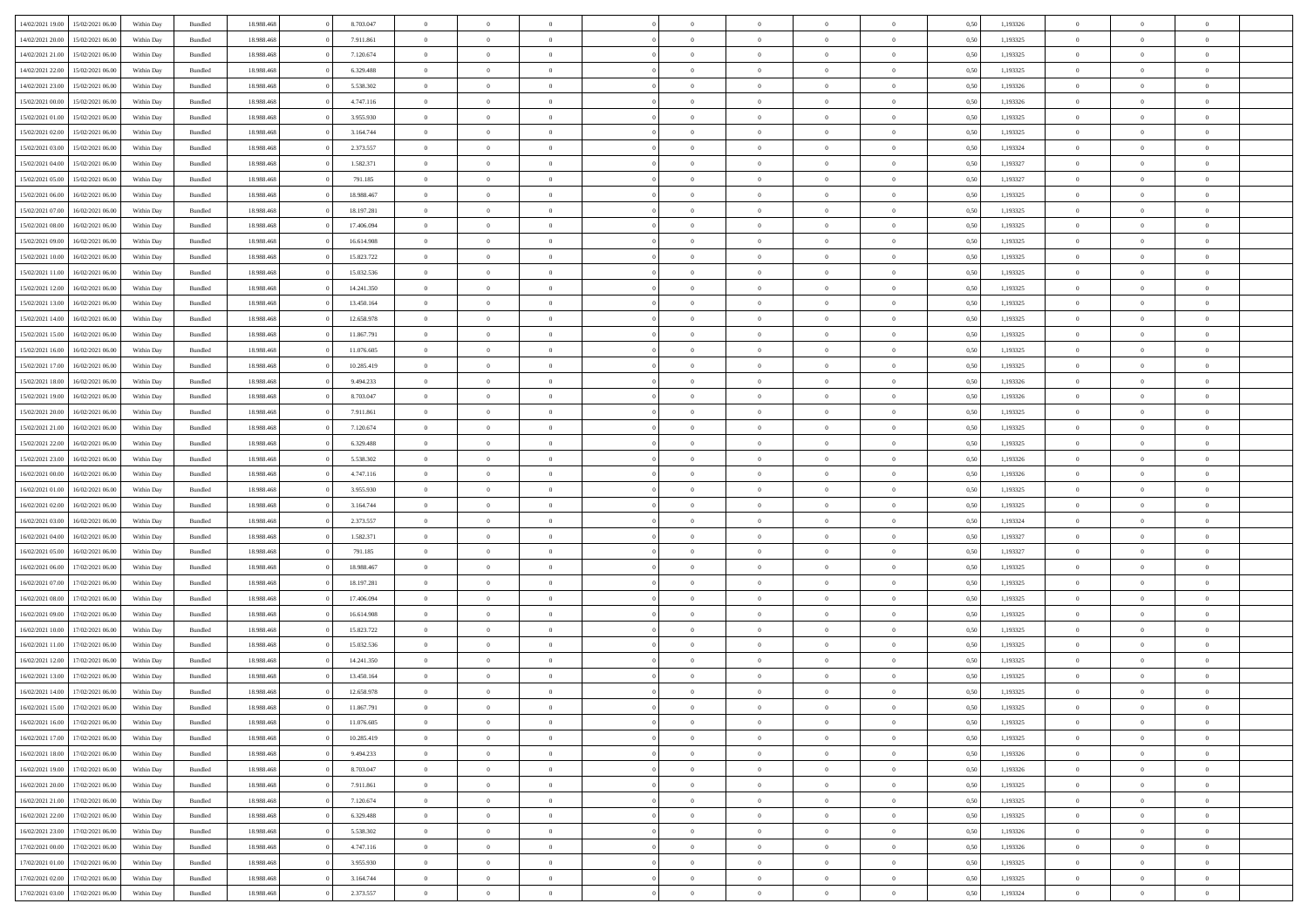| | | | | | | | | | | | | | | | | | | | | | |
|---|---|---|---|---|---|---|---|---|---|---|---|---|---|---|---|---|---|---|---|---|---|
| 14/02/2021 19:00 | 15/02/2021 06:00 | Within Day | Bundled | 18.988.468 | 0 | 8.703.047 | 0 | 0 | 0 | | 0 | 0 | 0 | 0 | 0 | 0,50 | 1,193326 | 0 | 0 | 0 | |
| 14/02/2021 20:00 | 15/02/2021 06:00 | Within Day | Bundled | 18.988.468 | 0 | 7.911.861 | 0 | 0 | 0 | | 0 | 0 | 0 | 0 | 0 | 0,50 | 1,193325 | 0 | 0 | 0 | |
| 14/02/2021 21:00 | 15/02/2021 06:00 | Within Day | Bundled | 18.988.468 | 0 | 7.120.674 | 0 | 0 | 0 | | 0 | 0 | 0 | 0 | 0 | 0,50 | 1,193325 | 0 | 0 | 0 | |
| 14/02/2021 22:00 | 15/02/2021 06:00 | Within Day | Bundled | 18.988.468 | 0 | 6.329.488 | 0 | 0 | 0 | | 0 | 0 | 0 | 0 | 0 | 0,50 | 1,193325 | 0 | 0 | 0 | |
| 14/02/2021 23:00 | 15/02/2021 06:00 | Within Day | Bundled | 18.988.468 | 0 | 5.538.302 | 0 | 0 | 0 | | 0 | 0 | 0 | 0 | 0 | 0,50 | 1,193326 | 0 | 0 | 0 | |
| 15/02/2021 00:00 | 15/02/2021 06:00 | Within Day | Bundled | 18.988.468 | 0 | 4.747.116 | 0 | 0 | 0 | | 0 | 0 | 0 | 0 | 0 | 0,50 | 1,193326 | 0 | 0 | 0 | |
| 15/02/2021 01:00 | 15/02/2021 06:00 | Within Day | Bundled | 18.988.468 | 0 | 3.955.930 | 0 | 0 | 0 | | 0 | 0 | 0 | 0 | 0 | 0,50 | 1,193325 | 0 | 0 | 0 | |
| 15/02/2021 02:00 | 15/02/2021 06:00 | Within Day | Bundled | 18.988.468 | 0 | 3.164.744 | 0 | 0 | 0 | | 0 | 0 | 0 | 0 | 0 | 0,50 | 1,193325 | 0 | 0 | 0 | |
| 15/02/2021 03:00 | 15/02/2021 06:00 | Within Day | Bundled | 18.988.468 | 0 | 2.373.557 | 0 | 0 | 0 | | 0 | 0 | 0 | 0 | 0 | 0,50 | 1,193324 | 0 | 0 | 0 | |
| 15/02/2021 04:00 | 15/02/2021 06:00 | Within Day | Bundled | 18.988.468 | 0 | 1.582.371 | 0 | 0 | 0 | | 0 | 0 | 0 | 0 | 0 | 0,50 | 1,193327 | 0 | 0 | 0 | |
| 15/02/2021 05:00 | 15/02/2021 06:00 | Within Day | Bundled | 18.988.468 | 0 | 791.185 | 0 | 0 | 0 | | 0 | 0 | 0 | 0 | 0 | 0,50 | 1,193327 | 0 | 0 | 0 | |
| 15/02/2021 06:00 | 16/02/2021 06:00 | Within Day | Bundled | 18.988.468 | 0 | 18.988.467 | 0 | 0 | 0 | | 0 | 0 | 0 | 0 | 0 | 0,50 | 1,193325 | 0 | 0 | 0 | |
| 15/02/2021 07:00 | 16/02/2021 06:00 | Within Day | Bundled | 18.988.468 | 0 | 18.197.281 | 0 | 0 | 0 | | 0 | 0 | 0 | 0 | 0 | 0,50 | 1,193325 | 0 | 0 | 0 | |
| 15/02/2021 08:00 | 16/02/2021 06:00 | Within Day | Bundled | 18.988.468 | 0 | 17.406.094 | 0 | 0 | 0 | | 0 | 0 | 0 | 0 | 0 | 0,50 | 1,193325 | 0 | 0 | 0 | |
| 15/02/2021 09:00 | 16/02/2021 06:00 | Within Day | Bundled | 18.988.468 | 0 | 16.614.908 | 0 | 0 | 0 | | 0 | 0 | 0 | 0 | 0 | 0,50 | 1,193325 | 0 | 0 | 0 | |
| 15/02/2021 10:00 | 16/02/2021 06:00 | Within Day | Bundled | 18.988.468 | 0 | 15.823.722 | 0 | 0 | 0 | | 0 | 0 | 0 | 0 | 0 | 0,50 | 1,193325 | 0 | 0 | 0 | |
| 15/02/2021 11:00 | 16/02/2021 06:00 | Within Day | Bundled | 18.988.468 | 0 | 15.032.536 | 0 | 0 | 0 | | 0 | 0 | 0 | 0 | 0 | 0,50 | 1,193325 | 0 | 0 | 0 | |
| 15/02/2021 12:00 | 16/02/2021 06:00 | Within Day | Bundled | 18.988.468 | 0 | 14.241.350 | 0 | 0 | 0 | | 0 | 0 | 0 | 0 | 0 | 0,50 | 1,193325 | 0 | 0 | 0 | |
| 15/02/2021 13:00 | 16/02/2021 06:00 | Within Day | Bundled | 18.988.468 | 0 | 13.450.164 | 0 | 0 | 0 | | 0 | 0 | 0 | 0 | 0 | 0,50 | 1,193325 | 0 | 0 | 0 | |
| 15/02/2021 14:00 | 16/02/2021 06:00 | Within Day | Bundled | 18.988.468 | 0 | 12.658.978 | 0 | 0 | 0 | | 0 | 0 | 0 | 0 | 0 | 0,50 | 1,193325 | 0 | 0 | 0 | |
| 15/02/2021 15:00 | 16/02/2021 06:00 | Within Day | Bundled | 18.988.468 | 0 | 11.867.791 | 0 | 0 | 0 | | 0 | 0 | 0 | 0 | 0 | 0,50 | 1,193325 | 0 | 0 | 0 | |
| 15/02/2021 16:00 | 16/02/2021 06:00 | Within Day | Bundled | 18.988.468 | 0 | 11.076.605 | 0 | 0 | 0 | | 0 | 0 | 0 | 0 | 0 | 0,50 | 1,193325 | 0 | 0 | 0 | |
| 15/02/2021 17:00 | 16/02/2021 06:00 | Within Day | Bundled | 18.988.468 | 0 | 10.285.419 | 0 | 0 | 0 | | 0 | 0 | 0 | 0 | 0 | 0,50 | 1,193325 | 0 | 0 | 0 | |
| 15/02/2021 18:00 | 16/02/2021 06:00 | Within Day | Bundled | 18.988.468 | 0 | 9.494.233 | 0 | 0 | 0 | | 0 | 0 | 0 | 0 | 0 | 0,50 | 1,193326 | 0 | 0 | 0 | |
| 15/02/2021 19:00 | 16/02/2021 06:00 | Within Day | Bundled | 18.988.468 | 0 | 8.703.047 | 0 | 0 | 0 | | 0 | 0 | 0 | 0 | 0 | 0,50 | 1,193326 | 0 | 0 | 0 | |
| 15/02/2021 20:00 | 16/02/2021 06:00 | Within Day | Bundled | 18.988.468 | 0 | 7.911.861 | 0 | 0 | 0 | | 0 | 0 | 0 | 0 | 0 | 0,50 | 1,193325 | 0 | 0 | 0 | |
| 15/02/2021 21:00 | 16/02/2021 06:00 | Within Day | Bundled | 18.988.468 | 0 | 7.120.674 | 0 | 0 | 0 | | 0 | 0 | 0 | 0 | 0 | 0,50 | 1,193325 | 0 | 0 | 0 | |
| 15/02/2021 22:00 | 16/02/2021 06:00 | Within Day | Bundled | 18.988.468 | 0 | 6.329.488 | 0 | 0 | 0 | | 0 | 0 | 0 | 0 | 0 | 0,50 | 1,193325 | 0 | 0 | 0 | |
| 15/02/2021 23:00 | 16/02/2021 06:00 | Within Day | Bundled | 18.988.468 | 0 | 5.538.302 | 0 | 0 | 0 | | 0 | 0 | 0 | 0 | 0 | 0,50 | 1,193326 | 0 | 0 | 0 | |
| 16/02/2021 00:00 | 16/02/2021 06:00 | Within Day | Bundled | 18.988.468 | 0 | 4.747.116 | 0 | 0 | 0 | | 0 | 0 | 0 | 0 | 0 | 0,50 | 1,193326 | 0 | 0 | 0 | |
| 16/02/2021 01:00 | 16/02/2021 06:00 | Within Day | Bundled | 18.988.468 | 0 | 3.955.930 | 0 | 0 | 0 | | 0 | 0 | 0 | 0 | 0 | 0,50 | 1,193325 | 0 | 0 | 0 | |
| 16/02/2021 02:00 | 16/02/2021 06:00 | Within Day | Bundled | 18.988.468 | 0 | 3.164.744 | 0 | 0 | 0 | | 0 | 0 | 0 | 0 | 0 | 0,50 | 1,193325 | 0 | 0 | 0 | |
| 16/02/2021 03:00 | 16/02/2021 06:00 | Within Day | Bundled | 18.988.468 | 0 | 2.373.557 | 0 | 0 | 0 | | 0 | 0 | 0 | 0 | 0 | 0,50 | 1,193324 | 0 | 0 | 0 | |
| 16/02/2021 04:00 | 16/02/2021 06:00 | Within Day | Bundled | 18.988.468 | 0 | 1.582.371 | 0 | 0 | 0 | | 0 | 0 | 0 | 0 | 0 | 0,50 | 1,193327 | 0 | 0 | 0 | |
| 16/02/2021 05:00 | 16/02/2021 06:00 | Within Day | Bundled | 18.988.468 | 0 | 791.185 | 0 | 0 | 0 | | 0 | 0 | 0 | 0 | 0 | 0,50 | 1,193327 | 0 | 0 | 0 | |
| 16/02/2021 06:00 | 17/02/2021 06:00 | Within Day | Bundled | 18.988.468 | 0 | 18.988.467 | 0 | 0 | 0 | | 0 | 0 | 0 | 0 | 0 | 0,50 | 1,193325 | 0 | 0 | 0 | |
| 16/02/2021 07:00 | 17/02/2021 06:00 | Within Day | Bundled | 18.988.468 | 0 | 18.197.281 | 0 | 0 | 0 | | 0 | 0 | 0 | 0 | 0 | 0,50 | 1,193325 | 0 | 0 | 0 | |
| 16/02/2021 08:00 | 17/02/2021 06:00 | Within Day | Bundled | 18.988.468 | 0 | 17.406.094 | 0 | 0 | 0 | | 0 | 0 | 0 | 0 | 0 | 0,50 | 1,193325 | 0 | 0 | 0 | |
| 16/02/2021 09:00 | 17/02/2021 06:00 | Within Day | Bundled | 18.988.468 | 0 | 16.614.908 | 0 | 0 | 0 | | 0 | 0 | 0 | 0 | 0 | 0,50 | 1,193325 | 0 | 0 | 0 | |
| 16/02/2021 10:00 | 17/02/2021 06:00 | Within Day | Bundled | 18.988.468 | 0 | 15.823.722 | 0 | 0 | 0 | | 0 | 0 | 0 | 0 | 0 | 0,50 | 1,193325 | 0 | 0 | 0 | |
| 16/02/2021 11:00 | 17/02/2021 06:00 | Within Day | Bundled | 18.988.468 | 0 | 15.032.536 | 0 | 0 | 0 | | 0 | 0 | 0 | 0 | 0 | 0,50 | 1,193325 | 0 | 0 | 0 | |
| 16/02/2021 12:00 | 17/02/2021 06:00 | Within Day | Bundled | 18.988.468 | 0 | 14.241.350 | 0 | 0 | 0 | | 0 | 0 | 0 | 0 | 0 | 0,50 | 1,193325 | 0 | 0 | 0 | |
| 16/02/2021 13:00 | 17/02/2021 06:00 | Within Day | Bundled | 18.988.468 | 0 | 13.450.164 | 0 | 0 | 0 | | 0 | 0 | 0 | 0 | 0 | 0,50 | 1,193325 | 0 | 0 | 0 | |
| 16/02/2021 14:00 | 17/02/2021 06:00 | Within Day | Bundled | 18.988.468 | 0 | 12.658.978 | 0 | 0 | 0 | | 0 | 0 | 0 | 0 | 0 | 0,50 | 1,193325 | 0 | 0 | 0 | |
| 16/02/2021 15:00 | 17/02/2021 06:00 | Within Day | Bundled | 18.988.468 | 0 | 11.867.791 | 0 | 0 | 0 | | 0 | 0 | 0 | 0 | 0 | 0,50 | 1,193325 | 0 | 0 | 0 | |
| 16/02/2021 16:00 | 17/02/2021 06:00 | Within Day | Bundled | 18.988.468 | 0 | 11.076.605 | 0 | 0 | 0 | | 0 | 0 | 0 | 0 | 0 | 0,50 | 1,193325 | 0 | 0 | 0 | |
| 16/02/2021 17:00 | 17/02/2021 06:00 | Within Day | Bundled | 18.988.468 | 0 | 10.285.419 | 0 | 0 | 0 | | 0 | 0 | 0 | 0 | 0 | 0,50 | 1,193325 | 0 | 0 | 0 | |
| 16/02/2021 18:00 | 17/02/2021 06:00 | Within Day | Bundled | 18.988.468 | 0 | 9.494.233 | 0 | 0 | 0 | | 0 | 0 | 0 | 0 | 0 | 0,50 | 1,193326 | 0 | 0 | 0 | |
| 16/02/2021 19:00 | 17/02/2021 06:00 | Within Day | Bundled | 18.988.468 | 0 | 8.703.047 | 0 | 0 | 0 | | 0 | 0 | 0 | 0 | 0 | 0,50 | 1,193326 | 0 | 0 | 0 | |
| 16/02/2021 20:00 | 17/02/2021 06:00 | Within Day | Bundled | 18.988.468 | 0 | 7.911.861 | 0 | 0 | 0 | | 0 | 0 | 0 | 0 | 0 | 0,50 | 1,193325 | 0 | 0 | 0 | |
| 16/02/2021 21:00 | 17/02/2021 06:00 | Within Day | Bundled | 18.988.468 | 0 | 7.120.674 | 0 | 0 | 0 | | 0 | 0 | 0 | 0 | 0 | 0,50 | 1,193325 | 0 | 0 | 0 | |
| 16/02/2021 22:00 | 17/02/2021 06:00 | Within Day | Bundled | 18.988.468 | 0 | 6.329.488 | 0 | 0 | 0 | | 0 | 0 | 0 | 0 | 0 | 0,50 | 1,193325 | 0 | 0 | 0 | |
| 16/02/2021 23:00 | 17/02/2021 06:00 | Within Day | Bundled | 18.988.468 | 0 | 5.538.302 | 0 | 0 | 0 | | 0 | 0 | 0 | 0 | 0 | 0,50 | 1,193326 | 0 | 0 | 0 | |
| 17/02/2021 00:00 | 17/02/2021 06:00 | Within Day | Bundled | 18.988.468 | 0 | 4.747.116 | 0 | 0 | 0 | | 0 | 0 | 0 | 0 | 0 | 0,50 | 1,193326 | 0 | 0 | 0 | |
| 17/02/2021 01:00 | 17/02/2021 06:00 | Within Day | Bundled | 18.988.468 | 0 | 3.955.930 | 0 | 0 | 0 | | 0 | 0 | 0 | 0 | 0 | 0,50 | 1,193325 | 0 | 0 | 0 | |
| 17/02/2021 02:00 | 17/02/2021 06:00 | Within Day | Bundled | 18.988.468 | 0 | 3.164.744 | 0 | 0 | 0 | | 0 | 0 | 0 | 0 | 0 | 0,50 | 1,193325 | 0 | 0 | 0 | |
| 17/02/2021 03:00 | 17/02/2021 06:00 | Within Day | Bundled | 18.988.468 | 0 | 2.373.557 | 0 | 0 | 0 | | 0 | 0 | 0 | 0 | 0 | 0,50 | 1,193324 | 0 | 0 | 0 | |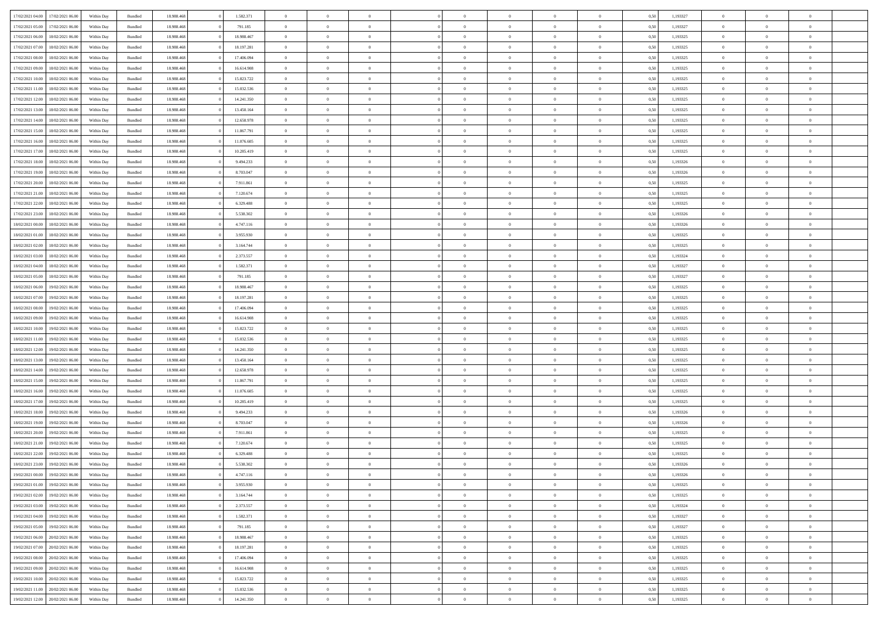| | | | | | | | | | | | | | | | | | | | | |
|---|---|---|---|---|---|---|---|---|---|---|---|---|---|---|---|---|---|---|---|---|
| 17/02/2021 04:00 | 17/02/2021 06:00 | Within Day | Bundled | 18.988.468 | 0 | 1.582.371 | 0 | 0 | 0 | | 0 | 0 | 0 | 0 | 0,50 | 1,193327 | 0 | 0 | 0 | |
| 17/02/2021 05:00 | 17/02/2021 06:00 | Within Day | Bundled | 18.988.468 | 0 | 791.185 | 0 | 0 | 0 | | 0 | 0 | 0 | 0 | 0,50 | 1,193327 | 0 | 0 | 0 | |
| 17/02/2021 06:00 | 18/02/2021 06:00 | Within Day | Bundled | 18.988.468 | 0 | 18.988.467 | 0 | 0 | 0 | | 0 | 0 | 0 | 0 | 0,50 | 1,193325 | 0 | 0 | 0 | |
| 17/02/2021 07:00 | 18/02/2021 06:00 | Within Day | Bundled | 18.988.468 | 0 | 18.197.281 | 0 | 0 | 0 | | 0 | 0 | 0 | 0 | 0,50 | 1,193325 | 0 | 0 | 0 | |
| 17/02/2021 08:00 | 18/02/2021 06:00 | Within Day | Bundled | 18.988.468 | 0 | 17.406.094 | 0 | 0 | 0 | | 0 | 0 | 0 | 0 | 0,50 | 1,193325 | 0 | 0 | 0 | |
| 17/02/2021 09:00 | 18/02/2021 06:00 | Within Day | Bundled | 18.988.468 | 0 | 16.614.908 | 0 | 0 | 0 | | 0 | 0 | 0 | 0 | 0,50 | 1,193325 | 0 | 0 | 0 | |
| 17/02/2021 10:00 | 18/02/2021 06:00 | Within Day | Bundled | 18.988.468 | 0 | 15.823.722 | 0 | 0 | 0 | | 0 | 0 | 0 | 0 | 0,50 | 1,193325 | 0 | 0 | 0 | |
| 17/02/2021 11:00 | 18/02/2021 06:00 | Within Day | Bundled | 18.988.468 | 0 | 15.032.536 | 0 | 0 | 0 | | 0 | 0 | 0 | 0 | 0,50 | 1,193325 | 0 | 0 | 0 | |
| 17/02/2021 12:00 | 18/02/2021 06:00 | Within Day | Bundled | 18.988.468 | 0 | 14.241.350 | 0 | 0 | 0 | | 0 | 0 | 0 | 0 | 0,50 | 1,193325 | 0 | 0 | 0 | |
| 17/02/2021 13:00 | 18/02/2021 06:00 | Within Day | Bundled | 18.988.468 | 0 | 13.450.164 | 0 | 0 | 0 | | 0 | 0 | 0 | 0 | 0,50 | 1,193325 | 0 | 0 | 0 | |
| 17/02/2021 14:00 | 18/02/2021 06:00 | Within Day | Bundled | 18.988.468 | 0 | 12.658.978 | 0 | 0 | 0 | | 0 | 0 | 0 | 0 | 0,50 | 1,193325 | 0 | 0 | 0 | |
| 17/02/2021 15:00 | 18/02/2021 06:00 | Within Day | Bundled | 18.988.468 | 0 | 11.867.791 | 0 | 0 | 0 | | 0 | 0 | 0 | 0 | 0,50 | 1,193325 | 0 | 0 | 0 | |
| 17/02/2021 16:00 | 18/02/2021 06:00 | Within Day | Bundled | 18.988.468 | 0 | 11.076.605 | 0 | 0 | 0 | | 0 | 0 | 0 | 0 | 0,50 | 1,193325 | 0 | 0 | 0 | |
| 17/02/2021 17:00 | 18/02/2021 06:00 | Within Day | Bundled | 18.988.468 | 0 | 10.285.419 | 0 | 0 | 0 | | 0 | 0 | 0 | 0 | 0,50 | 1,193325 | 0 | 0 | 0 | |
| 17/02/2021 18:00 | 18/02/2021 06:00 | Within Day | Bundled | 18.988.468 | 0 | 9.494.233 | 0 | 0 | 0 | | 0 | 0 | 0 | 0 | 0,50 | 1,193326 | 0 | 0 | 0 | |
| 17/02/2021 19:00 | 18/02/2021 06:00 | Within Day | Bundled | 18.988.468 | 0 | 8.703.047 | 0 | 0 | 0 | | 0 | 0 | 0 | 0 | 0,50 | 1,193326 | 0 | 0 | 0 | |
| 17/02/2021 20:00 | 18/02/2021 06:00 | Within Day | Bundled | 18.988.468 | 0 | 7.911.861 | 0 | 0 | 0 | | 0 | 0 | 0 | 0 | 0,50 | 1,193325 | 0 | 0 | 0 | |
| 17/02/2021 21:00 | 18/02/2021 06:00 | Within Day | Bundled | 18.988.468 | 0 | 7.120.674 | 0 | 0 | 0 | | 0 | 0 | 0 | 0 | 0,50 | 1,193325 | 0 | 0 | 0 | |
| 17/02/2021 22:00 | 18/02/2021 06:00 | Within Day | Bundled | 18.988.468 | 0 | 6.329.488 | 0 | 0 | 0 | | 0 | 0 | 0 | 0 | 0,50 | 1,193325 | 0 | 0 | 0 | |
| 17/02/2021 23:00 | 18/02/2021 06:00 | Within Day | Bundled | 18.988.468 | 0 | 5.538.302 | 0 | 0 | 0 | | 0 | 0 | 0 | 0 | 0,50 | 1,193326 | 0 | 0 | 0 | |
| 18/02/2021 00:00 | 18/02/2021 06:00 | Within Day | Bundled | 18.988.468 | 0 | 4.747.116 | 0 | 0 | 0 | | 0 | 0 | 0 | 0 | 0,50 | 1,193326 | 0 | 0 | 0 | |
| 18/02/2021 01:00 | 18/02/2021 06:00 | Within Day | Bundled | 18.988.468 | 0 | 3.955.930 | 0 | 0 | 0 | | 0 | 0 | 0 | 0 | 0,50 | 1,193325 | 0 | 0 | 0 | |
| 18/02/2021 02:00 | 18/02/2021 06:00 | Within Day | Bundled | 18.988.468 | 0 | 3.164.744 | 0 | 0 | 0 | | 0 | 0 | 0 | 0 | 0,50 | 1,193325 | 0 | 0 | 0 | |
| 18/02/2021 03:00 | 18/02/2021 06:00 | Within Day | Bundled | 18.988.468 | 0 | 2.373.557 | 0 | 0 | 0 | | 0 | 0 | 0 | 0 | 0,50 | 1,193324 | 0 | 0 | 0 | |
| 18/02/2021 04:00 | 18/02/2021 06:00 | Within Day | Bundled | 18.988.468 | 0 | 1.582.371 | 0 | 0 | 0 | | 0 | 0 | 0 | 0 | 0,50 | 1,193327 | 0 | 0 | 0 | |
| 18/02/2021 05:00 | 18/02/2021 06:00 | Within Day | Bundled | 18.988.468 | 0 | 791.185 | 0 | 0 | 0 | | 0 | 0 | 0 | 0 | 0,50 | 1,193327 | 0 | 0 | 0 | |
| 18/02/2021 06:00 | 19/02/2021 06:00 | Within Day | Bundled | 18.988.468 | 0 | 18.988.467 | 0 | 0 | 0 | | 0 | 0 | 0 | 0 | 0,50 | 1,193325 | 0 | 0 | 0 | |
| 18/02/2021 07:00 | 19/02/2021 06:00 | Within Day | Bundled | 18.988.468 | 0 | 18.197.281 | 0 | 0 | 0 | | 0 | 0 | 0 | 0 | 0,50 | 1,193325 | 0 | 0 | 0 | |
| 18/02/2021 08:00 | 19/02/2021 06:00 | Within Day | Bundled | 18.988.468 | 0 | 17.406.094 | 0 | 0 | 0 | | 0 | 0 | 0 | 0 | 0,50 | 1,193325 | 0 | 0 | 0 | |
| 18/02/2021 09:00 | 19/02/2021 06:00 | Within Day | Bundled | 18.988.468 | 0 | 16.614.908 | 0 | 0 | 0 | | 0 | 0 | 0 | 0 | 0,50 | 1,193325 | 0 | 0 | 0 | |
| 18/02/2021 10:00 | 19/02/2021 06:00 | Within Day | Bundled | 18.988.468 | 0 | 15.823.722 | 0 | 0 | 0 | | 0 | 0 | 0 | 0 | 0,50 | 1,193325 | 0 | 0 | 0 | |
| 18/02/2021 11:00 | 19/02/2021 06:00 | Within Day | Bundled | 18.988.468 | 0 | 15.032.536 | 0 | 0 | 0 | | 0 | 0 | 0 | 0 | 0,50 | 1,193325 | 0 | 0 | 0 | |
| 18/02/2021 12:00 | 19/02/2021 06:00 | Within Day | Bundled | 18.988.468 | 0 | 14.241.350 | 0 | 0 | 0 | | 0 | 0 | 0 | 0 | 0,50 | 1,193325 | 0 | 0 | 0 | |
| 18/02/2021 13:00 | 19/02/2021 06:00 | Within Day | Bundled | 18.988.468 | 0 | 13.450.164 | 0 | 0 | 0 | | 0 | 0 | 0 | 0 | 0,50 | 1,193325 | 0 | 0 | 0 | |
| 18/02/2021 14:00 | 19/02/2021 06:00 | Within Day | Bundled | 18.988.468 | 0 | 12.658.978 | 0 | 0 | 0 | | 0 | 0 | 0 | 0 | 0,50 | 1,193325 | 0 | 0 | 0 | |
| 18/02/2021 15:00 | 19/02/2021 06:00 | Within Day | Bundled | 18.988.468 | 0 | 11.867.791 | 0 | 0 | 0 | | 0 | 0 | 0 | 0 | 0,50 | 1,193325 | 0 | 0 | 0 | |
| 18/02/2021 16:00 | 19/02/2021 06:00 | Within Day | Bundled | 18.988.468 | 0 | 11.076.605 | 0 | 0 | 0 | | 0 | 0 | 0 | 0 | 0,50 | 1,193325 | 0 | 0 | 0 | |
| 18/02/2021 17:00 | 19/02/2021 06:00 | Within Day | Bundled | 18.988.468 | 0 | 10.285.419 | 0 | 0 | 0 | | 0 | 0 | 0 | 0 | 0,50 | 1,193325 | 0 | 0 | 0 | |
| 18/02/2021 18:00 | 19/02/2021 06:00 | Within Day | Bundled | 18.988.468 | 0 | 9.494.233 | 0 | 0 | 0 | | 0 | 0 | 0 | 0 | 0,50 | 1,193326 | 0 | 0 | 0 | |
| 18/02/2021 19:00 | 19/02/2021 06:00 | Within Day | Bundled | 18.988.468 | 0 | 8.703.047 | 0 | 0 | 0 | | 0 | 0 | 0 | 0 | 0,50 | 1,193326 | 0 | 0 | 0 | |
| 18/02/2021 20:00 | 19/02/2021 06:00 | Within Day | Bundled | 18.988.468 | 0 | 7.911.861 | 0 | 0 | 0 | | 0 | 0 | 0 | 0 | 0,50 | 1,193325 | 0 | 0 | 0 | |
| 18/02/2021 21:00 | 19/02/2021 06:00 | Within Day | Bundled | 18.988.468 | 0 | 7.120.674 | 0 | 0 | 0 | | 0 | 0 | 0 | 0 | 0,50 | 1,193325 | 0 | 0 | 0 | |
| 18/02/2021 22:00 | 19/02/2021 06:00 | Within Day | Bundled | 18.988.468 | 0 | 6.329.488 | 0 | 0 | 0 | | 0 | 0 | 0 | 0 | 0,50 | 1,193325 | 0 | 0 | 0 | |
| 18/02/2021 23:00 | 19/02/2021 06:00 | Within Day | Bundled | 18.988.468 | 0 | 5.538.302 | 0 | 0 | 0 | | 0 | 0 | 0 | 0 | 0,50 | 1,193326 | 0 | 0 | 0 | |
| 19/02/2021 00:00 | 19/02/2021 06:00 | Within Day | Bundled | 18.988.468 | 0 | 4.747.116 | 0 | 0 | 0 | | 0 | 0 | 0 | 0 | 0,50 | 1,193326 | 0 | 0 | 0 | |
| 19/02/2021 01:00 | 19/02/2021 06:00 | Within Day | Bundled | 18.988.468 | 0 | 3.955.930 | 0 | 0 | 0 | | 0 | 0 | 0 | 0 | 0,50 | 1,193325 | 0 | 0 | 0 | |
| 19/02/2021 02:00 | 19/02/2021 06:00 | Within Day | Bundled | 18.988.468 | 0 | 3.164.744 | 0 | 0 | 0 | | 0 | 0 | 0 | 0 | 0,50 | 1,193325 | 0 | 0 | 0 | |
| 19/02/2021 03:00 | 19/02/2021 06:00 | Within Day | Bundled | 18.988.468 | 0 | 2.373.557 | 0 | 0 | 0 | | 0 | 0 | 0 | 0 | 0,50 | 1,193324 | 0 | 0 | 0 | |
| 19/02/2021 04:00 | 19/02/2021 06:00 | Within Day | Bundled | 18.988.468 | 0 | 1.582.371 | 0 | 0 | 0 | | 0 | 0 | 0 | 0 | 0,50 | 1,193327 | 0 | 0 | 0 | |
| 19/02/2021 05:00 | 19/02/2021 06:00 | Within Day | Bundled | 18.988.468 | 0 | 791.185 | 0 | 0 | 0 | | 0 | 0 | 0 | 0 | 0,50 | 1,193327 | 0 | 0 | 0 | |
| 19/02/2021 06:00 | 20/02/2021 06:00 | Within Day | Bundled | 18.988.468 | 0 | 18.988.467 | 0 | 0 | 0 | | 0 | 0 | 0 | 0 | 0,50 | 1,193325 | 0 | 0 | 0 | |
| 19/02/2021 07:00 | 20/02/2021 06:00 | Within Day | Bundled | 18.988.468 | 0 | 18.197.281 | 0 | 0 | 0 | | 0 | 0 | 0 | 0 | 0,50 | 1,193325 | 0 | 0 | 0 | |
| 19/02/2021 08:00 | 20/02/2021 06:00 | Within Day | Bundled | 18.988.468 | 0 | 17.406.094 | 0 | 0 | 0 | | 0 | 0 | 0 | 0 | 0,50 | 1,193325 | 0 | 0 | 0 | |
| 19/02/2021 09:00 | 20/02/2021 06:00 | Within Day | Bundled | 18.988.468 | 0 | 16.614.908 | 0 | 0 | 0 | | 0 | 0 | 0 | 0 | 0,50 | 1,193325 | 0 | 0 | 0 | |
| 19/02/2021 10:00 | 20/02/2021 06:00 | Within Day | Bundled | 18.988.468 | 0 | 15.823.722 | 0 | 0 | 0 | | 0 | 0 | 0 | 0 | 0,50 | 1,193325 | 0 | 0 | 0 | |
| 19/02/2021 11:00 | 20/02/2021 06:00 | Within Day | Bundled | 18.988.468 | 0 | 15.032.536 | 0 | 0 | 0 | | 0 | 0 | 0 | 0 | 0,50 | 1,193325 | 0 | 0 | 0 | |
| 19/02/2021 12:00 | 20/02/2021 06:00 | Within Day | Bundled | 18.988.468 | 0 | 14.241.350 | 0 | 0 | 0 | | 0 | 0 | 0 | 0 | 0,50 | 1,193325 | 0 | 0 | 0 | |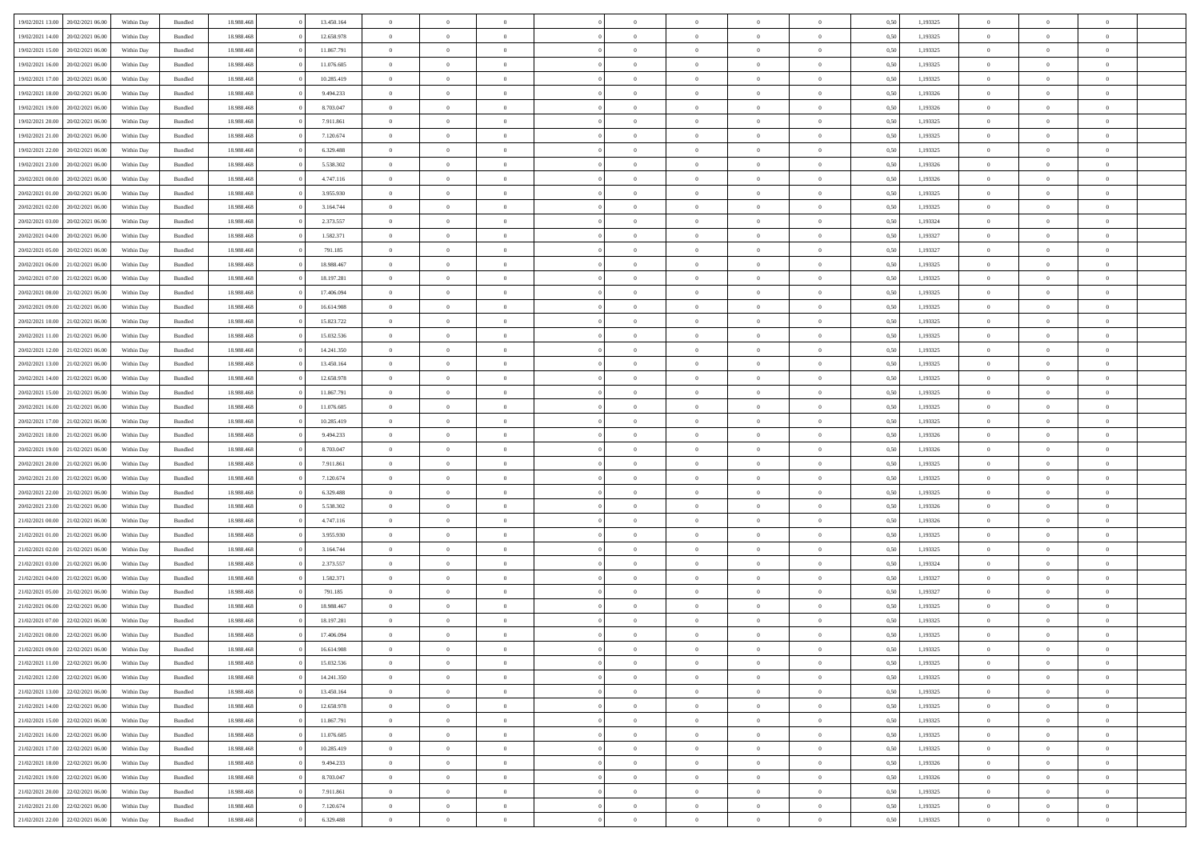| | | | | | | | | | | | | | | | | | | | | | |
|---|---|---|---|---|---|---|---|---|---|---|---|---|---|---|---|---|---|---|---|---|---|
| 19/02/2021 13:00 | 20/02/2021 06:00 | Within Day | Bundled | 18.988.468 | 0 | 13.450.164 | 0 | 0 | 0 | | 0 | 0 | 0 | 0 | 0 | 0,50 | 1,193325 | 0 | 0 | 0 | |
| 19/02/2021 14:00 | 20/02/2021 06:00 | Within Day | Bundled | 18.988.468 | 0 | 12.658.978 | 0 | 0 | 0 | | 0 | 0 | 0 | 0 | 0 | 0,50 | 1,193325 | 0 | 0 | 0 | |
| 19/02/2021 15:00 | 20/02/2021 06:00 | Within Day | Bundled | 18.988.468 | 0 | 11.867.791 | 0 | 0 | 0 | | 0 | 0 | 0 | 0 | 0 | 0,50 | 1,193325 | 0 | 0 | 0 | |
| 19/02/2021 16:00 | 20/02/2021 06:00 | Within Day | Bundled | 18.988.468 | 0 | 11.076.605 | 0 | 0 | 0 | | 0 | 0 | 0 | 0 | 0 | 0,50 | 1,193325 | 0 | 0 | 0 | |
| 19/02/2021 17:00 | 20/02/2021 06:00 | Within Day | Bundled | 18.988.468 | 0 | 10.285.419 | 0 | 0 | 0 | | 0 | 0 | 0 | 0 | 0 | 0,50 | 1,193325 | 0 | 0 | 0 | |
| 19/02/2021 18:00 | 20/02/2021 06:00 | Within Day | Bundled | 18.988.468 | 0 | 9.494.233 | 0 | 0 | 0 | | 0 | 0 | 0 | 0 | 0 | 0,50 | 1,193326 | 0 | 0 | 0 | |
| 19/02/2021 19:00 | 20/02/2021 06:00 | Within Day | Bundled | 18.988.468 | 0 | 8.703.047 | 0 | 0 | 0 | | 0 | 0 | 0 | 0 | 0 | 0,50 | 1,193326 | 0 | 0 | 0 | |
| 19/02/2021 20:00 | 20/02/2021 06:00 | Within Day | Bundled | 18.988.468 | 0 | 7.911.861 | 0 | 0 | 0 | | 0 | 0 | 0 | 0 | 0 | 0,50 | 1,193325 | 0 | 0 | 0 | |
| 19/02/2021 21:00 | 20/02/2021 06:00 | Within Day | Bundled | 18.988.468 | 0 | 7.120.674 | 0 | 0 | 0 | | 0 | 0 | 0 | 0 | 0 | 0,50 | 1,193325 | 0 | 0 | 0 | |
| 19/02/2021 22:00 | 20/02/2021 06:00 | Within Day | Bundled | 18.988.468 | 0 | 6.329.488 | 0 | 0 | 0 | | 0 | 0 | 0 | 0 | 0 | 0,50 | 1,193325 | 0 | 0 | 0 | |
| 19/02/2021 23:00 | 20/02/2021 06:00 | Within Day | Bundled | 18.988.468 | 0 | 5.538.302 | 0 | 0 | 0 | | 0 | 0 | 0 | 0 | 0 | 0,50 | 1,193326 | 0 | 0 | 0 | |
| 20/02/2021 00:00 | 20/02/2021 06:00 | Within Day | Bundled | 18.988.468 | 0 | 4.747.116 | 0 | 0 | 0 | | 0 | 0 | 0 | 0 | 0 | 0,50 | 1,193326 | 0 | 0 | 0 | |
| 20/02/2021 01:00 | 20/02/2021 06:00 | Within Day | Bundled | 18.988.468 | 0 | 3.955.930 | 0 | 0 | 0 | | 0 | 0 | 0 | 0 | 0 | 0,50 | 1,193325 | 0 | 0 | 0 | |
| 20/02/2021 02:00 | 20/02/2021 06:00 | Within Day | Bundled | 18.988.468 | 0 | 3.164.744 | 0 | 0 | 0 | | 0 | 0 | 0 | 0 | 0 | 0,50 | 1,193325 | 0 | 0 | 0 | |
| 20/02/2021 03:00 | 20/02/2021 06:00 | Within Day | Bundled | 18.988.468 | 0 | 2.373.557 | 0 | 0 | 0 | | 0 | 0 | 0 | 0 | 0 | 0,50 | 1,193324 | 0 | 0 | 0 | |
| 20/02/2021 04:00 | 20/02/2021 06:00 | Within Day | Bundled | 18.988.468 | 0 | 1.582.371 | 0 | 0 | 0 | | 0 | 0 | 0 | 0 | 0 | 0,50 | 1,193327 | 0 | 0 | 0 | |
| 20/02/2021 05:00 | 20/02/2021 06:00 | Within Day | Bundled | 18.988.468 | 0 | 791.185 | 0 | 0 | 0 | | 0 | 0 | 0 | 0 | 0 | 0,50 | 1,193327 | 0 | 0 | 0 | |
| 20/02/2021 06:00 | 21/02/2021 06:00 | Within Day | Bundled | 18.988.468 | 0 | 18.988.467 | 0 | 0 | 0 | | 0 | 0 | 0 | 0 | 0 | 0,50 | 1,193325 | 0 | 0 | 0 | |
| 20/02/2021 07:00 | 21/02/2021 06:00 | Within Day | Bundled | 18.988.468 | 0 | 18.197.281 | 0 | 0 | 0 | | 0 | 0 | 0 | 0 | 0 | 0,50 | 1,193325 | 0 | 0 | 0 | |
| 20/02/2021 08:00 | 21/02/2021 06:00 | Within Day | Bundled | 18.988.468 | 0 | 17.406.094 | 0 | 0 | 0 | | 0 | 0 | 0 | 0 | 0 | 0,50 | 1,193325 | 0 | 0 | 0 | |
| 20/02/2021 09:00 | 21/02/2021 06:00 | Within Day | Bundled | 18.988.468 | 0 | 16.614.908 | 0 | 0 | 0 | | 0 | 0 | 0 | 0 | 0 | 0,50 | 1,193325 | 0 | 0 | 0 | |
| 20/02/2021 10:00 | 21/02/2021 06:00 | Within Day | Bundled | 18.988.468 | 0 | 15.823.722 | 0 | 0 | 0 | | 0 | 0 | 0 | 0 | 0 | 0,50 | 1,193325 | 0 | 0 | 0 | |
| 20/02/2021 11:00 | 21/02/2021 06:00 | Within Day | Bundled | 18.988.468 | 0 | 15.032.536 | 0 | 0 | 0 | | 0 | 0 | 0 | 0 | 0 | 0,50 | 1,193325 | 0 | 0 | 0 | |
| 20/02/2021 12:00 | 21/02/2021 06:00 | Within Day | Bundled | 18.988.468 | 0 | 14.241.350 | 0 | 0 | 0 | | 0 | 0 | 0 | 0 | 0 | 0,50 | 1,193325 | 0 | 0 | 0 | |
| 20/02/2021 13:00 | 21/02/2021 06:00 | Within Day | Bundled | 18.988.468 | 0 | 13.450.164 | 0 | 0 | 0 | | 0 | 0 | 0 | 0 | 0 | 0,50 | 1,193325 | 0 | 0 | 0 | |
| 20/02/2021 14:00 | 21/02/2021 06:00 | Within Day | Bundled | 18.988.468 | 0 | 12.658.978 | 0 | 0 | 0 | | 0 | 0 | 0 | 0 | 0 | 0,50 | 1,193325 | 0 | 0 | 0 | |
| 20/02/2021 15:00 | 21/02/2021 06:00 | Within Day | Bundled | 18.988.468 | 0 | 11.867.791 | 0 | 0 | 0 | | 0 | 0 | 0 | 0 | 0 | 0,50 | 1,193325 | 0 | 0 | 0 | |
| 20/02/2021 16:00 | 21/02/2021 06:00 | Within Day | Bundled | 18.988.468 | 0 | 11.076.605 | 0 | 0 | 0 | | 0 | 0 | 0 | 0 | 0 | 0,50 | 1,193325 | 0 | 0 | 0 | |
| 20/02/2021 17:00 | 21/02/2021 06:00 | Within Day | Bundled | 18.988.468 | 0 | 10.285.419 | 0 | 0 | 0 | | 0 | 0 | 0 | 0 | 0 | 0,50 | 1,193325 | 0 | 0 | 0 | |
| 20/02/2021 18:00 | 21/02/2021 06:00 | Within Day | Bundled | 18.988.468 | 0 | 9.494.233 | 0 | 0 | 0 | | 0 | 0 | 0 | 0 | 0 | 0,50 | 1,193326 | 0 | 0 | 0 | |
| 20/02/2021 19:00 | 21/02/2021 06:00 | Within Day | Bundled | 18.988.468 | 0 | 8.703.047 | 0 | 0 | 0 | | 0 | 0 | 0 | 0 | 0 | 0,50 | 1,193326 | 0 | 0 | 0 | |
| 20/02/2021 20:00 | 21/02/2021 06:00 | Within Day | Bundled | 18.988.468 | 0 | 7.911.861 | 0 | 0 | 0 | | 0 | 0 | 0 | 0 | 0 | 0,50 | 1,193325 | 0 | 0 | 0 | |
| 20/02/2021 21:00 | 21/02/2021 06:00 | Within Day | Bundled | 18.988.468 | 0 | 7.120.674 | 0 | 0 | 0 | | 0 | 0 | 0 | 0 | 0 | 0,50 | 1,193325 | 0 | 0 | 0 | |
| 20/02/2021 22:00 | 21/02/2021 06:00 | Within Day | Bundled | 18.988.468 | 0 | 6.329.488 | 0 | 0 | 0 | | 0 | 0 | 0 | 0 | 0 | 0,50 | 1,193325 | 0 | 0 | 0 | |
| 20/02/2021 23:00 | 21/02/2021 06:00 | Within Day | Bundled | 18.988.468 | 0 | 5.538.302 | 0 | 0 | 0 | | 0 | 0 | 0 | 0 | 0 | 0,50 | 1,193326 | 0 | 0 | 0 | |
| 21/02/2021 00:00 | 21/02/2021 06:00 | Within Day | Bundled | 18.988.468 | 0 | 4.747.116 | 0 | 0 | 0 | | 0 | 0 | 0 | 0 | 0 | 0,50 | 1,193326 | 0 | 0 | 0 | |
| 21/02/2021 01:00 | 21/02/2021 06:00 | Within Day | Bundled | 18.988.468 | 0 | 3.955.930 | 0 | 0 | 0 | | 0 | 0 | 0 | 0 | 0 | 0,50 | 1,193325 | 0 | 0 | 0 | |
| 21/02/2021 02:00 | 21/02/2021 06:00 | Within Day | Bundled | 18.988.468 | 0 | 3.164.744 | 0 | 0 | 0 | | 0 | 0 | 0 | 0 | 0 | 0,50 | 1,193325 | 0 | 0 | 0 | |
| 21/02/2021 03:00 | 21/02/2021 06:00 | Within Day | Bundled | 18.988.468 | 0 | 2.373.557 | 0 | 0 | 0 | | 0 | 0 | 0 | 0 | 0 | 0,50 | 1,193324 | 0 | 0 | 0 | |
| 21/02/2021 04:00 | 21/02/2021 06:00 | Within Day | Bundled | 18.988.468 | 0 | 1.582.371 | 0 | 0 | 0 | | 0 | 0 | 0 | 0 | 0 | 0,50 | 1,193327 | 0 | 0 | 0 | |
| 21/02/2021 05:00 | 21/02/2021 06:00 | Within Day | Bundled | 18.988.468 | 0 | 791.185 | 0 | 0 | 0 | | 0 | 0 | 0 | 0 | 0 | 0,50 | 1,193327 | 0 | 0 | 0 | |
| 21/02/2021 06:00 | 22/02/2021 06:00 | Within Day | Bundled | 18.988.468 | 0 | 18.988.467 | 0 | 0 | 0 | | 0 | 0 | 0 | 0 | 0 | 0,50 | 1,193325 | 0 | 0 | 0 | |
| 21/02/2021 07:00 | 22/02/2021 06:00 | Within Day | Bundled | 18.988.468 | 0 | 18.197.281 | 0 | 0 | 0 | | 0 | 0 | 0 | 0 | 0 | 0,50 | 1,193325 | 0 | 0 | 0 | |
| 21/02/2021 08:00 | 22/02/2021 06:00 | Within Day | Bundled | 18.988.468 | 0 | 17.406.094 | 0 | 0 | 0 | | 0 | 0 | 0 | 0 | 0 | 0,50 | 1,193325 | 0 | 0 | 0 | |
| 21/02/2021 09:00 | 22/02/2021 06:00 | Within Day | Bundled | 18.988.468 | 0 | 16.614.908 | 0 | 0 | 0 | | 0 | 0 | 0 | 0 | 0 | 0,50 | 1,193325 | 0 | 0 | 0 | |
| 21/02/2021 11:00 | 22/02/2021 06:00 | Within Day | Bundled | 18.988.468 | 0 | 15.032.536 | 0 | 0 | 0 | | 0 | 0 | 0 | 0 | 0 | 0,50 | 1,193325 | 0 | 0 | 0 | |
| 21/02/2021 12:00 | 22/02/2021 06:00 | Within Day | Bundled | 18.988.468 | 0 | 14.241.350 | 0 | 0 | 0 | | 0 | 0 | 0 | 0 | 0 | 0,50 | 1,193325 | 0 | 0 | 0 | |
| 21/02/2021 13:00 | 22/02/2021 06:00 | Within Day | Bundled | 18.988.468 | 0 | 13.450.164 | 0 | 0 | 0 | | 0 | 0 | 0 | 0 | 0 | 0,50 | 1,193325 | 0 | 0 | 0 | |
| 21/02/2021 14:00 | 22/02/2021 06:00 | Within Day | Bundled | 18.988.468 | 0 | 12.658.978 | 0 | 0 | 0 | | 0 | 0 | 0 | 0 | 0 | 0,50 | 1,193325 | 0 | 0 | 0 | |
| 21/02/2021 15:00 | 22/02/2021 06:00 | Within Day | Bundled | 18.988.468 | 0 | 11.867.791 | 0 | 0 | 0 | | 0 | 0 | 0 | 0 | 0 | 0,50 | 1,193325 | 0 | 0 | 0 | |
| 21/02/2021 16:00 | 22/02/2021 06:00 | Within Day | Bundled | 18.988.468 | 0 | 11.076.605 | 0 | 0 | 0 | | 0 | 0 | 0 | 0 | 0 | 0,50 | 1,193325 | 0 | 0 | 0 | |
| 21/02/2021 17:00 | 22/02/2021 06:00 | Within Day | Bundled | 18.988.468 | 0 | 10.285.419 | 0 | 0 | 0 | | 0 | 0 | 0 | 0 | 0 | 0,50 | 1,193325 | 0 | 0 | 0 | |
| 21/02/2021 18:00 | 22/02/2021 06:00 | Within Day | Bundled | 18.988.468 | 0 | 9.494.233 | 0 | 0 | 0 | | 0 | 0 | 0 | 0 | 0 | 0,50 | 1,193326 | 0 | 0 | 0 | |
| 21/02/2021 19:00 | 22/02/2021 06:00 | Within Day | Bundled | 18.988.468 | 0 | 8.703.047 | 0 | 0 | 0 | | 0 | 0 | 0 | 0 | 0 | 0,50 | 1,193326 | 0 | 0 | 0 | |
| 21/02/2021 20:00 | 22/02/2021 06:00 | Within Day | Bundled | 18.988.468 | 0 | 7.911.861 | 0 | 0 | 0 | | 0 | 0 | 0 | 0 | 0 | 0,50 | 1,193325 | 0 | 0 | 0 | |
| 21/02/2021 21:00 | 22/02/2021 06:00 | Within Day | Bundled | 18.988.468 | 0 | 7.120.674 | 0 | 0 | 0 | | 0 | 0 | 0 | 0 | 0 | 0,50 | 1,193325 | 0 | 0 | 0 | |
| 21/02/2021 22:00 | 22/02/2021 06:00 | Within Day | Bundled | 18.988.468 | 0 | 6.329.488 | 0 | 0 | 0 | | 0 | 0 | 0 | 0 | 0 | 0,50 | 1,193325 | 0 | 0 | 0 | |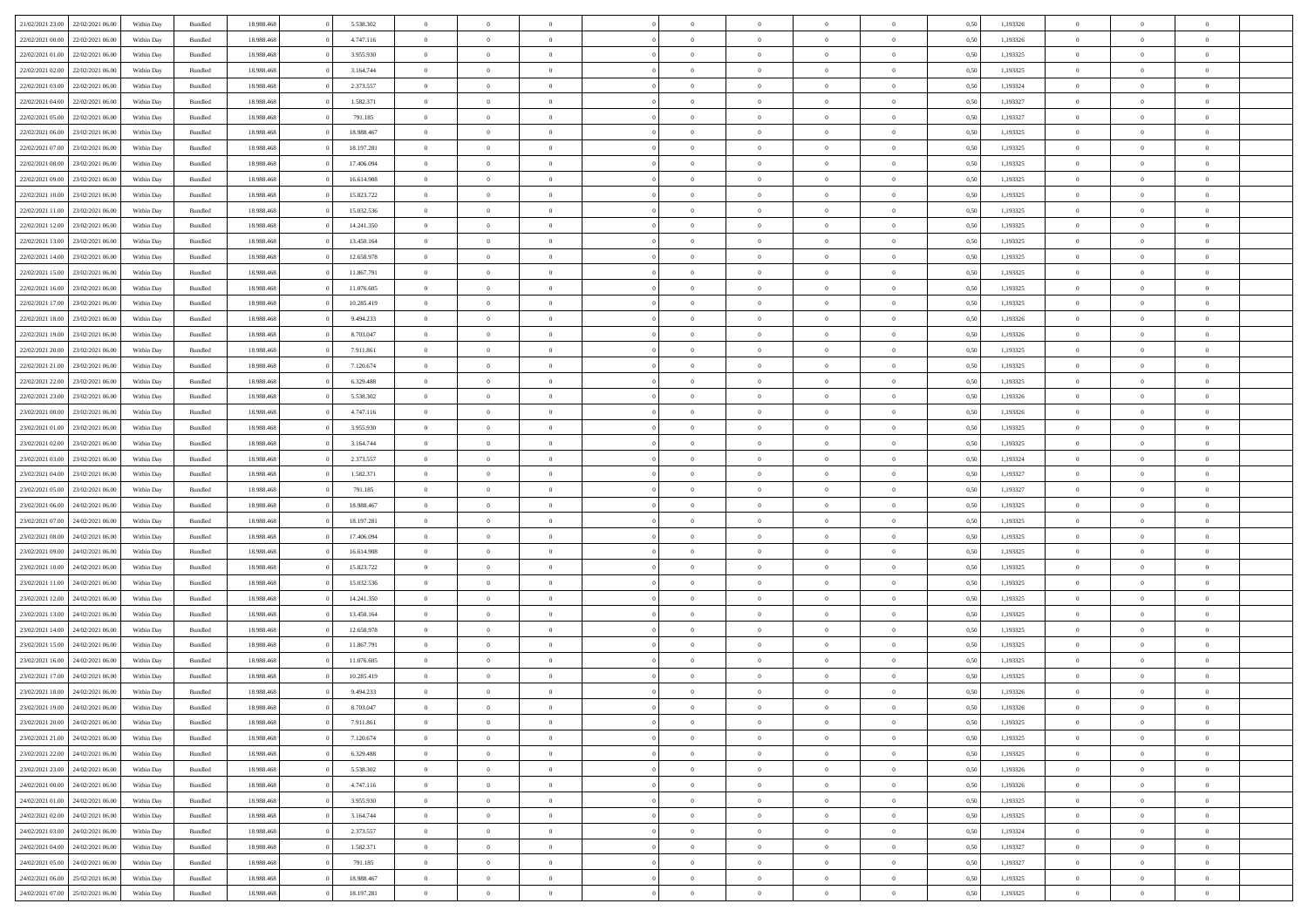| | | | | | | | | | | | | | | | | | | | | |
|---|---|---|---|---|---|---|---|---|---|---|---|---|---|---|---|---|---|---|---|---|
| 21/02/2021 23:00 | 22/02/2021 06:00 | Within Day | Bundled | 18.988.468 | 0 | 5.538.302 | 0 | 0 | 0 | | 0 | 0 | 0 | 0 | 0,50 | 1,193326 | 0 | 0 | 0 | |
| 22/02/2021 00:00 | 22/02/2021 06:00 | Within Day | Bundled | 18.988.468 | 0 | 4.747.116 | 0 | 0 | 0 | | 0 | 0 | 0 | 0 | 0,50 | 1,193326 | 0 | 0 | 0 | |
| 22/02/2021 01:00 | 22/02/2021 06:00 | Within Day | Bundled | 18.988.468 | 0 | 3.955.930 | 0 | 0 | 0 | | 0 | 0 | 0 | 0 | 0,50 | 1,193325 | 0 | 0 | 0 | |
| 22/02/2021 02:00 | 22/02/2021 06:00 | Within Day | Bundled | 18.988.468 | 0 | 3.164.744 | 0 | 0 | 0 | | 0 | 0 | 0 | 0 | 0,50 | 1,193325 | 0 | 0 | 0 | |
| 22/02/2021 03:00 | 22/02/2021 06:00 | Within Day | Bundled | 18.988.468 | 0 | 2.373.557 | 0 | 0 | 0 | | 0 | 0 | 0 | 0 | 0,50 | 1,193324 | 0 | 0 | 0 | |
| 22/02/2021 04:00 | 22/02/2021 06:00 | Within Day | Bundled | 18.988.468 | 0 | 1.582.371 | 0 | 0 | 0 | | 0 | 0 | 0 | 0 | 0,50 | 1,193327 | 0 | 0 | 0 | |
| 22/02/2021 05:00 | 22/02/2021 06:00 | Within Day | Bundled | 18.988.468 | 0 | 791.185 | 0 | 0 | 0 | | 0 | 0 | 0 | 0 | 0,50 | 1,193327 | 0 | 0 | 0 | |
| 22/02/2021 06:00 | 23/02/2021 06:00 | Within Day | Bundled | 18.988.468 | 0 | 18.988.467 | 0 | 0 | 0 | | 0 | 0 | 0 | 0 | 0,50 | 1,193325 | 0 | 0 | 0 | |
| 22/02/2021 07:00 | 23/02/2021 06:00 | Within Day | Bundled | 18.988.468 | 0 | 18.197.281 | 0 | 0 | 0 | | 0 | 0 | 0 | 0 | 0,50 | 1,193325 | 0 | 0 | 0 | |
| 22/02/2021 08:00 | 23/02/2021 06:00 | Within Day | Bundled | 18.988.468 | 0 | 17.406.094 | 0 | 0 | 0 | | 0 | 0 | 0 | 0 | 0,50 | 1,193325 | 0 | 0 | 0 | |
| 22/02/2021 09:00 | 23/02/2021 06:00 | Within Day | Bundled | 18.988.468 | 0 | 16.614.908 | 0 | 0 | 0 | | 0 | 0 | 0 | 0 | 0,50 | 1,193325 | 0 | 0 | 0 | |
| 22/02/2021 10:00 | 23/02/2021 06:00 | Within Day | Bundled | 18.988.468 | 0 | 15.823.722 | 0 | 0 | 0 | | 0 | 0 | 0 | 0 | 0,50 | 1,193325 | 0 | 0 | 0 | |
| 22/02/2021 11:00 | 23/02/2021 06:00 | Within Day | Bundled | 18.988.468 | 0 | 15.032.536 | 0 | 0 | 0 | | 0 | 0 | 0 | 0 | 0,50 | 1,193325 | 0 | 0 | 0 | |
| 22/02/2021 12:00 | 23/02/2021 06:00 | Within Day | Bundled | 18.988.468 | 0 | 14.241.350 | 0 | 0 | 0 | | 0 | 0 | 0 | 0 | 0,50 | 1,193325 | 0 | 0 | 0 | |
| 22/02/2021 13:00 | 23/02/2021 06:00 | Within Day | Bundled | 18.988.468 | 0 | 13.450.164 | 0 | 0 | 0 | | 0 | 0 | 0 | 0 | 0,50 | 1,193325 | 0 | 0 | 0 | |
| 22/02/2021 14:00 | 23/02/2021 06:00 | Within Day | Bundled | 18.988.468 | 0 | 12.658.978 | 0 | 0 | 0 | | 0 | 0 | 0 | 0 | 0,50 | 1,193325 | 0 | 0 | 0 | |
| 22/02/2021 15:00 | 23/02/2021 06:00 | Within Day | Bundled | 18.988.468 | 0 | 11.867.791 | 0 | 0 | 0 | | 0 | 0 | 0 | 0 | 0,50 | 1,193325 | 0 | 0 | 0 | |
| 22/02/2021 16:00 | 23/02/2021 06:00 | Within Day | Bundled | 18.988.468 | 0 | 11.076.605 | 0 | 0 | 0 | | 0 | 0 | 0 | 0 | 0,50 | 1,193325 | 0 | 0 | 0 | |
| 22/02/2021 17:00 | 23/02/2021 06:00 | Within Day | Bundled | 18.988.468 | 0 | 10.285.419 | 0 | 0 | 0 | | 0 | 0 | 0 | 0 | 0,50 | 1,193325 | 0 | 0 | 0 | |
| 22/02/2021 18:00 | 23/02/2021 06:00 | Within Day | Bundled | 18.988.468 | 0 | 9.494.233 | 0 | 0 | 0 | | 0 | 0 | 0 | 0 | 0,50 | 1,193326 | 0 | 0 | 0 | |
| 22/02/2021 19:00 | 23/02/2021 06:00 | Within Day | Bundled | 18.988.468 | 0 | 8.703.047 | 0 | 0 | 0 | | 0 | 0 | 0 | 0 | 0,50 | 1,193326 | 0 | 0 | 0 | |
| 22/02/2021 20:00 | 23/02/2021 06:00 | Within Day | Bundled | 18.988.468 | 0 | 7.911.861 | 0 | 0 | 0 | | 0 | 0 | 0 | 0 | 0,50 | 1,193325 | 0 | 0 | 0 | |
| 22/02/2021 21:00 | 23/02/2021 06:00 | Within Day | Bundled | 18.988.468 | 0 | 7.120.674 | 0 | 0 | 0 | | 0 | 0 | 0 | 0 | 0,50 | 1,193325 | 0 | 0 | 0 | |
| 22/02/2021 22:00 | 23/02/2021 06:00 | Within Day | Bundled | 18.988.468 | 0 | 6.329.488 | 0 | 0 | 0 | | 0 | 0 | 0 | 0 | 0,50 | 1,193325 | 0 | 0 | 0 | |
| 22/02/2021 23:00 | 23/02/2021 06:00 | Within Day | Bundled | 18.988.468 | 0 | 5.538.302 | 0 | 0 | 0 | | 0 | 0 | 0 | 0 | 0,50 | 1,193326 | 0 | 0 | 0 | |
| 23/02/2021 00:00 | 23/02/2021 06:00 | Within Day | Bundled | 18.988.468 | 0 | 4.747.116 | 0 | 0 | 0 | | 0 | 0 | 0 | 0 | 0,50 | 1,193326 | 0 | 0 | 0 | |
| 23/02/2021 01:00 | 23/02/2021 06:00 | Within Day | Bundled | 18.988.468 | 0 | 3.955.930 | 0 | 0 | 0 | | 0 | 0 | 0 | 0 | 0,50 | 1,193325 | 0 | 0 | 0 | |
| 23/02/2021 02:00 | 23/02/2021 06:00 | Within Day | Bundled | 18.988.468 | 0 | 3.164.744 | 0 | 0 | 0 | | 0 | 0 | 0 | 0 | 0,50 | 1,193325 | 0 | 0 | 0 | |
| 23/02/2021 03:00 | 23/02/2021 06:00 | Within Day | Bundled | 18.988.468 | 0 | 2.373.557 | 0 | 0 | 0 | | 0 | 0 | 0 | 0 | 0,50 | 1,193324 | 0 | 0 | 0 | |
| 23/02/2021 04:00 | 23/02/2021 06:00 | Within Day | Bundled | 18.988.468 | 0 | 1.582.371 | 0 | 0 | 0 | | 0 | 0 | 0 | 0 | 0,50 | 1,193327 | 0 | 0 | 0 | |
| 23/02/2021 05:00 | 23/02/2021 06:00 | Within Day | Bundled | 18.988.468 | 0 | 791.185 | 0 | 0 | 0 | | 0 | 0 | 0 | 0 | 0,50 | 1,193327 | 0 | 0 | 0 | |
| 23/02/2021 06:00 | 24/02/2021 06:00 | Within Day | Bundled | 18.988.468 | 0 | 18.988.467 | 0 | 0 | 0 | | 0 | 0 | 0 | 0 | 0,50 | 1,193325 | 0 | 0 | 0 | |
| 23/02/2021 07:00 | 24/02/2021 06:00 | Within Day | Bundled | 18.988.468 | 0 | 18.197.281 | 0 | 0 | 0 | | 0 | 0 | 0 | 0 | 0,50 | 1,193325 | 0 | 0 | 0 | |
| 23/02/2021 08:00 | 24/02/2021 06:00 | Within Day | Bundled | 18.988.468 | 0 | 17.406.094 | 0 | 0 | 0 | | 0 | 0 | 0 | 0 | 0,50 | 1,193325 | 0 | 0 | 0 | |
| 23/02/2021 09:00 | 24/02/2021 06:00 | Within Day | Bundled | 18.988.468 | 0 | 16.614.908 | 0 | 0 | 0 | | 0 | 0 | 0 | 0 | 0,50 | 1,193325 | 0 | 0 | 0 | |
| 23/02/2021 10:00 | 24/02/2021 06:00 | Within Day | Bundled | 18.988.468 | 0 | 15.823.722 | 0 | 0 | 0 | | 0 | 0 | 0 | 0 | 0,50 | 1,193325 | 0 | 0 | 0 | |
| 23/02/2021 11:00 | 24/02/2021 06:00 | Within Day | Bundled | 18.988.468 | 0 | 15.032.536 | 0 | 0 | 0 | | 0 | 0 | 0 | 0 | 0,50 | 1,193325 | 0 | 0 | 0 | |
| 23/02/2021 12:00 | 24/02/2021 06:00 | Within Day | Bundled | 18.988.468 | 0 | 14.241.350 | 0 | 0 | 0 | | 0 | 0 | 0 | 0 | 0,50 | 1,193325 | 0 | 0 | 0 | |
| 23/02/2021 13:00 | 24/02/2021 06:00 | Within Day | Bundled | 18.988.468 | 0 | 13.450.164 | 0 | 0 | 0 | | 0 | 0 | 0 | 0 | 0,50 | 1,193325 | 0 | 0 | 0 | |
| 23/02/2021 14:00 | 24/02/2021 06:00 | Within Day | Bundled | 18.988.468 | 0 | 12.658.978 | 0 | 0 | 0 | | 0 | 0 | 0 | 0 | 0,50 | 1,193325 | 0 | 0 | 0 | |
| 23/02/2021 15:00 | 24/02/2021 06:00 | Within Day | Bundled | 18.988.468 | 0 | 11.867.791 | 0 | 0 | 0 | | 0 | 0 | 0 | 0 | 0,50 | 1,193325 | 0 | 0 | 0 | |
| 23/02/2021 16:00 | 24/02/2021 06:00 | Within Day | Bundled | 18.988.468 | 0 | 11.076.605 | 0 | 0 | 0 | | 0 | 0 | 0 | 0 | 0,50 | 1,193325 | 0 | 0 | 0 | |
| 23/02/2021 17:00 | 24/02/2021 06:00 | Within Day | Bundled | 18.988.468 | 0 | 10.285.419 | 0 | 0 | 0 | | 0 | 0 | 0 | 0 | 0,50 | 1,193325 | 0 | 0 | 0 | |
| 23/02/2021 18:00 | 24/02/2021 06:00 | Within Day | Bundled | 18.988.468 | 0 | 9.494.233 | 0 | 0 | 0 | | 0 | 0 | 0 | 0 | 0,50 | 1,193326 | 0 | 0 | 0 | |
| 23/02/2021 19:00 | 24/02/2021 06:00 | Within Day | Bundled | 18.988.468 | 0 | 8.703.047 | 0 | 0 | 0 | | 0 | 0 | 0 | 0 | 0,50 | 1,193326 | 0 | 0 | 0 | |
| 23/02/2021 20:00 | 24/02/2021 06:00 | Within Day | Bundled | 18.988.468 | 0 | 7.911.861 | 0 | 0 | 0 | | 0 | 0 | 0 | 0 | 0,50 | 1,193325 | 0 | 0 | 0 | |
| 23/02/2021 21:00 | 24/02/2021 06:00 | Within Day | Bundled | 18.988.468 | 0 | 7.120.674 | 0 | 0 | 0 | | 0 | 0 | 0 | 0 | 0,50 | 1,193325 | 0 | 0 | 0 | |
| 23/02/2021 22:00 | 24/02/2021 06:00 | Within Day | Bundled | 18.988.468 | 0 | 6.329.488 | 0 | 0 | 0 | | 0 | 0 | 0 | 0 | 0,50 | 1,193325 | 0 | 0 | 0 | |
| 23/02/2021 23:00 | 24/02/2021 06:00 | Within Day | Bundled | 18.988.468 | 0 | 5.538.302 | 0 | 0 | 0 | | 0 | 0 | 0 | 0 | 0,50 | 1,193326 | 0 | 0 | 0 | |
| 24/02/2021 00:00 | 24/02/2021 06:00 | Within Day | Bundled | 18.988.468 | 0 | 4.747.116 | 0 | 0 | 0 | | 0 | 0 | 0 | 0 | 0,50 | 1,193326 | 0 | 0 | 0 | |
| 24/02/2021 01:00 | 24/02/2021 06:00 | Within Day | Bundled | 18.988.468 | 0 | 3.955.930 | 0 | 0 | 0 | | 0 | 0 | 0 | 0 | 0,50 | 1,193325 | 0 | 0 | 0 | |
| 24/02/2021 02:00 | 24/02/2021 06:00 | Within Day | Bundled | 18.988.468 | 0 | 3.164.744 | 0 | 0 | 0 | | 0 | 0 | 0 | 0 | 0,50 | 1,193325 | 0 | 0 | 0 | |
| 24/02/2021 03:00 | 24/02/2021 06:00 | Within Day | Bundled | 18.988.468 | 0 | 2.373.557 | 0 | 0 | 0 | | 0 | 0 | 0 | 0 | 0,50 | 1,193324 | 0 | 0 | 0 | |
| 24/02/2021 04:00 | 24/02/2021 06:00 | Within Day | Bundled | 18.988.468 | 0 | 1.582.371 | 0 | 0 | 0 | | 0 | 0 | 0 | 0 | 0,50 | 1,193327 | 0 | 0 | 0 | |
| 24/02/2021 05:00 | 24/02/2021 06:00 | Within Day | Bundled | 18.988.468 | 0 | 791.185 | 0 | 0 | 0 | | 0 | 0 | 0 | 0 | 0,50 | 1,193327 | 0 | 0 | 0 | |
| 24/02/2021 06:00 | 25/02/2021 06:00 | Within Day | Bundled | 18.988.468 | 0 | 18.988.467 | 0 | 0 | 0 | | 0 | 0 | 0 | 0 | 0,50 | 1,193325 | 0 | 0 | 0 | |
| 24/02/2021 07:00 | 25/02/2021 06:00 | Within Day | Bundled | 18.988.468 | 0 | 18.197.281 | 0 | 0 | 0 | | 0 | 0 | 0 | 0 | 0,50 | 1,193325 | 0 | 0 | 0 | |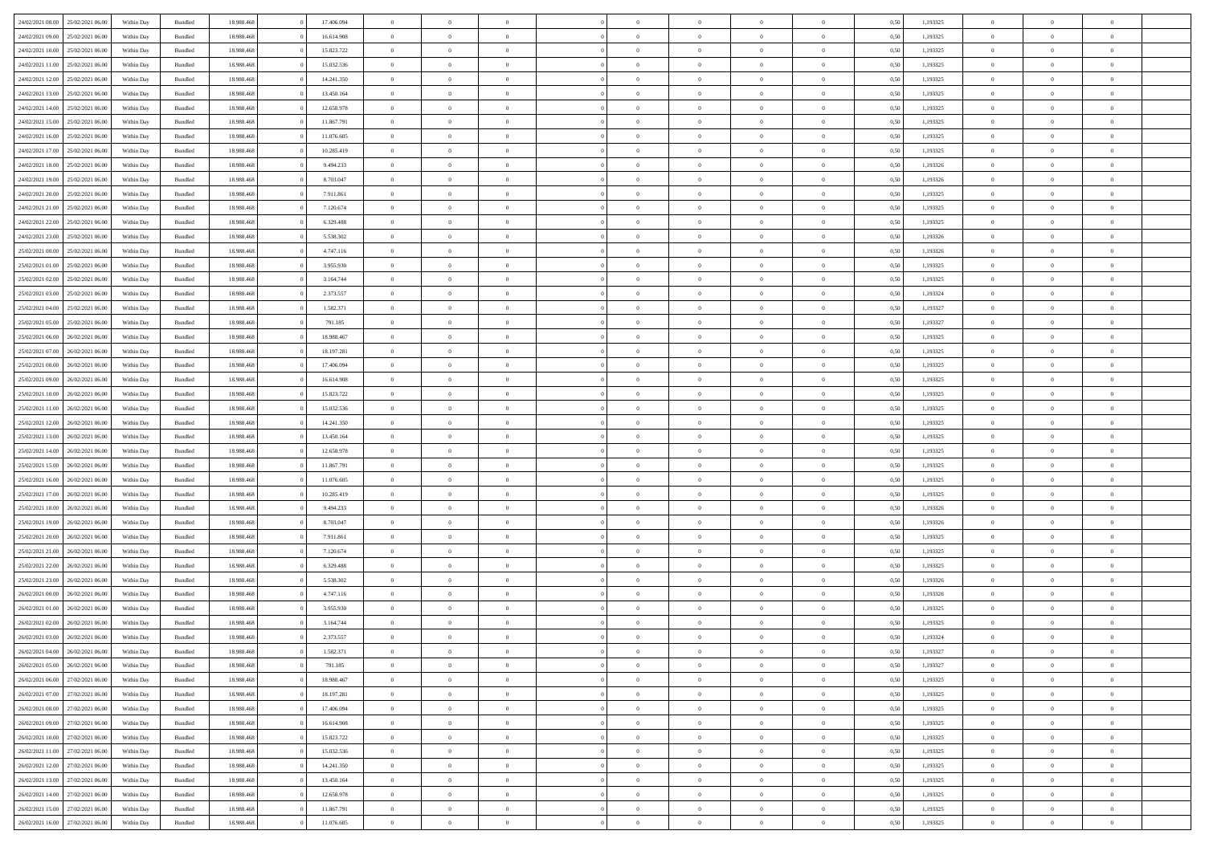| | | | | | | | | | | | | | | | | | | | | | |
|---|---|---|---|---|---|---|---|---|---|---|---|---|---|---|---|---|---|---|---|---|---|
| 24/02/2021 08:00 | 25/02/2021 06:00 | Within Day | Bundled | 18.988.468 | 0 | 17.406.094 | 0 | 0 | 0 | | 0 | 0 | 0 | 0 | 0,50 | 1,193325 | 0 | 0 | 0 | |
| 24/02/2021 09:00 | 25/02/2021 06:00 | Within Day | Bundled | 18.988.468 | 0 | 16.614.908 | 0 | 0 | 0 | | 0 | 0 | 0 | 0 | 0,50 | 1,193325 | 0 | 0 | 0 | |
| 24/02/2021 10:00 | 25/02/2021 06:00 | Within Day | Bundled | 18.988.468 | 0 | 15.823.722 | 0 | 0 | 0 | | 0 | 0 | 0 | 0 | 0,50 | 1,193325 | 0 | 0 | 0 | |
| 24/02/2021 11:00 | 25/02/2021 06:00 | Within Day | Bundled | 18.988.468 | 0 | 15.032.536 | 0 | 0 | 0 | | 0 | 0 | 0 | 0 | 0,50 | 1,193325 | 0 | 0 | 0 | |
| 24/02/2021 12:00 | 25/02/2021 06:00 | Within Day | Bundled | 18.988.468 | 0 | 14.241.350 | 0 | 0 | 0 | | 0 | 0 | 0 | 0 | 0,50 | 1,193325 | 0 | 0 | 0 | |
| 24/02/2021 13:00 | 25/02/2021 06:00 | Within Day | Bundled | 18.988.468 | 0 | 13.450.164 | 0 | 0 | 0 | | 0 | 0 | 0 | 0 | 0,50 | 1,193325 | 0 | 0 | 0 | |
| 24/02/2021 14:00 | 25/02/2021 06:00 | Within Day | Bundled | 18.988.468 | 0 | 12.658.978 | 0 | 0 | 0 | | 0 | 0 | 0 | 0 | 0,50 | 1,193325 | 0 | 0 | 0 | |
| 24/02/2021 15:00 | 25/02/2021 06:00 | Within Day | Bundled | 18.988.468 | 0 | 11.867.791 | 0 | 0 | 0 | | 0 | 0 | 0 | 0 | 0,50 | 1,193325 | 0 | 0 | 0 | |
| 24/02/2021 16:00 | 25/02/2021 06:00 | Within Day | Bundled | 18.988.468 | 0 | 11.076.605 | 0 | 0 | 0 | | 0 | 0 | 0 | 0 | 0,50 | 1,193325 | 0 | 0 | 0 | |
| 24/02/2021 17:00 | 25/02/2021 06:00 | Within Day | Bundled | 18.988.468 | 0 | 10.285.419 | 0 | 0 | 0 | | 0 | 0 | 0 | 0 | 0,50 | 1,193325 | 0 | 0 | 0 | |
| 24/02/2021 18:00 | 25/02/2021 06:00 | Within Day | Bundled | 18.988.468 | 0 | 9.494.233 | 0 | 0 | 0 | | 0 | 0 | 0 | 0 | 0,50 | 1,193326 | 0 | 0 | 0 | |
| 24/02/2021 19:00 | 25/02/2021 06:00 | Within Day | Bundled | 18.988.468 | 0 | 8.703.047 | 0 | 0 | 0 | | 0 | 0 | 0 | 0 | 0,50 | 1,193326 | 0 | 0 | 0 | |
| 24/02/2021 20:00 | 25/02/2021 06:00 | Within Day | Bundled | 18.988.468 | 0 | 7.911.861 | 0 | 0 | 0 | | 0 | 0 | 0 | 0 | 0,50 | 1,193325 | 0 | 0 | 0 | |
| 24/02/2021 21:00 | 25/02/2021 06:00 | Within Day | Bundled | 18.988.468 | 0 | 7.120.674 | 0 | 0 | 0 | | 0 | 0 | 0 | 0 | 0,50 | 1,193325 | 0 | 0 | 0 | |
| 24/02/2021 22:00 | 25/02/2021 06:00 | Within Day | Bundled | 18.988.468 | 0 | 6.329.488 | 0 | 0 | 0 | | 0 | 0 | 0 | 0 | 0,50 | 1,193325 | 0 | 0 | 0 | |
| 24/02/2021 23:00 | 25/02/2021 06:00 | Within Day | Bundled | 18.988.468 | 0 | 5.538.302 | 0 | 0 | 0 | | 0 | 0 | 0 | 0 | 0,50 | 1,193326 | 0 | 0 | 0 | |
| 25/02/2021 00:00 | 25/02/2021 06:00 | Within Day | Bundled | 18.988.468 | 0 | 4.747.116 | 0 | 0 | 0 | | 0 | 0 | 0 | 0 | 0,50 | 1,193326 | 0 | 0 | 0 | |
| 25/02/2021 01:00 | 25/02/2021 06:00 | Within Day | Bundled | 18.988.468 | 0 | 3.955.930 | 0 | 0 | 0 | | 0 | 0 | 0 | 0 | 0,50 | 1,193325 | 0 | 0 | 0 | |
| 25/02/2021 02:00 | 25/02/2021 06:00 | Within Day | Bundled | 18.988.468 | 0 | 3.164.744 | 0 | 0 | 0 | | 0 | 0 | 0 | 0 | 0,50 | 1,193325 | 0 | 0 | 0 | |
| 25/02/2021 03:00 | 25/02/2021 06:00 | Within Day | Bundled | 18.988.468 | 0 | 2.373.557 | 0 | 0 | 0 | | 0 | 0 | 0 | 0 | 0,50 | 1,193324 | 0 | 0 | 0 | |
| 25/02/2021 04:00 | 25/02/2021 06:00 | Within Day | Bundled | 18.988.468 | 0 | 1.582.371 | 0 | 0 | 0 | | 0 | 0 | 0 | 0 | 0,50 | 1,193327 | 0 | 0 | 0 | |
| 25/02/2021 05:00 | 25/02/2021 06:00 | Within Day | Bundled | 18.988.468 | 0 | 791.185 | 0 | 0 | 0 | | 0 | 0 | 0 | 0 | 0,50 | 1,193327 | 0 | 0 | 0 | |
| 25/02/2021 06:00 | 26/02/2021 06:00 | Within Day | Bundled | 18.988.468 | 0 | 18.988.467 | 0 | 0 | 0 | | 0 | 0 | 0 | 0 | 0,50 | 1,193325 | 0 | 0 | 0 | |
| 25/02/2021 07:00 | 26/02/2021 06:00 | Within Day | Bundled | 18.988.468 | 0 | 18.197.281 | 0 | 0 | 0 | | 0 | 0 | 0 | 0 | 0,50 | 1,193325 | 0 | 0 | 0 | |
| 25/02/2021 08:00 | 26/02/2021 06:00 | Within Day | Bundled | 18.988.468 | 0 | 17.406.094 | 0 | 0 | 0 | | 0 | 0 | 0 | 0 | 0,50 | 1,193325 | 0 | 0 | 0 | |
| 25/02/2021 09:00 | 26/02/2021 06:00 | Within Day | Bundled | 18.988.468 | 0 | 16.614.908 | 0 | 0 | 0 | | 0 | 0 | 0 | 0 | 0,50 | 1,193325 | 0 | 0 | 0 | |
| 25/02/2021 10:00 | 26/02/2021 06:00 | Within Day | Bundled | 18.988.468 | 0 | 15.823.722 | 0 | 0 | 0 | | 0 | 0 | 0 | 0 | 0,50 | 1,193325 | 0 | 0 | 0 | |
| 25/02/2021 11:00 | 26/02/2021 06:00 | Within Day | Bundled | 18.988.468 | 0 | 15.032.536 | 0 | 0 | 0 | | 0 | 0 | 0 | 0 | 0,50 | 1,193325 | 0 | 0 | 0 | |
| 25/02/2021 12:00 | 26/02/2021 06:00 | Within Day | Bundled | 18.988.468 | 0 | 14.241.350 | 0 | 0 | 0 | | 0 | 0 | 0 | 0 | 0,50 | 1,193325 | 0 | 0 | 0 | |
| 25/02/2021 13:00 | 26/02/2021 06:00 | Within Day | Bundled | 18.988.468 | 0 | 13.450.164 | 0 | 0 | 0 | | 0 | 0 | 0 | 0 | 0,50 | 1,193325 | 0 | 0 | 0 | |
| 25/02/2021 14:00 | 26/02/2021 06:00 | Within Day | Bundled | 18.988.468 | 0 | 12.658.978 | 0 | 0 | 0 | | 0 | 0 | 0 | 0 | 0,50 | 1,193325 | 0 | 0 | 0 | |
| 25/02/2021 15:00 | 26/02/2021 06:00 | Within Day | Bundled | 18.988.468 | 0 | 11.867.791 | 0 | 0 | 0 | | 0 | 0 | 0 | 0 | 0,50 | 1,193325 | 0 | 0 | 0 | |
| 25/02/2021 16:00 | 26/02/2021 06:00 | Within Day | Bundled | 18.988.468 | 0 | 11.076.605 | 0 | 0 | 0 | | 0 | 0 | 0 | 0 | 0,50 | 1,193325 | 0 | 0 | 0 | |
| 25/02/2021 17:00 | 26/02/2021 06:00 | Within Day | Bundled | 18.988.468 | 0 | 10.285.419 | 0 | 0 | 0 | | 0 | 0 | 0 | 0 | 0,50 | 1,193325 | 0 | 0 | 0 | |
| 25/02/2021 18:00 | 26/02/2021 06:00 | Within Day | Bundled | 18.988.468 | 0 | 9.494.233 | 0 | 0 | 0 | | 0 | 0 | 0 | 0 | 0,50 | 1,193326 | 0 | 0 | 0 | |
| 25/02/2021 19:00 | 26/02/2021 06:00 | Within Day | Bundled | 18.988.468 | 0 | 8.703.047 | 0 | 0 | 0 | | 0 | 0 | 0 | 0 | 0,50 | 1,193326 | 0 | 0 | 0 | |
| 25/02/2021 20:00 | 26/02/2021 06:00 | Within Day | Bundled | 18.988.468 | 0 | 7.911.861 | 0 | 0 | 0 | | 0 | 0 | 0 | 0 | 0,50 | 1,193325 | 0 | 0 | 0 | |
| 25/02/2021 21:00 | 26/02/2021 06:00 | Within Day | Bundled | 18.988.468 | 0 | 7.120.674 | 0 | 0 | 0 | | 0 | 0 | 0 | 0 | 0,50 | 1,193325 | 0 | 0 | 0 | |
| 25/02/2021 22:00 | 26/02/2021 06:00 | Within Day | Bundled | 18.988.468 | 0 | 6.329.488 | 0 | 0 | 0 | | 0 | 0 | 0 | 0 | 0,50 | 1,193325 | 0 | 0 | 0 | |
| 25/02/2021 23:00 | 26/02/2021 06:00 | Within Day | Bundled | 18.988.468 | 0 | 5.538.302 | 0 | 0 | 0 | | 0 | 0 | 0 | 0 | 0,50 | 1,193326 | 0 | 0 | 0 | |
| 26/02/2021 00:00 | 26/02/2021 06:00 | Within Day | Bundled | 18.988.468 | 0 | 4.747.116 | 0 | 0 | 0 | | 0 | 0 | 0 | 0 | 0,50 | 1,193326 | 0 | 0 | 0 | |
| 26/02/2021 01:00 | 26/02/2021 06:00 | Within Day | Bundled | 18.988.468 | 0 | 3.955.930 | 0 | 0 | 0 | | 0 | 0 | 0 | 0 | 0,50 | 1,193325 | 0 | 0 | 0 | |
| 26/02/2021 02:00 | 26/02/2021 06:00 | Within Day | Bundled | 18.988.468 | 0 | 3.164.744 | 0 | 0 | 0 | | 0 | 0 | 0 | 0 | 0,50 | 1,193325 | 0 | 0 | 0 | |
| 26/02/2021 03:00 | 26/02/2021 06:00 | Within Day | Bundled | 18.988.468 | 0 | 2.373.557 | 0 | 0 | 0 | | 0 | 0 | 0 | 0 | 0,50 | 1,193324 | 0 | 0 | 0 | |
| 26/02/2021 04:00 | 26/02/2021 06:00 | Within Day | Bundled | 18.988.468 | 0 | 1.582.371 | 0 | 0 | 0 | | 0 | 0 | 0 | 0 | 0,50 | 1,193327 | 0 | 0 | 0 | |
| 26/02/2021 05:00 | 26/02/2021 06:00 | Within Day | Bundled | 18.988.468 | 0 | 791.185 | 0 | 0 | 0 | | 0 | 0 | 0 | 0 | 0,50 | 1,193327 | 0 | 0 | 0 | |
| 26/02/2021 06:00 | 27/02/2021 06:00 | Within Day | Bundled | 18.988.468 | 0 | 18.988.467 | 0 | 0 | 0 | | 0 | 0 | 0 | 0 | 0,50 | 1,193325 | 0 | 0 | 0 | |
| 26/02/2021 07:00 | 27/02/2021 06:00 | Within Day | Bundled | 18.988.468 | 0 | 18.197.281 | 0 | 0 | 0 | | 0 | 0 | 0 | 0 | 0,50 | 1,193325 | 0 | 0 | 0 | |
| 26/02/2021 08:00 | 27/02/2021 06:00 | Within Day | Bundled | 18.988.468 | 0 | 17.406.094 | 0 | 0 | 0 | | 0 | 0 | 0 | 0 | 0,50 | 1,193325 | 0 | 0 | 0 | |
| 26/02/2021 09:00 | 27/02/2021 06:00 | Within Day | Bundled | 18.988.468 | 0 | 16.614.908 | 0 | 0 | 0 | | 0 | 0 | 0 | 0 | 0,50 | 1,193325 | 0 | 0 | 0 | |
| 26/02/2021 10:00 | 27/02/2021 06:00 | Within Day | Bundled | 18.988.468 | 0 | 15.823.722 | 0 | 0 | 0 | | 0 | 0 | 0 | 0 | 0,50 | 1,193325 | 0 | 0 | 0 | |
| 26/02/2021 11:00 | 27/02/2021 06:00 | Within Day | Bundled | 18.988.468 | 0 | 15.032.536 | 0 | 0 | 0 | | 0 | 0 | 0 | 0 | 0,50 | 1,193325 | 0 | 0 | 0 | |
| 26/02/2021 12:00 | 27/02/2021 06:00 | Within Day | Bundled | 18.988.468 | 0 | 14.241.350 | 0 | 0 | 0 | | 0 | 0 | 0 | 0 | 0,50 | 1,193325 | 0 | 0 | 0 | |
| 26/02/2021 13:00 | 27/02/2021 06:00 | Within Day | Bundled | 18.988.468 | 0 | 13.450.164 | 0 | 0 | 0 | | 0 | 0 | 0 | 0 | 0,50 | 1,193325 | 0 | 0 | 0 | |
| 26/02/2021 14:00 | 27/02/2021 06:00 | Within Day | Bundled | 18.988.468 | 0 | 12.658.978 | 0 | 0 | 0 | | 0 | 0 | 0 | 0 | 0,50 | 1,193325 | 0 | 0 | 0 | |
| 26/02/2021 15:00 | 27/02/2021 06:00 | Within Day | Bundled | 18.988.468 | 0 | 11.867.791 | 0 | 0 | 0 | | 0 | 0 | 0 | 0 | 0,50 | 1,193325 | 0 | 0 | 0 | |
| 26/02/2021 16:00 | 27/02/2021 06:00 | Within Day | Bundled | 18.988.468 | 0 | 11.076.605 | 0 | 0 | 0 | | 0 | 0 | 0 | 0 | 0,50 | 1,193325 | 0 | 0 | 0 | |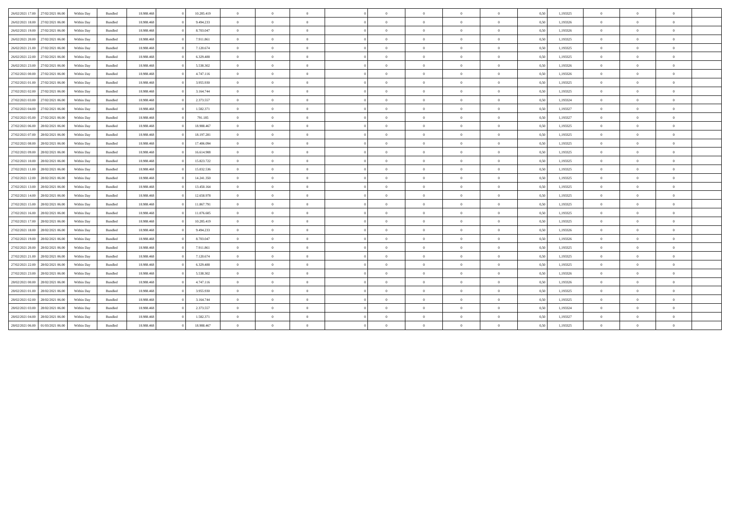| | | | | | | | | | | | | | | | | | | | | |
|---|---|---|---|---|---|---|---|---|---|---|---|---|---|---|---|---|---|---|---|---|
| 26/02/2021 17.00 | 27/02/2021 06.00 | Within Day | Bundled | 18.988.468 | 0 | 10.285.419 | 0 | 0 | 0 | 0 | 0 | 0 | 0 | 0 | 0,50 | 1,193325 | 0 | 0 | 0 | |
| 26/02/2021 18.00 | 27/02/2021 06.00 | Within Day | Bundled | 18.988.468 | 0 | 9.494.233 | 0 | 0 | 0 | 0 | 0 | 0 | 0 | 0 | 0,50 | 1,193326 | 0 | 0 | 0 | |
| 26/02/2021 19.00 | 27/02/2021 06.00 | Within Day | Bundled | 18.988.468 | 0 | 8.703.047 | 0 | 0 | 0 | 0 | 0 | 0 | 0 | 0 | 0,50 | 1,193326 | 0 | 0 | 0 | |
| 26/02/2021 20.00 | 27/02/2021 06.00 | Within Day | Bundled | 18.988.468 | 0 | 7.911.861 | 0 | 0 | 0 | 0 | 0 | 0 | 0 | 0 | 0,50 | 1,193325 | 0 | 0 | 0 | |
| 26/02/2021 21.00 | 27/02/2021 06.00 | Within Day | Bundled | 18.988.468 | 0 | 7.120.674 | 0 | 0 | 0 | 0 | 0 | 0 | 0 | 0 | 0,50 | 1,193325 | 0 | 0 | 0 | |
| 26/02/2021 22.00 | 27/02/2021 06.00 | Within Day | Bundled | 18.988.468 | 0 | 6.329.488 | 0 | 0 | 0 | 0 | 0 | 0 | 0 | 0 | 0,50 | 1,193325 | 0 | 0 | 0 | |
| 26/02/2021 23.00 | 27/02/2021 06.00 | Within Day | Bundled | 18.988.468 | 0 | 5.538.302 | 0 | 0 | 0 | 0 | 0 | 0 | 0 | 0 | 0,50 | 1,193326 | 0 | 0 | 0 | |
| 27/02/2021 00.00 | 27/02/2021 06.00 | Within Day | Bundled | 18.988.468 | 0 | 4.747.116 | 0 | 0 | 0 | 0 | 0 | 0 | 0 | 0 | 0,50 | 1,193326 | 0 | 0 | 0 | |
| 27/02/2021 01.00 | 27/02/2021 06.00 | Within Day | Bundled | 18.988.468 | 0 | 3.955.930 | 0 | 0 | 0 | 0 | 0 | 0 | 0 | 0 | 0,50 | 1,193325 | 0 | 0 | 0 | |
| 27/02/2021 02.00 | 27/02/2021 06.00 | Within Day | Bundled | 18.988.468 | 0 | 3.164.744 | 0 | 0 | 0 | 0 | 0 | 0 | 0 | 0 | 0,50 | 1,193325 | 0 | 0 | 0 | |
| 27/02/2021 03.00 | 27/02/2021 06.00 | Within Day | Bundled | 18.988.468 | 0 | 2.373.557 | 0 | 0 | 0 | 0 | 0 | 0 | 0 | 0 | 0,50 | 1,193324 | 0 | 0 | 0 | |
| 27/02/2021 04.00 | 27/02/2021 06.00 | Within Day | Bundled | 18.988.468 | 0 | 1.582.371 | 0 | 0 | 0 | 0 | 0 | 0 | 0 | 0 | 0,50 | 1,193327 | 0 | 0 | 0 | |
| 27/02/2021 05.00 | 27/02/2021 06.00 | Within Day | Bundled | 18.988.468 | 0 | 791.185 | 0 | 0 | 0 | 0 | 0 | 0 | 0 | 0 | 0,50 | 1,193327 | 0 | 0 | 0 | |
| 27/02/2021 06.00 | 28/02/2021 06.00 | Within Day | Bundled | 18.988.468 | 0 | 18.988.467 | 0 | 0 | 0 | 0 | 0 | 0 | 0 | 0 | 0,50 | 1,193325 | 0 | 0 | 0 | |
| 27/02/2021 07.00 | 28/02/2021 06.00 | Within Day | Bundled | 18.988.468 | 0 | 18.197.281 | 0 | 0 | 0 | 0 | 0 | 0 | 0 | 0 | 0,50 | 1,193325 | 0 | 0 | 0 | |
| 27/02/2021 08.00 | 28/02/2021 06.00 | Within Day | Bundled | 18.988.468 | 0 | 17.406.094 | 0 | 0 | 0 | 0 | 0 | 0 | 0 | 0 | 0,50 | 1,193325 | 0 | 0 | 0 | |
| 27/02/2021 09.00 | 28/02/2021 06.00 | Within Day | Bundled | 18.988.468 | 0 | 16.614.908 | 0 | 0 | 0 | 0 | 0 | 0 | 0 | 0 | 0,50 | 1,193325 | 0 | 0 | 0 | |
| 27/02/2021 10.00 | 28/02/2021 06.00 | Within Day | Bundled | 18.988.468 | 0 | 15.823.722 | 0 | 0 | 0 | 0 | 0 | 0 | 0 | 0 | 0,50 | 1,193325 | 0 | 0 | 0 | |
| 27/02/2021 11.00 | 28/02/2021 06.00 | Within Day | Bundled | 18.988.468 | 0 | 15.032.536 | 0 | 0 | 0 | 0 | 0 | 0 | 0 | 0 | 0,50 | 1,193325 | 0 | 0 | 0 | |
| 27/02/2021 12.00 | 28/02/2021 06.00 | Within Day | Bundled | 18.988.468 | 0 | 14.241.350 | 0 | 0 | 0 | 0 | 0 | 0 | 0 | 0 | 0,50 | 1,193325 | 0 | 0 | 0 | |
| 27/02/2021 13.00 | 28/02/2021 06.00 | Within Day | Bundled | 18.988.468 | 0 | 13.450.164 | 0 | 0 | 0 | 0 | 0 | 0 | 0 | 0 | 0,50 | 1,193325 | 0 | 0 | 0 | |
| 27/02/2021 14.00 | 28/02/2021 06.00 | Within Day | Bundled | 18.988.468 | 0 | 12.658.978 | 0 | 0 | 0 | 0 | 0 | 0 | 0 | 0 | 0,50 | 1,193325 | 0 | 0 | 0 | |
| 27/02/2021 15.00 | 28/02/2021 06.00 | Within Day | Bundled | 18.988.468 | 0 | 11.867.791 | 0 | 0 | 0 | 0 | 0 | 0 | 0 | 0 | 0,50 | 1,193325 | 0 | 0 | 0 | |
| 27/02/2021 16.00 | 28/02/2021 06.00 | Within Day | Bundled | 18.988.468 | 0 | 11.076.605 | 0 | 0 | 0 | 0 | 0 | 0 | 0 | 0 | 0,50 | 1,193325 | 0 | 0 | 0 | |
| 27/02/2021 17.00 | 28/02/2021 06.00 | Within Day | Bundled | 18.988.468 | 0 | 10.285.419 | 0 | 0 | 0 | 0 | 0 | 0 | 0 | 0 | 0,50 | 1,193325 | 0 | 0 | 0 | |
| 27/02/2021 18.00 | 28/02/2021 06.00 | Within Day | Bundled | 18.988.468 | 0 | 9.494.233 | 0 | 0 | 0 | 0 | 0 | 0 | 0 | 0 | 0,50 | 1,193326 | 0 | 0 | 0 | |
| 27/02/2021 19.00 | 28/02/2021 06.00 | Within Day | Bundled | 18.988.468 | 0 | 8.703.047 | 0 | 0 | 0 | 0 | 0 | 0 | 0 | 0 | 0,50 | 1,193326 | 0 | 0 | 0 | |
| 27/02/2021 20.00 | 28/02/2021 06.00 | Within Day | Bundled | 18.988.468 | 0 | 7.911.861 | 0 | 0 | 0 | 0 | 0 | 0 | 0 | 0 | 0,50 | 1,193325 | 0 | 0 | 0 | |
| 27/02/2021 21.00 | 28/02/2021 06.00 | Within Day | Bundled | 18.988.468 | 0 | 7.120.674 | 0 | 0 | 0 | 0 | 0 | 0 | 0 | 0 | 0,50 | 1,193325 | 0 | 0 | 0 | |
| 27/02/2021 22.00 | 28/02/2021 06.00 | Within Day | Bundled | 18.988.468 | 0 | 6.329.488 | 0 | 0 | 0 | 0 | 0 | 0 | 0 | 0 | 0,50 | 1,193325 | 0 | 0 | 0 | |
| 27/02/2021 23.00 | 28/02/2021 06.00 | Within Day | Bundled | 18.988.468 | 0 | 5.538.302 | 0 | 0 | 0 | 0 | 0 | 0 | 0 | 0 | 0,50 | 1,193326 | 0 | 0 | 0 | |
| 28/02/2021 00.00 | 28/02/2021 06.00 | Within Day | Bundled | 18.988.468 | 0 | 4.747.116 | 0 | 0 | 0 | 0 | 0 | 0 | 0 | 0 | 0,50 | 1,193326 | 0 | 0 | 0 | |
| 28/02/2021 01.00 | 28/02/2021 06.00 | Within Day | Bundled | 18.988.468 | 0 | 3.955.930 | 0 | 0 | 0 | 0 | 0 | 0 | 0 | 0 | 0,50 | 1,193325 | 0 | 0 | 0 | |
| 28/02/2021 02.00 | 28/02/2021 06.00 | Within Day | Bundled | 18.988.468 | 0 | 3.164.744 | 0 | 0 | 0 | 0 | 0 | 0 | 0 | 0 | 0,50 | 1,193325 | 0 | 0 | 0 | |
| 28/02/2021 03.00 | 28/02/2021 06.00 | Within Day | Bundled | 18.988.468 | 0 | 2.373.557 | 0 | 0 | 0 | 0 | 0 | 0 | 0 | 0 | 0,50 | 1,193324 | 0 | 0 | 0 | |
| 28/02/2021 04.00 | 28/02/2021 06.00 | Within Day | Bundled | 18.988.468 | 0 | 1.582.371 | 0 | 0 | 0 | 0 | 0 | 0 | 0 | 0 | 0,50 | 1,193327 | 0 | 0 | 0 | |
| 28/02/2021 06.00 | 01/03/2021 06.00 | Within Day | Bundled | 18.988.468 | 0 | 18.988.467 | 0 | 0 | 0 | 0 | 0 | 0 | 0 | 0 | 0,50 | 1,193325 | 0 | 0 | 0 | |